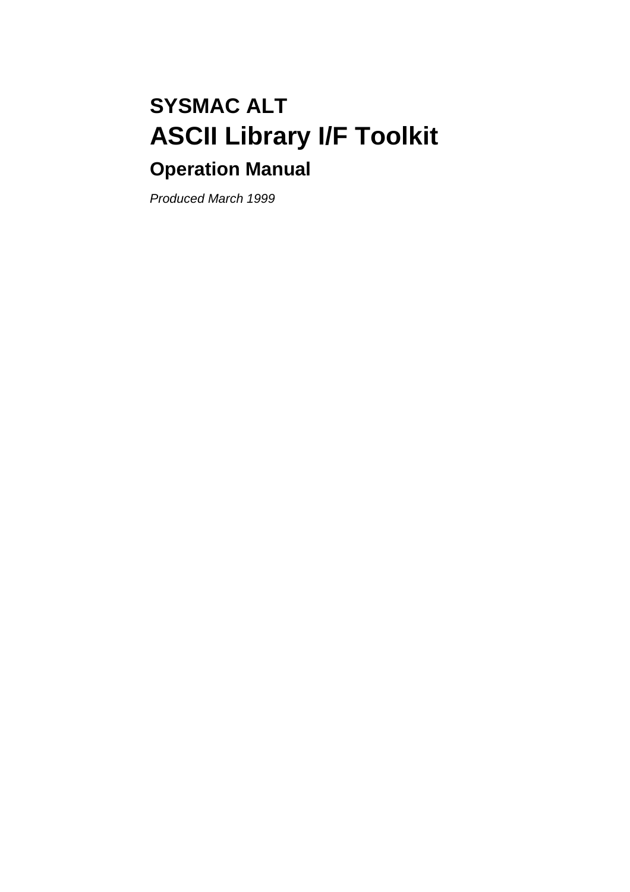## SYSMAC ALT

# ASCII Library I/F Toolkit

## Operation Manual

*Produced March 1999*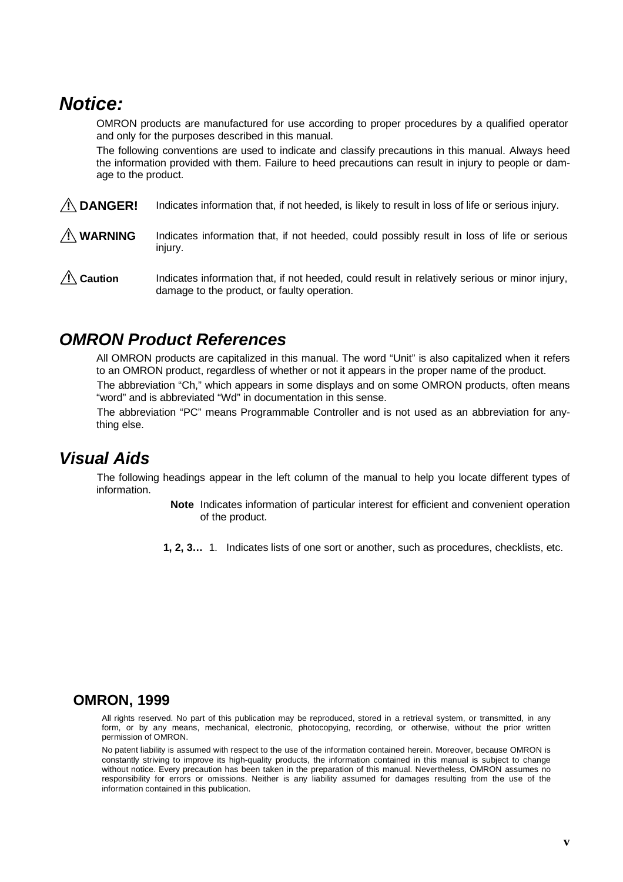# *Notice:*

OMRON products are manufactured for use according to proper procedures by a qualified operator and only for the purposes described in this manual.

The following conventions are used to indicate and classify precautions in this manual. Always heed the information provided with them. Failure to heed precautions can result in injury to people or damage to the product.

**⚠ DANGER!** Indicates information that, if not heeded, is likely to result in loss of life or serious injury.

**⚠ WARNING** Indicates information that, if not heeded, could possibly result in loss of life or serious injury.

**⚠ Caution** Indicates information that, if not heeded, could result in relatively serious or minor injury, damage to the product, or faulty operation.

# *OMRON Product References*

All OMRON products are capitalized in this manual. The word “Unit” is also capitalized when it refers to an OMRON product, regardless of whether or not it appears in the proper name of the product.

The abbreviation “Ch,” which appears in some displays and on some OMRON products, often means “word” and is abbreviated “Wd” in documentation in this sense.

The abbreviation “PC” means Programmable Controller and is not used as an abbreviation for anything else.

# *Visual Aids*

The following headings appear in the left column of the manual to help you locate different types of information.

**Note** Indicates information of particular interest for efficient and convenient operation of the product.

**1, 2, 3…** 1. Indicates lists of one sort or another, such as procedures, checklists, etc.

## OMRON, 1999

All rights reserved. No part of this publication may be reproduced, stored in a retrieval system, or transmitted, in any form, or by any means, mechanical, electronic, photocopying, recording, or otherwise, without the prior written permission of OMRON.

No patent liability is assumed with respect to the use of the information contained herein. Moreover, because OMRON is constantly striving to improve its high-quality products, the information contained in this manual is subject to change without notice. Every precaution has been taken in the preparation of this manual. Nevertheless, OMRON assumes no responsibility for errors or omissions. Neither is any liability assumed for damages resulting from the use of the information contained in this publication.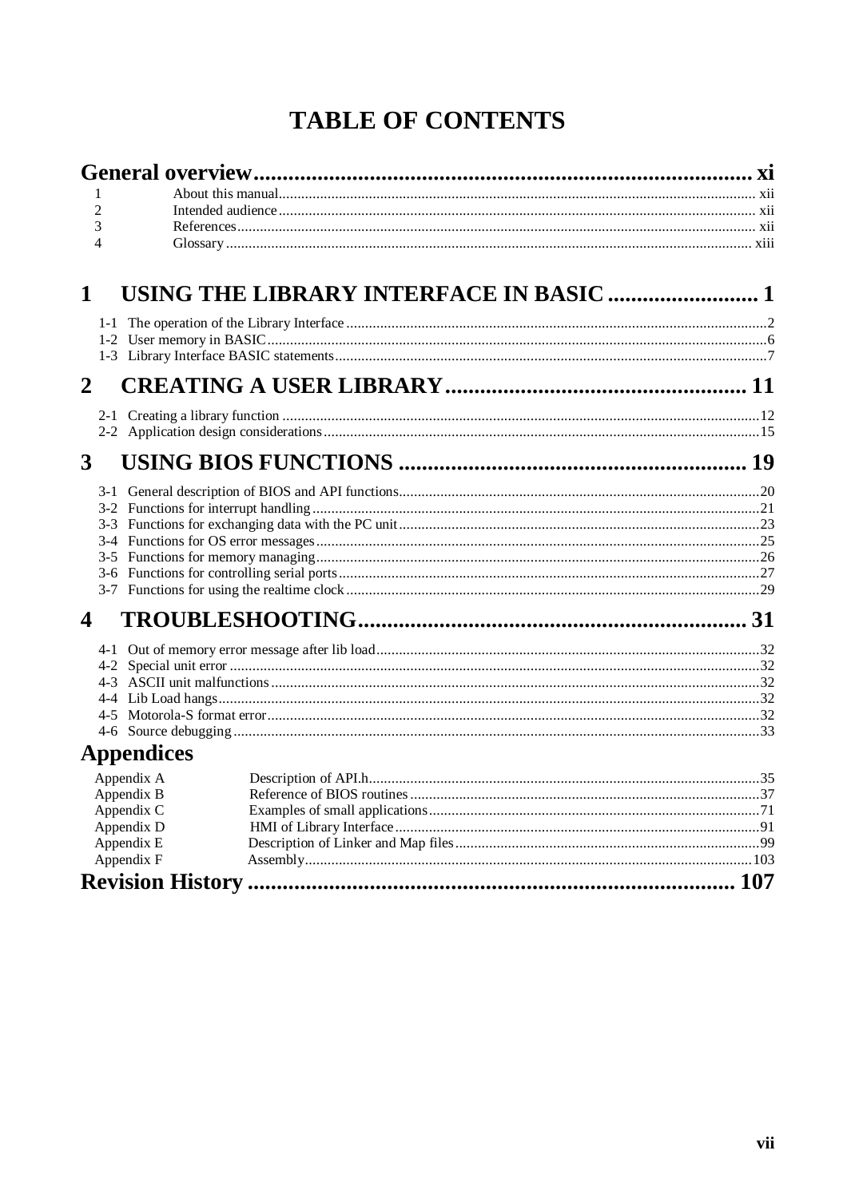# TABLE OF CONTENTS

**General overview** ..... xi

| | | |
|---|---|---|
| 1 | About this manual | xii |
| 2 | Intended audience | xii |
| 3 | References | xii |
| 4 | Glossary | xiii |

## 1 USING THE LIBRARY INTERFACE IN BASIC ..... 1

| | | |
|---|---|---|
| 1-1 | The operation of the Library Interface | 2 |
| 1-2 | User memory in BASIC | 6 |
| 1-3 | Library Interface BASIC statements | 7 |

## 2 CREATING A USER LIBRARY ..... 11

| | | |
|---|---|---|
| 2-1 | Creating a library function | 12 |
| 2-2 | Application design considerations | 15 |

## 3 USING BIOS FUNCTIONS ..... 19

| | | |
|---|---|---|
| 3-1 | General description of BIOS and API functions | 20 |
| 3-2 | Functions for interrupt handling | 21 |
| 3-3 | Functions for exchanging data with the PC unit | 23 |
| 3-4 | Functions for OS error messages | 25 |
| 3-5 | Functions for memory managing | 26 |
| 3-6 | Functions for controlling serial ports | 27 |
| 3-7 | Functions for using the realtime clock | 29 |

## 4 TROUBLESHOOTING ..... 31

| | | |
|---|---|---|
| 4-1 | Out of memory error message after lib load | 32 |
| 4-2 | Special unit error | 32 |
| 4-3 | ASCII unit malfunctions | 32 |
| 4-4 | Lib Load hangs | 32 |
| 4-5 | Motorola-S format error | 32 |
| 4-6 | Source debugging | 33 |

## Appendices

| | | |
|---|---|---|
| Appendix A | Description of API.h | 35 |
| Appendix B | Reference of BIOS routines | 37 |
| Appendix C | Examples of small applications | 71 |
| Appendix D | HMI of Library Interface | 91 |
| Appendix E | Description of Linker and Map files | 99 |
| Appendix F | Assembly | 103 |

**Revision History** ..... 107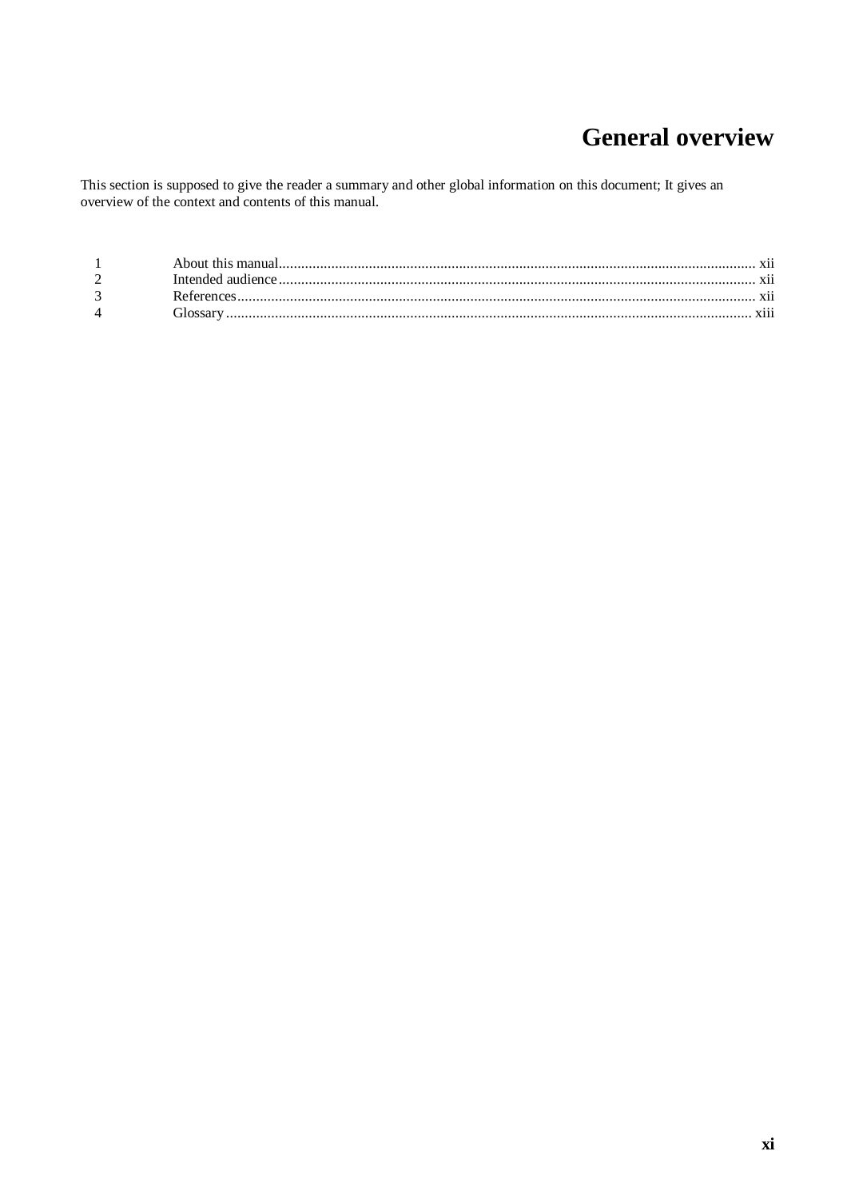# General overview

This section is supposed to give the reader a summary and other global information on this document; It gives an overview of the context and contents of this manual.

| | | |
|---|---|---|
| 1 | About this manual | xii |
| 2 | Intended audience | xii |
| 3 | References | xii |
| 4 | Glossary | xiii |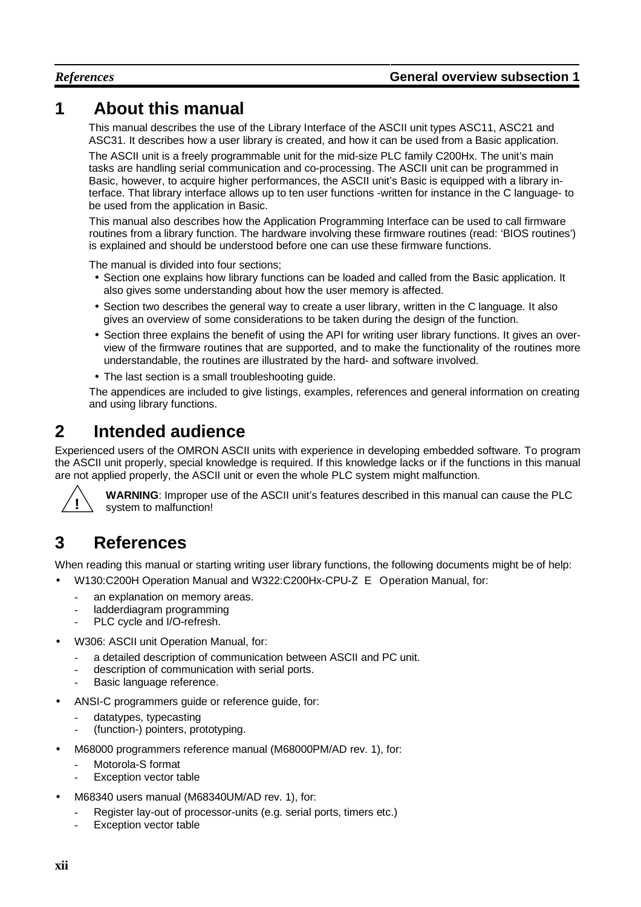# 1 About this manual

This manual describes the use of the Library Interface of the ASCII unit types ASC11, ASC21 and ASC31. It describes how a user library is created, and how it can be used from a Basic application.

The ASCII unit is a freely programmable unit for the mid-size PLC family C200Hx. The unit's main tasks are handling serial communication and co-processing. The ASCII unit can be programmed in Basic, however, to acquire higher performances, the ASCII unit's Basic is equipped with a library interface. That library interface allows up to ten user functions -written for instance in the C language- to be used from the application in Basic.

This manual also describes how the Application Programming Interface can be used to call firmware routines from a library function. The hardware involving these firmware routines (read: 'BIOS routines') is explained and should be understood before one can use these firmware functions.

The manual is divided into four sections;

- Section one explains how library functions can be loaded and called from the Basic application. It also gives some understanding about how the user memory is affected.
- Section two describes the general way to create a user library, written in the C language. It also gives an overview of some considerations to be taken during the design of the function.
- Section three explains the benefit of using the API for writing user library functions. It gives an overview of the firmware routines that are supported, and to make the functionality of the routines more understandable, the routines are illustrated by the hard- and software involved.
- The last section is a small troubleshooting guide.

The appendices are included to give listings, examples, references and general information on creating and using library functions.

# 2 Intended audience

Experienced users of the OMRON ASCII units with experience in developing embedded software. To program the ASCII unit properly, special knowledge is required. If this knowledge lacks or if the functions in this manual are not applied properly, the ASCII unit or even the whole PLC system might malfunction.

**WARNING**: Improper use of the ASCII unit's features described in this manual can cause the PLC system to malfunction!

# 3 References

When reading this manual or starting writing user library functions, the following documents might be of help:

- W130:C200H Operation Manual and W322:C200Hx-CPU-Z E Operation Manual, for:
  - an explanation on memory areas.
  - ladderdiagram programming
  - PLC cycle and I/O-refresh.
- W306: ASCII unit Operation Manual, for:
  - a detailed description of communication between ASCII and PC unit.
  - description of communication with serial ports.
  - Basic language reference.
- ANSI-C programmers guide or reference guide, for:
  - datatypes, typecasting
  - (function-) pointers, prototyping.
- M68000 programmers reference manual (M68000PM/AD rev. 1), for:
  - Motorola-S format
  - Exception vector table
- M68340 users manual (M68340UM/AD rev. 1), for:
  - Register lay-out of processor-units (e.g. serial ports, timers etc.)
  - Exception vector table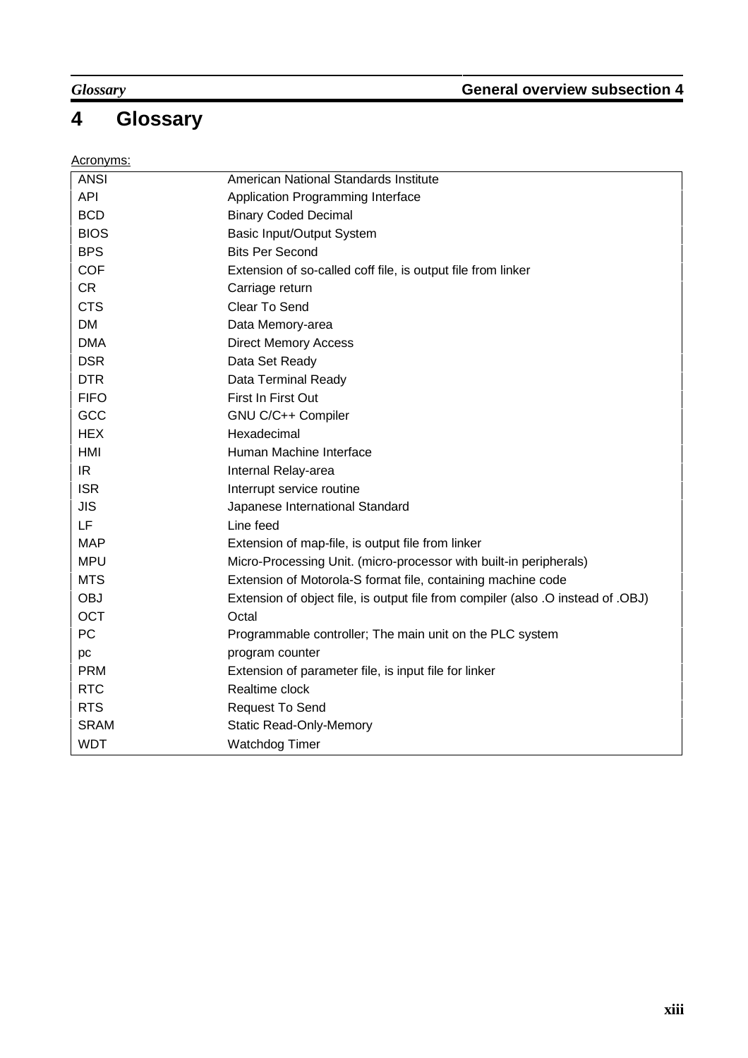# 4 Glossary

Acronyms:

| | |
|---|---|
| ANSI | American National Standards Institute |
| API | Application Programming Interface |
| BCD | Binary Coded Decimal |
| BIOS | Basic Input/Output System |
| BPS | Bits Per Second |
| COF | Extension of so-called coff file, is output file from linker |
| CR | Carriage return |
| CTS | Clear To Send |
| DM | Data Memory-area |
| DMA | Direct Memory Access |
| DSR | Data Set Ready |
| DTR | Data Terminal Ready |
| FIFO | First In First Out |
| GCC | GNU C/C++ Compiler |
| HEX | Hexadecimal |
| HMI | Human Machine Interface |
| IR | Internal Relay-area |
| ISR | Interrupt service routine |
| JIS | Japanese International Standard |
| LF | Line feed |
| MAP | Extension of map-file, is output file from linker |
| MPU | Micro-Processing Unit. (micro-processor with built-in peripherals) |
| MTS | Extension of Motorola-S format file, containing machine code |
| OBJ | Extension of object file, is output file from compiler (also .O instead of .OBJ) |
| OCT | Octal |
| PC | Programmable controller; The main unit on the PLC system |
| pc | program counter |
| PRM | Extension of parameter file, is input file for linker |
| RTC | Realtime clock |
| RTS | Request To Send |
| SRAM | Static Read-Only-Memory |
| WDT | Watchdog Timer |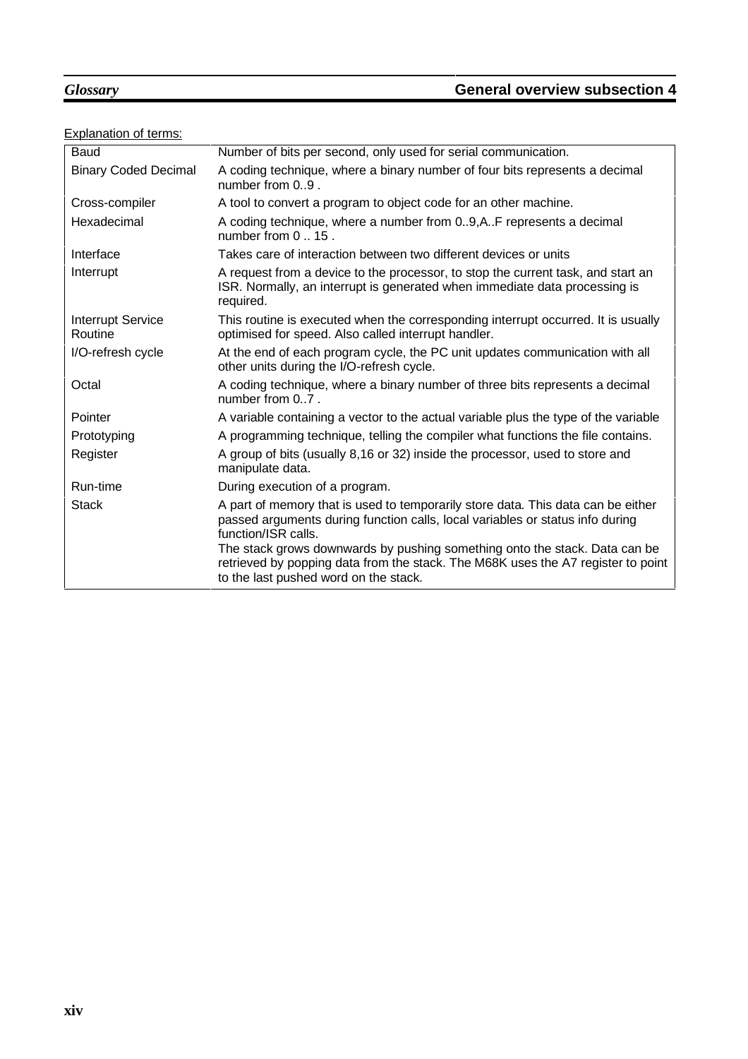Explanation of terms:

| Term | Explanation |
|---|---|
| Baud | Number of bits per second, only used for serial communication. |
| Binary Coded Decimal | A coding technique, where a binary number of four bits represents a decimal number from 0..9 . |
| Cross-compiler | A tool to convert a program to object code for an other machine. |
| Hexadecimal | A coding technique, where a number from 0..9,A..F represents a decimal number from 0 .. 15 . |
| Interface | Takes care of interaction between two different devices or units |
| Interrupt | A request from a device to the processor, to stop the current task, and start an ISR. Normally, an interrupt is generated when immediate data processing is required. |
| Interrupt Service Routine | This routine is executed when the corresponding interrupt occurred. It is usually optimised for speed. Also called interrupt handler. |
| I/O-refresh cycle | At the end of each program cycle, the PC unit updates communication with all other units during the I/O-refresh cycle. |
| Octal | A coding technique, where a binary number of three bits represents a decimal number from 0..7 . |
| Pointer | A variable containing a vector to the actual variable plus the type of the variable |
| Prototyping | A programming technique, telling the compiler what functions the file contains. |
| Register | A group of bits (usually 8,16 or 32) inside the processor, used to store and manipulate data. |
| Run-time | During execution of a program. |
| Stack | A part of memory that is used to temporarily store data. This data can be either passed arguments during function calls, local variables or status info during function/ISR calls. The stack grows downwards by pushing something onto the stack. Data can be retrieved by popping data from the stack. The M68K uses the A7 register to point to the last pushed word on the stack. |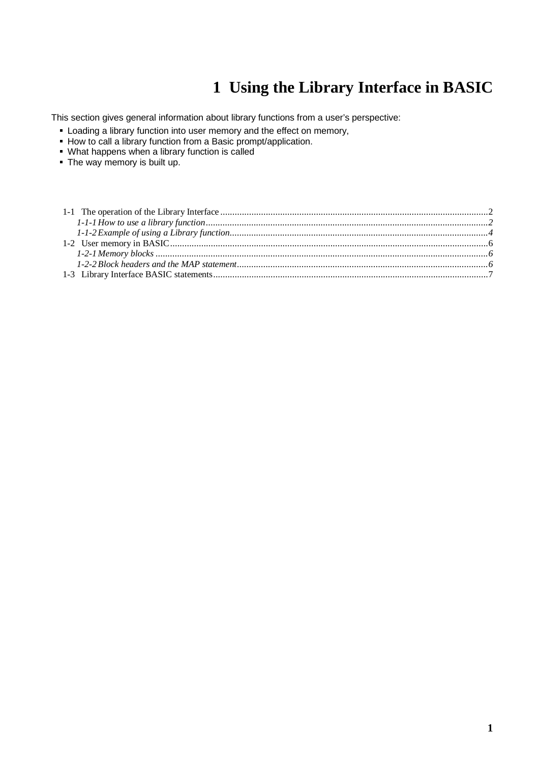# 1 Using the Library Interface in BASIC

This section gives general information about library functions from a user's perspective:

- Loading a library function into user memory and the effect on memory,
- How to call a library function from a Basic prompt/application.
- What happens when a library function is called
- The way memory is built up.

1-1 The operation of the Library Interface ....................................................................................................2
*1-1-1 How to use a library function..........................................................................................................2*
*1-1-2 Example of using a Library function................................................................................................4*
1-2 User memory in BASIC.............................................................................................................................6
*1-2-1 Memory blocks ..................................................................................................................................6*
*1-2-2 Block headers and the MAP statement...........................................................................................6*
1-3 Library Interface BASIC statements..........................................................................................................7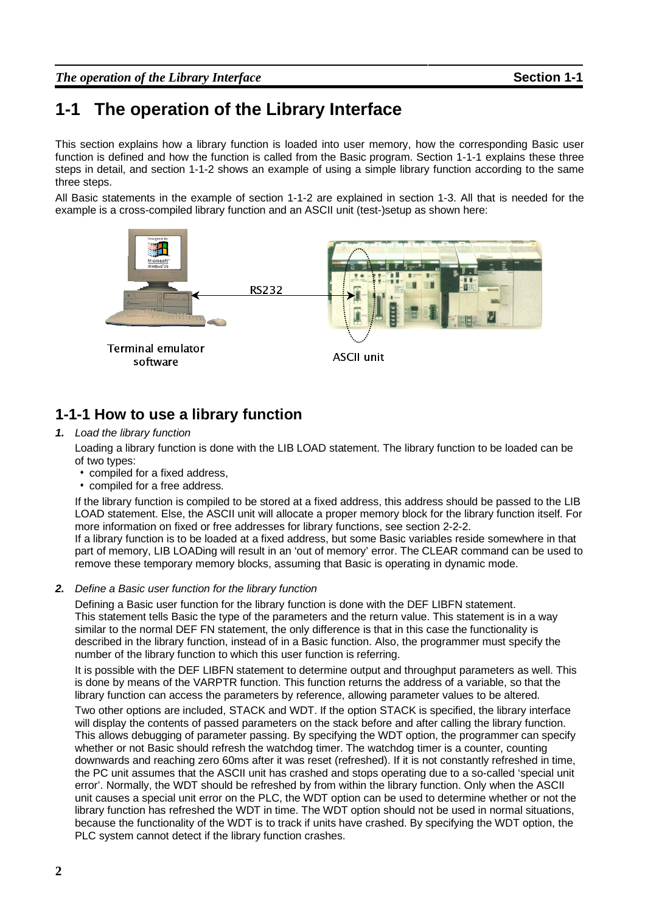# 1-1 The operation of the Library Interface

This section explains how a library function is loaded into user memory, how the corresponding Basic user function is defined and how the function is called from the Basic program. Section 1-1-1 explains these three steps in detail, and section 1-1-2 shows an example of using a simple library function according to the same three steps.

All Basic statements in the example of section 1-1-2 are explained in section 1-3. All that is needed for the example is a cross-compiled library function and an ASCII unit (test-)setup as shown here:

RS232

Terminal emulator software

ASCII unit

## 1-1-1 How to use a library function

***1.*** *Load the library function*

Loading a library function is done with the LIB LOAD statement. The library function to be loaded can be of two types:

- compiled for a fixed address,
- compiled for a free address.

If the library function is compiled to be stored at a fixed address, this address should be passed to the LIB LOAD statement. Else, the ASCII unit will allocate a proper memory block for the library function itself. For more information on fixed or free addresses for library functions, see section 2-2-2.
If a library function is to be loaded at a fixed address, but some Basic variables reside somewhere in that part of memory, LIB LOADing will result in an 'out of memory' error. The CLEAR command can be used to remove these temporary memory blocks, assuming that Basic is operating in dynamic mode.

***2.*** *Define a Basic user function for the library function*

Defining a Basic user function for the library function is done with the DEF LIBFN statement.
This statement tells Basic the type of the parameters and the return value. This statement is in a way similar to the normal DEF FN statement, the only difference is that in this case the functionality is described in the library function, instead of in a Basic function. Also, the programmer must specify the number of the library function to which this user function is referring.

It is possible with the DEF LIBFN statement to determine output and throughput parameters as well. This is done by means of the VARPTR function. This function returns the address of a variable, so that the library function can access the parameters by reference, allowing parameter values to be altered.

Two other options are included, STACK and WDT. If the option STACK is specified, the library interface will display the contents of passed parameters on the stack before and after calling the library function. This allows debugging of parameter passing. By specifying the WDT option, the programmer can specify whether or not Basic should refresh the watchdog timer. The watchdog timer is a counter, counting downwards and reaching zero 60ms after it was reset (refreshed). If it is not constantly refreshed in time, the PC unit assumes that the ASCII unit has crashed and stops operating due to a so-called 'special unit error'. Normally, the WDT should be refreshed by from within the library function. Only when the ASCII unit causes a special unit error on the PLC, the WDT option can be used to determine whether or not the library function has refreshed the WDT in time. The WDT option should not be used in normal situations, because the functionality of the WDT is to track if units have crashed. By specifying the WDT option, the PLC system cannot detect if the library function crashes.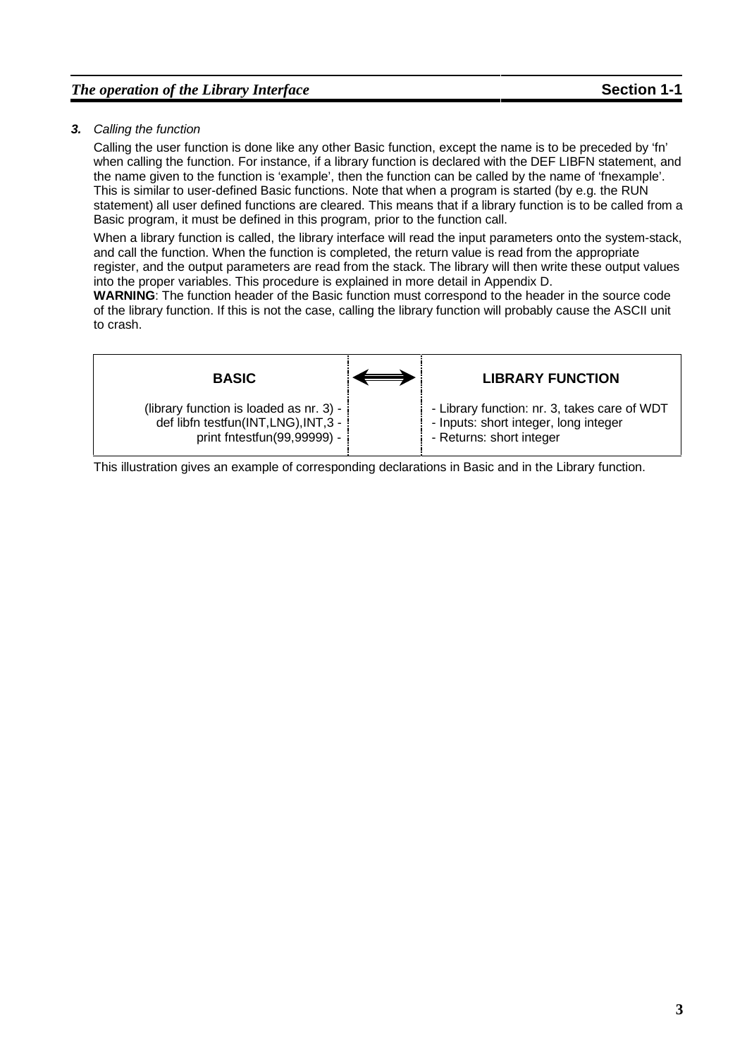***3.*** *Calling the function*

Calling the user function is done like any other Basic function, except the name is to be preceded by 'fn' when calling the function. For instance, if a library function is declared with the DEF LIBFN statement, and the name given to the function is 'example', then the function can be called by the name of 'fnexample'. This is similar to user-defined Basic functions. Note that when a program is started (by e.g. the RUN statement) all user defined functions are cleared. This means that if a library function is to be called from a Basic program, it must be defined in this program, prior to the function call.

When a library function is called, the library interface will read the input parameters onto the system-stack, and call the function. When the function is completed, the return value is read from the appropriate register, and the output parameters are read from the stack. The library will then write these output values into the proper variables. This procedure is explained in more detail in Appendix D.

**WARNING**: The function header of the Basic function must correspond to the header in the source code of the library function. If this is not the case, calling the library function will probably cause the ASCII unit to crash.

| BASIC | ⟺ | LIBRARY FUNCTION |
|---|---|---|
| (library function is loaded as nr. 3) -<br>def libfn testfun(INT,LNG),INT,3 -<br>print fntestfun(99,99999) - | | - Library function: nr. 3, takes care of WDT<br>- Inputs: short integer, long integer<br>- Returns: short integer |

This illustration gives an example of corresponding declarations in Basic and in the Library function.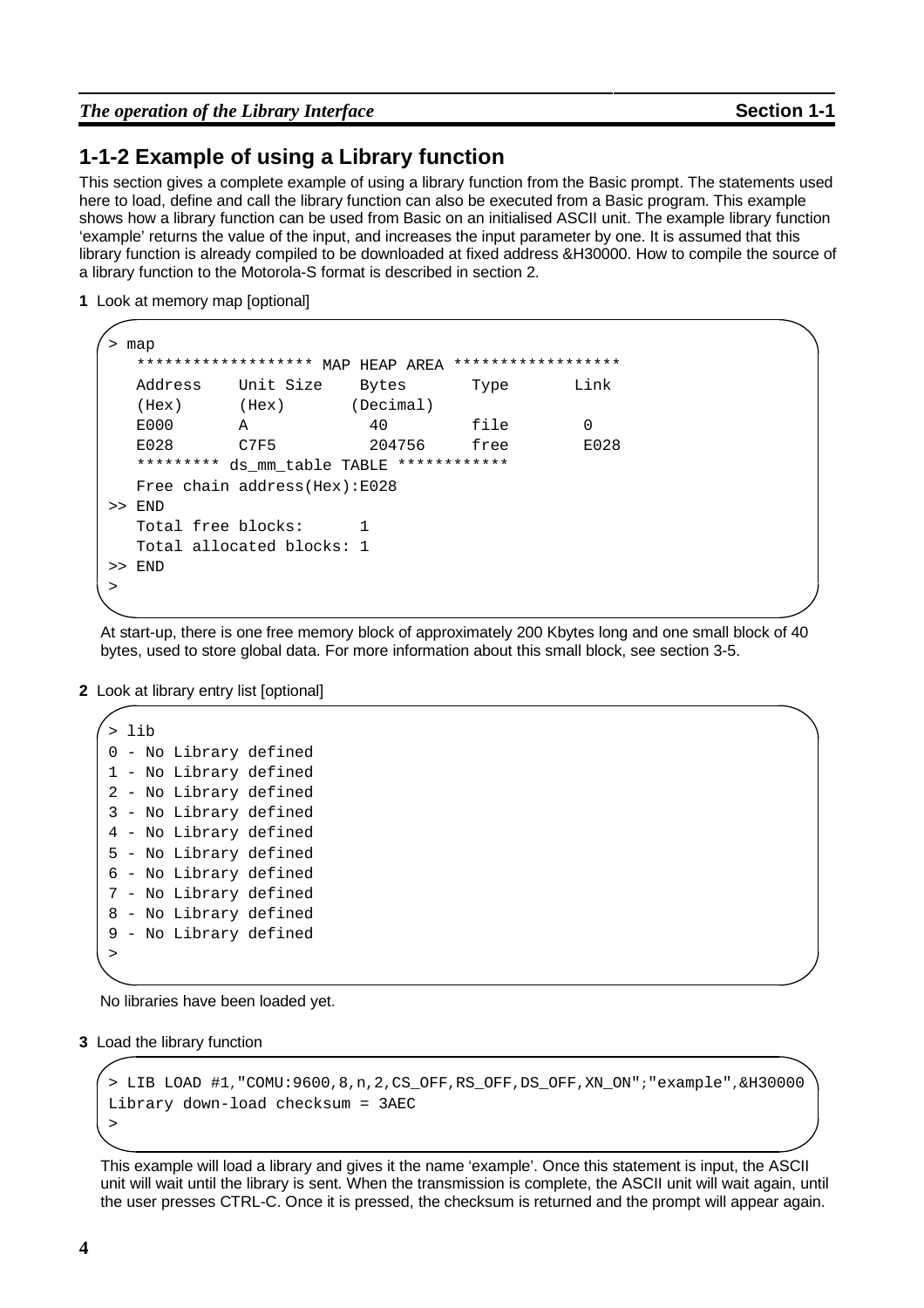## 1-1-2 Example of using a Library function

This section gives a complete example of using a library function from the Basic prompt. The statements used here to load, define and call the library function can also be executed from a Basic program. This example shows how a library function can be used from Basic on an initialised ASCII unit. The example library function 'example' returns the value of the input, and increases the input parameter by one. It is assumed that this library function is already compiled to be downloaded at fixed address &H30000. How to compile the source of a library function to the Motorola-S format is described in section 2.

**1** Look at memory map [optional]

```
> map
   ******************* MAP HEAP AREA ******************
   Address    Unit Size    Bytes       Type       Link
   (Hex)      (Hex)       (Decimal)
   E000       A             40         file        0
   E028       C7F5          204756     free        E028
   ********* ds_mm_table TABLE ************
   Free chain address(Hex):E028
>> END
   Total free blocks:      1
   Total allocated blocks: 1
>> END
>
```

At start-up, there is one free memory block of approximately 200 Kbytes long and one small block of 40 bytes, used to store global data. For more information about this small block, see section 3-5.

**2** Look at library entry list [optional]

```
> lib
0 - No Library defined
1 - No Library defined
2 - No Library defined
3 - No Library defined
4 - No Library defined
5 - No Library defined
6 - No Library defined
7 - No Library defined
8 - No Library defined
9 - No Library defined
>
```

No libraries have been loaded yet.

**3** Load the library function

```
> LIB LOAD #1,"COMU:9600,8,n,2,CS_OFF,RS_OFF,DS_OFF,XN_ON";"example",&H30000
Library down-load checksum = 3AEC
>
```

This example will load a library and gives it the name 'example'. Once this statement is input, the ASCII unit will wait until the library is sent. When the transmission is complete, the ASCII unit will wait again, until the user presses CTRL-C. Once it is pressed, the checksum is returned and the prompt will appear again.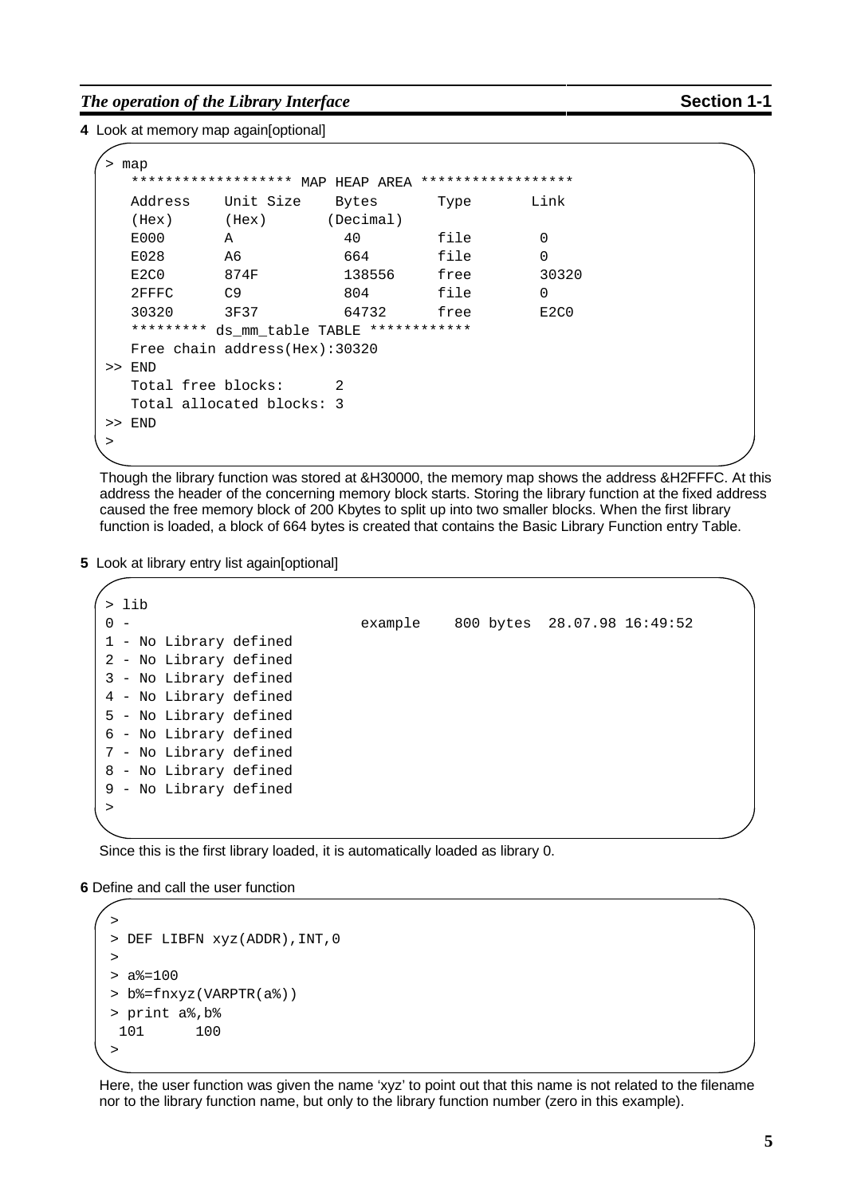**4** Look at memory map again[optional]

```
> map
   ******************* MAP HEAP AREA ******************
   Address    Unit Size    Bytes       Type       Link
   (Hex)      (Hex)       (Decimal)
   E000       A             40         file        0
   E028       A6            664        file        0
   E2C0       874F          138556     free        30320
   2FFFC      C9            804        file        0
   30320      3F37          64732      free        E2C0
   ********* ds_mm_table TABLE ************
   Free chain address(Hex):30320
>> END
   Total free blocks:      2
   Total allocated blocks: 3
>> END
>
```

Though the library function was stored at &H30000, the memory map shows the address &H2FFFC. At this address the header of the concerning memory block starts. Storing the library function at the fixed address caused the free memory block of 200 Kbytes to split up into two smaller blocks. When the first library function is loaded, a block of 664 bytes is created that contains the Basic Library Function entry Table.

**5** Look at library entry list again[optional]

```
> lib
0 -                          example    800 bytes  28.07.98 16:49:52
1 - No Library defined
2 - No Library defined
3 - No Library defined
4 - No Library defined
5 - No Library defined
6 - No Library defined
7 - No Library defined
8 - No Library defined
9 - No Library defined
>
```

Since this is the first library loaded, it is automatically loaded as library 0.

**6** Define and call the user function

```
>
> DEF LIBFN xyz(ADDR),INT,0
>
> a%=100
> b%=fnxyz(VARPTR(a%))
> print a%,b%
 101      100
>
```

Here, the user function was given the name 'xyz' to point out that this name is not related to the filename nor to the library function name, but only to the library function number (zero in this example).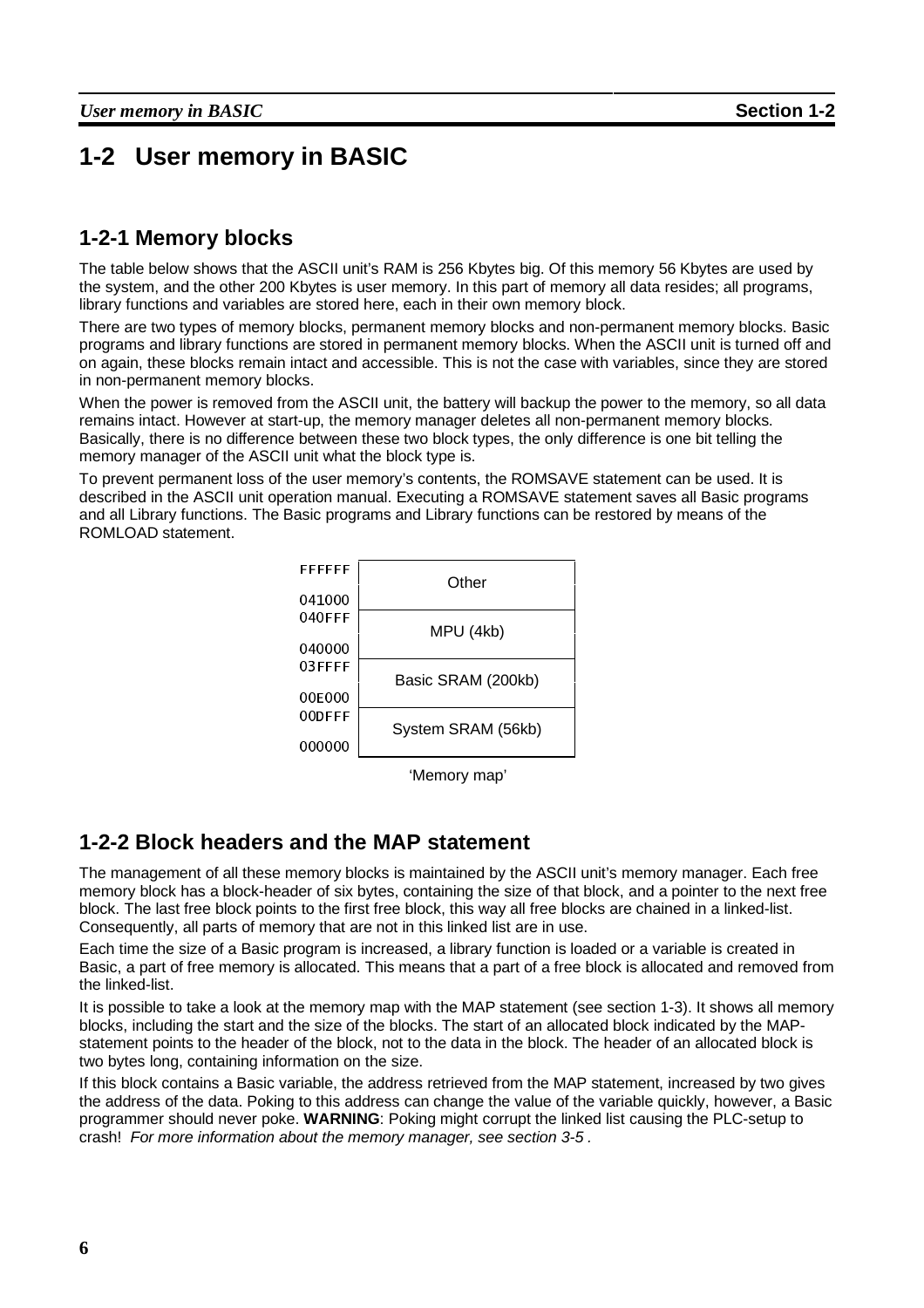# 1-2 User memory in BASIC

## 1-2-1 Memory blocks

The table below shows that the ASCII unit's RAM is 256 Kbytes big. Of this memory 56 Kbytes are used by the system, and the other 200 Kbytes is user memory. In this part of memory all data resides; all programs, library functions and variables are stored here, each in their own memory block.

There are two types of memory blocks, permanent memory blocks and non-permanent memory blocks. Basic programs and library functions are stored in permanent memory blocks. When the ASCII unit is turned off and on again, these blocks remain intact and accessible. This is not the case with variables, since they are stored in non-permanent memory blocks.

When the power is removed from the ASCII unit, the battery will backup the power to the memory, so all data remains intact. However at start-up, the memory manager deletes all non-permanent memory blocks. Basically, there is no difference between these two block types, the only difference is one bit telling the memory manager of the ASCII unit what the block type is.

To prevent permanent loss of the user memory's contents, the ROMSAVE statement can be used. It is described in the ASCII unit operation manual. Executing a ROMSAVE statement saves all Basic programs and all Library functions. The Basic programs and Library functions can be restored by means of the ROMLOAD statement.

| Address range | Contents |
|---|---|
| FFFFFF – 041000 | Other |
| 040FFF – 040000 | MPU (4kb) |
| 03FFFF – 00E000 | Basic SRAM (200kb) |
| 00DFFF – 000000 | System SRAM (56kb) |

'Memory map'

## 1-2-2 Block headers and the MAP statement

The management of all these memory blocks is maintained by the ASCII unit's memory manager. Each free memory block has a block-header of six bytes, containing the size of that block, and a pointer to the next free block. The last free block points to the first free block, this way all free blocks are chained in a linked-list. Consequently, all parts of memory that are not in this linked list are in use.

Each time the size of a Basic program is increased, a library function is loaded or a variable is created in Basic, a part of free memory is allocated. This means that a part of a free block is allocated and removed from the linked-list.

It is possible to take a look at the memory map with the MAP statement (see section 1-3). It shows all memory blocks, including the start and the size of the blocks. The start of an allocated block indicated by the MAP-statement points to the header of the block, not to the data in the block. The header of an allocated block is two bytes long, containing information on the size.

If this block contains a Basic variable, the address retrieved from the MAP statement, increased by two gives the address of the data. Poking to this address can change the value of the variable quickly, however, a Basic programmer should never poke. **WARNING**: Poking might corrupt the linked list causing the PLC-setup to crash! *For more information about the memory manager, see section 3-5* .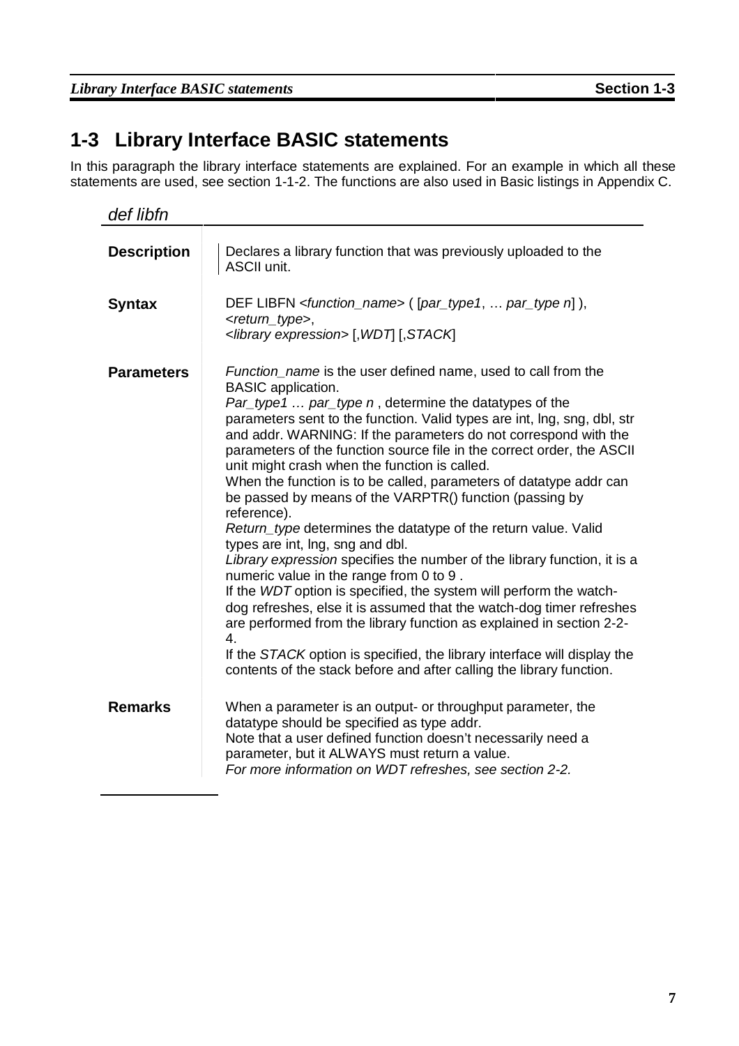# 1-3 Library Interface BASIC statements

In this paragraph the library interface statements are explained. For an example in which all these statements are used, see section 1-1-2. The functions are also used in Basic listings in Appendix C.

## *def libfn*

**Description**

Declares a library function that was previously uploaded to the ASCII unit.

**Syntax**

DEF LIBFN <*function_name*> ( [*par_type1*, … *par_type n*] ), <*return_type*>, <*library expression*> [,*WDT*] [,*STACK*]

**Parameters**

*Function_name* is the user defined name, used to call from the BASIC application.
*Par_type1 … par_type n* , determine the datatypes of the parameters sent to the function. Valid types are int, lng, sng, dbl, str and addr. WARNING: If the parameters do not correspond with the parameters of the function source file in the correct order, the ASCII unit might crash when the function is called.
When the function is to be called, parameters of datatype addr can be passed by means of the VARPTR() function (passing by reference).
*Return_type* determines the datatype of the return value. Valid types are int, lng, sng and dbl.
*Library expression* specifies the number of the library function, it is a numeric value in the range from 0 to 9 .
If the *WDT* option is specified, the system will perform the watch-dog refreshes, else it is assumed that the watch-dog timer refreshes are performed from the library function as explained in section 2-2-4.
If the *STACK* option is specified, the library interface will display the contents of the stack before and after calling the library function.

**Remarks**

When a parameter is an output- or throughput parameter, the datatype should be specified as type addr.
Note that a user defined function doesn't necessarily need a parameter, but it ALWAYS must return a value.
*For more information on WDT refreshes, see section 2-2.*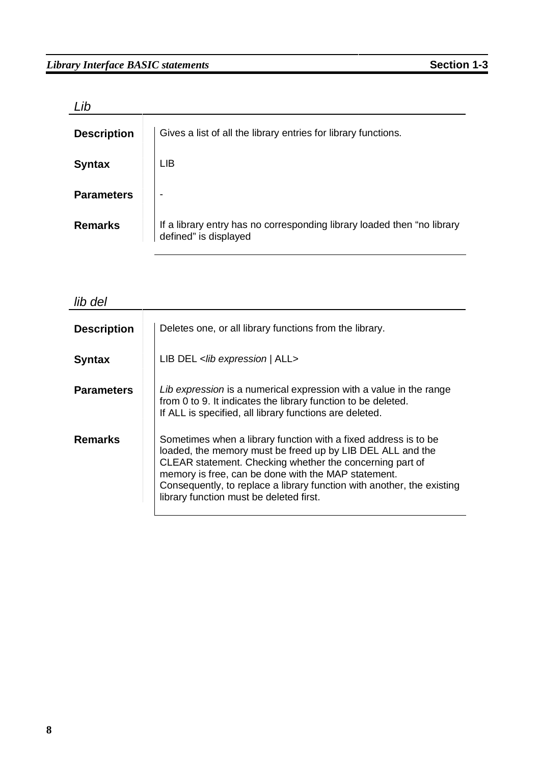## *Lib*

| | |
|---|---|
| **Description** | Gives a list of all the library entries for library functions. |
| **Syntax** | LIB |
| **Parameters** | - |
| **Remarks** | If a library entry has no corresponding library loaded then “no library defined” is displayed |

## *lib del*

| | |
|---|---|
| **Description** | Deletes one, or all library functions from the library. |
| **Syntax** | LIB DEL <*lib expression* \| ALL> |
| **Parameters** | *Lib expression* is a numerical expression with a value in the range from 0 to 9. It indicates the library function to be deleted.<br>If ALL is specified, all library functions are deleted. |
| **Remarks** | Sometimes when a library function with a fixed address is to be loaded, the memory must be freed up by LIB DEL ALL and the CLEAR statement. Checking whether the concerning part of memory is free, can be done with the MAP statement.<br>Consequently, to replace a library function with another, the existing library function must be deleted first. |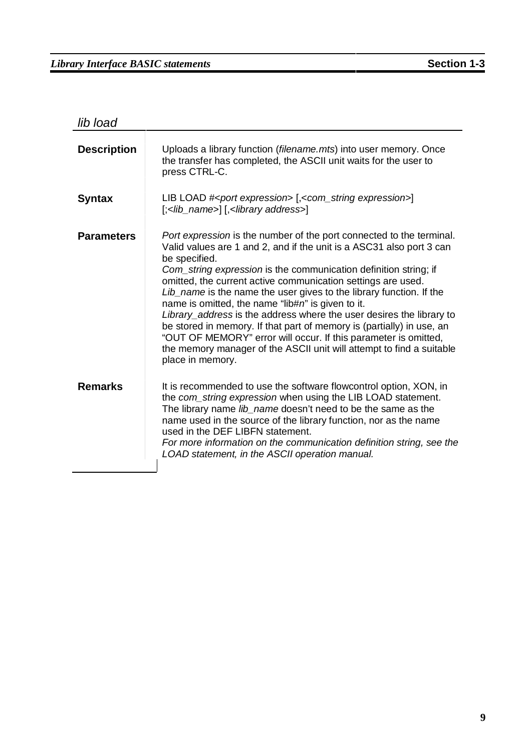## *lib load*

**Description**

Uploads a library function (*filename.mts*) into user memory. Once the transfer has completed, the ASCII unit waits for the user to press CTRL-C.

**Syntax**

LIB LOAD #<*port expression*> [,<*com_string expression*>] [;<*lib_name*>] [,<*library address*>]

**Parameters**

*Port expression* is the number of the port connected to the terminal. Valid values are 1 and 2, and if the unit is a ASC31 also port 3 can be specified.
*Com_string expression* is the communication definition string; if omitted, the current active communication settings are used.
*Lib_name* is the name the user gives to the library function. If the name is omitted, the name "lib#*n*" is given to it.
*Library_address* is the address where the user desires the library to be stored in memory. If that part of memory is (partially) in use, an "OUT OF MEMORY" error will occur. If this parameter is omitted, the memory manager of the ASCII unit will attempt to find a suitable place in memory.

**Remarks**

It is recommended to use the software flowcontrol option, XON, in the *com_string expression* when using the LIB LOAD statement.
The library name *lib_name* doesn't need to be the same as the name used in the source of the library function, nor as the name used in the DEF LIBFN statement.
*For more information on the communication definition string, see the LOAD statement, in the ASCII operation manual.*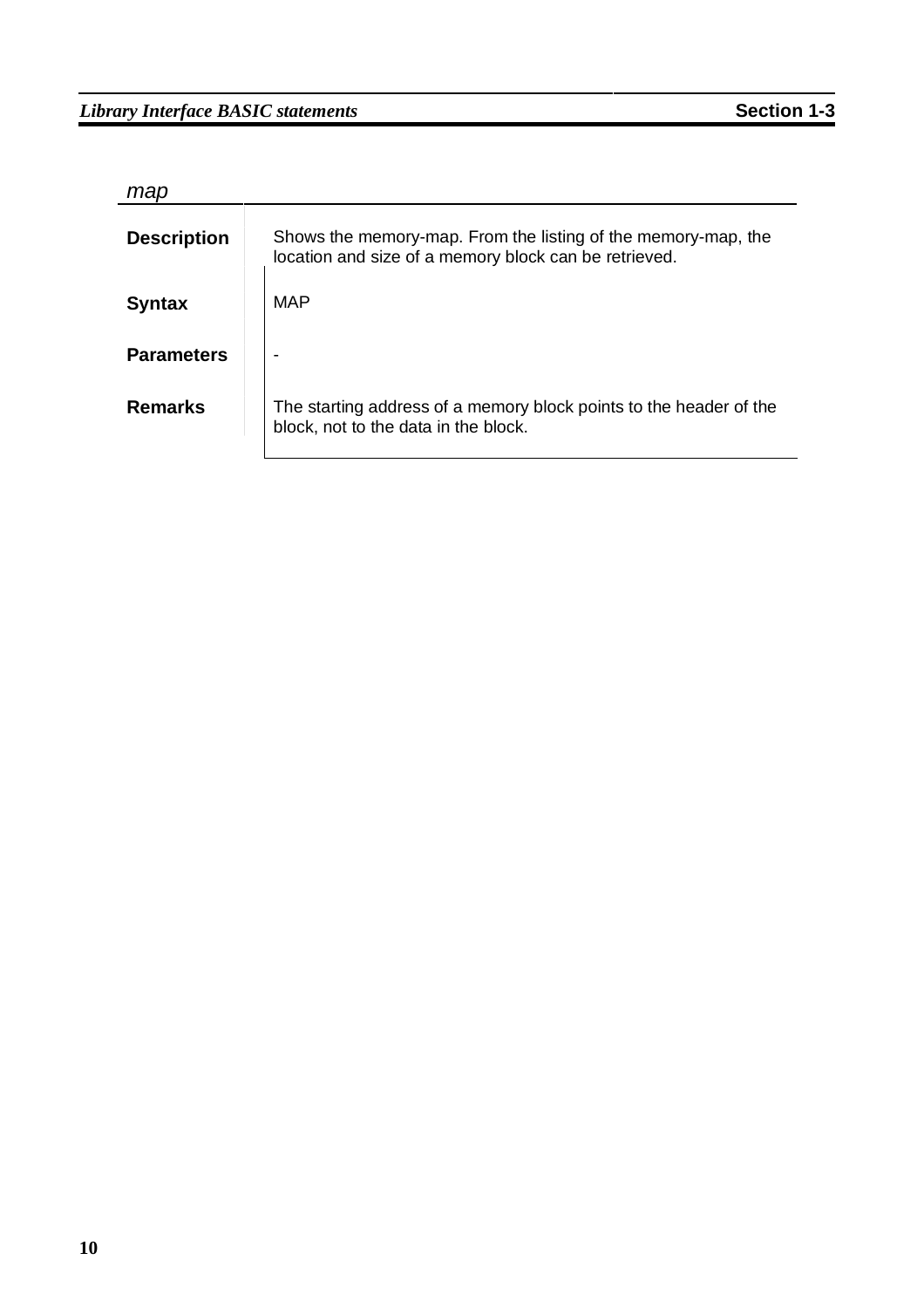### *map*

**Description**

Shows the memory-map. From the listing of the memory-map, the location and size of a memory block can be retrieved.

**Syntax**

MAP

**Parameters**

-

**Remarks**

The starting address of a memory block points to the header of the block, not to the data in the block.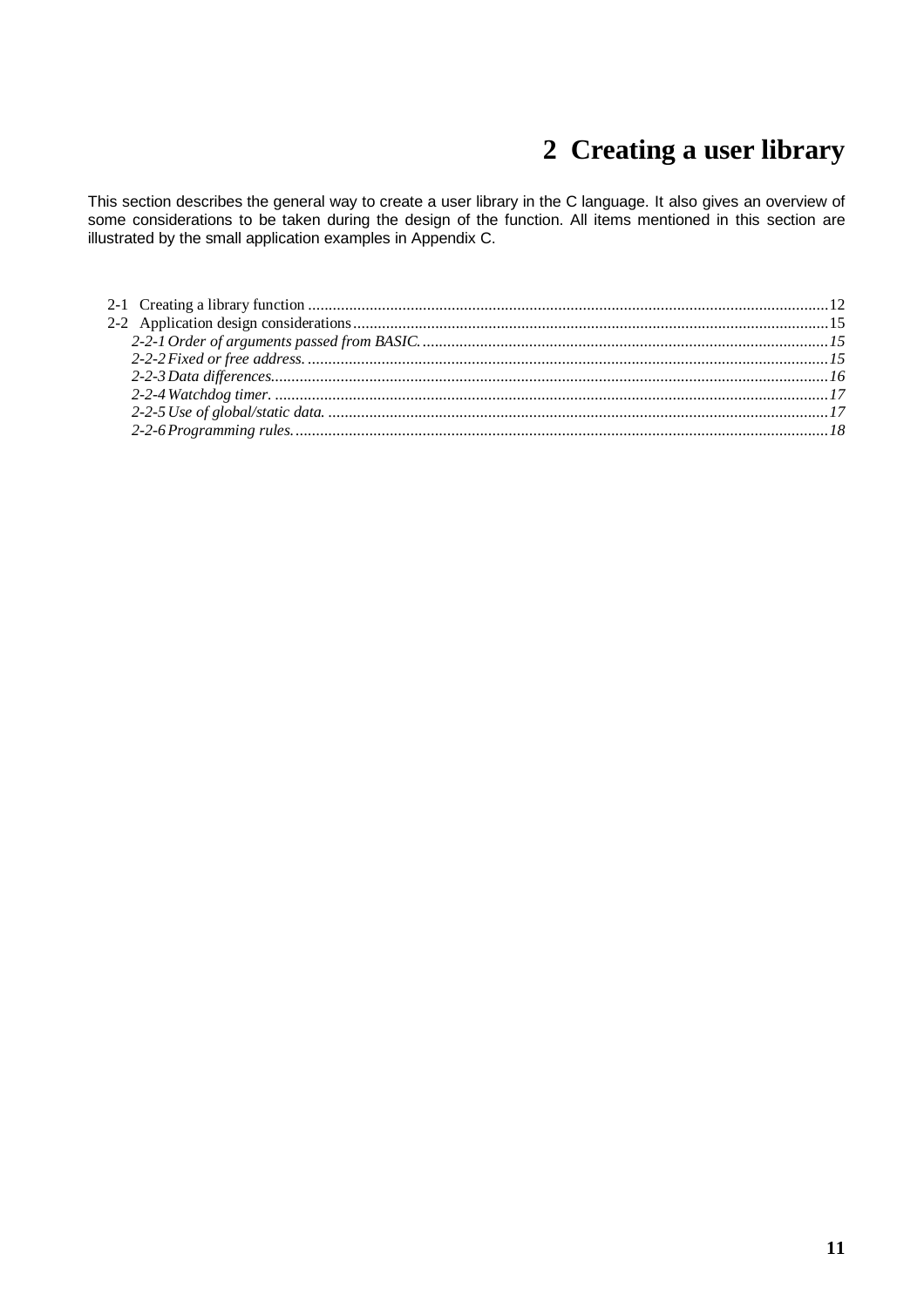# 2 Creating a user library

This section describes the general way to create a user library in the C language. It also gives an overview of some considerations to be taken during the design of the function. All items mentioned in this section are illustrated by the small application examples in Appendix C.

2-1 Creating a library function ........................................................................ 12
2-2 Application design considerations ........................................................................ 15
*2-2-1 Order of arguments passed from BASIC. ........................................................................ 15*
*2-2-2 Fixed or free address. ........................................................................ 15*
*2-2-3 Data differences. ........................................................................ 16*
*2-2-4 Watchdog timer. ........................................................................ 17*
*2-2-5 Use of global/static data. ........................................................................ 17*
*2-2-6 Programming rules. ........................................................................ 18*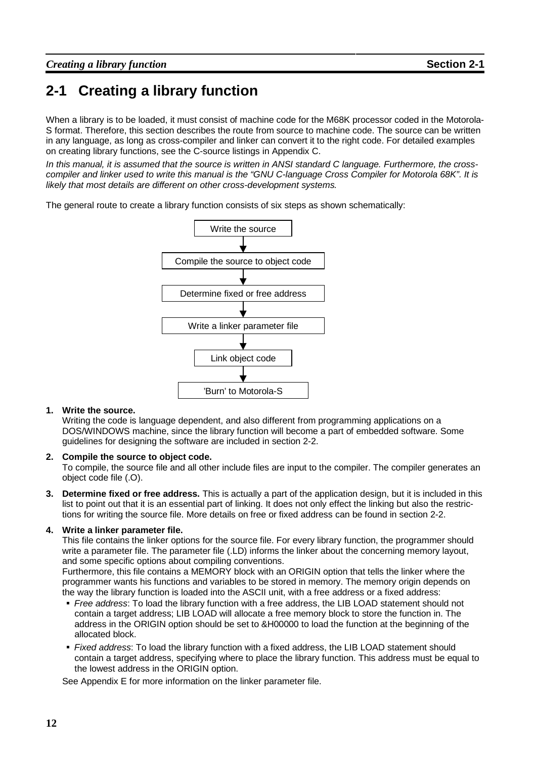## 2-1 Creating a library function

When a library is to be loaded, it must consist of machine code for the M68K processor coded in the Motorola-S format. Therefore, this section describes the route from source to machine code. The source can be written in any language, as long as cross-compiler and linker can convert it to the right code. For detailed examples on creating library functions, see the C-source listings in Appendix C.

*In this manual, it is assumed that the source is written in ANSI standard C language. Furthermore, the cross-compiler and linker used to write this manual is the "GNU C-language Cross Compiler for Motorola 68K". It is likely that most details are different on other cross-development systems.*

The general route to create a library function consists of six steps as shown schematically:

Write the source
↓
Compile the source to object code
↓
Determine fixed or free address
↓
Write a linker parameter file
↓
Link object code
↓
'Burn' to Motorola-S

1. **Write the source.**
   Writing the code is language dependent, and also different from programming applications on a DOS/WINDOWS machine, since the library function will become a part of embedded software. Some guidelines for designing the software are included in section 2-2.

2. **Compile the source to object code.**
   To compile, the source file and all other include files are input to the compiler. The compiler generates an object code file (.O).

3. **Determine fixed or free address.** This is actually a part of the application design, but it is included in this list to point out that it is an essential part of linking. It does not only effect the linking but also the restrictions for writing the source file. More details on free or fixed address can be found in section 2-2.

4. **Write a linker parameter file.**
   This file contains the linker options for the source file. For every library function, the programmer should write a parameter file. The parameter file (.LD) informs the linker about the concerning memory layout, and some specific options about compiling conventions.
   Furthermore, this file contains a MEMORY block with an ORIGIN option that tells the linker where the programmer wants his functions and variables to be stored in memory. The memory origin depends on the way the library function is loaded into the ASCII unit, with a free address or a fixed address:
   - *Free address*: To load the library function with a free address, the LIB LOAD statement should not contain a target address; LIB LOAD will allocate a free memory block to store the function in. The address in the ORIGIN option should be set to &H00000 to load the function at the beginning of the allocated block.
   - *Fixed address*: To load the library function with a fixed address, the LIB LOAD statement should contain a target address, specifying where to place the library function. This address must be equal to the lowest address in the ORIGIN option.

   See Appendix E for more information on the linker parameter file.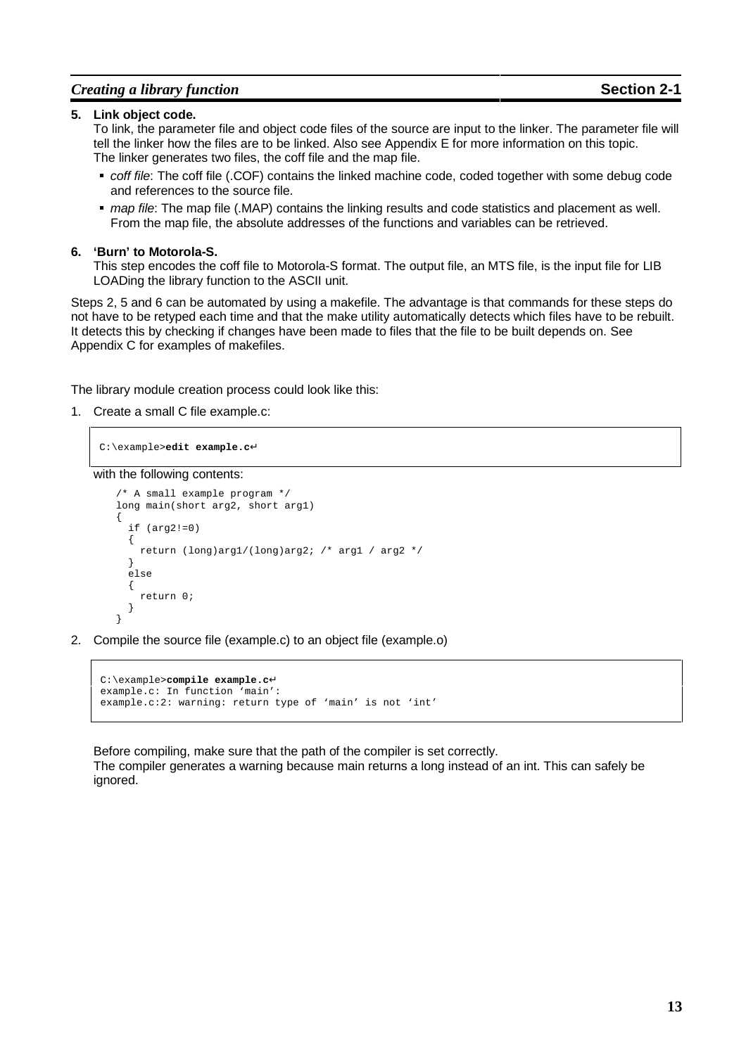**5. Link object code.**

To link, the parameter file and object code files of the source are input to the linker. The parameter file will tell the linker how the files are to be linked. Also see Appendix E for more information on this topic.
The linker generates two files, the coff file and the map file.

- *coff file*: The coff file (.COF) contains the linked machine code, coded together with some debug code and references to the source file.
- *map file*: The map file (.MAP) contains the linking results and code statistics and placement as well. From the map file, the absolute addresses of the functions and variables can be retrieved.

**6. 'Burn' to Motorola-S.**

This step encodes the coff file to Motorola-S format. The output file, an MTS file, is the input file for LIB LOADing the library function to the ASCII unit.

Steps 2, 5 and 6 can be automated by using a makefile. The advantage is that commands for these steps do not have to be retyped each time and that the make utility automatically detects which files have to be rebuilt. It detects this by checking if changes have been made to files that the file to be built depends on. See Appendix C for examples of makefiles.

The library module creation process could look like this:

1. Create a small C file example.c:

```
C:\example>edit example.c↵
```

with the following contents:

```
/* A small example program */
long main(short arg2, short arg1)
{
  if (arg2!=0)
  {
    return (long)arg1/(long)arg2; /* arg1 / arg2 */
  }
  else
  {
    return 0;
  }
}
```

2. Compile the source file (example.c) to an object file (example.o)

```
C:\example>compile example.c↵
example.c: In function 'main':
example.c:2: warning: return type of 'main' is not 'int'
```

Before compiling, make sure that the path of the compiler is set correctly.
The compiler generates a warning because main returns a long instead of an int. This can safely be ignored.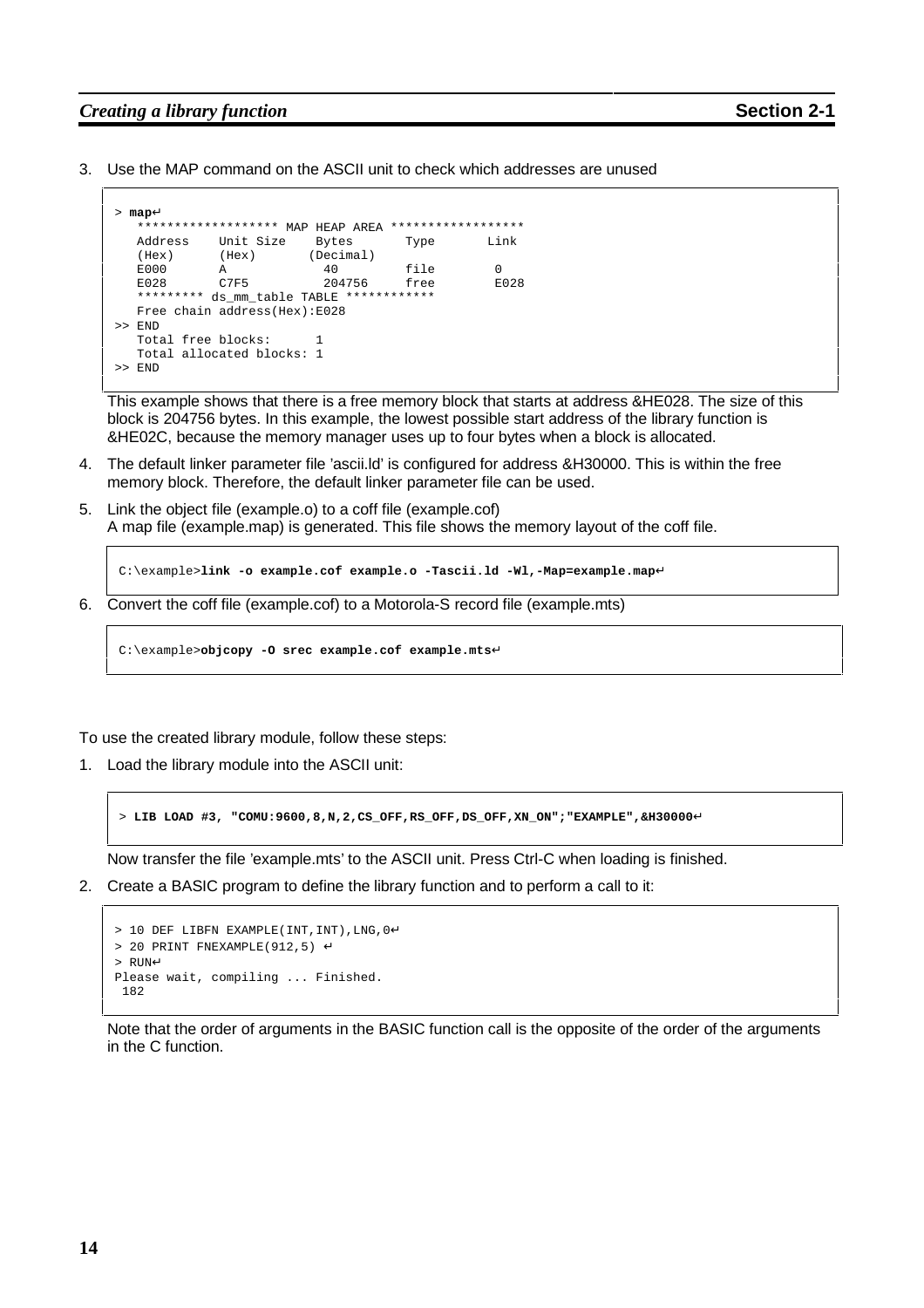3. Use the MAP command on the ASCII unit to check which addresses are unused

```
> map↵
   ******************* MAP HEAP AREA ******************
   Address    Unit Size    Bytes       Type       Link
   (Hex)      (Hex)       (Decimal)
   E000       A            40         file        0
   E028       C7F5         204756     free        E028
   ********* ds_mm_table TABLE ************
   Free chain address(Hex):E028
>> END
   Total free blocks:      1
   Total allocated blocks: 1
>> END
```

This example shows that there is a free memory block that starts at address &HE028. The size of this block is 204756 bytes. In this example, the lowest possible start address of the library function is &HE02C, because the memory manager uses up to four bytes when a block is allocated.

4. The default linker parameter file 'ascii.ld' is configured for address &H30000. This is within the free memory block. Therefore, the default linker parameter file can be used.

5. Link the object file (example.o) to a coff file (example.cof)
A map file (example.map) is generated. This file shows the memory layout of the coff file.

```
C:\example>link -o example.cof example.o -Tascii.ld -Wl,-Map=example.map↵
```

6. Convert the coff file (example.cof) to a Motorola-S record file (example.mts)

```
C:\example>objcopy -O srec example.cof example.mts↵
```

To use the created library module, follow these steps:

1. Load the library module into the ASCII unit:

```
> LIB LOAD #3, "COMU:9600,8,N,2,CS_OFF,RS_OFF,DS_OFF,XN_ON";"EXAMPLE",&H30000↵
```

Now transfer the file 'example.mts' to the ASCII unit. Press Ctrl-C when loading is finished.

2. Create a BASIC program to define the library function and to perform a call to it:

```
> 10 DEF LIBFN EXAMPLE(INT,INT),LNG,0↵
> 20 PRINT FNEXAMPLE(912,5) ↵
> RUN↵
Please wait, compiling ... Finished.
 182
```

Note that the order of arguments in the BASIC function call is the opposite of the order of the arguments in the C function.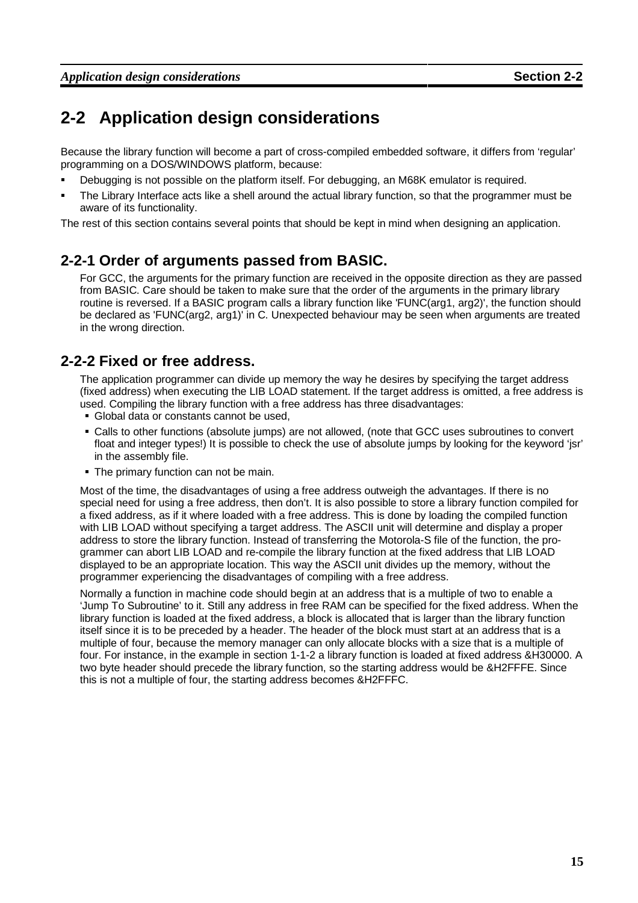## 2-2 Application design considerations

Because the library function will become a part of cross-compiled embedded software, it differs from 'regular' programming on a DOS/WINDOWS platform, because:

- Debugging is not possible on the platform itself. For debugging, an M68K emulator is required.
- The Library Interface acts like a shell around the actual library function, so that the programmer must be aware of its functionality.

The rest of this section contains several points that should be kept in mind when designing an application.

### 2-2-1 Order of arguments passed from BASIC.

For GCC, the arguments for the primary function are received in the opposite direction as they are passed from BASIC. Care should be taken to make sure that the order of the arguments in the primary library routine is reversed. If a BASIC program calls a library function like 'FUNC(arg1, arg2)', the function should be declared as 'FUNC(arg2, arg1)' in C. Unexpected behaviour may be seen when arguments are treated in the wrong direction.

### 2-2-2 Fixed or free address.

The application programmer can divide up memory the way he desires by specifying the target address (fixed address) when executing the LIB LOAD statement. If the target address is omitted, a free address is used. Compiling the library function with a free address has three disadvantages:

- Global data or constants cannot be used,
- Calls to other functions (absolute jumps) are not allowed, (note that GCC uses subroutines to convert float and integer types!) It is possible to check the use of absolute jumps by looking for the keyword 'jsr' in the assembly file.
- The primary function can not be main.

Most of the time, the disadvantages of using a free address outweigh the advantages. If there is no special need for using a free address, then don't. It is also possible to store a library function compiled for a fixed address, as if it where loaded with a free address. This is done by loading the compiled function with LIB LOAD without specifying a target address. The ASCII unit will determine and display a proper address to store the library function. Instead of transferring the Motorola-S file of the function, the programmer can abort LIB LOAD and re-compile the library function at the fixed address that LIB LOAD displayed to be an appropriate location. This way the ASCII unit divides up the memory, without the programmer experiencing the disadvantages of compiling with a free address.

Normally a function in machine code should begin at an address that is a multiple of two to enable a 'Jump To Subroutine' to it. Still any address in free RAM can be specified for the fixed address. When the library function is loaded at the fixed address, a block is allocated that is larger than the library function itself since it is to be preceded by a header. The header of the block must start at an address that is a multiple of four, because the memory manager can only allocate blocks with a size that is a multiple of four. For instance, in the example in section 1-1-2 a library function is loaded at fixed address &H30000. A two byte header should precede the library function, so the starting address would be &H2FFFE. Since this is not a multiple of four, the starting address becomes &H2FFFC.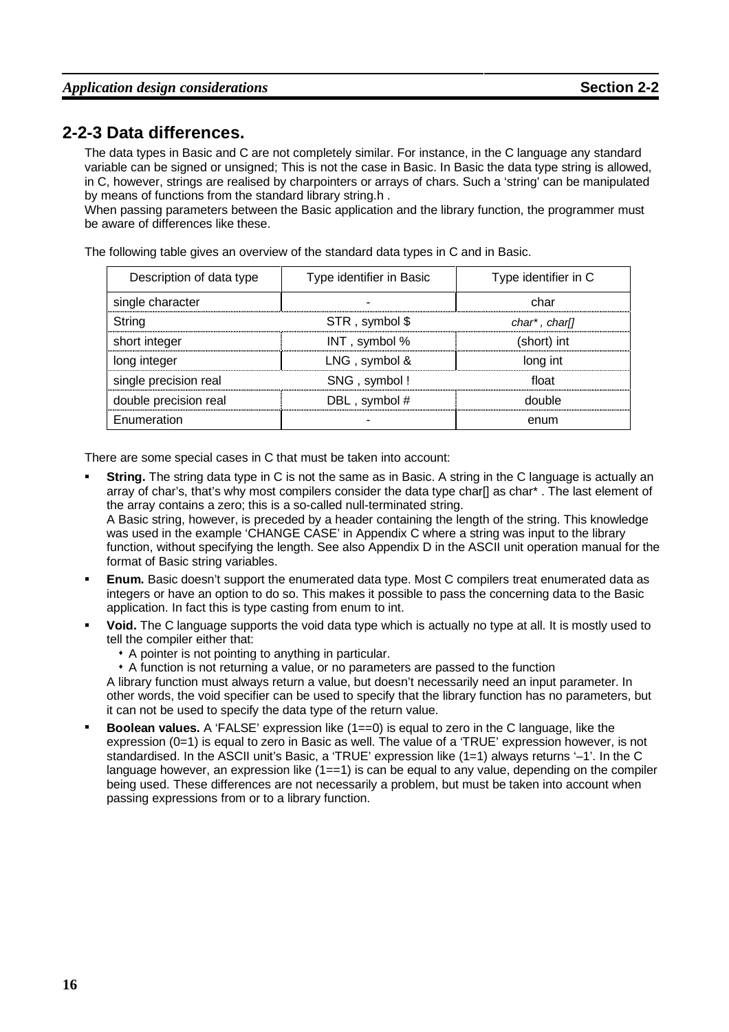## 2-2-3 Data differences.

The data types in Basic and C are not completely similar. For instance, in the C language any standard variable can be signed or unsigned; This is not the case in Basic. In Basic the data type string is allowed, in C, however, strings are realised by charpointers or arrays of chars. Such a 'string' can be manipulated by means of functions from the standard library string.h .

When passing parameters between the Basic application and the library function, the programmer must be aware of differences like these.

The following table gives an overview of the standard data types in C and in Basic.

| Description of data type | Type identifier in Basic | Type identifier in C |
|---|---|---|
| single character | - | char |
| String | STR , symbol $ | *char* , char[]* |
| short integer | INT , symbol % | (short) int |
| long integer | LNG , symbol & | long int |
| single precision real | SNG , symbol ! | float |
| double precision real | DBL , symbol # | double |
| Enumeration | - | enum |

There are some special cases in C that must be taken into account:

- **String.** The string data type in C is not the same as in Basic. A string in the C language is actually an array of char's, that's why most compilers consider the data type char[] as char* . The last element of the array contains a zero; this is a so-called null-terminated string.
  A Basic string, however, is preceded by a header containing the length of the string. This knowledge was used in the example 'CHANGE CASE' in Appendix C where a string was input to the library function, without specifying the length. See also Appendix D in the ASCII unit operation manual for the format of Basic string variables.
- **Enum.** Basic doesn't support the enumerated data type. Most C compilers treat enumerated data as integers or have an option to do so. This makes it possible to pass the concerning data to the Basic application. In fact this is type casting from enum to int.
- **Void.** The C language supports the void data type which is actually no type at all. It is mostly used to tell the compiler either that:
  - A pointer is not pointing to anything in particular.
  - A function is not returning a value, or no parameters are passed to the function

  A library function must always return a value, but doesn't necessarily need an input parameter. In other words, the void specifier can be used to specify that the library function has no parameters, but it can not be used to specify the data type of the return value.
- **Boolean values.** A 'FALSE' expression like (1==0) is equal to zero in the C language, like the expression (0=1) is equal to zero in Basic as well. The value of a 'TRUE' expression however, is not standardised. In the ASCII unit's Basic, a 'TRUE' expression like (1=1) always returns '–1'. In the C language however, an expression like (1==1) is can be equal to any value, depending on the compiler being used. These differences are not necessarily a problem, but must be taken into account when passing expressions from or to a library function.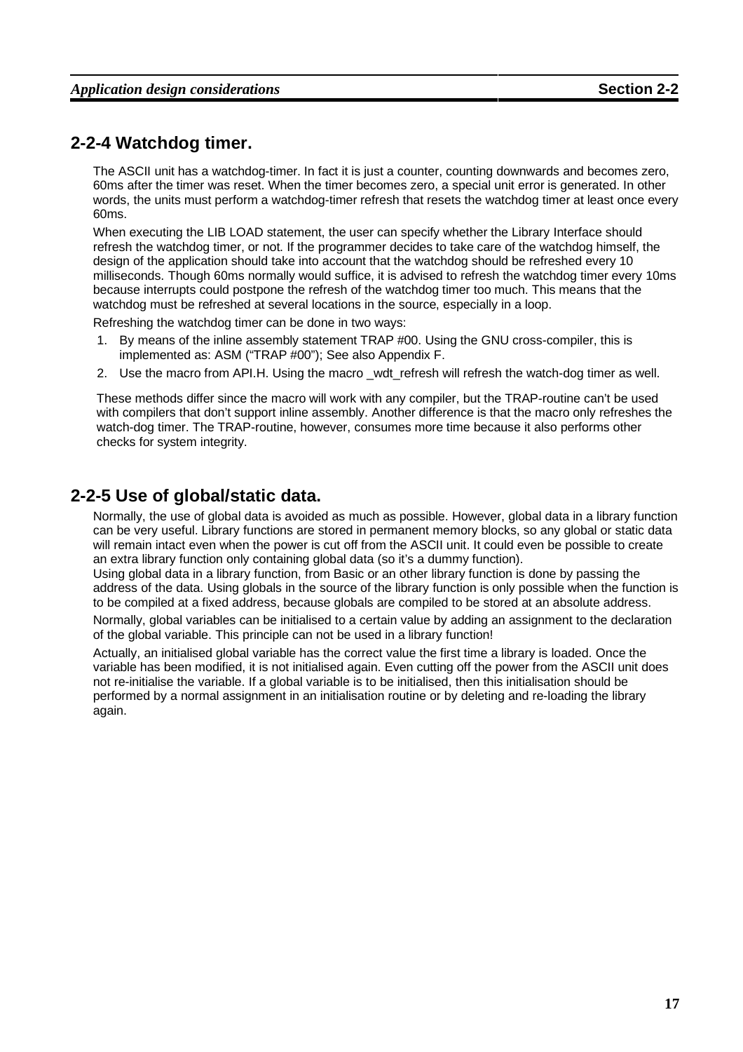## 2-2-4 Watchdog timer.

The ASCII unit has a watchdog-timer. In fact it is just a counter, counting downwards and becomes zero, 60ms after the timer was reset. When the timer becomes zero, a special unit error is generated. In other words, the units must perform a watchdog-timer refresh that resets the watchdog timer at least once every 60ms.

When executing the LIB LOAD statement, the user can specify whether the Library Interface should refresh the watchdog timer, or not. If the programmer decides to take care of the watchdog himself, the design of the application should take into account that the watchdog should be refreshed every 10 milliseconds. Though 60ms normally would suffice, it is advised to refresh the watchdog timer every 10ms because interrupts could postpone the refresh of the watchdog timer too much. This means that the watchdog must be refreshed at several locations in the source, especially in a loop.

Refreshing the watchdog timer can be done in two ways:

1. By means of the inline assembly statement TRAP #00. Using the GNU cross-compiler, this is implemented as: ASM ("TRAP #00"); See also Appendix F.
2. Use the macro from API.H. Using the macro _wdt_refresh will refresh the watch-dog timer as well.

These methods differ since the macro will work with any compiler, but the TRAP-routine can't be used with compilers that don't support inline assembly. Another difference is that the macro only refreshes the watch-dog timer. The TRAP-routine, however, consumes more time because it also performs other checks for system integrity.

## 2-2-5 Use of global/static data.

Normally, the use of global data is avoided as much as possible. However, global data in a library function can be very useful. Library functions are stored in permanent memory blocks, so any global or static data will remain intact even when the power is cut off from the ASCII unit. It could even be possible to create an extra library function only containing global data (so it's a dummy function).
Using global data in a library function, from Basic or an other library function is done by passing the address of the data. Using globals in the source of the library function is only possible when the function is to be compiled at a fixed address, because globals are compiled to be stored at an absolute address.

Normally, global variables can be initialised to a certain value by adding an assignment to the declaration of the global variable. This principle can not be used in a library function!

Actually, an initialised global variable has the correct value the first time a library is loaded. Once the variable has been modified, it is not initialised again. Even cutting off the power from the ASCII unit does not re-initialise the variable. If a global variable is to be initialised, then this initialisation should be performed by a normal assignment in an initialisation routine or by deleting and re-loading the library again.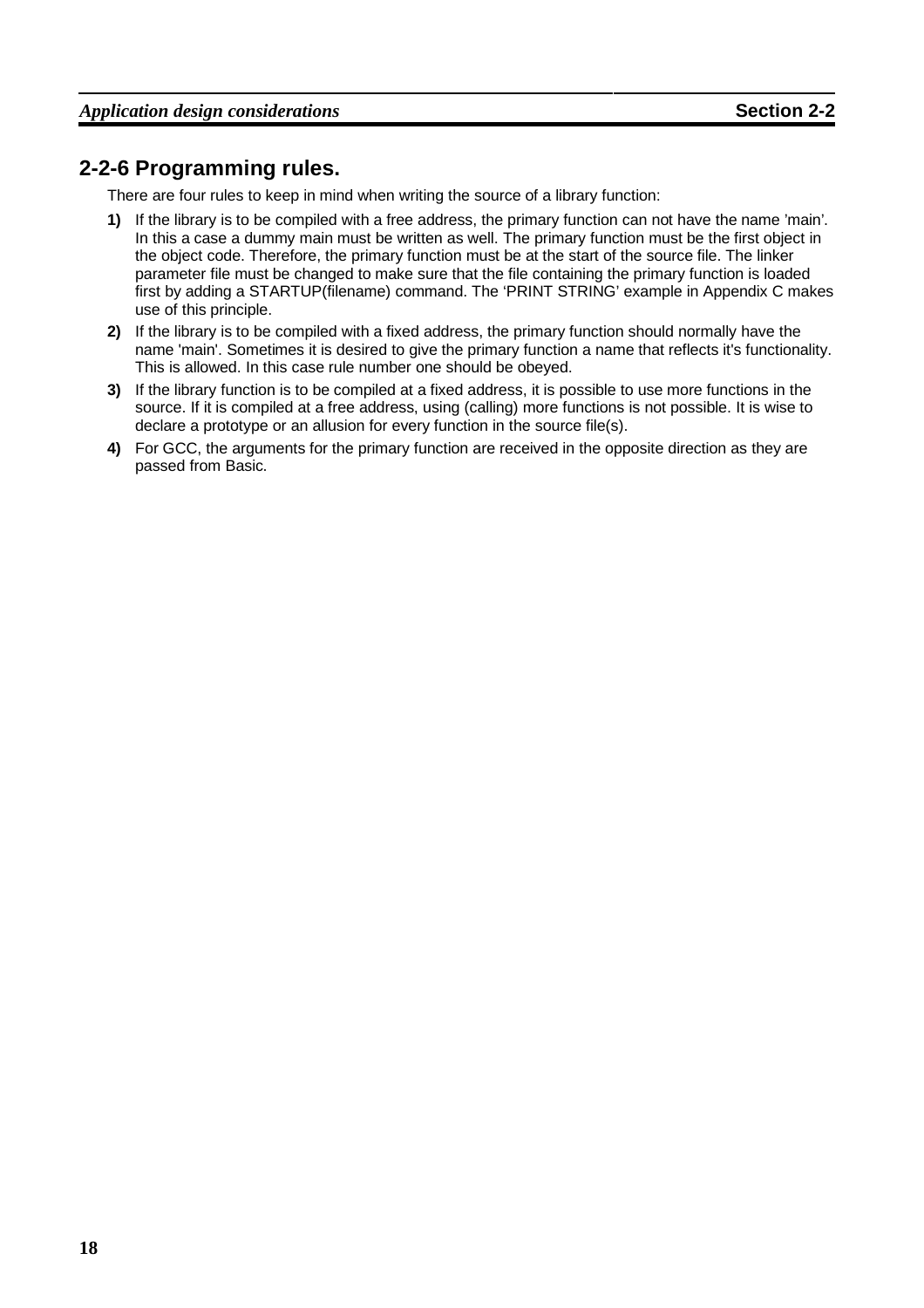## 2-2-6 Programming rules.

There are four rules to keep in mind when writing the source of a library function:

**1)** If the library is to be compiled with a free address, the primary function can not have the name 'main'. In this a case a dummy main must be written as well. The primary function must be the first object in the object code. Therefore, the primary function must be at the start of the source file. The linker parameter file must be changed to make sure that the file containing the primary function is loaded first by adding a STARTUP(filename) command. The 'PRINT STRING' example in Appendix C makes use of this principle.

**2)** If the library is to be compiled with a fixed address, the primary function should normally have the name 'main'. Sometimes it is desired to give the primary function a name that reflects it's functionality. This is allowed. In this case rule number one should be obeyed.

**3)** If the library function is to be compiled at a fixed address, it is possible to use more functions in the source. If it is compiled at a free address, using (calling) more functions is not possible. It is wise to declare a prototype or an allusion for every function in the source file(s).

**4)** For GCC, the arguments for the primary function are received in the opposite direction as they are passed from Basic.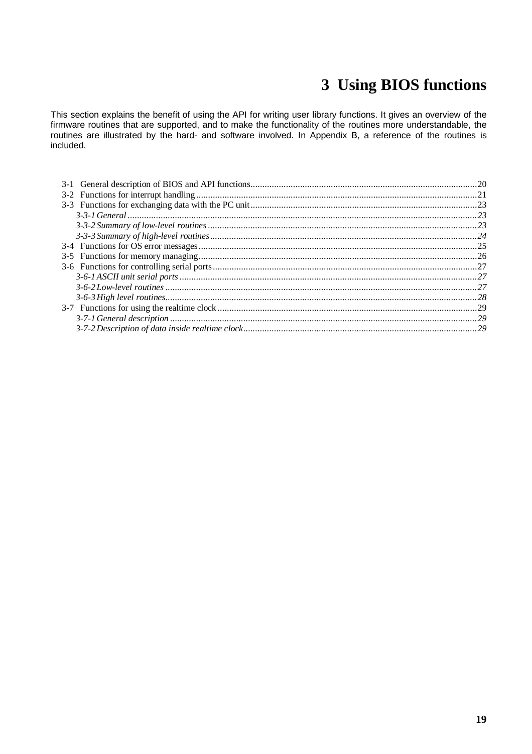# 3 Using BIOS functions

This section explains the benefit of using the API for writing user library functions. It gives an overview of the firmware routines that are supported, and to make the functionality of the routines more understandable, the routines are illustrated by the hard- and software involved. In Appendix B, a reference of the routines is included.

- 3-1 General description of BIOS and API functions....20
- 3-2 Functions for interrupt handling....21
- 3-3 Functions for exchanging data with the PC unit....23
  - *3-3-1 General....23*
  - *3-3-2 Summary of low-level routines....23*
  - *3-3-3 Summary of high-level routines....24*
- 3-4 Functions for OS error messages....25
- 3-5 Functions for memory managing....26
- 3-6 Functions for controlling serial ports....27
  - *3-6-1 ASCII unit serial ports....27*
  - *3-6-2 Low-level routines....27*
  - *3-6-3 High level routines....28*
- 3-7 Functions for using the realtime clock....29
  - *3-7-1 General description....29*
  - *3-7-2 Description of data inside realtime clock....29*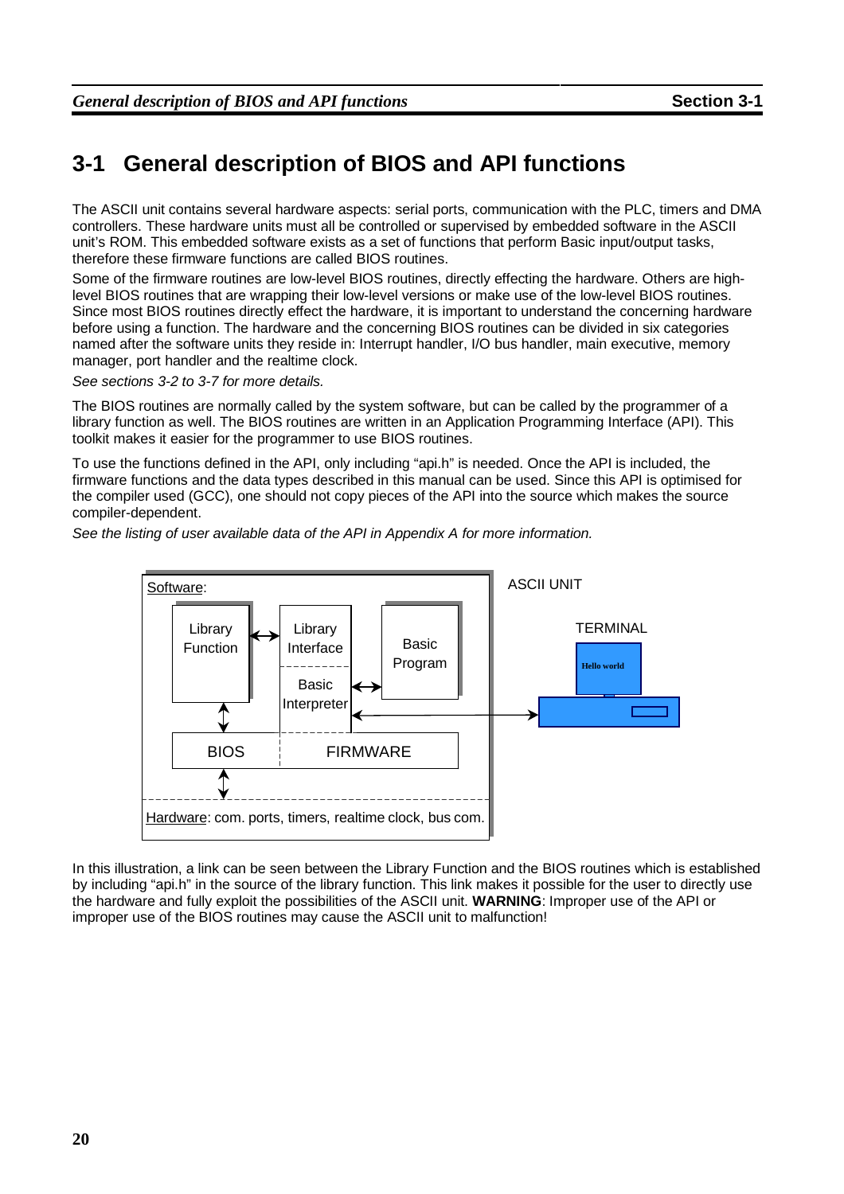# 3-1 General description of BIOS and API functions

The ASCII unit contains several hardware aspects: serial ports, communication with the PLC, timers and DMA controllers. These hardware units must all be controlled or supervised by embedded software in the ASCII unit's ROM. This embedded software exists as a set of functions that perform Basic input/output tasks, therefore these firmware functions are called BIOS routines.

Some of the firmware routines are low-level BIOS routines, directly effecting the hardware. Others are high-level BIOS routines that are wrapping their low-level versions or make use of the low-level BIOS routines. Since most BIOS routines directly effect the hardware, it is important to understand the concerning hardware before using a function. The hardware and the concerning BIOS routines can be divided in six categories named after the software units they reside in: Interrupt handler, I/O bus handler, main executive, memory manager, port handler and the realtime clock.

*See sections 3-2 to 3-7 for more details.*

The BIOS routines are normally called by the system software, but can be called by the programmer of a library function as well. The BIOS routines are written in an Application Programming Interface (API). This toolkit makes it easier for the programmer to use BIOS routines.

To use the functions defined in the API, only including “api.h” is needed. Once the API is included, the firmware functions and the data types described in this manual can be used. Since this API is optimised for the compiler used (GCC), one should not copy pieces of the API into the source which makes the source compiler-dependent.

*See the listing of user available data of the API in Appendix A for more information.*

Software: Library Function, Library Interface, Basic Program, Basic Interpreter, BIOS, FIRMWARE — ASCII UNIT — TERMINAL (Hello world)

Hardware: com. ports, timers, realtime clock, bus com.

In this illustration, a link can be seen between the Library Function and the BIOS routines which is established by including “api.h” in the source of the library function. This link makes it possible for the user to directly use the hardware and fully exploit the possibilities of the ASCII unit. **WARNING**: Improper use of the API or improper use of the BIOS routines may cause the ASCII unit to malfunction!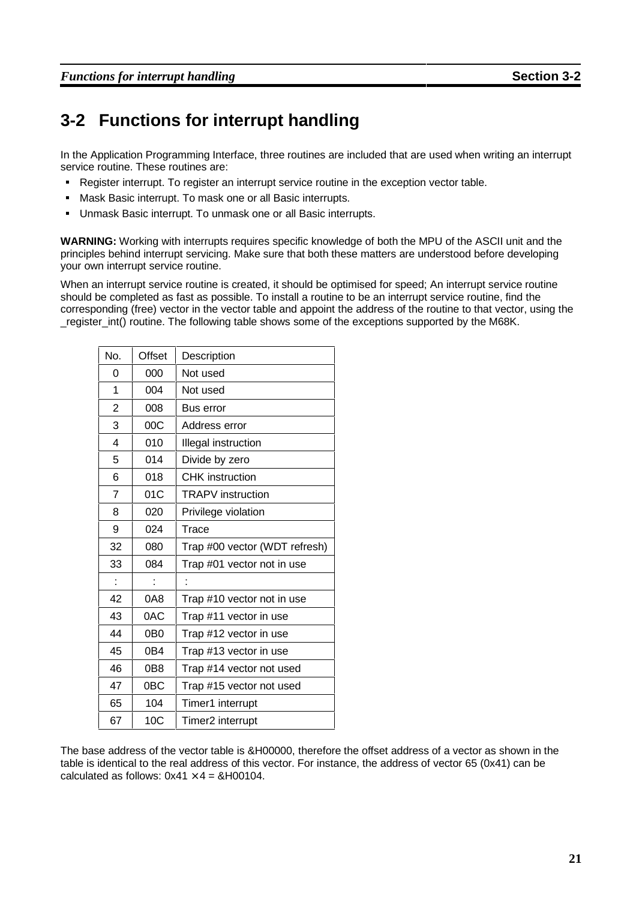## 3-2 Functions for interrupt handling

In the Application Programming Interface, three routines are included that are used when writing an interrupt service routine. These routines are:

- Register interrupt. To register an interrupt service routine in the exception vector table.
- Mask Basic interrupt. To mask one or all Basic interrupts.
- Unmask Basic interrupt. To unmask one or all Basic interrupts.

**WARNING:** Working with interrupts requires specific knowledge of both the MPU of the ASCII unit and the principles behind interrupt servicing. Make sure that both these matters are understood before developing your own interrupt service routine.

When an interrupt service routine is created, it should be optimised for speed; An interrupt service routine should be completed as fast as possible. To install a routine to be an interrupt service routine, find the corresponding (free) vector in the vector table and appoint the address of the routine to that vector, using the _register_int() routine. The following table shows some of the exceptions supported by the M68K.

| No. | Offset | Description |
|---|---|---|
| 0 | 000 | Not used |
| 1 | 004 | Not used |
| 2 | 008 | Bus error |
| 3 | 00C | Address error |
| 4 | 010 | Illegal instruction |
| 5 | 014 | Divide by zero |
| 6 | 018 | CHK instruction |
| 7 | 01C | TRAPV instruction |
| 8 | 020 | Privilege violation |
| 9 | 024 | Trace |
| 32 | 080 | Trap #00 vector (WDT refresh) |
| 33 | 084 | Trap #01 vector not in use |
| : | : | : |
| 42 | 0A8 | Trap #10 vector not in use |
| 43 | 0AC | Trap #11 vector in use |
| 44 | 0B0 | Trap #12 vector in use |
| 45 | 0B4 | Trap #13 vector in use |
| 46 | 0B8 | Trap #14 vector not used |
| 47 | 0BC | Trap #15 vector not used |
| 65 | 104 | Timer1 interrupt |
| 67 | 10C | Timer2 interrupt |

The base address of the vector table is &H00000, therefore the offset address of a vector as shown in the table is identical to the real address of this vector. For instance, the address of vector 65 (0x41) can be calculated as follows: 0x41 × 4 = &H00104.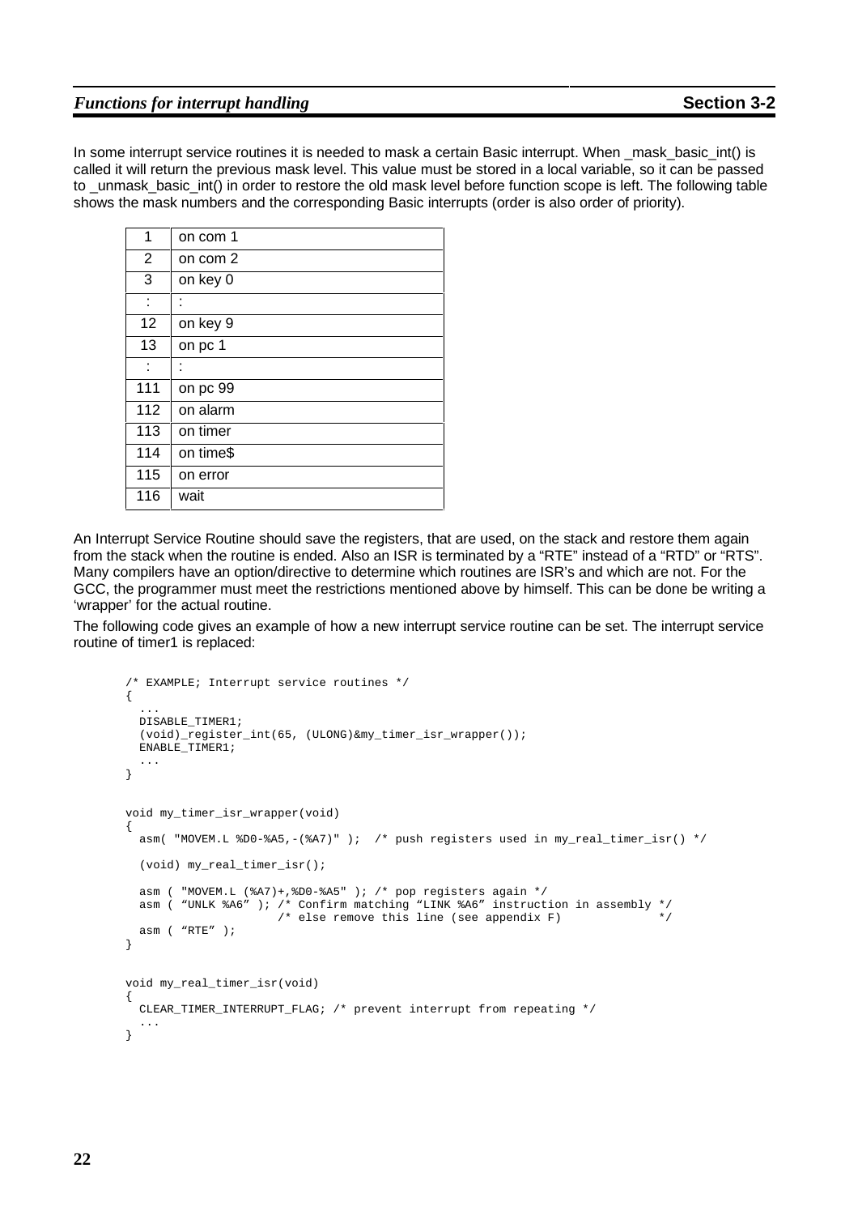In some interrupt service routines it is needed to mask a certain Basic interrupt. When _mask_basic_int() is called it will return the previous mask level. This value must be stored in a local variable, so it can be passed to _unmask_basic_int() in order to restore the old mask level before function scope is left. The following table shows the mask numbers and the corresponding Basic interrupts (order is also order of priority).

| | |
|---|---|
| 1 | on com 1 |
| 2 | on com 2 |
| 3 | on key 0 |
| : | : |
| 12 | on key 9 |
| 13 | on pc 1 |
| : | : |
| 111 | on pc 99 |
| 112 | on alarm |
| 113 | on timer |
| 114 | on time$ |
| 115 | on error |
| 116 | wait |

An Interrupt Service Routine should save the registers, that are used, on the stack and restore them again from the stack when the routine is ended. Also an ISR is terminated by a “RTE” instead of a “RTD” or “RTS”. Many compilers have an option/directive to determine which routines are ISR’s and which are not. For the GCC, the programmer must meet the restrictions mentioned above by himself. This can be done be writing a ‘wrapper’ for the actual routine.

The following code gives an example of how a new interrupt service routine can be set. The interrupt service routine of timer1 is replaced:

```
/* EXAMPLE; Interrupt service routines */
{
  ...
  DISABLE_TIMER1;
  (void)_register_int(65, (ULONG)&my_timer_isr_wrapper());
  ENABLE_TIMER1;
  ...
}

void my_timer_isr_wrapper(void)
{
  asm( "MOVEM.L %D0-%A5,-(%A7)" );  /* push registers used in my_real_timer_isr() */

  (void) my_real_timer_isr();

  asm ( "MOVEM.L (%A7)+,%D0-%A5" ); /* pop registers again */
  asm ( “UNLK %A6” ); /* Confirm matching “LINK %A6” instruction in assembly */
                    /* else remove this line (see appendix F)             */
  asm ( “RTE” );
}

void my_real_timer_isr(void)
{
  CLEAR_TIMER_INTERRUPT_FLAG; /* prevent interrupt from repeating */
  ...
}
```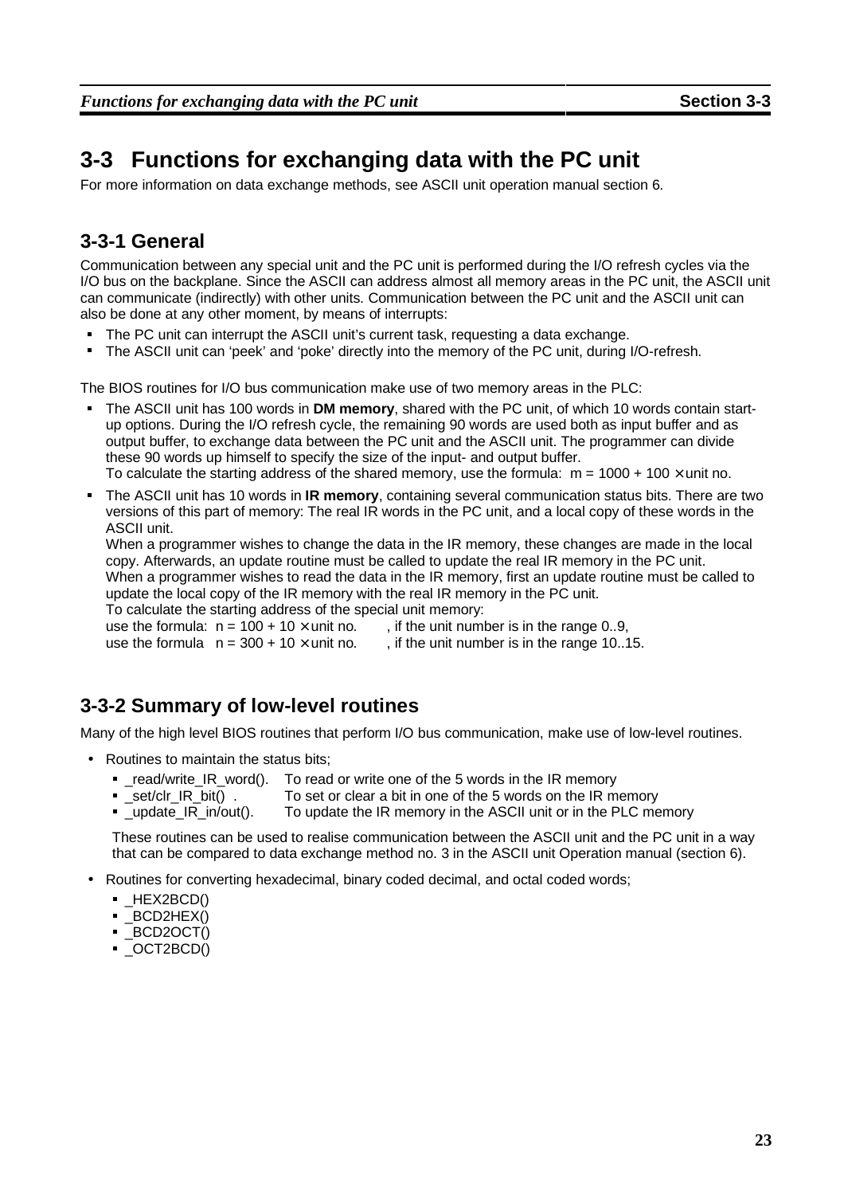# 3-3 Functions for exchanging data with the PC unit

For more information on data exchange methods, see ASCII unit operation manual section 6.

## 3-3-1 General

Communication between any special unit and the PC unit is performed during the I/O refresh cycles via the I/O bus on the backplane. Since the ASCII can address almost all memory areas in the PC unit, the ASCII unit can communicate (indirectly) with other units. Communication between the PC unit and the ASCII unit can also be done at any other moment, by means of interrupts:

- The PC unit can interrupt the ASCII unit's current task, requesting a data exchange.
- The ASCII unit can 'peek' and 'poke' directly into the memory of the PC unit, during I/O-refresh.

The BIOS routines for I/O bus communication make use of two memory areas in the PLC:

- The ASCII unit has 100 words in **DM memory**, shared with the PC unit, of which 10 words contain start-up options. During the I/O refresh cycle, the remaining 90 words are used both as input buffer and as output buffer, to exchange data between the PC unit and the ASCII unit. The programmer can divide these 90 words up himself to specify the size of the input- and output buffer.
  To calculate the starting address of the shared memory, use the formula: m = 1000 + 100 × unit no.
- The ASCII unit has 10 words in **IR memory**, containing several communication status bits. There are two versions of this part of memory: The real IR words in the PC unit, and a local copy of these words in the ASCII unit.
  When a programmer wishes to change the data in the IR memory, these changes are made in the local copy. Afterwards, an update routine must be called to update the real IR memory in the PC unit.
  When a programmer wishes to read the data in the IR memory, first an update routine must be called to update the local copy of the IR memory with the real IR memory in the PC unit.
  To calculate the starting address of the special unit memory:
  use the formula: n = 100 + 10 × unit no. , if the unit number is in the range 0..9,
  use the formula n = 300 + 10 × unit no. , if the unit number is in the range 10..15.

## 3-3-2 Summary of low-level routines

Many of the high level BIOS routines that perform I/O bus communication, make use of low-level routines.

- Routines to maintain the status bits;
  - _read/write_IR_word(). To read or write one of the 5 words in the IR memory
  - _set/clr_IR_bit() . To set or clear a bit in one of the 5 words on the IR memory
  - _update_IR_in/out(). To update the IR memory in the ASCII unit or in the PLC memory

  These routines can be used to realise communication between the ASCII unit and the PC unit in a way that can be compared to data exchange method no. 3 in the ASCII unit Operation manual (section 6).

- Routines for converting hexadecimal, binary coded decimal, and octal coded words;
  - _HEX2BCD()
  - _BCD2HEX()
  - _BCD2OCT()
  - _OCT2BCD()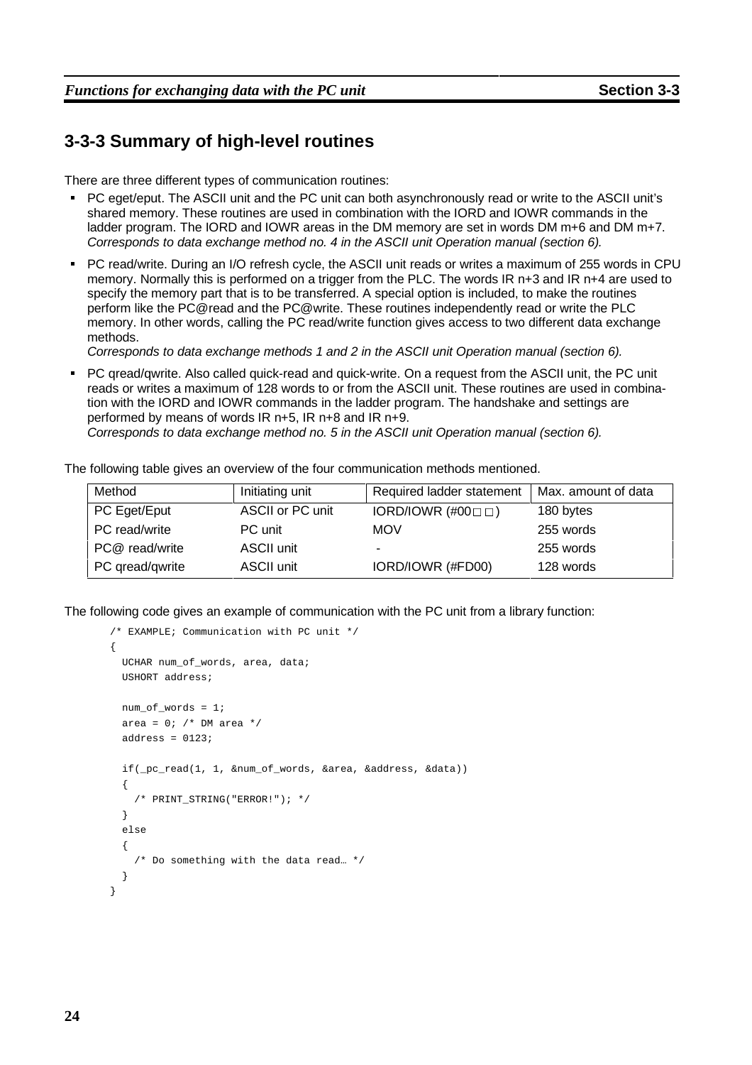## 3-3-3 Summary of high-level routines

There are three different types of communication routines:

- PC eget/eput. The ASCII unit and the PC unit can both asynchronously read or write to the ASCII unit's shared memory. These routines are used in combination with the IORD and IOWR commands in the ladder program. The IORD and IOWR areas in the DM memory are set in words DM m+6 and DM m+7. *Corresponds to data exchange method no. 4 in the ASCII unit Operation manual (section 6).*
- PC read/write. During an I/O refresh cycle, the ASCII unit reads or writes a maximum of 255 words in CPU memory. Normally this is performed on a trigger from the PLC. The words IR n+3 and IR n+4 are used to specify the memory part that is to be transferred. A special option is included, to make the routines perform like the PC@read and the PC@write. These routines independently read or write the PLC memory. In other words, calling the PC read/write function gives access to two different data exchange methods.
  *Corresponds to data exchange methods 1 and 2 in the ASCII unit Operation manual (section 6).*
- PC qread/qwrite. Also called quick-read and quick-write. On a request from the ASCII unit, the PC unit reads or writes a maximum of 128 words to or from the ASCII unit. These routines are used in combination with the IORD and IOWR commands in the ladder program. The handshake and settings are performed by means of words IR n+5, IR n+8 and IR n+9.
  *Corresponds to data exchange method no. 5 in the ASCII unit Operation manual (section 6).*

The following table gives an overview of the four communication methods mentioned.

| Method | Initiating unit | Required ladder statement | Max. amount of data |
|---|---|---|---|
| PC Eget/Eput | ASCII or PC unit | IORD/IOWR (#00□□) | 180 bytes |
| PC read/write | PC unit | MOV | 255 words |
| PC@ read/write | ASCII unit | - | 255 words |
| PC qread/qwrite | ASCII unit | IORD/IOWR (#FD00) | 128 words |

The following code gives an example of communication with the PC unit from a library function:

```
/* EXAMPLE; Communication with PC unit */
{
  UCHAR num_of_words, area, data;
  USHORT address;

  num_of_words = 1;
  area = 0; /* DM area */
  address = 0123;

  if(_pc_read(1, 1, &num_of_words, &area, &address, &data))
  {
    /* PRINT_STRING("ERROR!"); */
  }
  else
  {
    /* Do something with the data read… */
  }
}
```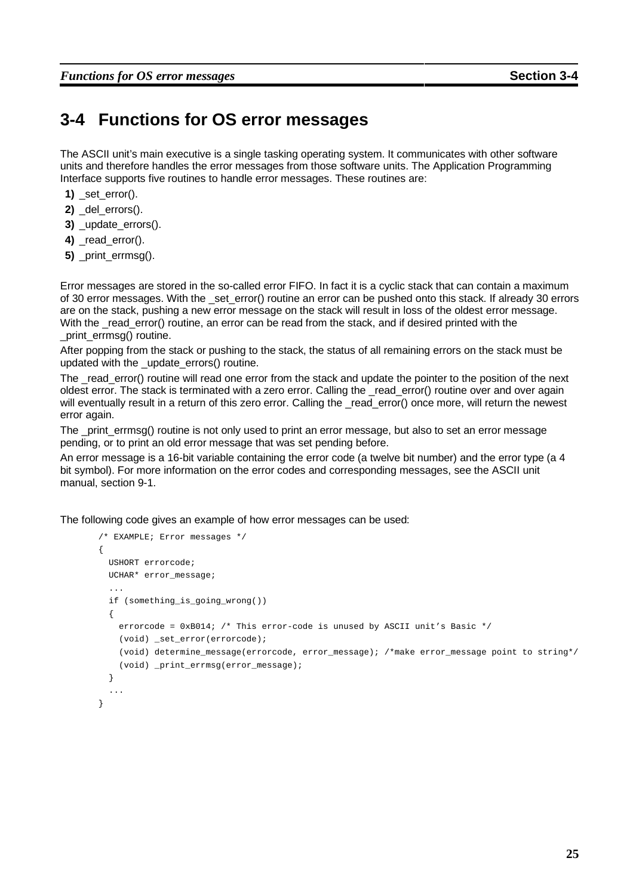# 3-4 Functions for OS error messages

The ASCII unit's main executive is a single tasking operating system. It communicates with other software units and therefore handles the error messages from those software units. The Application Programming Interface supports five routines to handle error messages. These routines are:

1) _set_error().
2) _del_errors().
3) _update_errors().
4) _read_error().
5) _print_errmsg().

Error messages are stored in the so-called error FIFO. In fact it is a cyclic stack that can contain a maximum of 30 error messages. With the _set_error() routine an error can be pushed onto this stack. If already 30 errors are on the stack, pushing a new error message on the stack will result in loss of the oldest error message. With the _read_error() routine, an error can be read from the stack, and if desired printed with the _print_errmsg() routine.

After popping from the stack or pushing to the stack, the status of all remaining errors on the stack must be updated with the _update_errors() routine.

The _read_error() routine will read one error from the stack and update the pointer to the position of the next oldest error. The stack is terminated with a zero error. Calling the _read_error() routine over and over again will eventually result in a return of this zero error. Calling the _read_error() once more, will return the newest error again.

The _print_errmsg() routine is not only used to print an error message, but also to set an error message pending, or to print an old error message that was set pending before.

An error message is a 16-bit variable containing the error code (a twelve bit number) and the error type (a 4 bit symbol). For more information on the error codes and corresponding messages, see the ASCII unit manual, section 9-1.

The following code gives an example of how error messages can be used:

```
/* EXAMPLE; Error messages */
{
  USHORT errorcode;
  UCHAR* error_message;
  ...
  if (something_is_going_wrong())
  {
    errorcode = 0xB014; /* This error-code is unused by ASCII unit's Basic */
    (void) _set_error(errorcode);
    (void) determine_message(errorcode, error_message); /*make error_message point to string*/
    (void) _print_errmsg(error_message);
  }
  ...
}
```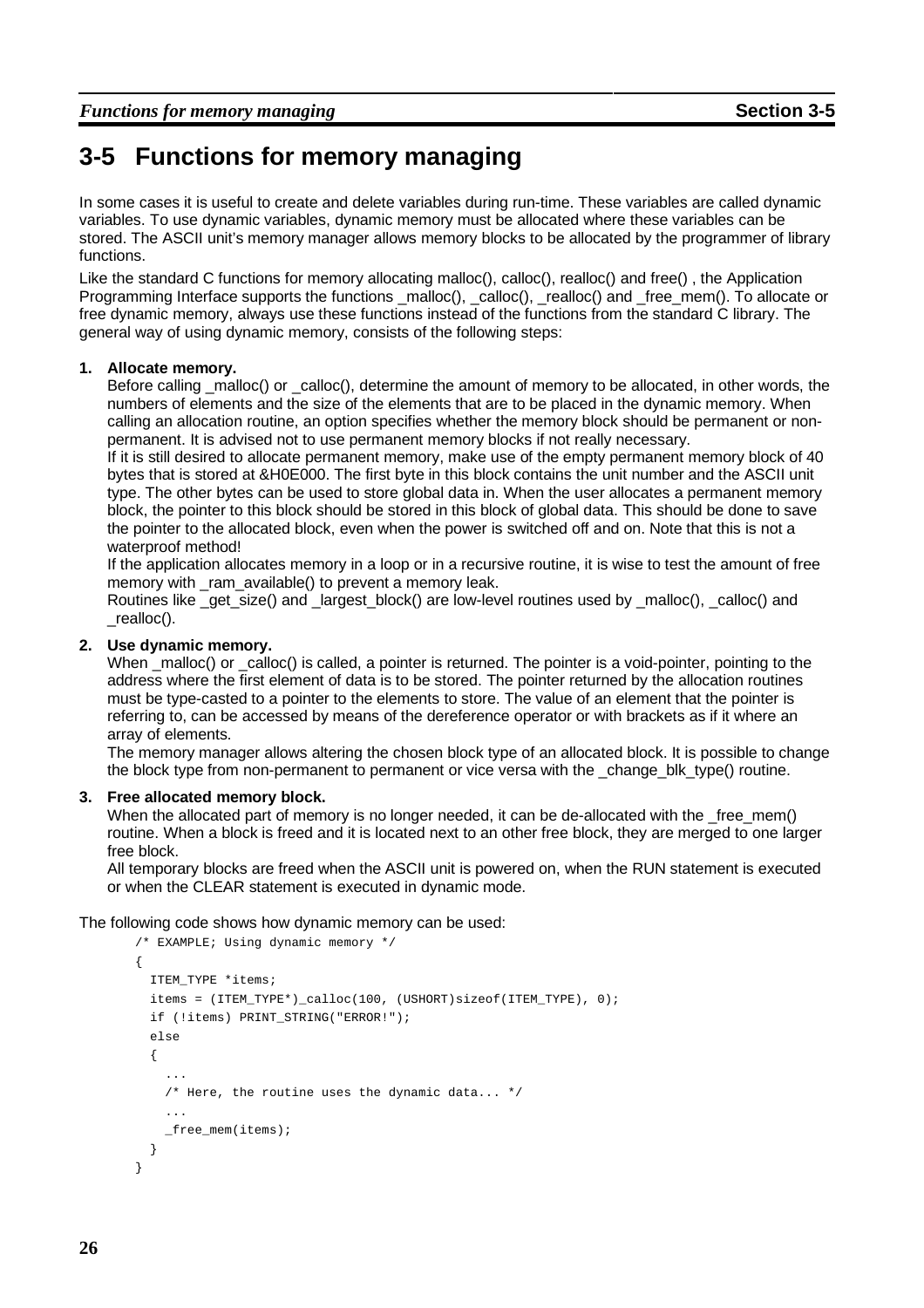# 3-5 Functions for memory managing

In some cases it is useful to create and delete variables during run-time. These variables are called dynamic variables. To use dynamic variables, dynamic memory must be allocated where these variables can be stored. The ASCII unit's memory manager allows memory blocks to be allocated by the programmer of library functions.

Like the standard C functions for memory allocating malloc(), calloc(), realloc() and free() , the Application Programming Interface supports the functions _malloc(), _calloc(), _realloc() and _free_mem(). To allocate or free dynamic memory, always use these functions instead of the functions from the standard C library. The general way of using dynamic memory, consists of the following steps:

1. **Allocate memory.**
   Before calling _malloc() or _calloc(), determine the amount of memory to be allocated, in other words, the numbers of elements and the size of the elements that are to be placed in the dynamic memory. When calling an allocation routine, an option specifies whether the memory block should be permanent or non-permanent. It is advised not to use permanent memory blocks if not really necessary.
   If it is still desired to allocate permanent memory, make use of the empty permanent memory block of 40 bytes that is stored at &H0E000. The first byte in this block contains the unit number and the ASCII unit type. The other bytes can be used to store global data in. When the user allocates a permanent memory block, the pointer to this block should be stored in this block of global data. This should be done to save the pointer to the allocated block, even when the power is switched off and on. Note that this is not a waterproof method!
   If the application allocates memory in a loop or in a recursive routine, it is wise to test the amount of free memory with _ram_available() to prevent a memory leak.
   Routines like _get_size() and _largest_block() are low-level routines used by _malloc(), _calloc() and _realloc().
2. **Use dynamic memory.**
   When _malloc() or _calloc() is called, a pointer is returned. The pointer is a void-pointer, pointing to the address where the first element of data is to be stored. The pointer returned by the allocation routines must be type-casted to a pointer to the elements to store. The value of an element that the pointer is referring to, can be accessed by means of the dereference operator or with brackets as if it where an array of elements.
   The memory manager allows altering the chosen block type of an allocated block. It is possible to change the block type from non-permanent to permanent or vice versa with the _change_blk_type() routine.
3. **Free allocated memory block.**
   When the allocated part of memory is no longer needed, it can be de-allocated with the _free_mem() routine. When a block is freed and it is located next to an other free block, they are merged to one larger free block.
   All temporary blocks are freed when the ASCII unit is powered on, when the RUN statement is executed or when the CLEAR statement is executed in dynamic mode.

The following code shows how dynamic memory can be used:

```
/* EXAMPLE; Using dynamic memory */
{
  ITEM_TYPE *items;
  items = (ITEM_TYPE*)_calloc(100, (USHORT)sizeof(ITEM_TYPE), 0);
  if (!items) PRINT_STRING("ERROR!");
  else
  {
    ...
    /* Here, the routine uses the dynamic data... */
    ...
    _free_mem(items);
  }
}
```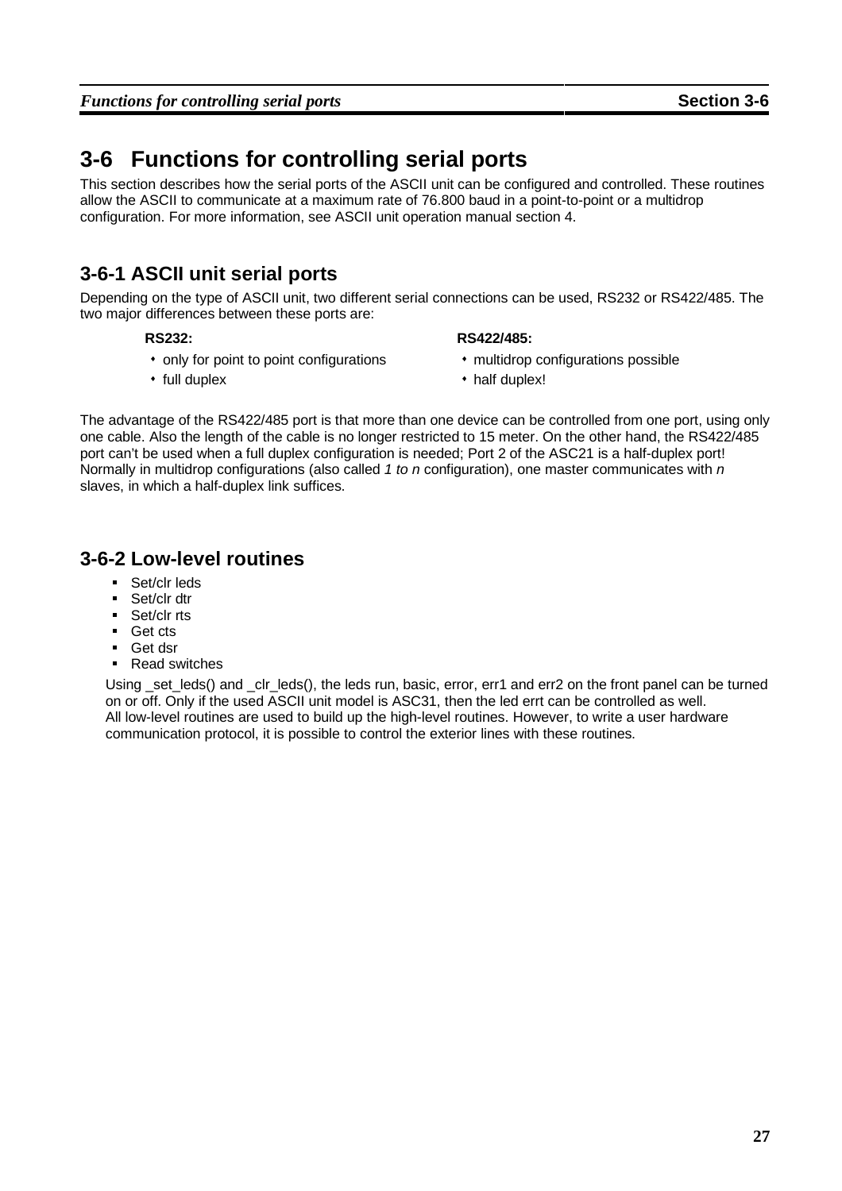# 3-6 Functions for controlling serial ports

This section describes how the serial ports of the ASCII unit can be configured and controlled. These routines allow the ASCII to communicate at a maximum rate of 76.800 baud in a point-to-point or a multidrop configuration. For more information, see ASCII unit operation manual section 4.

## 3-6-1 ASCII unit serial ports

Depending on the type of ASCII unit, two different serial connections can be used, RS232 or RS422/485. The two major differences between these ports are:

**RS232:**

- only for point to point configurations
- full duplex

**RS422/485:**

- multidrop configurations possible
- half duplex!

The advantage of the RS422/485 port is that more than one device can be controlled from one port, using only one cable. Also the length of the cable is no longer restricted to 15 meter. On the other hand, the RS422/485 port can't be used when a full duplex configuration is needed; Port 2 of the ASC21 is a half-duplex port! Normally in multidrop configurations (also called *1 to n* configuration), one master communicates with *n* slaves, in which a half-duplex link suffices.

## 3-6-2 Low-level routines

- Set/clr leds
- Set/clr dtr
- Set/clr rts
- Get cts
- Get dsr
- Read switches

Using _set_leds() and _clr_leds(), the leds run, basic, error, err1 and err2 on the front panel can be turned on or off. Only if the used ASCII unit model is ASC31, then the led errt can be controlled as well.
All low-level routines are used to build up the high-level routines. However, to write a user hardware communication protocol, it is possible to control the exterior lines with these routines.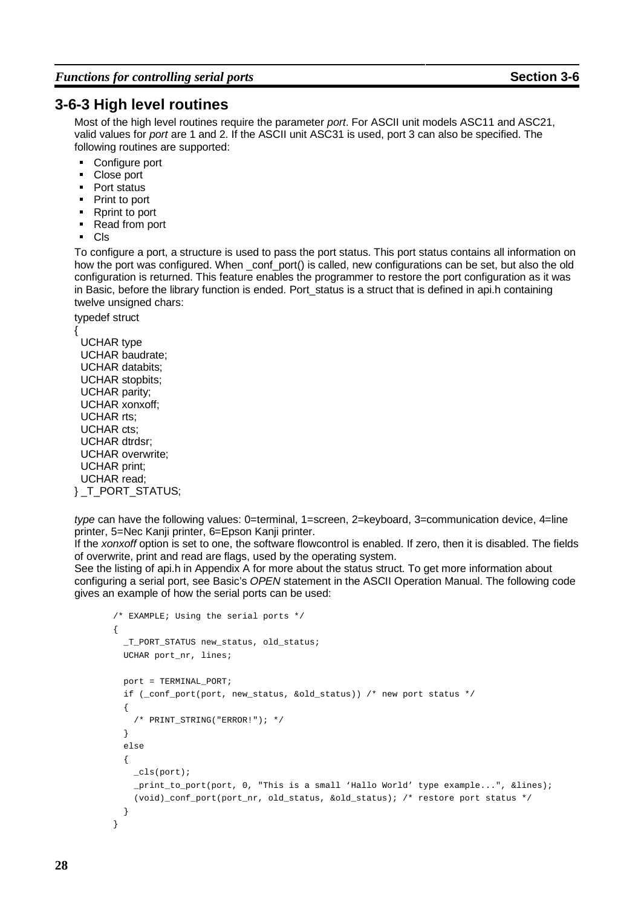### 3-6-3 High level routines

Most of the high level routines require the parameter *port*. For ASCII unit models ASC11 and ASC21, valid values for *port* are 1 and 2. If the ASCII unit ASC31 is used, port 3 can also be specified. The following routines are supported:

- Configure port
- Close port
- Port status
- Print to port
- Rprint to port
- Read from port
- Cls

To configure a port, a structure is used to pass the port status. This port status contains all information on how the port was configured. When _conf_port() is called, new configurations can be set, but also the old configuration is returned. This feature enables the programmer to restore the port configuration as it was in Basic, before the library function is ended. Port_status is a struct that is defined in api.h containing twelve unsigned chars:

```
typedef struct
{
  UCHAR type
  UCHAR baudrate;
  UCHAR databits;
  UCHAR stopbits;
  UCHAR parity;
  UCHAR xonxoff;
  UCHAR rts;
  UCHAR cts;
  UCHAR dtrdsr;
  UCHAR overwrite;
  UCHAR print;
  UCHAR read;
} _T_PORT_STATUS;
```

*type* can have the following values: 0=terminal, 1=screen, 2=keyboard, 3=communication device, 4=line printer, 5=Nec Kanji printer, 6=Epson Kanji printer.
If the *xonxoff* option is set to one, the software flowcontrol is enabled. If zero, then it is disabled. The fields of overwrite, print and read are flags, used by the operating system.
See the listing of api.h in Appendix A for more about the status struct. To get more information about configuring a serial port, see Basic's *OPEN* statement in the ASCII Operation Manual. The following code gives an example of how the serial ports can be used:

```
/* EXAMPLE; Using the serial ports */
{
  _T_PORT_STATUS new_status, old_status;
  UCHAR port_nr, lines;

  port = TERMINAL_PORT;
  if (_conf_port(port, new_status, &old_status)) /* new port status */
  {
    /* PRINT_STRING("ERROR!"); */
  }
  else
  {
    _cls(port);
    _print_to_port(port, 0, "This is a small ‘Hallo World’ type example...", &lines);
    (void)_conf_port(port_nr, old_status, &old_status); /* restore port status */
  }
}
```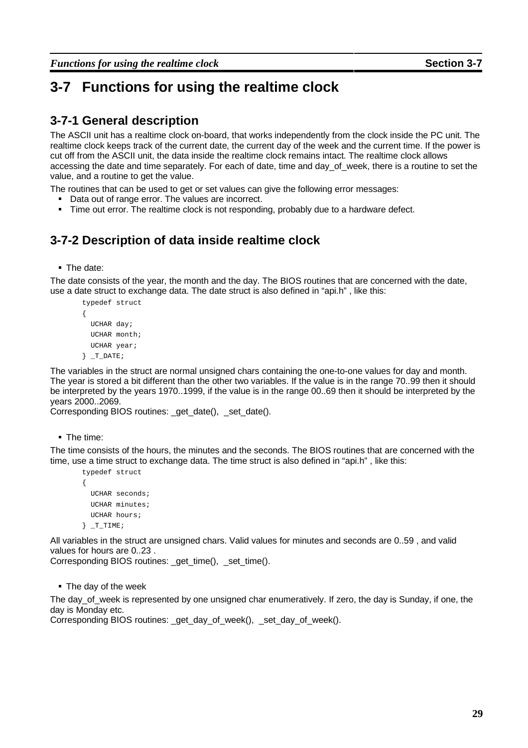# 3-7 Functions for using the realtime clock

## 3-7-1 General description

The ASCII unit has a realtime clock on-board, that works independently from the clock inside the PC unit. The realtime clock keeps track of the current date, the current day of the week and the current time. If the power is cut off from the ASCII unit, the data inside the realtime clock remains intact. The realtime clock allows accessing the date and time separately. For each of date, time and day_of_week, there is a routine to set the value, and a routine to get the value.

The routines that can be used to get or set values can give the following error messages:

- Data out of range error. The values are incorrect.
- Time out error. The realtime clock is not responding, probably due to a hardware defect.

## 3-7-2 Description of data inside realtime clock

- The date:

The date consists of the year, the month and the day. The BIOS routines that are concerned with the date, use a date struct to exchange data. The date struct is also defined in "api.h" , like this:

```
typedef struct
{
  UCHAR day;
  UCHAR month;
  UCHAR year;
} _T_DATE;
```

The variables in the struct are normal unsigned chars containing the one-to-one values for day and month. The year is stored a bit different than the other two variables. If the value is in the range 70..99 then it should be interpreted by the years 1970..1999, if the value is in the range 00..69 then it should be interpreted by the years 2000..2069.
Corresponding BIOS routines: _get_date(), _set_date().

- The time:

The time consists of the hours, the minutes and the seconds. The BIOS routines that are concerned with the time, use a time struct to exchange data. The time struct is also defined in "api.h" , like this:

```
typedef struct
{
  UCHAR seconds;
  UCHAR minutes;
  UCHAR hours;
} _T_TIME;
```

All variables in the struct are unsigned chars. Valid values for minutes and seconds are 0..59 , and valid values for hours are 0..23 .
Corresponding BIOS routines: _get_time(), _set_time().

- The day of the week

The day_of_week is represented by one unsigned char enumeratively. If zero, the day is Sunday, if one, the day is Monday etc.
Corresponding BIOS routines: _get_day_of_week(), _set_day_of_week().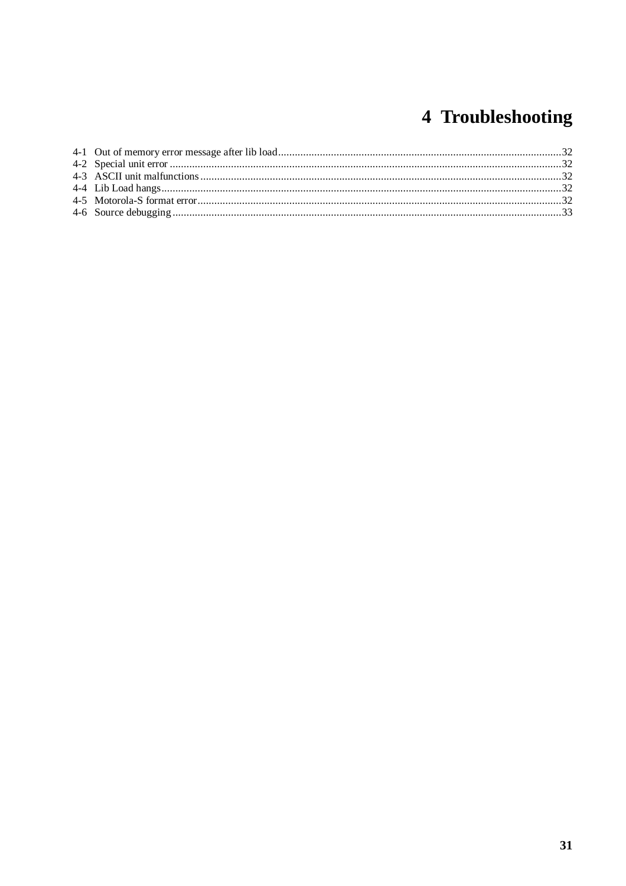# 4 Troubleshooting

4-1 Out of memory error message after lib load .....32
4-2 Special unit error .....32
4-3 ASCII unit malfunctions .....32
4-4 Lib Load hangs .....32
4-5 Motorola-S format error .....32
4-6 Source debugging .....33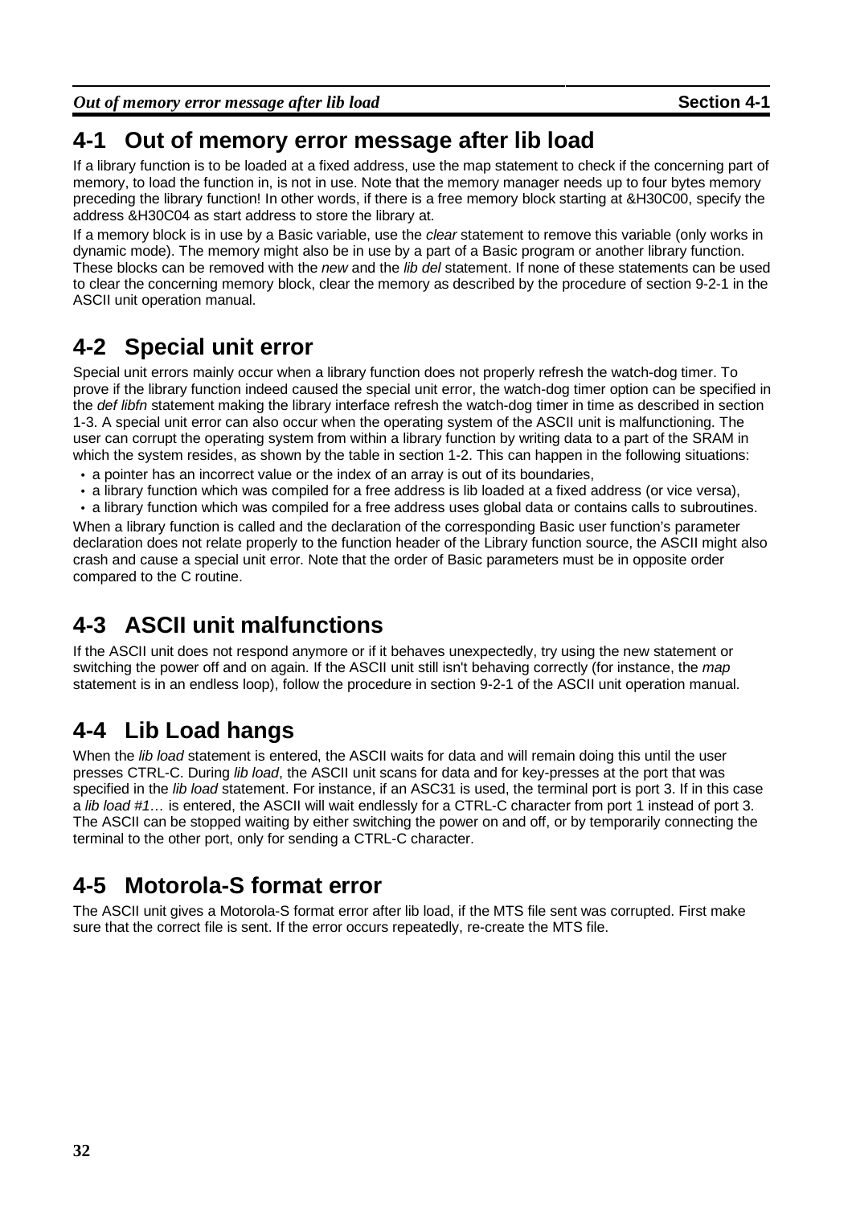## 4-1 Out of memory error message after lib load

If a library function is to be loaded at a fixed address, use the map statement to check if the concerning part of memory, to load the function in, is not in use. Note that the memory manager needs up to four bytes memory preceding the library function! In other words, if there is a free memory block starting at &H30C00, specify the address &H30C04 as start address to store the library at.

If a memory block is in use by a Basic variable, use the *clear* statement to remove this variable (only works in dynamic mode). The memory might also be in use by a part of a Basic program or another library function. These blocks can be removed with the *new* and the *lib del* statement. If none of these statements can be used to clear the concerning memory block, clear the memory as described by the procedure of section 9-2-1 in the ASCII unit operation manual.

## 4-2 Special unit error

Special unit errors mainly occur when a library function does not properly refresh the watch-dog timer. To prove if the library function indeed caused the special unit error, the watch-dog timer option can be specified in the *def libfn* statement making the library interface refresh the watch-dog timer in time as described in section 1-3. A special unit error can also occur when the operating system of the ASCII unit is malfunctioning. The user can corrupt the operating system from within a library function by writing data to a part of the SRAM in which the system resides, as shown by the table in section 1-2. This can happen in the following situations:

- a pointer has an incorrect value or the index of an array is out of its boundaries,
- a library function which was compiled for a free address is lib loaded at a fixed address (or vice versa),
- a library function which was compiled for a free address uses global data or contains calls to subroutines.

When a library function is called and the declaration of the corresponding Basic user function's parameter declaration does not relate properly to the function header of the Library function source, the ASCII might also crash and cause a special unit error. Note that the order of Basic parameters must be in opposite order compared to the C routine.

## 4-3 ASCII unit malfunctions

If the ASCII unit does not respond anymore or if it behaves unexpectedly, try using the new statement or switching the power off and on again. If the ASCII unit still isn't behaving correctly (for instance, the *map* statement is in an endless loop), follow the procedure in section 9-2-1 of the ASCII unit operation manual.

## 4-4 Lib Load hangs

When the *lib load* statement is entered, the ASCII waits for data and will remain doing this until the user presses CTRL-C. During *lib load*, the ASCII unit scans for data and for key-presses at the port that was specified in the *lib load* statement. For instance, if an ASC31 is used, the terminal port is port 3. If in this case a *lib load #1…* is entered, the ASCII will wait endlessly for a CTRL-C character from port 1 instead of port 3. The ASCII can be stopped waiting by either switching the power on and off, or by temporarily connecting the terminal to the other port, only for sending a CTRL-C character.

## 4-5 Motorola-S format error

The ASCII unit gives a Motorola-S format error after lib load, if the MTS file sent was corrupted. First make sure that the correct file is sent. If the error occurs repeatedly, re-create the MTS file.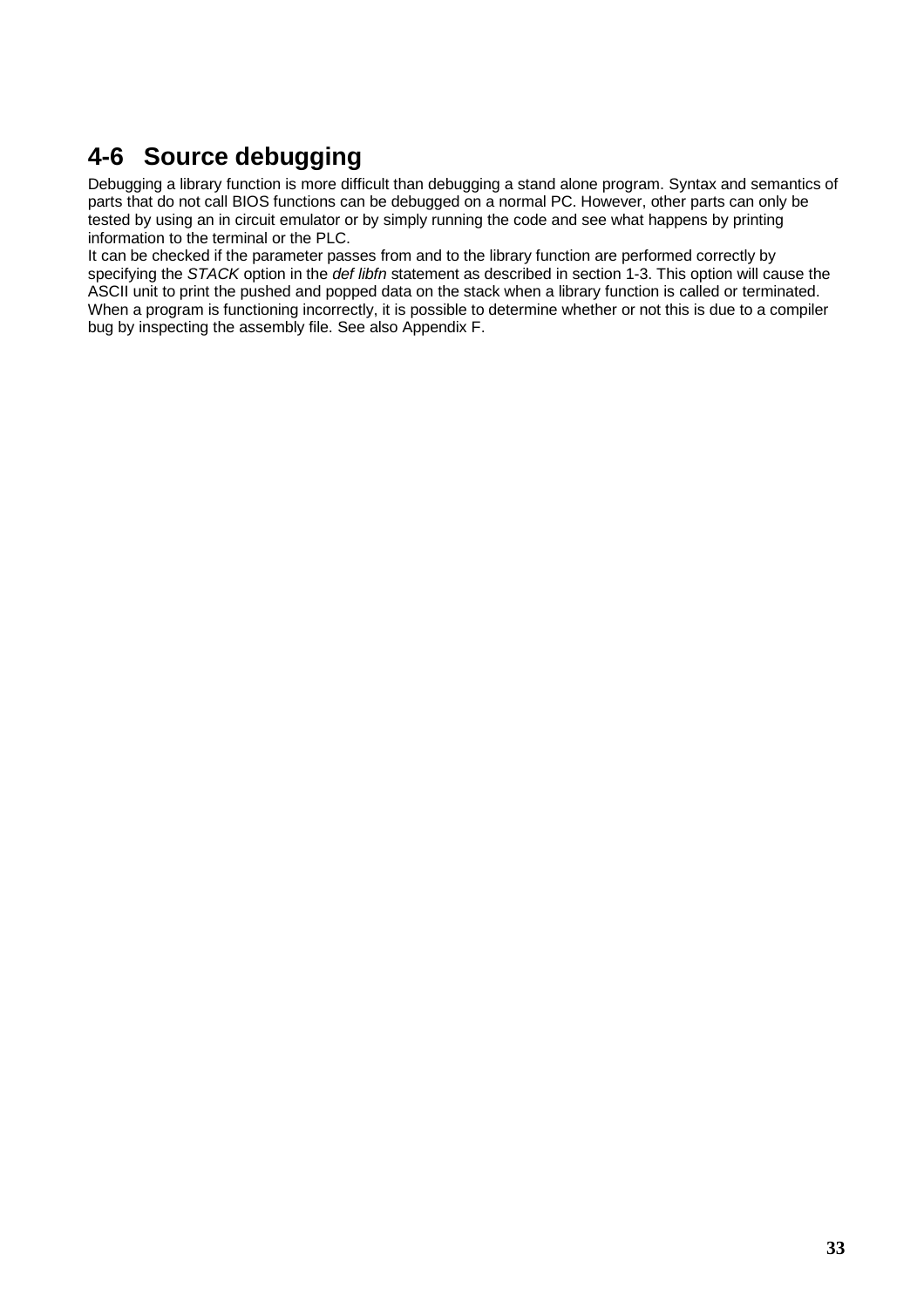## 4-6 Source debugging

Debugging a library function is more difficult than debugging a stand alone program. Syntax and semantics of parts that do not call BIOS functions can be debugged on a normal PC. However, other parts can only be tested by using an in circuit emulator or by simply running the code and see what happens by printing information to the terminal or the PLC.
It can be checked if the parameter passes from and to the library function are performed correctly by specifying the *STACK* option in the *def libfn* statement as described in section 1-3. This option will cause the ASCII unit to print the pushed and popped data on the stack when a library function is called or terminated.
When a program is functioning incorrectly, it is possible to determine whether or not this is due to a compiler bug by inspecting the assembly file. See also Appendix F.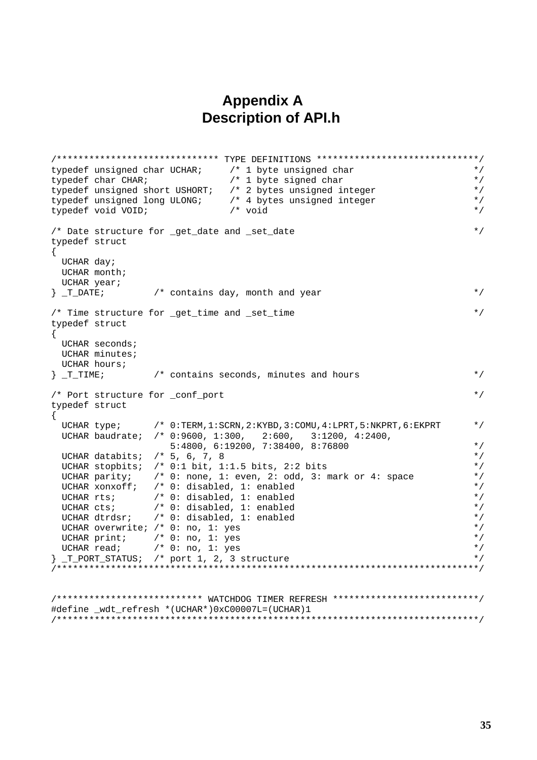# Appendix A
## Description of API.h

```
/****************************** TYPE DEFINITIONS ******************************/
typedef unsigned char UCHAR;     /* 1 byte unsigned char                        */
typedef char CHAR;               /* 1 byte signed char                          */
typedef unsigned short USHORT;   /* 2 bytes unsigned integer                    */
typedef unsigned long ULONG;     /* 4 bytes unsigned integer                    */
typedef void VOID;               /* void                                        */

/* Date structure for _get_date and _set_date                                   */
typedef struct
{
  UCHAR day;
  UCHAR month;
  UCHAR year;
} _T_DATE;         /* contains day, month and year                              */

/* Time structure for _get_time and _set_time                                   */
typedef struct
{
  UCHAR seconds;
  UCHAR minutes;
  UCHAR hours;
} _T_TIME;         /* contains seconds, minutes and hours                       */

/* Port structure for _conf_port                                                */
typedef struct
{
  UCHAR type;      /* 0:TERM,1:SCRN,2:KYBD,3:COMU,4:LPRT,5:NKPRT,6:EKPRT       */
  UCHAR baudrate;  /* 0:9600, 1:300,   2:600,   3:1200, 4:2400,
                      5:4800, 6:19200, 7:38400, 8:76800                         */
  UCHAR databits;  /* 5, 6, 7, 8                                                */
  UCHAR stopbits;  /* 0:1 bit, 1:1.5 bits, 2:2 bits                             */
  UCHAR parity;    /* 0: none, 1: even, 2: odd, 3: mark or 4: space             */
  UCHAR xonxoff;   /* 0: disabled, 1: enabled                                   */
  UCHAR rts;       /* 0: disabled, 1: enabled                                   */
  UCHAR cts;       /* 0: disabled, 1: enabled                                   */
  UCHAR dtrdsr;    /* 0: disabled, 1: enabled                                   */
  UCHAR overwrite; /* 0: no, 1: yes                                             */
  UCHAR print;     /* 0: no, 1: yes                                             */
  UCHAR read;      /* 0: no, 1: yes                                             */
} _T_PORT_STATUS;  /* port 1, 2, 3 structure                                    */
/******************************************************************************/


/*************************** WATCHDOG TIMER REFRESH ***************************/
#define _wdt_refresh *(UCHAR*)0xC00007L=(UCHAR)1
/******************************************************************************/
```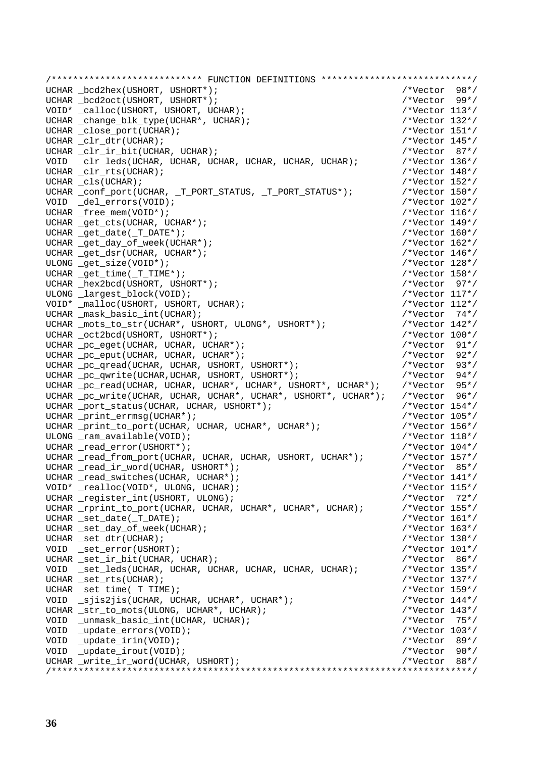```
/*************************** FUNCTION DEFINITIONS ***************************/
UCHAR _bcd2hex(USHORT, USHORT*);                                /*Vector  98*/
UCHAR _bcd2oct(USHORT, USHORT*);                                /*Vector  99*/
VOID* _calloc(USHORT, USHORT, UCHAR);                           /*Vector 113*/
UCHAR _change_blk_type(UCHAR*, UCHAR);                          /*Vector 132*/
UCHAR _close_port(UCHAR);                                       /*Vector 151*/
UCHAR _clr_dtr(UCHAR);                                          /*Vector 145*/
UCHAR _clr_ir_bit(UCHAR, UCHAR);                                /*Vector  87*/
VOID  _clr_leds(UCHAR, UCHAR, UCHAR, UCHAR, UCHAR, UCHAR);      /*Vector 136*/
UCHAR _clr_rts(UCHAR);                                          /*Vector 148*/
UCHAR _cls(UCHAR);                                              /*Vector 152*/
UCHAR _conf_port(UCHAR, _T_PORT_STATUS, _T_PORT_STATUS*);       /*Vector 150*/
VOID  _del_errors(VOID);                                        /*Vector 102*/
UCHAR _free_mem(VOID*);                                         /*Vector 116*/
UCHAR _get_cts(UCHAR, UCHAR*);                                  /*Vector 149*/
UCHAR _get_date(_T_DATE*);                                      /*Vector 160*/
UCHAR _get_day_of_week(UCHAR*);                                 /*Vector 162*/
UCHAR _get_dsr(UCHAR, UCHAR*);                                  /*Vector 146*/
ULONG _get_size(VOID*);                                         /*Vector 128*/
UCHAR _get_time(_T_TIME*);                                      /*Vector 158*/
UCHAR _hex2bcd(USHORT, USHORT*);                                /*Vector  97*/
ULONG _largest_block(VOID);                                     /*Vector 117*/
VOID* _malloc(USHORT, USHORT, UCHAR);                           /*Vector 112*/
UCHAR _mask_basic_int(UCHAR);                                   /*Vector  74*/
UCHAR _mots_to_str(UCHAR*, USHORT, ULONG*, USHORT*);            /*Vector 142*/
UCHAR _oct2bcd(USHORT, USHORT*);                                /*Vector 100*/
UCHAR _pc_eget(UCHAR, UCHAR, UCHAR*);                           /*Vector  91*/
UCHAR _pc_eput(UCHAR, UCHAR, UCHAR*);                           /*Vector  92*/
UCHAR _pc_qread(UCHAR, UCHAR, USHORT, USHORT*);                 /*Vector  93*/
UCHAR _pc_qwrite(UCHAR,UCHAR, USHORT, USHORT*);                 /*Vector  94*/
UCHAR _pc_read(UCHAR, UCHAR, UCHAR*, UCHAR*, USHORT*, UCHAR*);   /*Vector  95*/
UCHAR _pc_write(UCHAR, UCHAR, UCHAR*, UCHAR*, USHORT*, UCHAR*);  /*Vector  96*/
UCHAR _port_status(UCHAR, UCHAR, USHORT*);                      /*Vector 154*/
UCHAR _print_errmsg(UCHAR*);                                    /*Vector 105*/
UCHAR _print_to_port(UCHAR, UCHAR, UCHAR*, UCHAR*);             /*Vector 156*/
ULONG _ram_available(VOID);                                     /*Vector 118*/
UCHAR _read_error(USHORT*);                                     /*Vector 104*/
UCHAR _read_from_port(UCHAR, UCHAR, UCHAR, USHORT, UCHAR*);     /*Vector 157*/
UCHAR _read_ir_word(UCHAR, USHORT*);                            /*Vector  85*/
UCHAR _read_switches(UCHAR, UCHAR*);                            /*Vector 141*/
VOID* _realloc(VOID*, ULONG, UCHAR);                            /*Vector 115*/
UCHAR _register_int(USHORT, ULONG);                             /*Vector  72*/
UCHAR _rprint_to_port(UCHAR, UCHAR, UCHAR*, UCHAR*, UCHAR);     /*Vector 155*/
UCHAR _set_date(_T_DATE);                                       /*Vector 161*/
UCHAR _set_day_of_week(UCHAR);                                  /*Vector 163*/
UCHAR _set_dtr(UCHAR);                                          /*Vector 138*/
VOID  _set_error(USHORT);                                       /*Vector 101*/
UCHAR _set_ir_bit(UCHAR, UCHAR);                                /*Vector  86*/
VOID  _set_leds(UCHAR, UCHAR, UCHAR, UCHAR, UCHAR, UCHAR);      /*Vector 135*/
UCHAR _set_rts(UCHAR);                                          /*Vector 137*/
UCHAR _set_time(_T_TIME);                                       /*Vector 159*/
VOID  _sjis2jis(UCHAR, UCHAR, UCHAR*, UCHAR*);                  /*Vector 144*/
UCHAR _str_to_mots(ULONG, UCHAR*, UCHAR);                       /*Vector 143*/
VOID  _unmask_basic_int(UCHAR, UCHAR);                          /*Vector  75*/
VOID  _update_errors(VOID);                                     /*Vector 103*/
VOID  _update_irin(VOID);                                       /*Vector  89*/
VOID  _update_irout(VOID);                                      /*Vector  90*/
UCHAR _write_ir_word(UCHAR, USHORT);                            /*Vector  88*/
/****************************************************************************/
```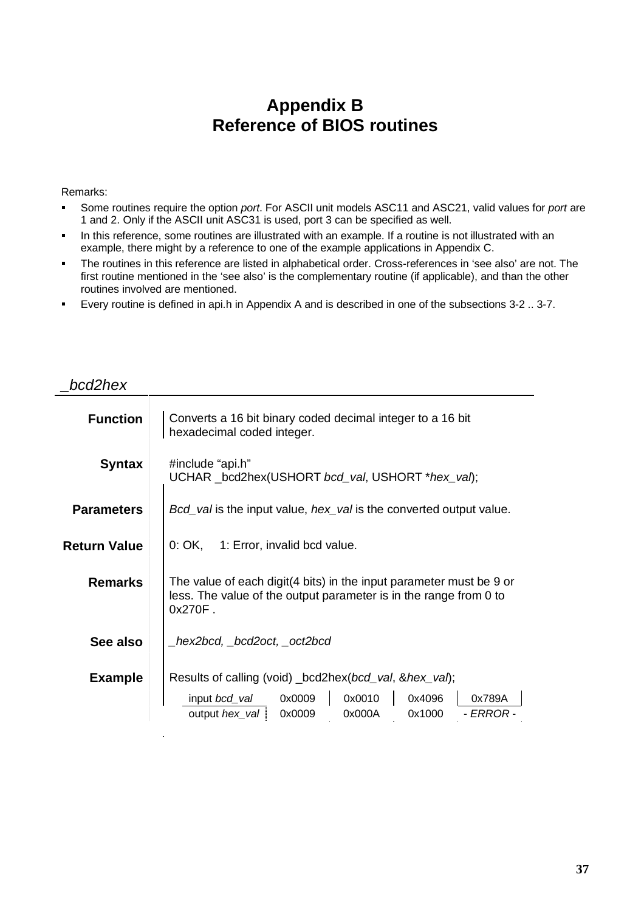# Appendix B
# Reference of BIOS routines

Remarks:

- Some routines require the option *port*. For ASCII unit models ASC11 and ASC21, valid values for *port* are 1 and 2. Only if the ASCII unit ASC31 is used, port 3 can be specified as well.
- In this reference, some routines are illustrated with an example. If a routine is not illustrated with an example, there might by a reference to one of the example applications in Appendix C.
- The routines in this reference are listed in alphabetical order. Cross-references in 'see also' are not. The first routine mentioned in the 'see also' is the complementary routine (if applicable), and than the other routines involved are mentioned.
- Every routine is defined in api.h in Appendix A and is described in one of the subsections 3-2 .. 3-7.

## *_bcd2hex*

**Function**

Converts a 16 bit binary coded decimal integer to a 16 bit hexadecimal coded integer.

**Syntax**

```
#include "api.h"
UCHAR _bcd2hex(USHORT bcd_val, USHORT *hex_val);
```

**Parameters**

*Bcd_val* is the input value, *hex_val* is the converted output value.

**Return Value**

0: OK,  1: Error, invalid bcd value.

**Remarks**

The value of each digit(4 bits) in the input parameter must be 9 or less. The value of the output parameter is in the range from 0 to 0x270F .

**See also**

*_hex2bcd, _bcd2oct, _oct2bcd*

**Example**

Results of calling (void) _bcd2hex(*bcd_val*, &*hex_val*);

| input *bcd_val* | 0x0009 | 0x0010 | 0x4096 | 0x789A |
|---|---|---|---|---|
| output *hex_val* | 0x0009 | 0x000A | 0x1000 | *- ERROR -* |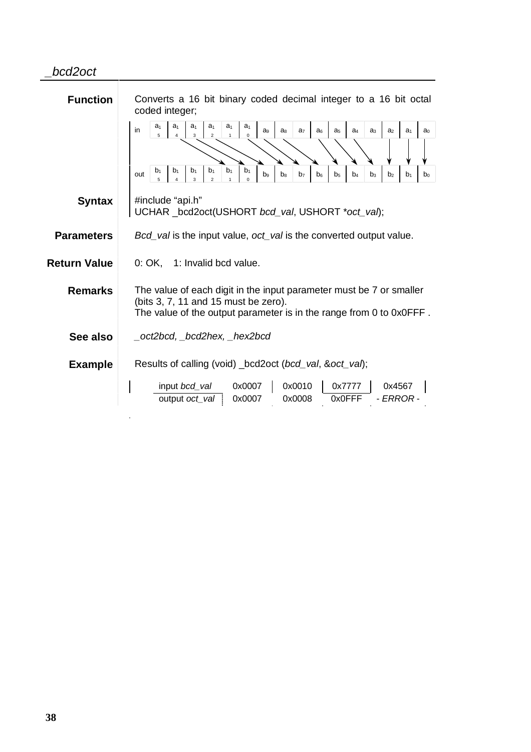## _bcd2oct

**Function**

Converts a 16 bit binary coded decimal integer to a 16 bit octal coded integer;

| | | | | | | | | | | | | | | | | |
|---|---|---|---|---|---|---|---|---|---|---|---|---|---|---|---|---|
| in | $a_{15}$ | $a_{14}$ | $a_{13}$ | $a_{12}$ | $a_{11}$ | $a_{10}$ | $a_9$ | $a_8$ | $a_7$ | $a_6$ | $a_5$ | $a_4$ | $a_3$ | $a_2$ | $a_1$ | $a_0$ |
| out | $b_{15}$ | $b_{14}$ | $b_{13}$ | $b_{12}$ | $b_{11}$ | $b_{10}$ | $b_9$ | $b_8$ | $b_7$ | $b_6$ | $b_5$ | $b_4$ | $b_3$ | $b_2$ | $b_1$ | $b_0$ |

**Syntax**

```
#include "api.h"
UCHAR _bcd2oct(USHORT bcd_val, USHORT *oct_val);
```

**Parameters**

*Bcd_val* is the input value, *oct_val* is the converted output value.

**Return Value**

0: OK, 1: Invalid bcd value.

**Remarks**

The value of each digit in the input parameter must be 7 or smaller (bits 3, 7, 11 and 15 must be zero).
The value of the output parameter is in the range from 0 to 0x0FFF .

**See also**

*_oct2bcd, _bcd2hex, _hex2bcd*

**Example**

Results of calling (void) _bcd2oct (*bcd_val*, &*oct_val*);

| input *bcd_val* | 0x0007 | 0x0010 | 0x7777 | 0x4567 |
|---|---|---|---|---|
| output *oct_val* | 0x0007 | 0x0008 | 0x0FFF | - *ERROR* - |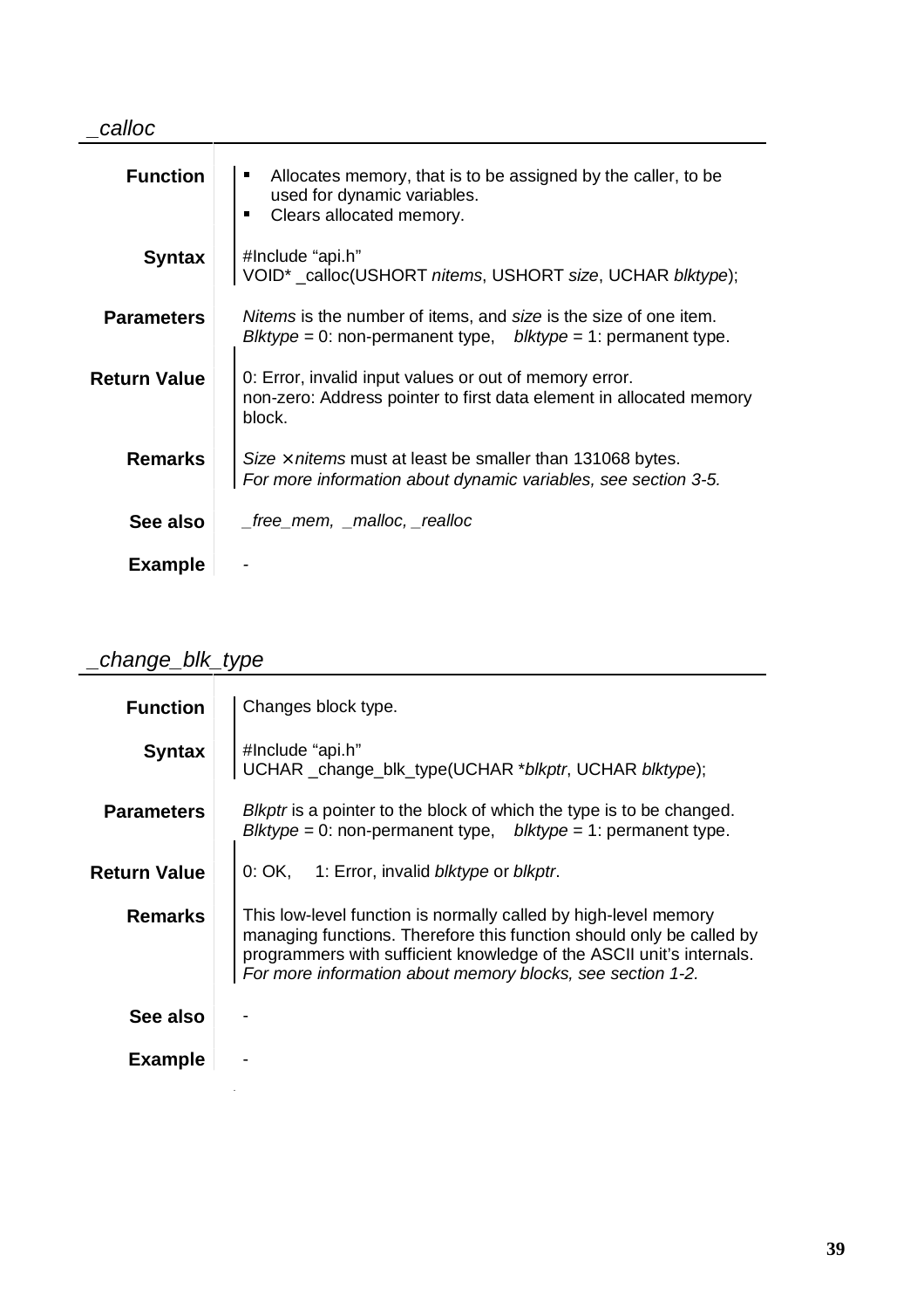## _calloc

**Function**

- Allocates memory, that is to be assigned by the caller, to be used for dynamic variables.
- Clears allocated memory.

**Syntax**

```
#Include "api.h"
VOID* _calloc(USHORT nitems, USHORT size, UCHAR blktype);
```

**Parameters**

*Nitems* is the number of items, and *size* is the size of one item.
*Blktype* = 0: non-permanent type,    *blktype* = 1: permanent type.

**Return Value**

0: Error, invalid input values or out of memory error.
non-zero: Address pointer to first data element in allocated memory block.

**Remarks**

*Size* × *nitems* must at least be smaller than 131068 bytes.
*For more information about dynamic variables, see section 3-5.*

**See also**

*_free_mem, _malloc, _realloc*

**Example**

-

## _change_blk_type

**Function**

Changes block type.

**Syntax**

```
#Include "api.h"
UCHAR _change_blk_type(UCHAR *blkptr, UCHAR blktype);
```

**Parameters**

*Blkptr* is a pointer to the block of which the type is to be changed.
*Blktype* = 0: non-permanent type,    *blktype* = 1: permanent type.

**Return Value**

0: OK,    1: Error, invalid *blktype* or *blkptr*.

**Remarks**

This low-level function is normally called by high-level memory managing functions. Therefore this function should only be called by programmers with sufficient knowledge of the ASCII unit's internals.
*For more information about memory blocks, see section 1-2.*

**See also**

-

**Example**

-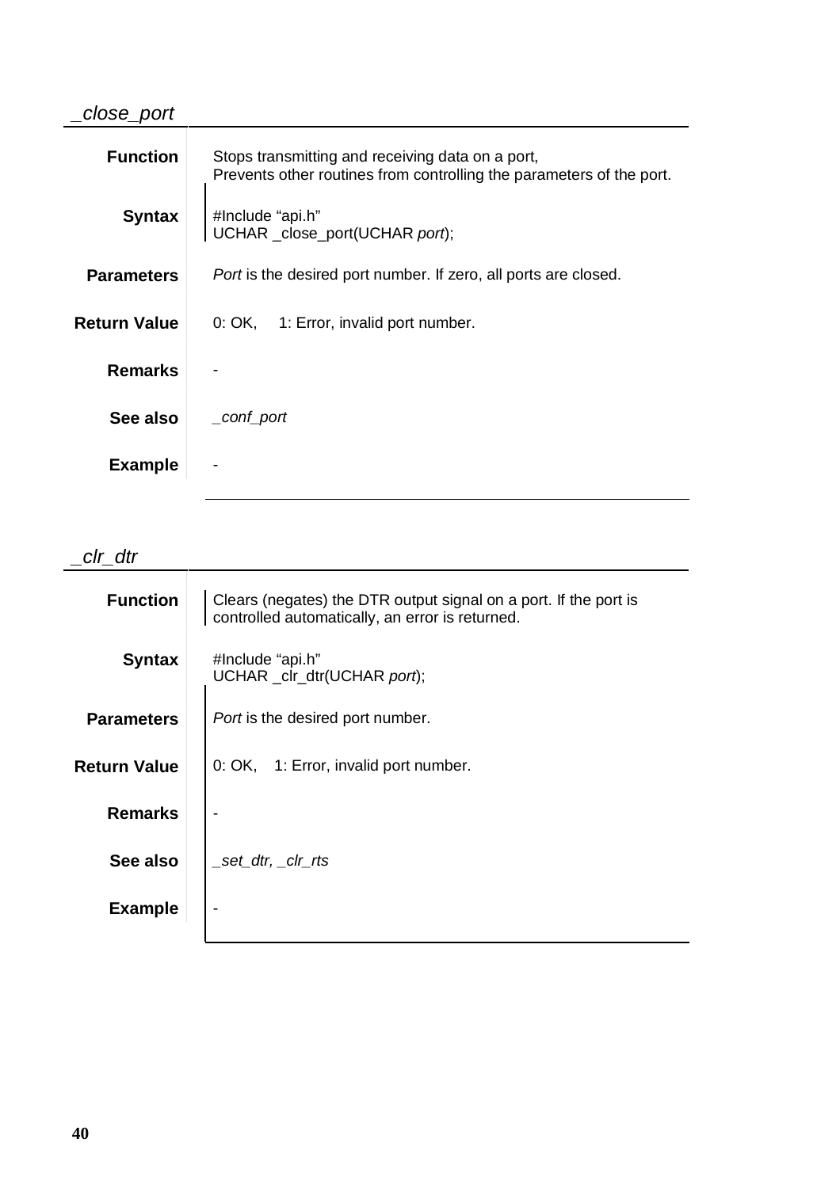## _close_port

**Function**

Stops transmitting and receiving data on a port,
Prevents other routines from controlling the parameters of the port.

**Syntax**

```
#Include "api.h"
UCHAR _close_port(UCHAR port);
```

**Parameters**

*Port* is the desired port number. If zero, all ports are closed.

**Return Value**

0: OK,  1: Error, invalid port number.

**Remarks**

-

**See also**

*_conf_port*

**Example**

-

## _clr_dtr

**Function**

Clears (negates) the DTR output signal on a port. If the port is controlled automatically, an error is returned.

**Syntax**

```
#Include "api.h"
UCHAR _clr_dtr(UCHAR port);
```

**Parameters**

*Port* is the desired port number.

**Return Value**

0: OK,  1: Error, invalid port number.

**Remarks**

-

**See also**

*_set_dtr, _clr_rts*

**Example**

-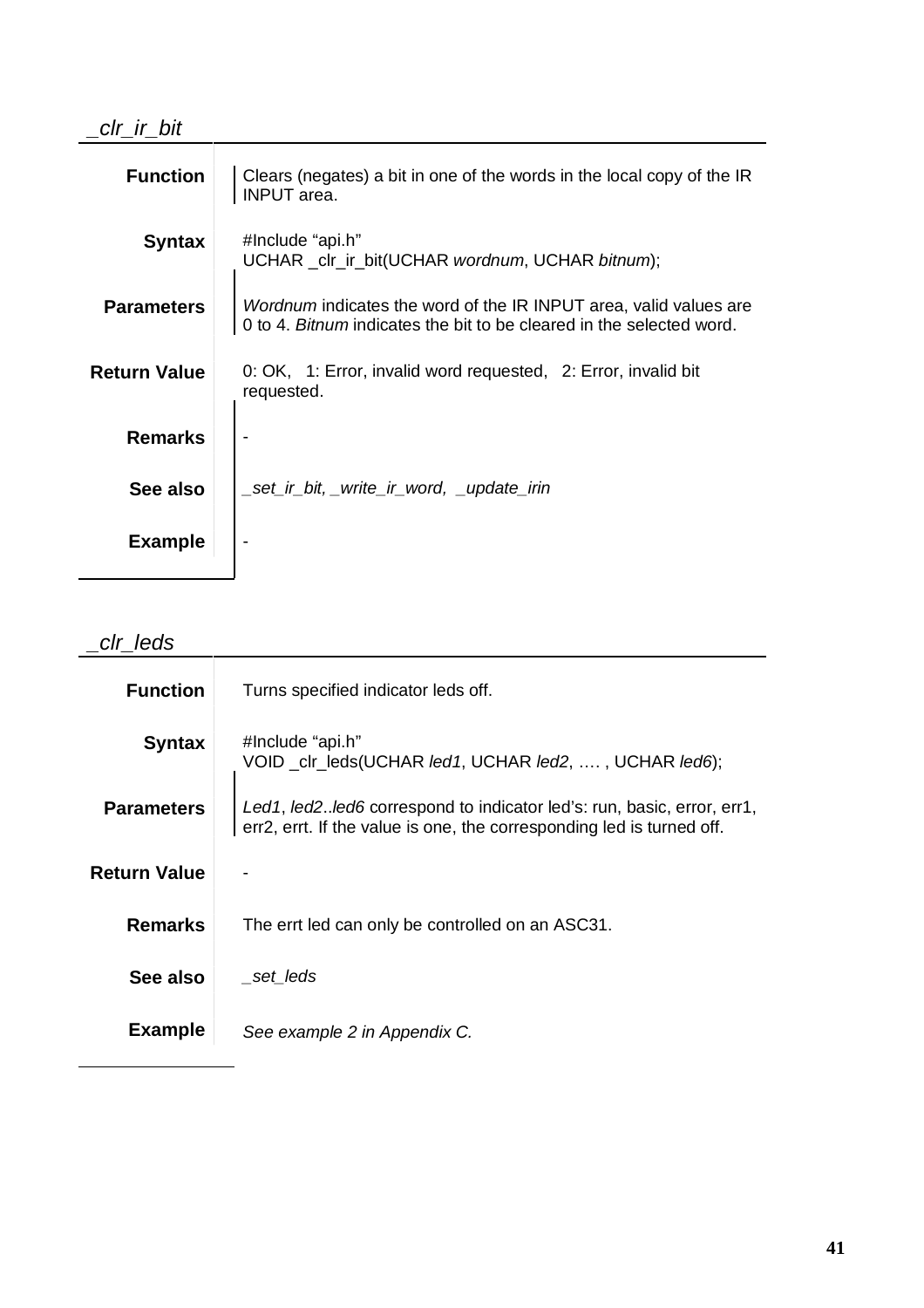## *_clr_ir_bit*

**Function**

Clears (negates) a bit in one of the words in the local copy of the IR INPUT area.

**Syntax**

```
#Include "api.h"
UCHAR _clr_ir_bit(UCHAR wordnum, UCHAR bitnum);
```

**Parameters**

*Wordnum* indicates the word of the IR INPUT area, valid values are 0 to 4. *Bitnum* indicates the bit to be cleared in the selected word.

**Return Value**

0: OK, 1: Error, invalid word requested, 2: Error, invalid bit requested.

**Remarks**

-

**See also**

*_set_ir_bit, _write_ir_word, _update_irin*

**Example**

-

## *_clr_leds*

**Function**

Turns specified indicator leds off.

**Syntax**

```
#Include "api.h"
VOID _clr_leds(UCHAR led1, UCHAR led2, …. , UCHAR led6);
```

**Parameters**

*Led1*, *led2*..*led6* correspond to indicator led's: run, basic, error, err1, err2, errt. If the value is one, the corresponding led is turned off.

**Return Value**

-

**Remarks**

The errt led can only be controlled on an ASC31.

**See also**

*_set_leds*

**Example**

*See example 2 in Appendix C.*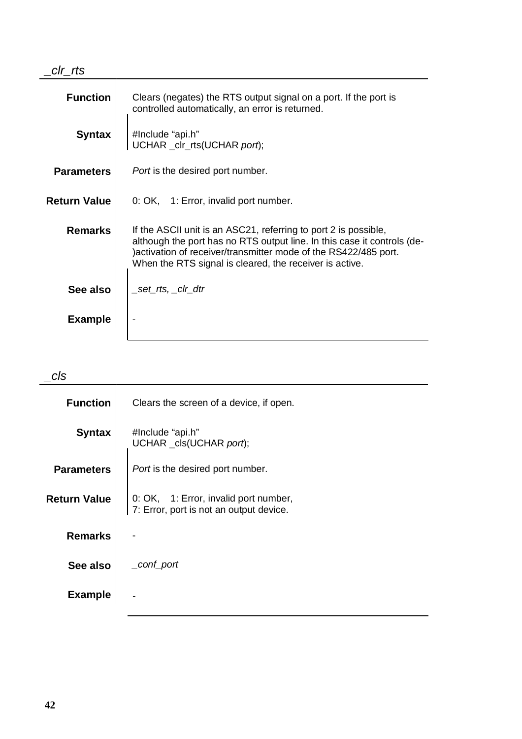## _clr_rts

**Function**
Clears (negates) the RTS output signal on a port. If the port is controlled automatically, an error is returned.

**Syntax**

```
#Include "api.h"
UCHAR _clr_rts(UCHAR port);
```

**Parameters**
*Port* is the desired port number.

**Return Value**
0: OK, 1: Error, invalid port number.

**Remarks**
If the ASCII unit is an ASC21, referring to port 2 is possible, although the port has no RTS output line. In this case it controls (de-)activation of receiver/transmitter mode of the RS422/485 port. When the RTS signal is cleared, the receiver is active.

**See also**
*_set_rts, _clr_dtr*

**Example**
-

## _cls

**Function**
Clears the screen of a device, if open.

**Syntax**

```
#Include "api.h"
UCHAR _cls(UCHAR port);
```

**Parameters**
*Port* is the desired port number.

**Return Value**
0: OK, 1: Error, invalid port number,
7: Error, port is not an output device.

**Remarks**
-

**See also**
*_conf_port*

**Example**
-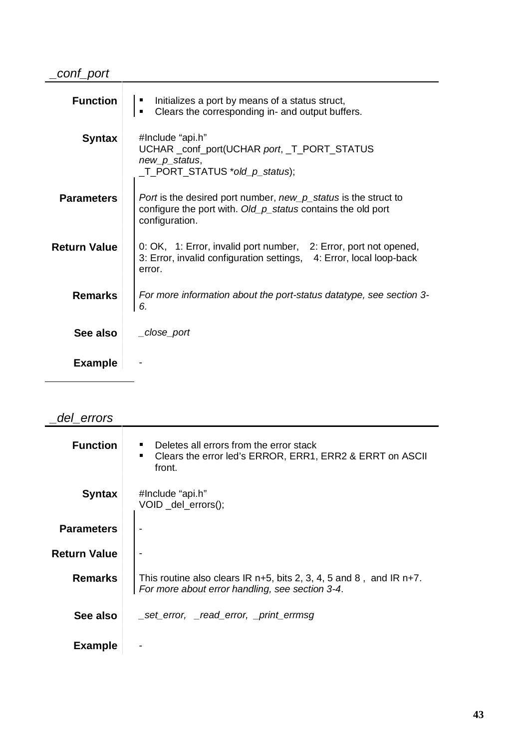## _conf_port

**Function**

- Initializes a port by means of a status struct,
- Clears the corresponding in- and output buffers.

**Syntax**

```
#Include "api.h"
UCHAR _conf_port(UCHAR port, _T_PORT_STATUS
new_p_status,
_T_PORT_STATUS *old_p_status);
```

**Parameters**

*Port* is the desired port number, *new_p_status* is the struct to configure the port with. *Old_p_status* contains the old port configuration.

**Return Value**

0: OK, 1: Error, invalid port number, 2: Error, port not opened, 3: Error, invalid configuration settings, 4: Error, local loop-back error.

**Remarks**

*For more information about the port-status datatype, see section 3-6.*

**See also**

*_close_port*

**Example**

-

## _del_errors

**Function**

- Deletes all errors from the error stack
- Clears the error led's ERROR, ERR1, ERR2 & ERRT on ASCII front.

**Syntax**

```
#Include "api.h"
VOID _del_errors();
```

**Parameters**

-

**Return Value**

-

**Remarks**

This routine also clears IR n+5, bits 2, 3, 4, 5 and 8 , and IR n+7. *For more about error handling, see section 3-4*.

**See also**

*_set_error, _read_error, _print_errmsg*

**Example**

-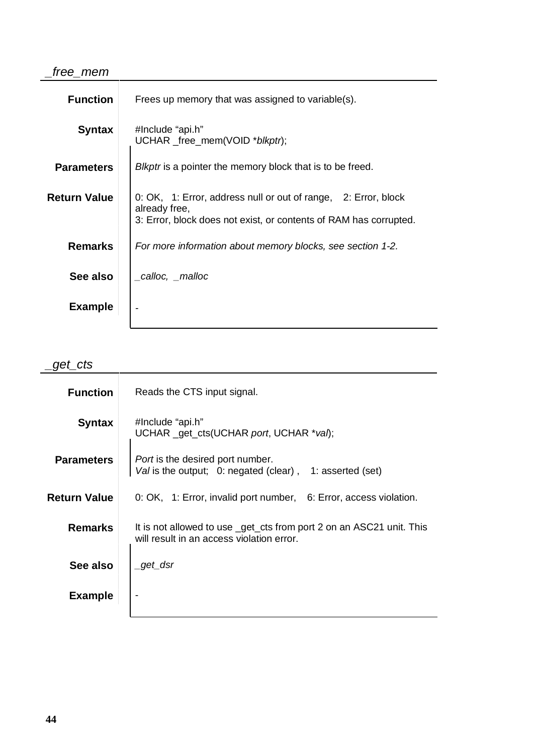## *_free_mem*

**Function**

Frees up memory that was assigned to variable(s).

**Syntax**

#Include "api.h"
UCHAR _free_mem(VOID **blkptr*);

**Parameters**

*Blkptr* is a pointer the memory block that is to be freed.

**Return Value**

0: OK, 1: Error, address null or out of range, 2: Error, block already free,
3: Error, block does not exist, or contents of RAM has corrupted.

**Remarks**

*For more information about memory blocks, see section 1-2.*

**See also**

*_calloc, _malloc*

**Example**

-

## *_get_cts*

**Function**

Reads the CTS input signal.

**Syntax**

#Include "api.h"
UCHAR _get_cts(UCHAR *port*, UCHAR **val*);

**Parameters**

*Port* is the desired port number.
*Val* is the output; 0: negated (clear) , 1: asserted (set)

**Return Value**

0: OK, 1: Error, invalid port number, 6: Error, access violation.

**Remarks**

It is not allowed to use _get_cts from port 2 on an ASC21 unit. This will result in an access violation error.

**See also**

*_get_dsr*

**Example**

-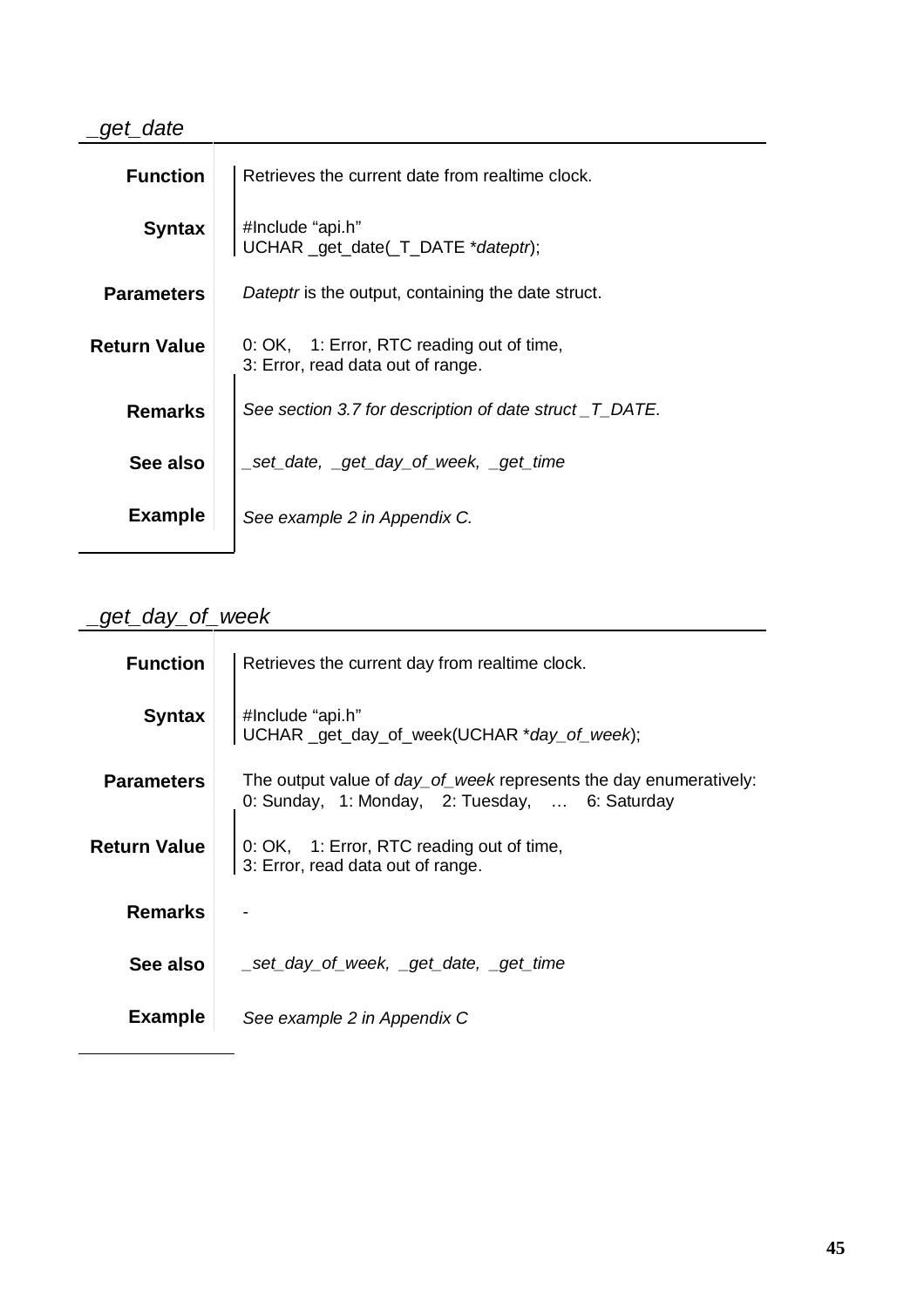## *_get_date*

**Function**

Retrieves the current date from realtime clock.

**Syntax**

```
#Include "api.h"
UCHAR _get_date(_T_DATE *dateptr);
```

**Parameters**

*Dateptr* is the output, containing the date struct.

**Return Value**

0: OK, 1: Error, RTC reading out of time,
3: Error, read data out of range.

**Remarks**

*See section 3.7 for description of date struct _T_DATE.*

**See also**

*_set_date, _get_day_of_week, _get_time*

**Example**

*See example 2 in Appendix C.*

## *_get_day_of_week*

**Function**

Retrieves the current day from realtime clock.

**Syntax**

```
#Include "api.h"
UCHAR _get_day_of_week(UCHAR *day_of_week);
```

**Parameters**

The output value of *day_of_week* represents the day enumeratively:
0: Sunday, 1: Monday, 2: Tuesday, … 6: Saturday

**Return Value**

0: OK, 1: Error, RTC reading out of time,
3: Error, read data out of range.

**Remarks**

-

**See also**

*_set_day_of_week, _get_date, _get_time*

**Example**

*See example 2 in Appendix C*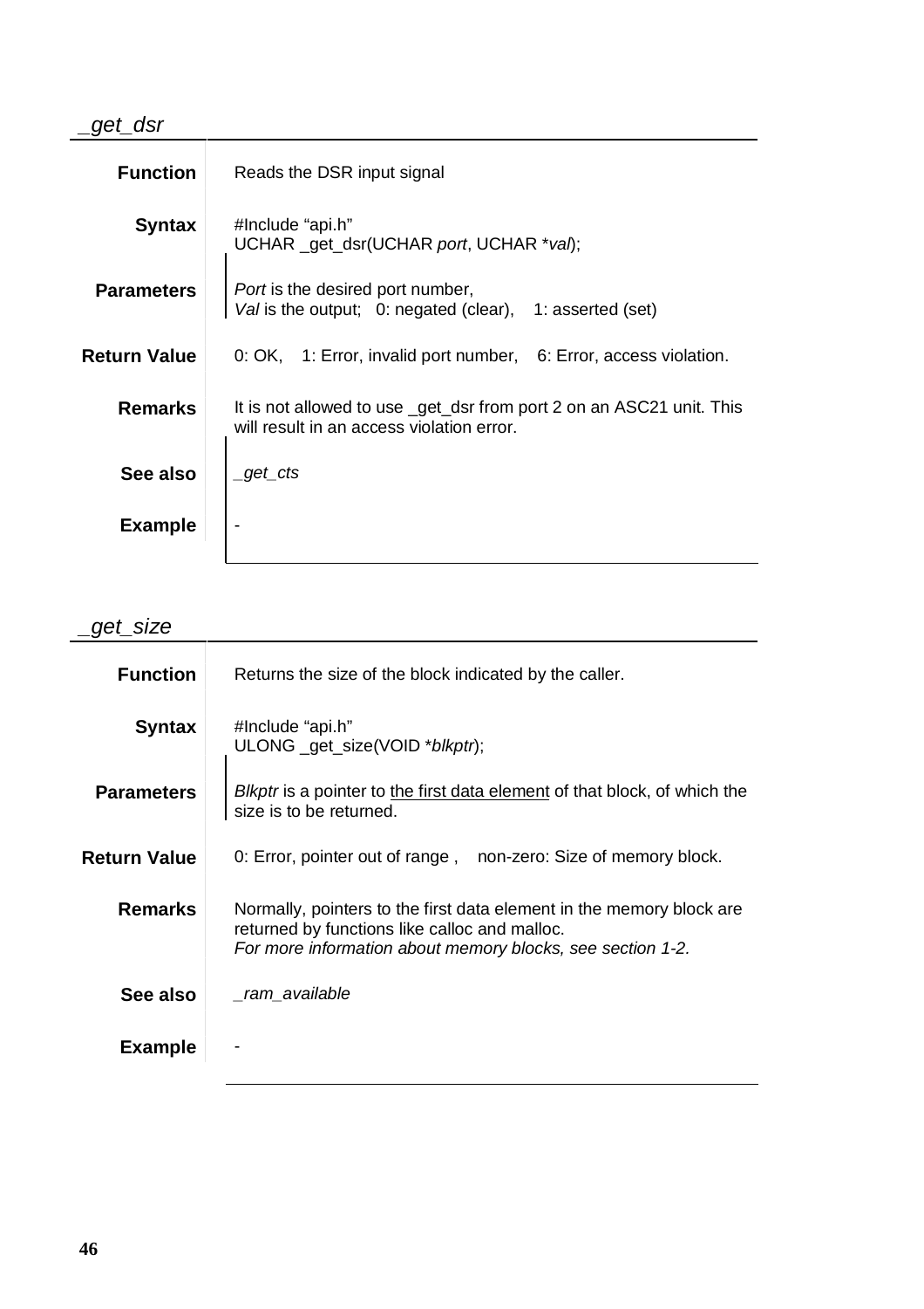## *_get_dsr*

**Function**

Reads the DSR input signal

**Syntax**

```
#Include "api.h"
UCHAR _get_dsr(UCHAR port, UCHAR *val);
```

**Parameters**

*Port* is the desired port number,
*Val* is the output; 0: negated (clear), 1: asserted (set)

**Return Value**

0: OK, 1: Error, invalid port number, 6: Error, access violation.

**Remarks**

It is not allowed to use _get_dsr from port 2 on an ASC21 unit. This will result in an access violation error.

**See also**

*_get_cts*

**Example**

-

## *_get_size*

**Function**

Returns the size of the block indicated by the caller.

**Syntax**

```
#Include "api.h"
ULONG _get_size(VOID *blkptr);
```

**Parameters**

*Blkptr* is a pointer to <u>the first data element</u> of that block, of which the size is to be returned.

**Return Value**

0: Error, pointer out of range , non-zero: Size of memory block.

**Remarks**

Normally, pointers to the first data element in the memory block are returned by functions like calloc and malloc.
*For more information about memory blocks, see section 1-2.*

**See also**

*_ram_available*

**Example**

-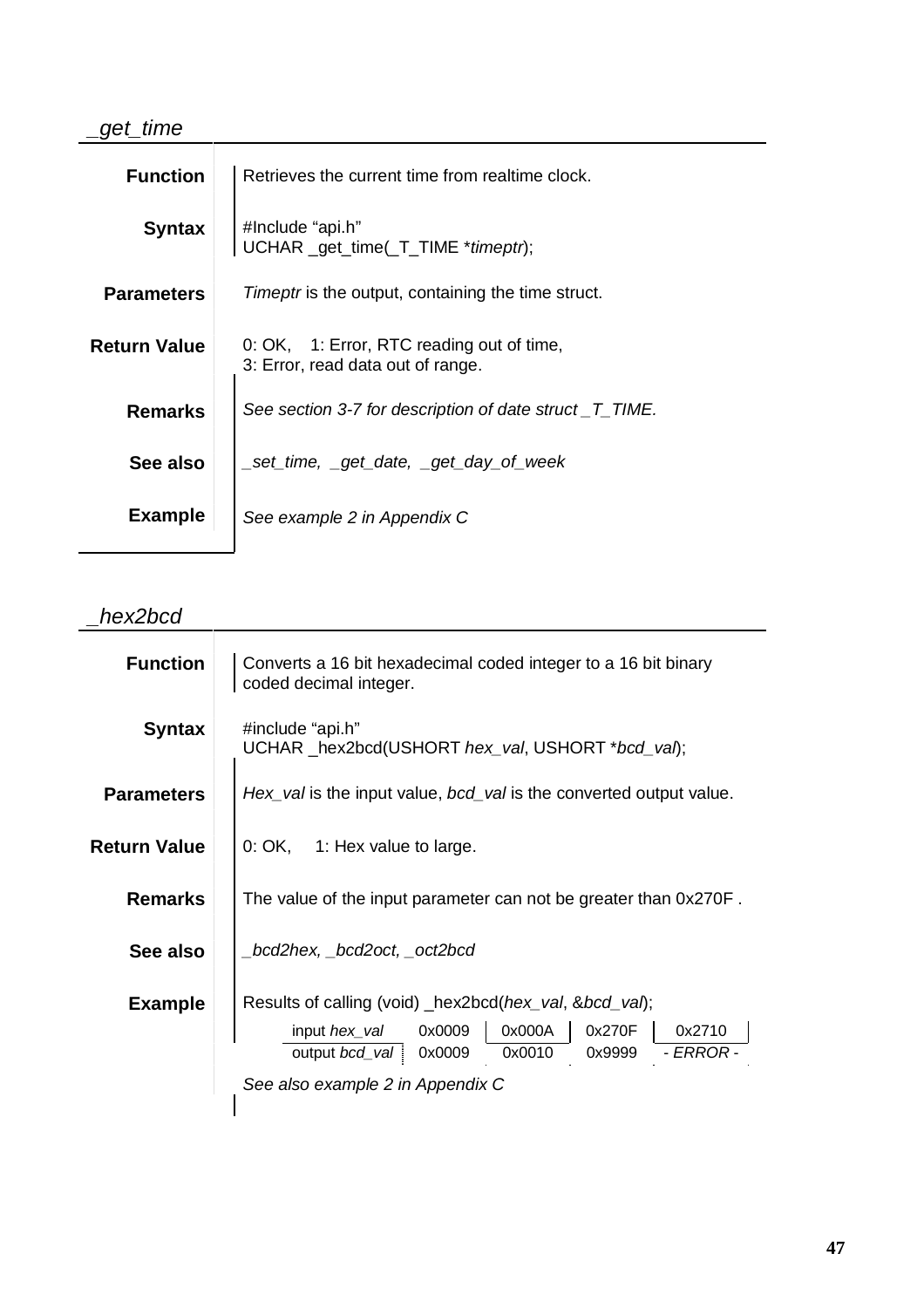## _get_time

**Function**

Retrieves the current time from realtime clock.

**Syntax**

```
#Include "api.h"
UCHAR _get_time(_T_TIME *timeptr);
```

**Parameters**

*Timeptr* is the output, containing the time struct.

**Return Value**

0: OK, 1: Error, RTC reading out of time,
3: Error, read data out of range.

**Remarks**

*See section 3-7 for description of date struct _T_TIME.*

**See also**

*_set_time, _get_date, _get_day_of_week*

**Example**

*See example 2 in Appendix C*

## _hex2bcd

**Function**

Converts a 16 bit hexadecimal coded integer to a 16 bit binary coded decimal integer.

**Syntax**

```
#include "api.h"
UCHAR _hex2bcd(USHORT hex_val, USHORT *bcd_val);
```

**Parameters**

*Hex_val* is the input value, *bcd_val* is the converted output value.

**Return Value**

0: OK, 1: Hex value to large.

**Remarks**

The value of the input parameter can not be greater than 0x270F .

**See also**

*_bcd2hex, _bcd2oct, _oct2bcd*

**Example**

Results of calling (void) _hex2bcd(*hex_val*, &*bcd_val*);

| input *hex_val* | 0x0009 | 0x000A | 0x270F | 0x2710 |
|---|---|---|---|---|
| output *bcd_val* | 0x0009 | 0x0010 | 0x9999 | - *ERROR* - |

*See also example 2 in Appendix C*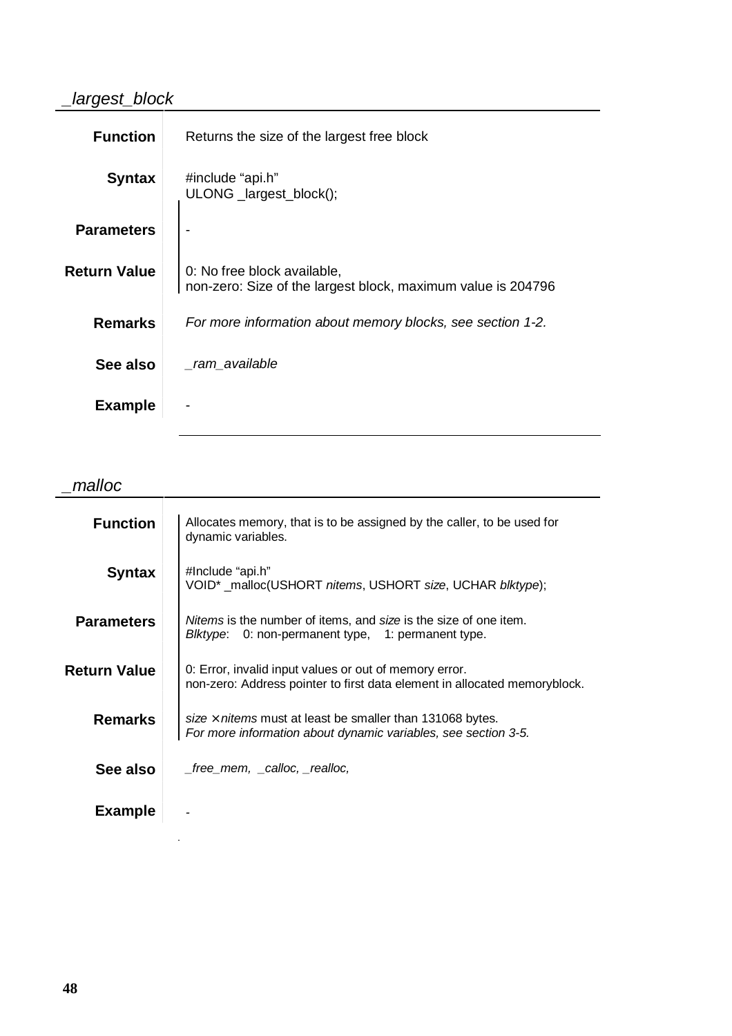## _largest_block

**Function**
Returns the size of the largest free block

**Syntax**
```
#include "api.h"
ULONG _largest_block();
```

**Parameters**
-

**Return Value**
0: No free block available,
non-zero: Size of the largest block, maximum value is 204796

**Remarks**
*For more information about memory blocks, see section 1-2.*

**See also**
*_ram_available*

**Example**
-

## _malloc

**Function**
Allocates memory, that is to be assigned by the caller, to be used for dynamic variables.

**Syntax**
```
#Include "api.h"
VOID* _malloc(USHORT nitems, USHORT size, UCHAR blktype);
```

**Parameters**
*Nitems* is the number of items, and *size* is the size of one item.
*Blktype*: 0: non-permanent type, 1: permanent type.

**Return Value**
0: Error, invalid input values or out of memory error.
non-zero: Address pointer to first data element in allocated memoryblock.

**Remarks**
$size \times nitems$ must at least be smaller than 131068 bytes.
*For more information about dynamic variables, see section 3-5.*

**See also**
*_free_mem, _calloc, _realloc,*

**Example**
-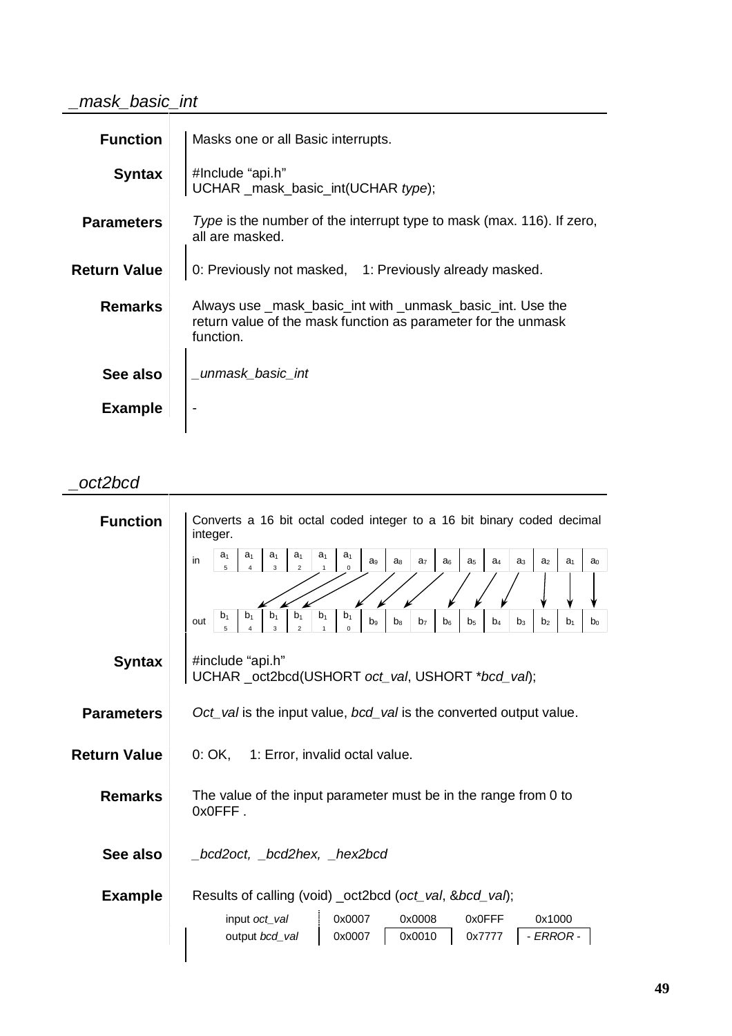## _mask_basic_int

**Function**
Masks one or all Basic interrupts.

**Syntax**
```
#Include "api.h"
UCHAR _mask_basic_int(UCHAR type);
```

**Parameters**
*Type* is the number of the interrupt type to mask (max. 116). If zero, all are masked.

**Return Value**
0: Previously not masked,    1: Previously already masked.

**Remarks**
Always use _mask_basic_int with _unmask_basic_int. Use the return value of the mask function as parameter for the unmask function.

**See also**
*_unmask_basic_int*

**Example**
-

## _oct2bcd

**Function**
Converts a 16 bit octal coded integer to a 16 bit binary coded decimal integer.

| in | $a_{15}$ | $a_{14}$ | $a_{13}$ | $a_{12}$ | $a_{11}$ | $a_{10}$ | $a_9$ | $a_8$ | $a_7$ | $a_6$ | $a_5$ | $a_4$ | $a_3$ | $a_2$ | $a_1$ | $a_0$ |
|---|---|---|---|---|---|---|---|---|---|---|---|---|---|---|---|---|
| out | $b_{15}$ | $b_{14}$ | $b_{13}$ | $b_{12}$ | $b_{11}$ | $b_{10}$ | $b_9$ | $b_8$ | $b_7$ | $b_6$ | $b_5$ | $b_4$ | $b_3$ | $b_2$ | $b_1$ | $b_0$ |

**Syntax**
```
#include "api.h"
UCHAR _oct2bcd(USHORT oct_val, USHORT *bcd_val);
```

**Parameters**
*Oct_val* is the input value, *bcd_val* is the converted output value.

**Return Value**
0: OK,    1: Error, invalid octal value.

**Remarks**
The value of the input parameter must be in the range from 0 to 0x0FFF .

**See also**
*_bcd2oct, _bcd2hex, _hex2bcd*

**Example**
Results of calling (void) _oct2bcd (*oct_val*, &*bcd_val*);

| input *oct_val* | 0x0007 | 0x0008 | 0x0FFF | 0x1000 |
|---|---|---|---|---|
| output *bcd_val* | 0x0007 | 0x0010 | 0x7777 | *- ERROR -* |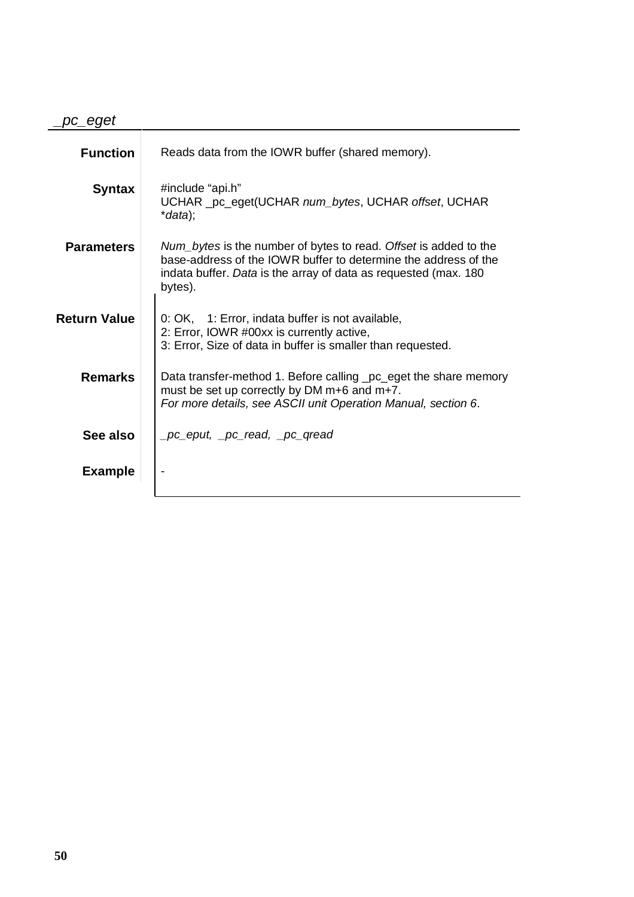## *_pc_eget*

| | |
|---|---|
| **Function** | Reads data from the IOWR buffer (shared memory). |
| **Syntax** | #include "api.h"<br>UCHAR _pc_eget(UCHAR *num_bytes*, UCHAR *offset*, UCHAR \**data*); |
| **Parameters** | *Num_bytes* is the number of bytes to read. *Offset* is added to the base-address of the IOWR buffer to determine the address of the indata buffer. *Data* is the array of data as requested (max. 180 bytes). |
| **Return Value** | 0: OK,   1: Error, indata buffer is not available,<br>2: Error, IOWR #00xx is currently active,<br>3: Error, Size of data in buffer is smaller than requested. |
| **Remarks** | Data transfer-method 1. Before calling _pc_eget the share memory must be set up correctly by DM m+6 and m+7.<br>*For more details, see ASCII unit Operation Manual, section 6*. |
| **See also** | *_pc_eput, _pc_read, _pc_qread* |
| **Example** | - |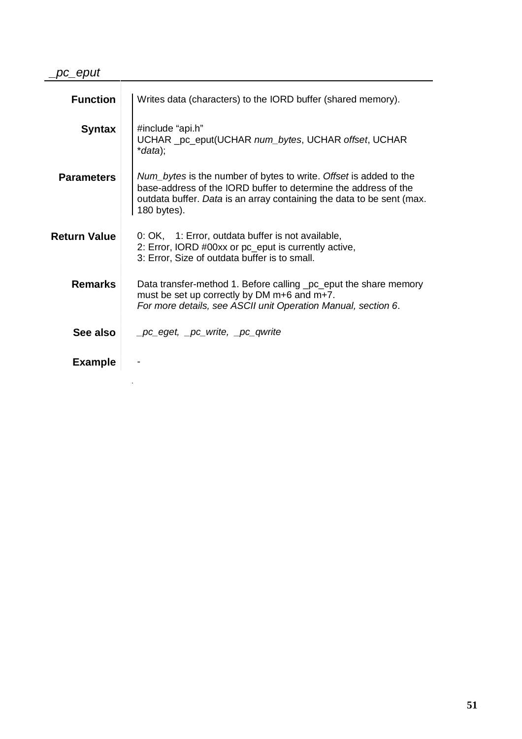## *_pc_eput*

**Function**

Writes data (characters) to the IORD buffer (shared memory).

**Syntax**

```
#include “api.h”
UCHAR _pc_eput(UCHAR num_bytes, UCHAR offset, UCHAR *data);
```

**Parameters**

*Num_bytes* is the number of bytes to write. *Offset* is added to the base-address of the IORD buffer to determine the address of the outdata buffer. *Data* is an array containing the data to be sent (max. 180 bytes).

**Return Value**

0: OK,    1: Error, outdata buffer is not available,
2: Error, IORD #00xx or pc_eput is currently active,
3: Error, Size of outdata buffer is to small.

**Remarks**

Data transfer-method 1. Before calling _pc_eput the share memory must be set up correctly by DM m+6 and m+7.
*For more details, see ASCII unit Operation Manual, section 6*.

**See also**

*_pc_eget, _pc_write, _pc_qwrite*

**Example**

-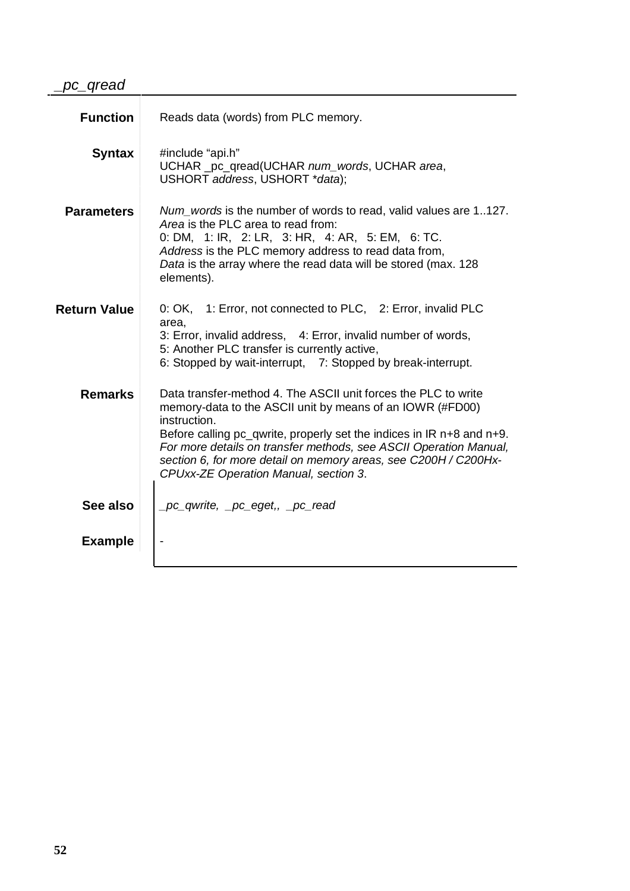## *_pc_qread*

**Function**

Reads data (words) from PLC memory.

**Syntax**

```
#include "api.h"
UCHAR _pc_qread(UCHAR num_words, UCHAR area,
USHORT address, USHORT *data);
```

**Parameters**

*Num_words* is the number of words to read, valid values are 1..127.
*Area* is the PLC area to read from:
0: DM, 1: IR, 2: LR, 3: HR, 4: AR, 5: EM, 6: TC.
*Address* is the PLC memory address to read data from,
*Data* is the array where the read data will be stored (max. 128 elements).

**Return Value**

0: OK, 1: Error, not connected to PLC, 2: Error, invalid PLC area,
3: Error, invalid address, 4: Error, invalid number of words,
5: Another PLC transfer is currently active,
6: Stopped by wait-interrupt, 7: Stopped by break-interrupt.

**Remarks**

Data transfer-method 4. The ASCII unit forces the PLC to write memory-data to the ASCII unit by means of an IOWR (#FD00) instruction.
Before calling pc_qwrite, properly set the indices in IR n+8 and n+9.
*For more details on transfer methods, see ASCII Operation Manual, section 6, for more detail on memory areas, see C200H / C200Hx-CPUxx-ZE Operation Manual, section 3*.

**See also**

*_pc_qwrite, _pc_eget,, _pc_read*

**Example**

-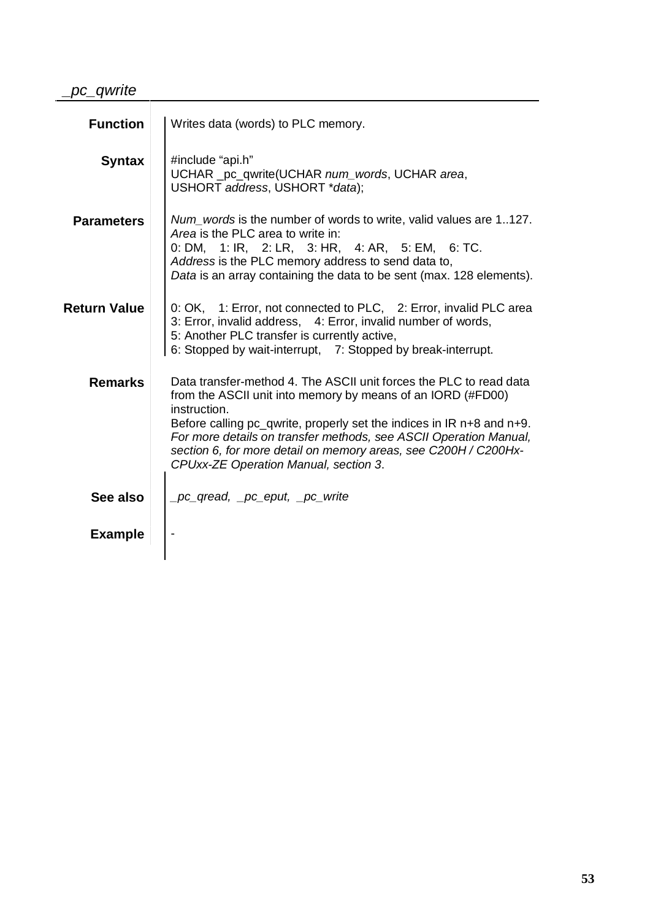## _pc_qwrite

**Function**

Writes data (words) to PLC memory.

**Syntax**

```
#include "api.h"
UCHAR _pc_qwrite(UCHAR num_words, UCHAR area,
USHORT address, USHORT *data);
```

**Parameters**

*Num_words* is the number of words to write, valid values are 1..127.
*Area* is the PLC area to write in:
0: DM, 1: IR, 2: LR, 3: HR, 4: AR, 5: EM, 6: TC.
*Address* is the PLC memory address to send data to,
*Data* is an array containing the data to be sent (max. 128 elements).

**Return Value**

0: OK, 1: Error, not connected to PLC, 2: Error, invalid PLC area
3: Error, invalid address, 4: Error, invalid number of words,
5: Another PLC transfer is currently active,
6: Stopped by wait-interrupt, 7: Stopped by break-interrupt.

**Remarks**

Data transfer-method 4. The ASCII unit forces the PLC to read data from the ASCII unit into memory by means of an IORD (#FD00) instruction.
Before calling pc_qwrite, properly set the indices in IR n+8 and n+9.
*For more details on transfer methods, see ASCII Operation Manual, section 6, for more detail on memory areas, see C200H / C200Hx-CPUxx-ZE Operation Manual, section 3*.

**See also**

*_pc_qread, _pc_eput, _pc_write*

**Example**

-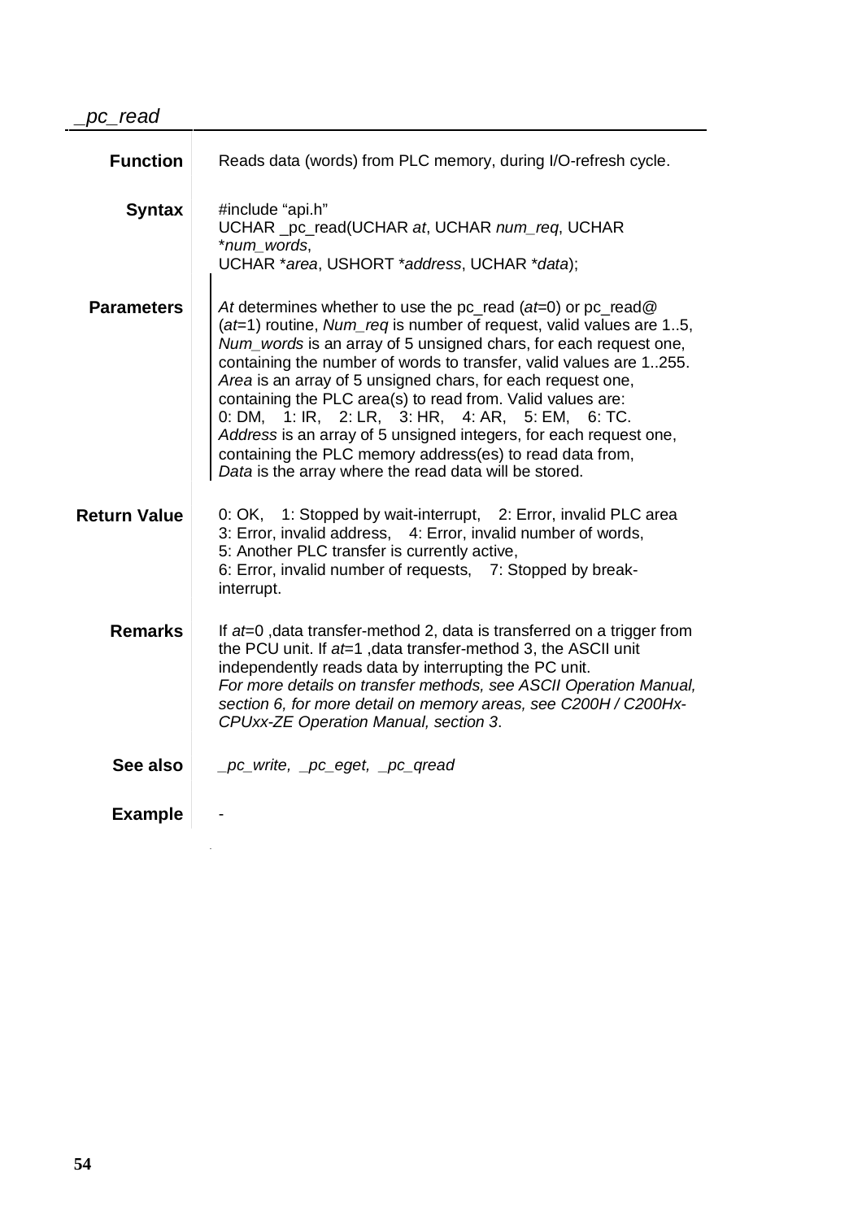## *_pc_read*

**Function**

Reads data (words) from PLC memory, during I/O-refresh cycle.

**Syntax**

```
#include "api.h"
UCHAR _pc_read(UCHAR at, UCHAR num_req, UCHAR
*num_words,
UCHAR *area, USHORT *address, UCHAR *data);
```

**Parameters**

*At* determines whether to use the pc_read (*at*=0) or pc_read@ (*at*=1) routine, *Num_req* is number of request, valid values are 1..5, *Num_words* is an array of 5 unsigned chars, for each request one, containing the number of words to transfer, valid values are 1..255. *Area* is an array of 5 unsigned chars, for each request one, containing the PLC area(s) to read from. Valid values are:
0: DM, 1: IR, 2: LR, 3: HR, 4: AR, 5: EM, 6: TC.
*Address* is an array of 5 unsigned integers, for each request one, containing the PLC memory address(es) to read data from,
*Data* is the array where the read data will be stored.

**Return Value**

0: OK, 1: Stopped by wait-interrupt, 2: Error, invalid PLC area
3: Error, invalid address, 4: Error, invalid number of words,
5: Another PLC transfer is currently active,
6: Error, invalid number of requests, 7: Stopped by break-interrupt.

**Remarks**

If *at*=0 ,data transfer-method 2, data is transferred on a trigger from the PCU unit. If *at*=1 ,data transfer-method 3, the ASCII unit independently reads data by interrupting the PC unit.
*For more details on transfer methods, see ASCII Operation Manual, section 6, for more detail on memory areas, see C200H / C200Hx-CPUxx-ZE Operation Manual, section 3*.

**See also**

*_pc_write, _pc_eget, _pc_qread*

**Example**

-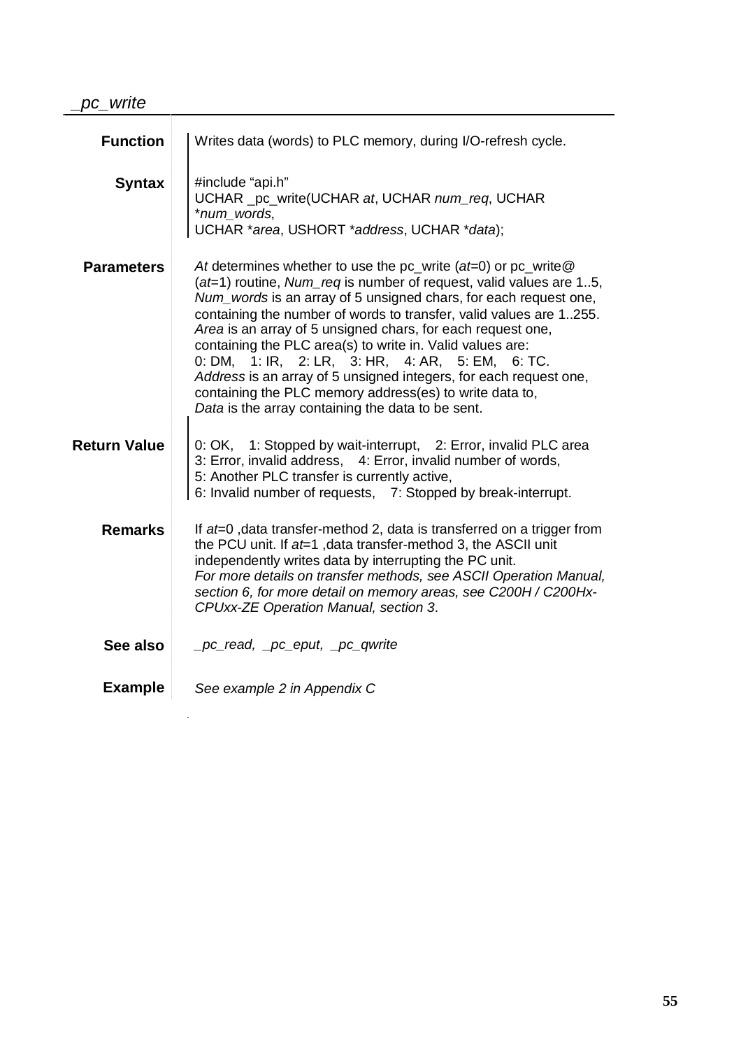## _pc_write

**Function**

Writes data (words) to PLC memory, during I/O-refresh cycle.

**Syntax**

```
#include "api.h"
UCHAR _pc_write(UCHAR at, UCHAR num_req, UCHAR *num_words,
UCHAR *area, USHORT *address, UCHAR *data);
```

**Parameters**

*At* determines whether to use the pc_write (*at*=0) or pc_write@ (*at*=1) routine, *Num_req* is number of request, valid values are 1..5, *Num_words* is an array of 5 unsigned chars, for each request one, containing the number of words to transfer, valid values are 1..255. *Area* is an array of 5 unsigned chars, for each request one, containing the PLC area(s) to write in. Valid values are:
0: DM, 1: IR, 2: LR, 3: HR, 4: AR, 5: EM, 6: TC.
*Address* is an array of 5 unsigned integers, for each request one, containing the PLC memory address(es) to write data to,
*Data* is the array containing the data to be sent.

**Return Value**

0: OK, 1: Stopped by wait-interrupt, 2: Error, invalid PLC area
3: Error, invalid address, 4: Error, invalid number of words,
5: Another PLC transfer is currently active,
6: Invalid number of requests, 7: Stopped by break-interrupt.

**Remarks**

If *at*=0 ,data transfer-method 2, data is transferred on a trigger from the PCU unit. If *at*=1 ,data transfer-method 3, the ASCII unit independently writes data by interrupting the PC unit.
*For more details on transfer methods, see ASCII Operation Manual, section 6, for more detail on memory areas, see C200H / C200Hx-CPUxx-ZE Operation Manual, section 3*.

**See also**

*_pc_read, _pc_eput, _pc_qwrite*

**Example**

*See example 2 in Appendix C*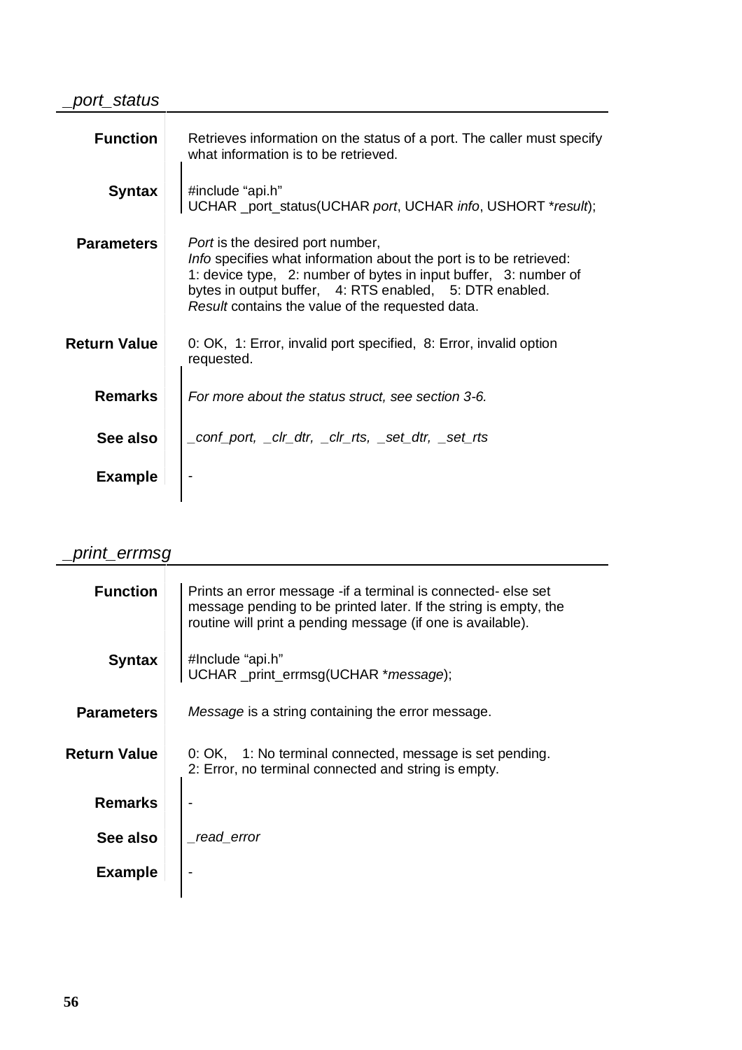## _port_status

**Function**

Retrieves information on the status of a port. The caller must specify what information is to be retrieved.

**Syntax**

```
#include "api.h"
UCHAR _port_status(UCHAR port, UCHAR info, USHORT *result);
```

**Parameters**

*Port* is the desired port number,
*Info* specifies what information about the port is to be retrieved:
1: device type, 2: number of bytes in input buffer, 3: number of bytes in output buffer, 4: RTS enabled, 5: DTR enabled.
*Result* contains the value of the requested data.

**Return Value**

0: OK, 1: Error, invalid port specified, 8: Error, invalid option requested.

**Remarks**

*For more about the status struct, see section 3-6.*

**See also**

*_conf_port, _clr_dtr, _clr_rts, _set_dtr, _set_rts*

**Example**

-

## _print_errmsg

**Function**

Prints an error message -if a terminal is connected- else set message pending to be printed later. If the string is empty, the routine will print a pending message (if one is available).

**Syntax**

```
#Include "api.h"
UCHAR _print_errmsg(UCHAR *message);
```

**Parameters**

*Message* is a string containing the error message.

**Return Value**

0: OK, 1: No terminal connected, message is set pending.
2: Error, no terminal connected and string is empty.

**Remarks**

-

**See also**

*_read_error*

**Example**

-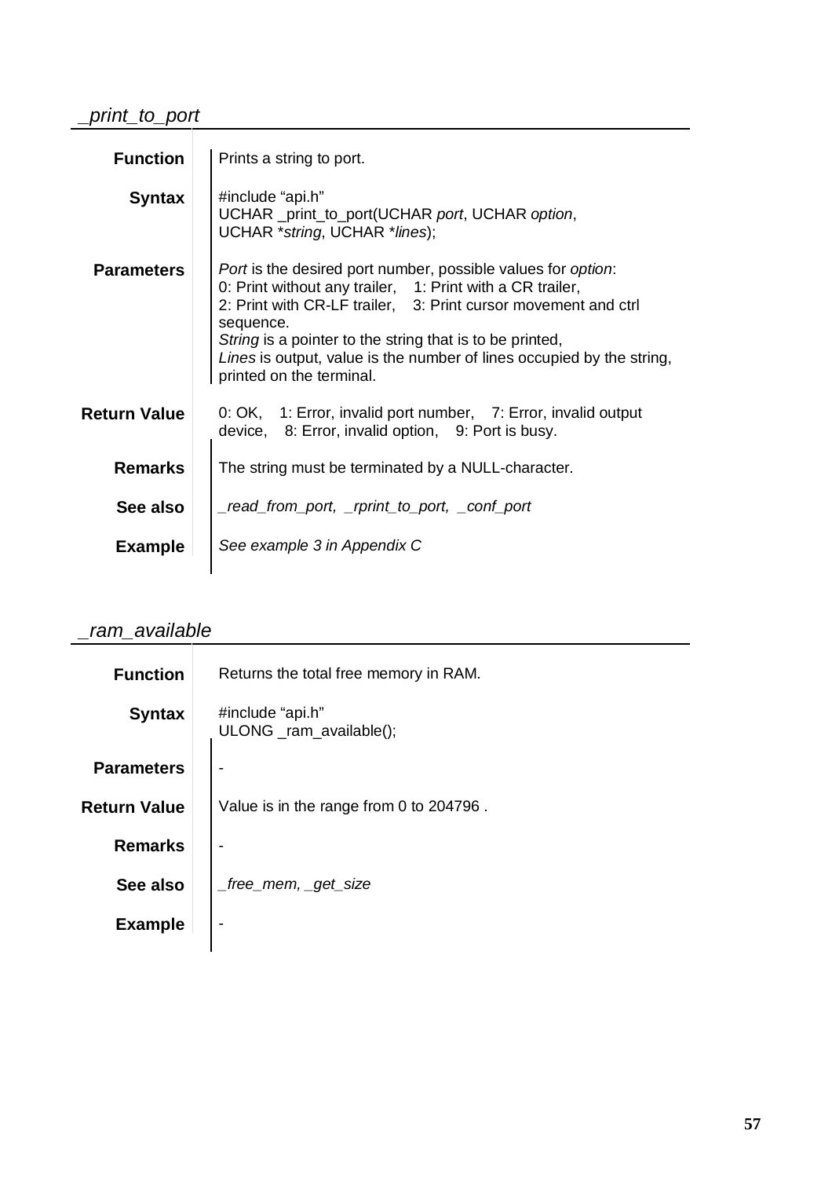## _print_to_port

**Function**

Prints a string to port.

**Syntax**

```
#include "api.h"
UCHAR _print_to_port(UCHAR port, UCHAR option,
UCHAR *string, UCHAR *lines);
```

**Parameters**

*Port* is the desired port number, possible values for *option*:
0: Print without any trailer, 1: Print with a CR trailer,
2: Print with CR-LF trailer, 3: Print cursor movement and ctrl sequence.
*String* is a pointer to the string that is to be printed,
*Lines* is output, value is the number of lines occupied by the string, printed on the terminal.

**Return Value**

0: OK, 1: Error, invalid port number, 7: Error, invalid output device, 8: Error, invalid option, 9: Port is busy.

**Remarks**

The string must be terminated by a NULL-character.

**See also**

*_read_from_port, _rprint_to_port, _conf_port*

**Example**

*See example 3 in Appendix C*

## _ram_available

**Function**

Returns the total free memory in RAM.

**Syntax**

```
#include "api.h"
ULONG _ram_available();
```

**Parameters**

-

**Return Value**

Value is in the range from 0 to 204796 .

**Remarks**

-

**See also**

*_free_mem, _get_size*

**Example**

-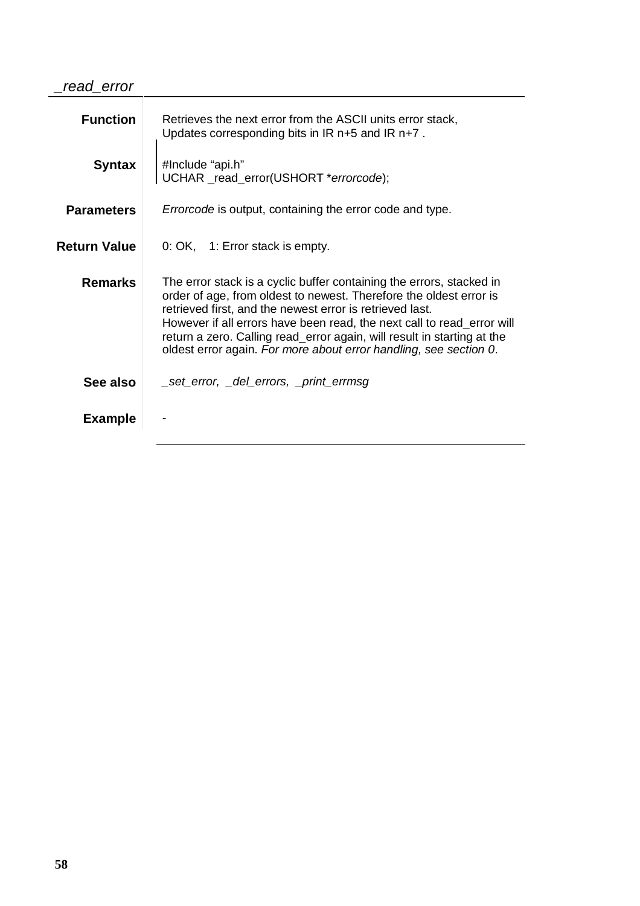## *_read_error*

**Function**

Retrieves the next error from the ASCII units error stack,
Updates corresponding bits in IR n+5 and IR n+7 .

**Syntax**

```
#Include "api.h"
UCHAR _read_error(USHORT *errorcode);
```

**Parameters**

*Errorcode* is output, containing the error code and type.

**Return Value**

0: OK,  1: Error stack is empty.

**Remarks**

The error stack is a cyclic buffer containing the errors, stacked in order of age, from oldest to newest. Therefore the oldest error is retrieved first, and the newest error is retrieved last.
However if all errors have been read, the next call to read_error will return a zero. Calling read_error again, will result in starting at the oldest error again. *For more about error handling, see section 0*.

**See also**

*_set_error, _del_errors, _print_errmsg*

**Example**

-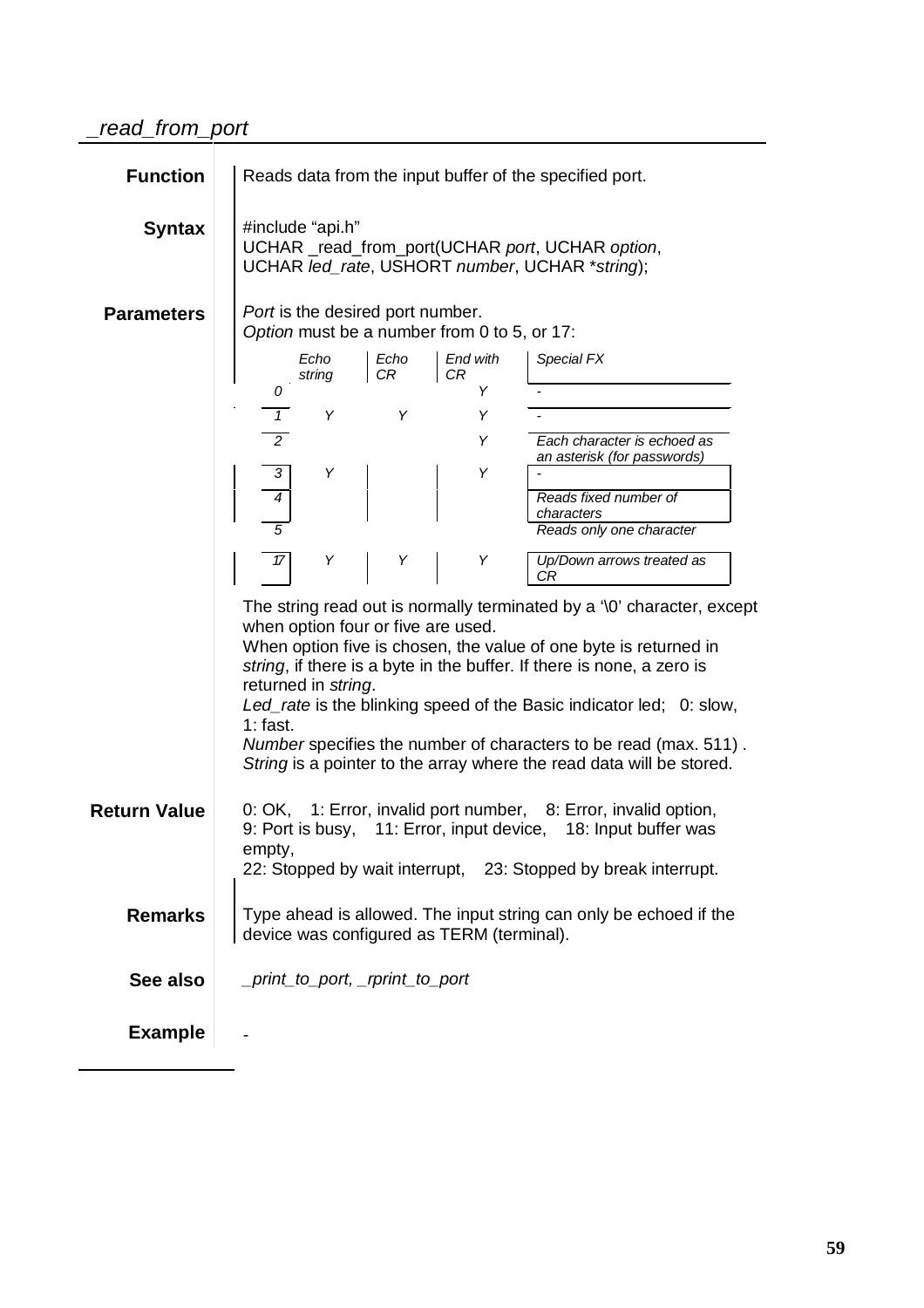## _read_from_port

**Function**

Reads data from the input buffer of the specified port.

**Syntax**

```
#include "api.h"
UCHAR _read_from_port(UCHAR port, UCHAR option,
UCHAR led_rate, USHORT number, UCHAR *string);
```

**Parameters**

*Port* is the desired port number.
*Option* must be a number from 0 to 5, or 17:

| | *Echo string* | *Echo CR* | *End with CR* | *Special FX* |
|---|---|---|---|---|
| *0* | | | *Y* | *-* |
| *1* | *Y* | *Y* | *Y* | *-* |
| *2* | | | *Y* | *Each character is echoed as an asterisk (for passwords)* |
| *3* | *Y* | | *Y* | *-* |
| *4* | | | | *Reads fixed number of characters* |
| *5* | | | | *Reads only one character* |
| *17* | *Y* | *Y* | *Y* | *Up/Down arrows treated as CR* |

The string read out is normally terminated by a '\0' character, except when option four or five are used.
When option five is chosen, the value of one byte is returned in *string*, if there is a byte in the buffer. If there is none, a zero is returned in *string*.
*Led_rate* is the blinking speed of the Basic indicator led; 0: slow, 1: fast.
*Number* specifies the number of characters to be read (max. 511) .
*String* is a pointer to the array where the read data will be stored.

**Return Value**

0: OK, 1: Error, invalid port number, 8: Error, invalid option, 9: Port is busy, 11: Error, input device, 18: Input buffer was empty,
22: Stopped by wait interrupt, 23: Stopped by break interrupt.

**Remarks**

Type ahead is allowed. The input string can only be echoed if the device was configured as TERM (terminal).

**See also**

*_print_to_port, _rprint_to_port*

**Example**

-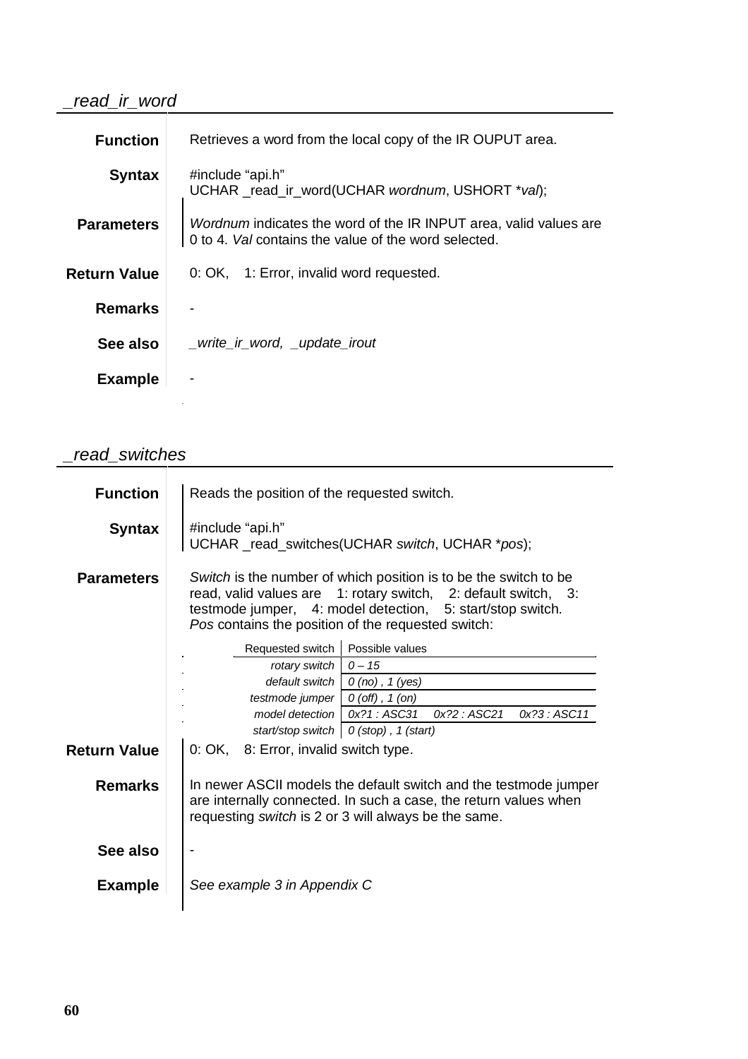## _read_ir_word

**Function**

Retrieves a word from the local copy of the IR OUPUT area.

**Syntax**

```
#include "api.h"
UCHAR _read_ir_word(UCHAR wordnum, USHORT *val);
```

**Parameters**

*Wordnum* indicates the word of the IR INPUT area, valid values are 0 to 4. *Val* contains the value of the word selected.

**Return Value**

0: OK, 1: Error, invalid word requested.

**Remarks**

-

**See also**

*_write_ir_word, _update_irout*

**Example**

-

## _read_switches

**Function**

Reads the position of the requested switch.

**Syntax**

```
#include "api.h"
UCHAR _read_switches(UCHAR switch, UCHAR *pos);
```

**Parameters**

*Switch* is the number of which position is to be the switch to be read, valid values are 1: rotary switch, 2: default switch, 3: testmode jumper, 4: model detection, 5: start/stop switch. *Pos* contains the position of the requested switch:

| Requested switch | Possible values |
|---|---|
| *rotary switch* | *0 – 15* |
| *default switch* | *0 (no) , 1 (yes)* |
| *testmode jumper* | *0 (off) , 1 (on)* |
| *model detection* | *0x?1 : ASC31 0x?2 : ASC21 0x?3 : ASC11* |
| *start/stop switch* | *0 (stop) , 1 (start)* |

**Return Value**

0: OK, 8: Error, invalid switch type.

**Remarks**

In newer ASCII models the default switch and the testmode jumper are internally connected. In such a case, the return values when requesting *switch* is 2 or 3 will always be the same.

**See also**

-

**Example**

*See example 3 in Appendix C*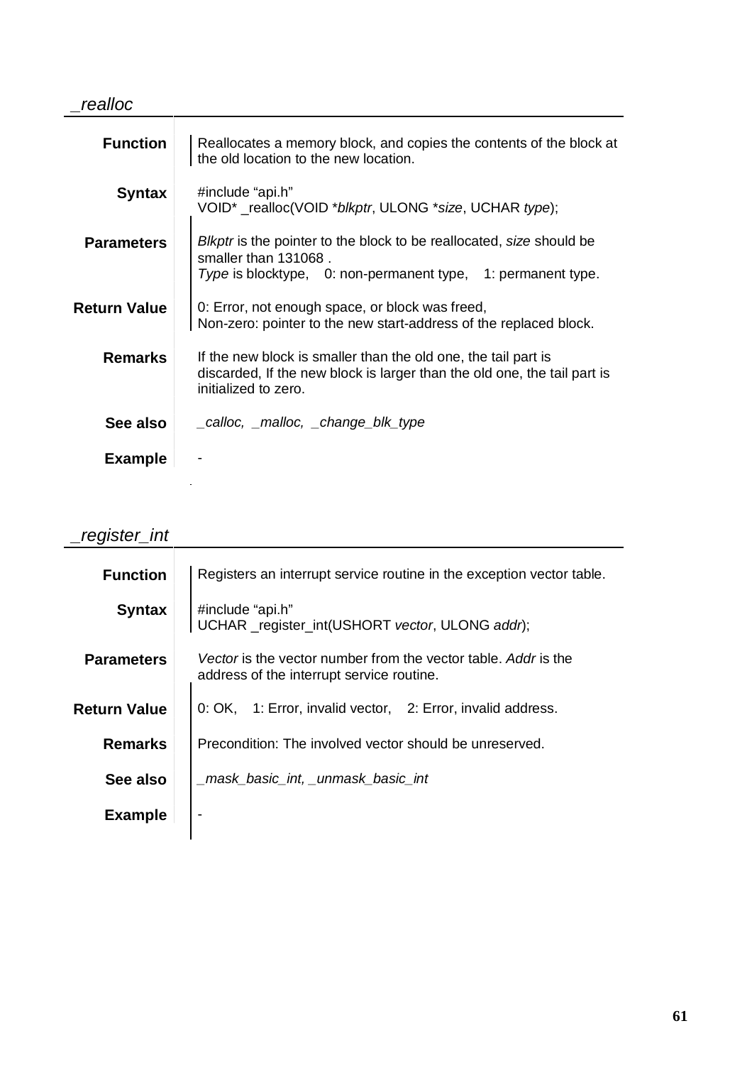## _realloc

**Function**
Reallocates a memory block, and copies the contents of the block at the old location to the new location.

**Syntax**
```
#include "api.h"
VOID* _realloc(VOID *blkptr, ULONG *size, UCHAR type);
```

**Parameters**
*Blkptr* is the pointer to the block to be reallocated, *size* should be smaller than 131068 .
*Type* is blocktype, 0: non-permanent type, 1: permanent type.

**Return Value**
0: Error, not enough space, or block was freed,
Non-zero: pointer to the new start-address of the replaced block.

**Remarks**
If the new block is smaller than the old one, the tail part is discarded, If the new block is larger than the old one, the tail part is initialized to zero.

**See also**
*_calloc, _malloc, _change_blk_type*

**Example**
-

## _register_int

**Function**
Registers an interrupt service routine in the exception vector table.

**Syntax**
```
#include "api.h"
UCHAR _register_int(USHORT vector, ULONG addr);
```

**Parameters**
*Vector* is the vector number from the vector table. *Addr* is the address of the interrupt service routine.

**Return Value**
0: OK, 1: Error, invalid vector, 2: Error, invalid address.

**Remarks**
Precondition: The involved vector should be unreserved.

**See also**
*_mask_basic_int, _unmask_basic_int*

**Example**
-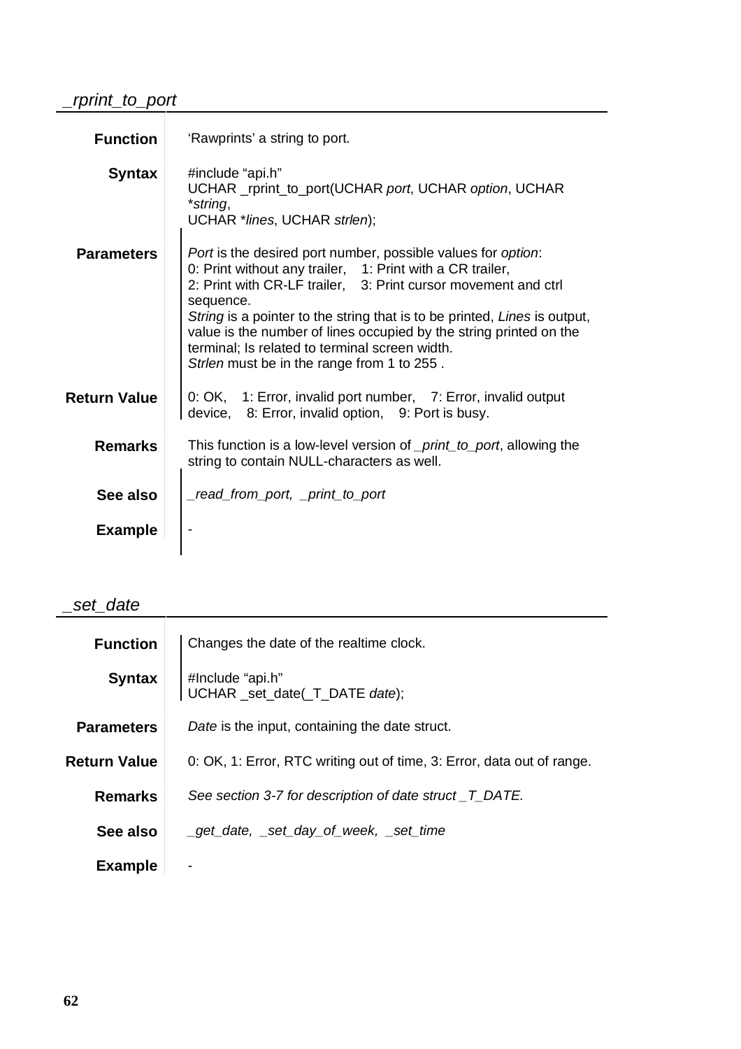## *_rprint_to_port*

| | |
|---|---|
| **Function** | 'Rawprints' a string to port. |
| **Syntax** | #include "api.h"<br>UCHAR _rprint_to_port(UCHAR *port*, UCHAR *option*, UCHAR *\*string*,<br>UCHAR *\*lines*, UCHAR *strlen*); |
| **Parameters** | *Port* is the desired port number, possible values for *option*:<br>0: Print without any trailer,  1: Print with a CR trailer,<br>2: Print with CR-LF trailer,  3: Print cursor movement and ctrl sequence.<br>*String* is a pointer to the string that is to be printed, *Lines* is output, value is the number of lines occupied by the string printed on the terminal; Is related to terminal screen width.<br>*Strlen* must be in the range from 1 to 255 . |
| **Return Value** | 0: OK,  1: Error, invalid port number,  7: Error, invalid output device,  8: Error, invalid option,  9: Port is busy. |
| **Remarks** | This function is a low-level version of *_print_to_port*, allowing the string to contain NULL-characters as well. |
| **See also** | *_read_from_port, _print_to_port* |
| **Example** | - |

## *_set_date*

| | |
|---|---|
| **Function** | Changes the date of the realtime clock. |
| **Syntax** | #Include "api.h"<br>UCHAR _set_date(_T_DATE *date*); |
| **Parameters** | *Date* is the input, containing the date struct. |
| **Return Value** | 0: OK, 1: Error, RTC writing out of time, 3: Error, data out of range. |
| **Remarks** | *See section 3-7 for description of date struct _T_DATE.* |
| **See also** | *_get_date, _set_day_of_week, _set_time* |
| **Example** | - |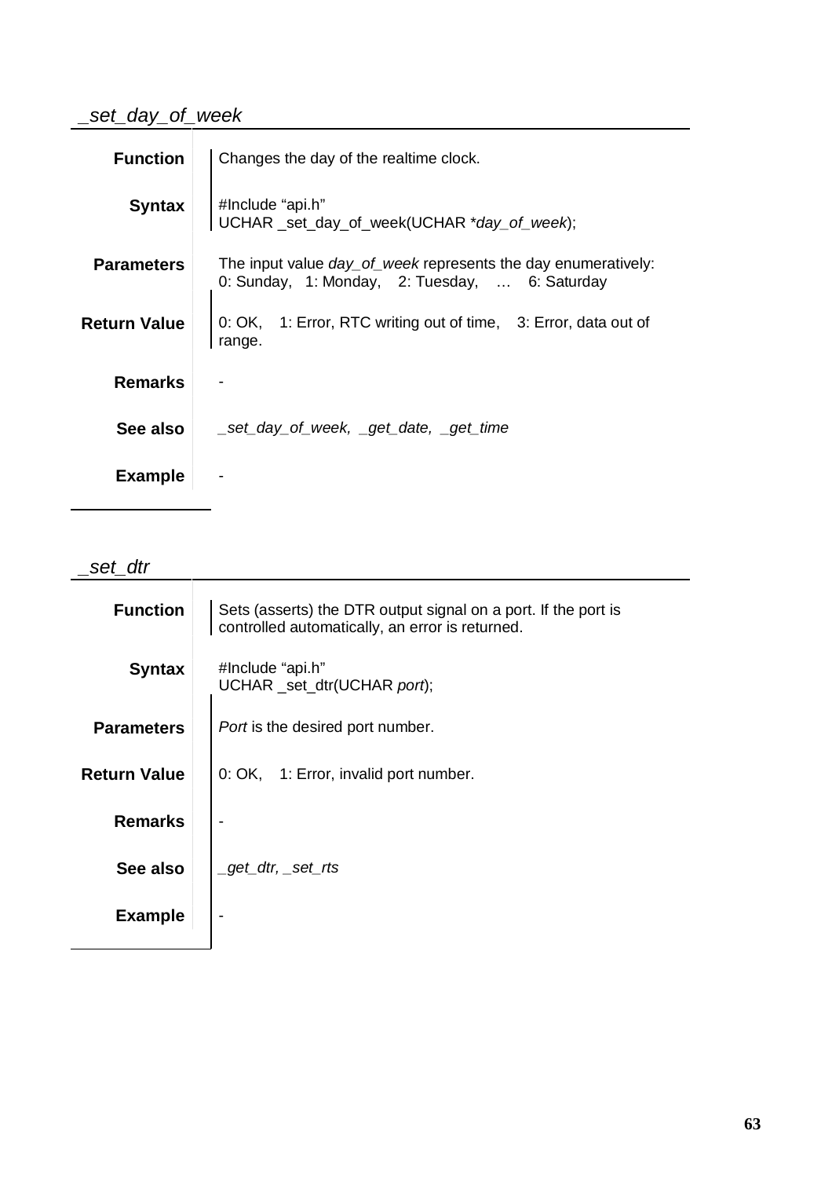## *_set_day_of_week*

**Function**

Changes the day of the realtime clock.

**Syntax**

#Include “api.h”
UCHAR _set_day_of_week(UCHAR **day_of_week*);

**Parameters**

The input value *day_of_week* represents the day enumeratively:
0: Sunday, 1: Monday, 2: Tuesday, … 6: Saturday

**Return Value**

0: OK, 1: Error, RTC writing out of time, 3: Error, data out of range.

**Remarks**

-

**See also**

*_set_day_of_week, _get_date, _get_time*

**Example**

-

## *_set_dtr*

**Function**

Sets (asserts) the DTR output signal on a port. If the port is controlled automatically, an error is returned.

**Syntax**

#Include “api.h”
UCHAR _set_dtr(UCHAR *port*);

**Parameters**

*Port* is the desired port number.

**Return Value**

0: OK, 1: Error, invalid port number.

**Remarks**

-

**See also**

*_get_dtr, _set_rts*

**Example**

-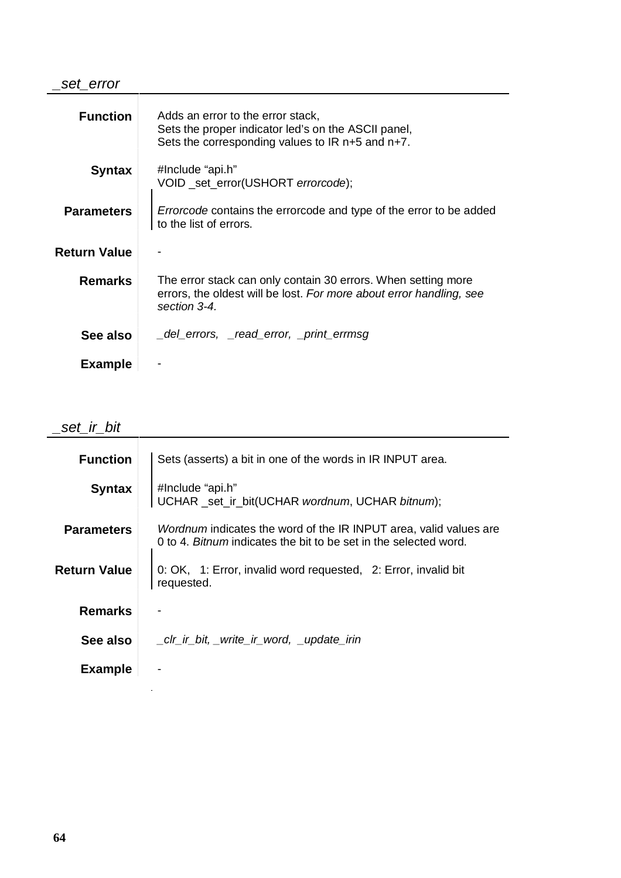## *_set_error*

**Function**

Adds an error to the error stack,
Sets the proper indicator led's on the ASCII panel,
Sets the corresponding values to IR n+5 and n+7.

**Syntax**

```
#Include "api.h"
VOID _set_error(USHORT errorcode);
```

**Parameters**

*Errorcode* contains the errorcode and type of the error to be added to the list of errors.

**Return Value**

-

**Remarks**

The error stack can only contain 30 errors. When setting more errors, the oldest will be lost. *For more about error handling, see section 3-4.*

**See also**

*_del_errors, _read_error, _print_errmsg*

**Example**

-

## *_set_ir_bit*

**Function**

Sets (asserts) a bit in one of the words in IR INPUT area.

**Syntax**

```
#Include "api.h"
UCHAR _set_ir_bit(UCHAR wordnum, UCHAR bitnum);
```

**Parameters**

*Wordnum* indicates the word of the IR INPUT area, valid values are 0 to 4. *Bitnum* indicates the bit to be set in the selected word.

**Return Value**

0: OK, 1: Error, invalid word requested, 2: Error, invalid bit requested.

**Remarks**

-

**See also**

*_clr_ir_bit, _write_ir_word, _update_irin*

**Example**

-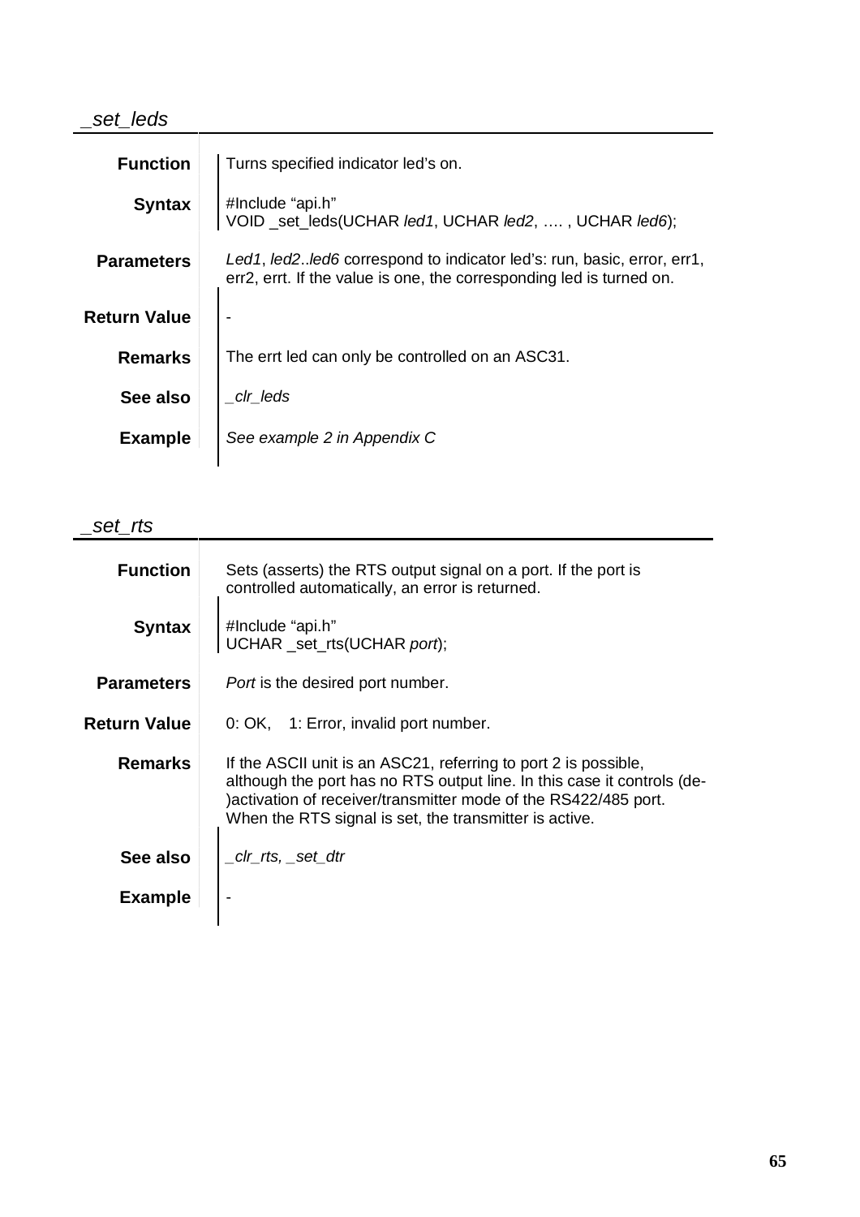## *_set_leds*

| | |
|---|---|
| **Function** | Turns specified indicator led's on. |
| **Syntax** | #Include "api.h"<br>VOID _set_leds(UCHAR *led1*, UCHAR *led2*, …. , UCHAR *led6*); |
| **Parameters** | *Led1*, *led2*..*led6* correspond to indicator led's: run, basic, error, err1, err2, errt. If the value is one, the corresponding led is turned on. |
| **Return Value** | - |
| **Remarks** | The errt led can only be controlled on an ASC31. |
| **See also** | *_clr_leds* |
| **Example** | *See example 2 in Appendix C* |

## *_set_rts*

| | |
|---|---|
| **Function** | Sets (asserts) the RTS output signal on a port. If the port is controlled automatically, an error is returned. |
| **Syntax** | #Include "api.h"<br>UCHAR _set_rts(UCHAR *port*); |
| **Parameters** | *Port* is the desired port number. |
| **Return Value** | 0: OK,    1: Error, invalid port number. |
| **Remarks** | If the ASCII unit is an ASC21, referring to port 2 is possible, although the port has no RTS output line. In this case it controls (de-)activation of receiver/transmitter mode of the RS422/485 port. When the RTS signal is set, the transmitter is active. |
| **See also** | *_clr_rts, _set_dtr* |
| **Example** | - |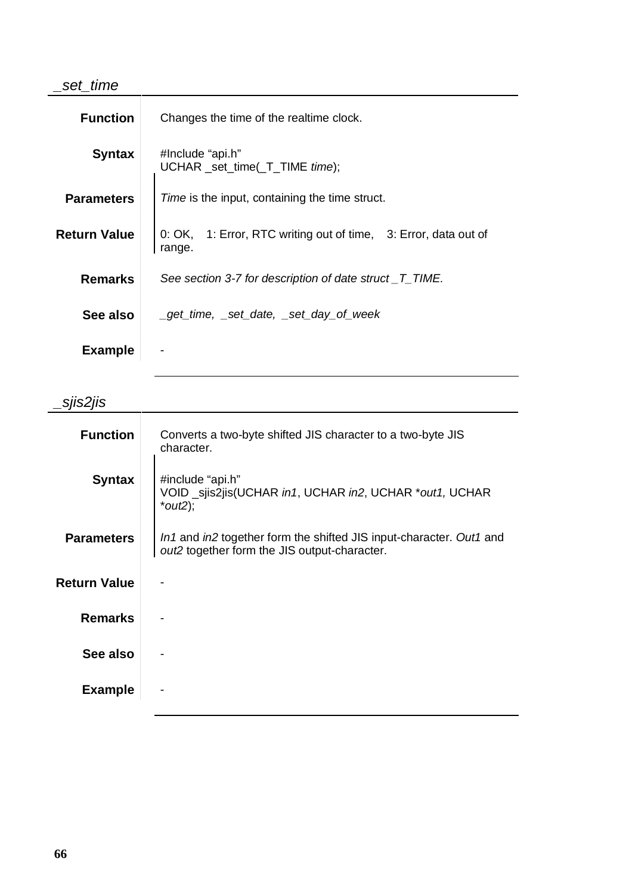## *_set_time*

**Function**

Changes the time of the realtime clock.

**Syntax**

```
#Include "api.h"
UCHAR _set_time(_T_TIME time);
```

**Parameters**

*Time* is the input, containing the time struct.

**Return Value**

0: OK,    1: Error, RTC writing out of time,    3: Error, data out of range.

**Remarks**

*See section 3-7 for description of date struct _T_TIME.*

**See also**

*_get_time,  _set_date,  _set_day_of_week*

**Example**

-

## *_sjis2jis*

**Function**

Converts a two-byte shifted JIS character to a two-byte JIS character.

**Syntax**

```
#include "api.h"
VOID _sjis2jis(UCHAR in1, UCHAR in2, UCHAR *out1, UCHAR *out2);
```

**Parameters**

*In1* and *in2* together form the shifted JIS input-character. *Out1* and *out2* together form the JIS output-character.

**Return Value**

-

**Remarks**

-

**See also**

-

**Example**

-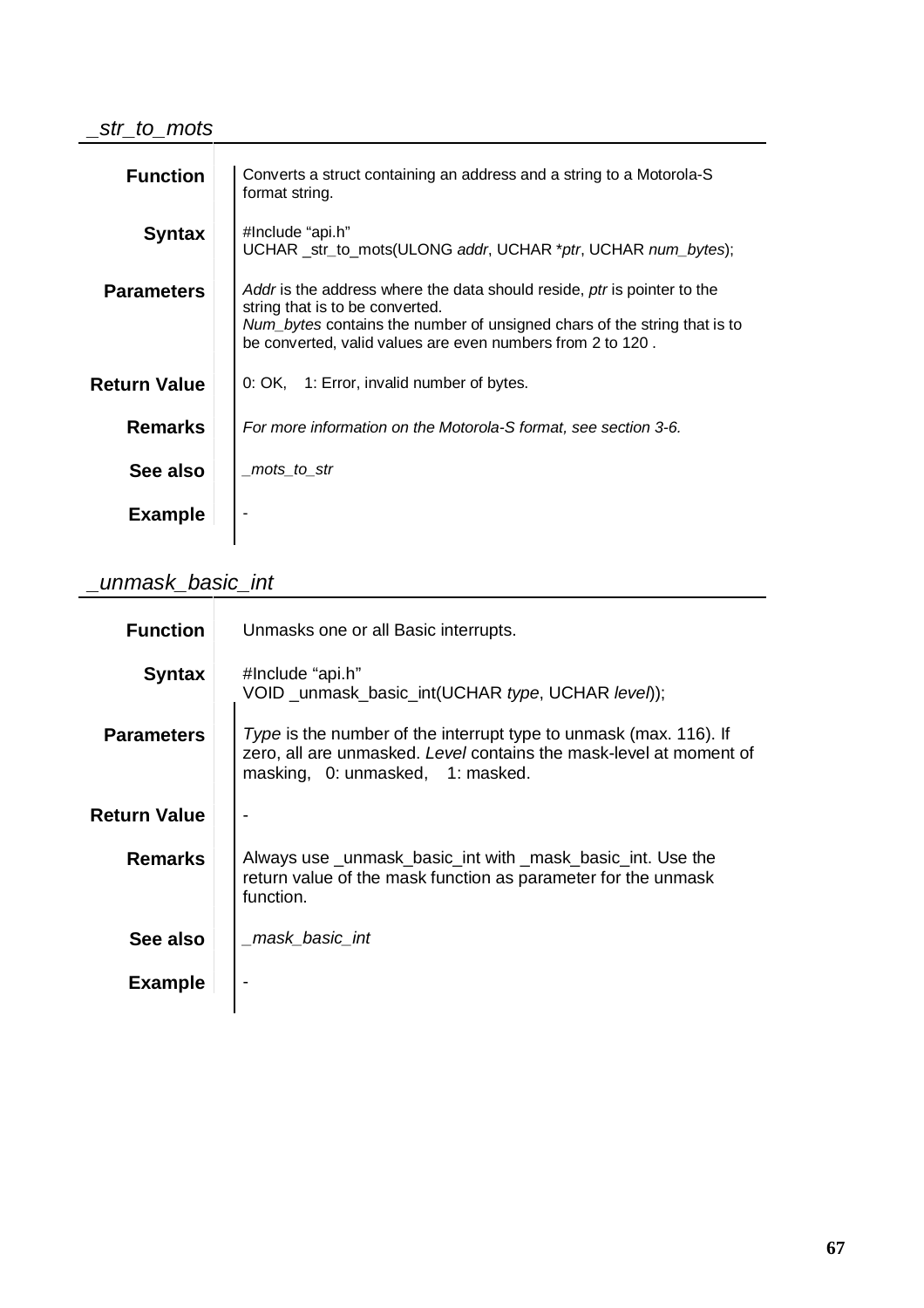## *_str_to_mots*

**Function**

Converts a struct containing an address and a string to a Motorola-S format string.

**Syntax**

```
#Include "api.h"
UCHAR _str_to_mots(ULONG addr, UCHAR *ptr, UCHAR num_bytes);
```

**Parameters**

*Addr* is the address where the data should reside, *ptr* is pointer to the string that is to be converted.
*Num_bytes* contains the number of unsigned chars of the string that is to be converted, valid values are even numbers from 2 to 120 .

**Return Value**

0: OK,    1: Error, invalid number of bytes.

**Remarks**

*For more information on the Motorola-S format, see section 3-6.*

**See also**

*_mots_to_str*

**Example**

-

## *_unmask_basic_int*

**Function**

Unmasks one or all Basic interrupts.

**Syntax**

```
#Include "api.h"
VOID _unmask_basic_int(UCHAR type, UCHAR level));
```

**Parameters**

*Type* is the number of the interrupt type to unmask (max. 116). If zero, all are unmasked. *Level* contains the mask-level at moment of masking,   0: unmasked,    1: masked.

**Return Value**

-

**Remarks**

Always use _unmask_basic_int with _mask_basic_int. Use the return value of the mask function as parameter for the unmask function.

**See also**

*_mask_basic_int*

**Example**

-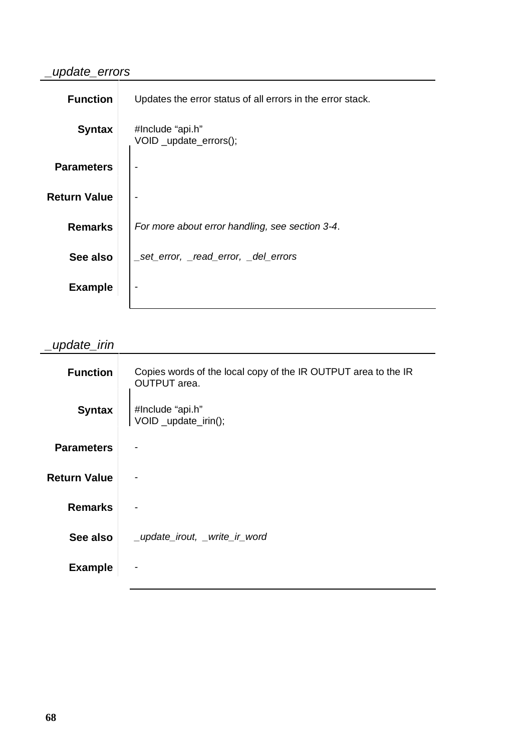## *_update_errors*

**Function**

Updates the error status of all errors in the error stack.

**Syntax**

```
#Include “api.h”
VOID _update_errors();
```

**Parameters**

-

**Return Value**

-

**Remarks**

*For more about error handling, see section 3-4*.

**See also**

*_set_error, _read_error, _del_errors*

**Example**

-

## *_update_irin*

**Function**

Copies words of the local copy of the IR OUTPUT area to the IR OUTPUT area.

**Syntax**

```
#Include “api.h”
VOID _update_irin();
```

**Parameters**

-

**Return Value**

-

**Remarks**

-

**See also**

*_update_irout, _write_ir_word*

**Example**

-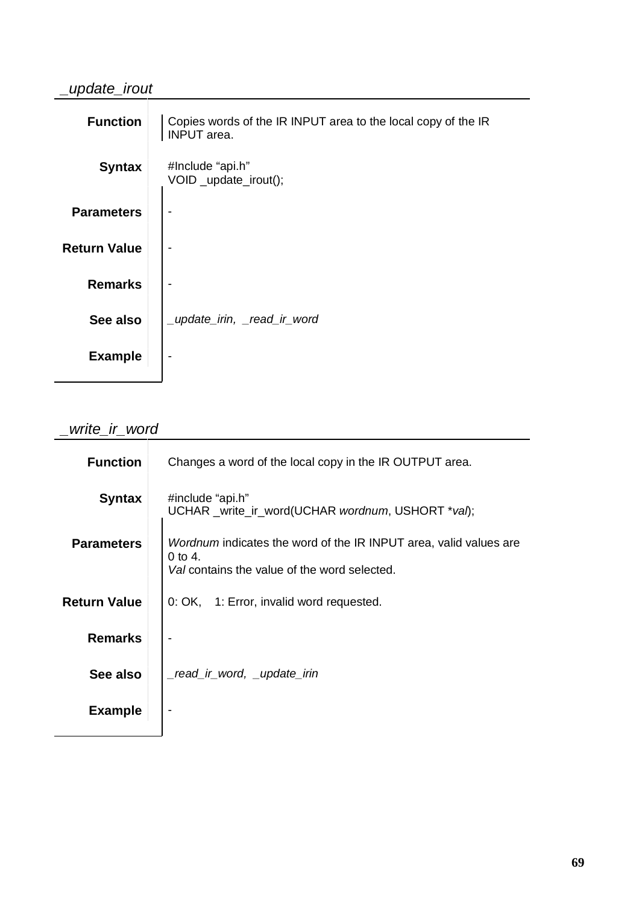## *_update_irout*

**Function**

Copies words of the IR INPUT area to the local copy of the IR INPUT area.

**Syntax**

#Include "api.h"
VOID _update_irout();

**Parameters**

-

**Return Value**

-

**Remarks**

-

**See also**

*_update_irin, _read_ir_word*

**Example**

-

## *_write_ir_word*

**Function**

Changes a word of the local copy in the IR OUTPUT area.

**Syntax**

#include "api.h"
UCHAR _write_ir_word(UCHAR *wordnum*, USHORT **val*);

**Parameters**

*Wordnum* indicates the word of the IR INPUT area, valid values are 0 to 4.
*Val* contains the value of the word selected.

**Return Value**

0: OK, 1: Error, invalid word requested.

**Remarks**

-

**See also**

*_read_ir_word, _update_irin*

**Example**

-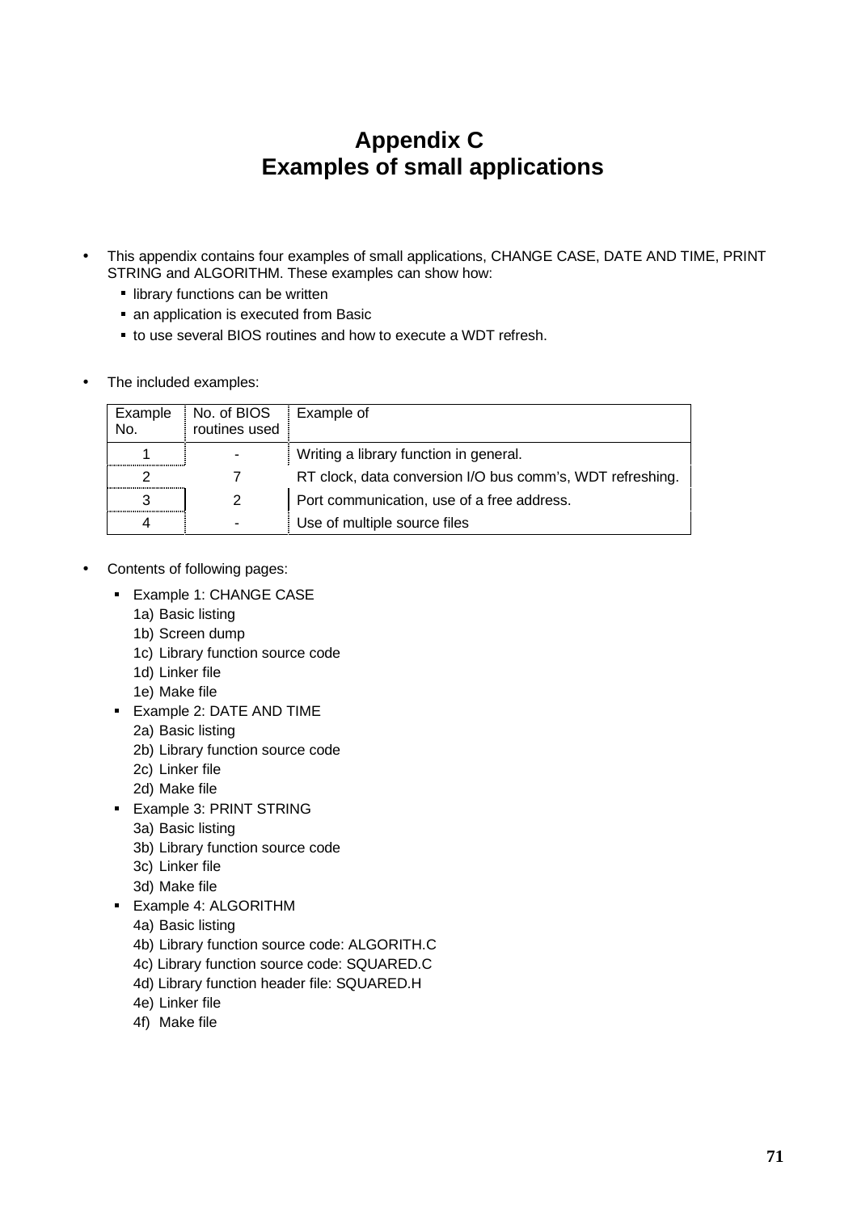# Appendix C
# Examples of small applications

- This appendix contains four examples of small applications, CHANGE CASE, DATE AND TIME, PRINT STRING and ALGORITHM. These examples can show how:
  - library functions can be written
  - an application is executed from Basic
  - to use several BIOS routines and how to execute a WDT refresh.

- The included examples:

| Example No. | No. of BIOS routines used | Example of |
|---|---|---|
| 1 | - | Writing a library function in general. |
| 2 | 7 | RT clock, data conversion I/O bus comm's, WDT refreshing. |
| 3 | 2 | Port communication, use of a free address. |
| 4 | - | Use of multiple source files |

- Contents of following pages:
  - Example 1: CHANGE CASE
    - 1a) Basic listing
    - 1b) Screen dump
    - 1c) Library function source code
    - 1d) Linker file
    - 1e) Make file
  - Example 2: DATE AND TIME
    - 2a) Basic listing
    - 2b) Library function source code
    - 2c) Linker file
    - 2d) Make file
  - Example 3: PRINT STRING
    - 3a) Basic listing
    - 3b) Library function source code
    - 3c) Linker file
    - 3d) Make file
  - Example 4: ALGORITHM
    - 4a) Basic listing
    - 4b) Library function source code: ALGORITH.C
    - 4c) Library function source code: SQUARED.C
    - 4d) Library function header file: SQUARED.H
    - 4e) Linker file
    - 4f) Make file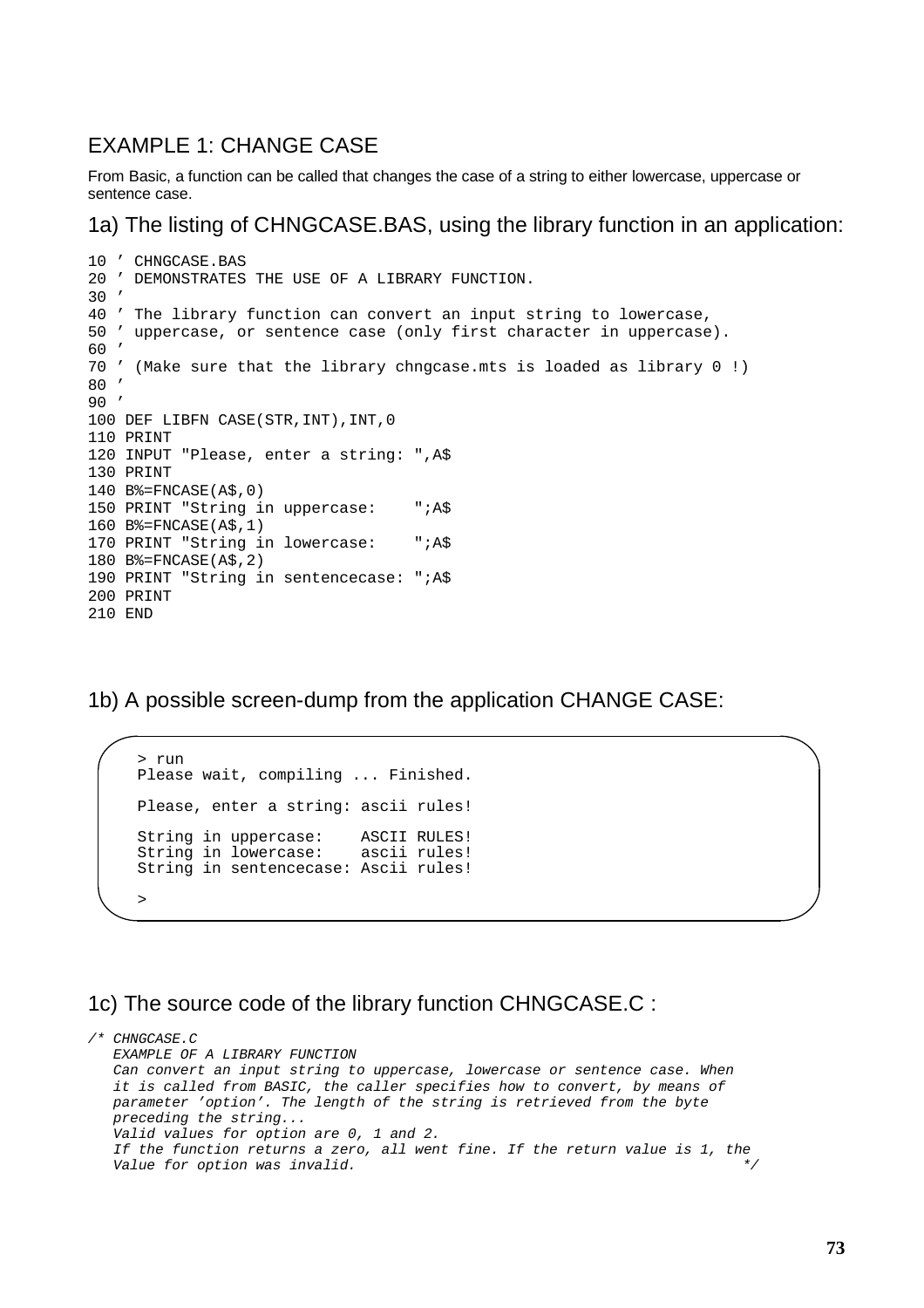## EXAMPLE 1: CHANGE CASE

From Basic, a function can be called that changes the case of a string to either lowercase, uppercase or sentence case.

### 1a) The listing of CHNGCASE.BAS, using the library function in an application:

```
10 ' CHNGCASE.BAS
20 ' DEMONSTRATES THE USE OF A LIBRARY FUNCTION.
30 '
40 ' The library function can convert an input string to lowercase,
50 ' uppercase, or sentence case (only first character in uppercase).
60 '
70 ' (Make sure that the library chngcase.mts is loaded as library 0 !)
80 '
90 '
100 DEF LIBFN CASE(STR,INT),INT,0
110 PRINT
120 INPUT "Please, enter a string: ",A$
130 PRINT
140 B%=FNCASE(A$,0)
150 PRINT "String in uppercase:    ";A$
160 B%=FNCASE(A$,1)
170 PRINT "String in lowercase:    ";A$
180 B%=FNCASE(A$,2)
190 PRINT "String in sentencecase: ";A$
200 PRINT
210 END
```

### 1b) A possible screen-dump from the application CHANGE CASE:

```
> run
Please wait, compiling ... Finished.

Please, enter a string: ascii rules!

String in uppercase:    ASCII RULES!
String in lowercase:    ascii rules!
String in sentencecase: Ascii rules!

>
```

### 1c) The source code of the library function CHNGCASE.C :

```
/* CHNGCASE.C
   EXAMPLE OF A LIBRARY FUNCTION
   Can convert an input string to uppercase, lowercase or sentence case. When
   it is called from BASIC, the caller specifies how to convert, by means of
   parameter 'option'. The length of the string is retrieved from the byte
   preceding the string...
   Valid values for option are 0, 1 and 2.
   If the function returns a zero, all went fine. If the return value is 1, the
   Value for option was invalid.                                              */
```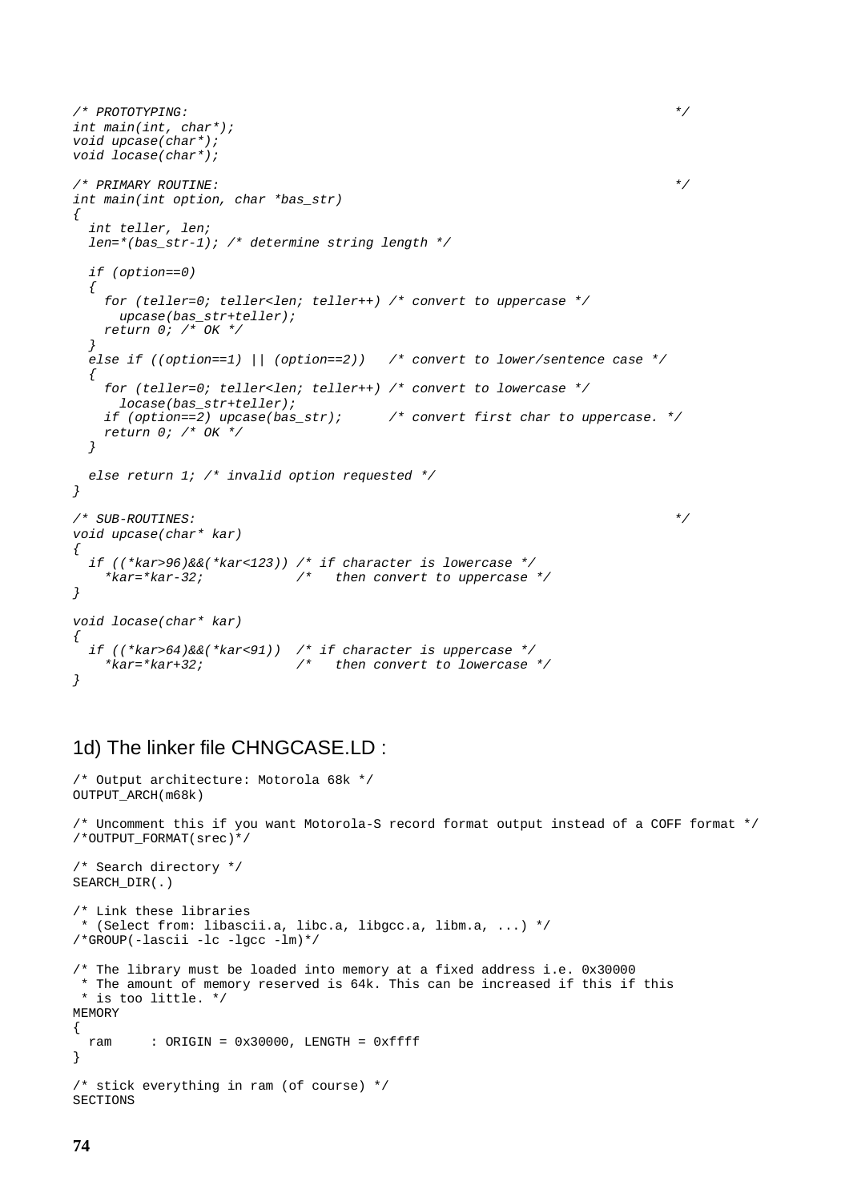```c
/* PROTOTYPING:                                                               */
int main(int, char*);
void upcase(char*);
void locase(char*);

/* PRIMARY ROUTINE:                                                           */
int main(int option, char *bas_str)
{
  int teller, len;
  len=*(bas_str-1); /* determine string length */

  if (option==0)
  {
    for (teller=0; teller<len; teller++) /* convert to uppercase */
      upcase(bas_str+teller);
    return 0; /* OK */
  }
  else if ((option==1) || (option==2))   /* convert to lower/sentence case */
  {
    for (teller=0; teller<len; teller++) /* convert to lowercase */
      locase(bas_str+teller);
    if (option==2) upcase(bas_str);      /* convert first char to uppercase. */
    return 0; /* OK */
  }

  else return 1; /* invalid option requested */
}

/* SUB-ROUTINES:                                                              */
void upcase(char* kar)
{
  if ((*kar>96)&&(*kar<123)) /* if character is lowercase */
    *kar=*kar-32;            /*   then convert to uppercase */
}

void locase(char* kar)
{
  if ((*kar>64)&&(*kar<91))  /* if character is uppercase */
    *kar=*kar+32;            /*   then convert to lowercase */
}
```

## 1d) The linker file CHNGCASE.LD :

```
/* Output architecture: Motorola 68k */
OUTPUT_ARCH(m68k)

/* Uncomment this if you want Motorola-S record format output instead of a COFF format */
/*OUTPUT_FORMAT(srec)*/

/* Search directory */
SEARCH_DIR(.)

/* Link these libraries
 * (Select from: libascii.a, libc.a, libgcc.a, libm.a, ...) */
/*GROUP(-lascii -lc -lgcc -lm)*/

/* The library must be loaded into memory at a fixed address i.e. 0x30000
 * The amount of memory reserved is 64k. This can be increased if this if this
 * is too little. */
MEMORY
{
  ram     : ORIGIN = 0x30000, LENGTH = 0xffff
}

/* stick everything in ram (of course) */
SECTIONS
```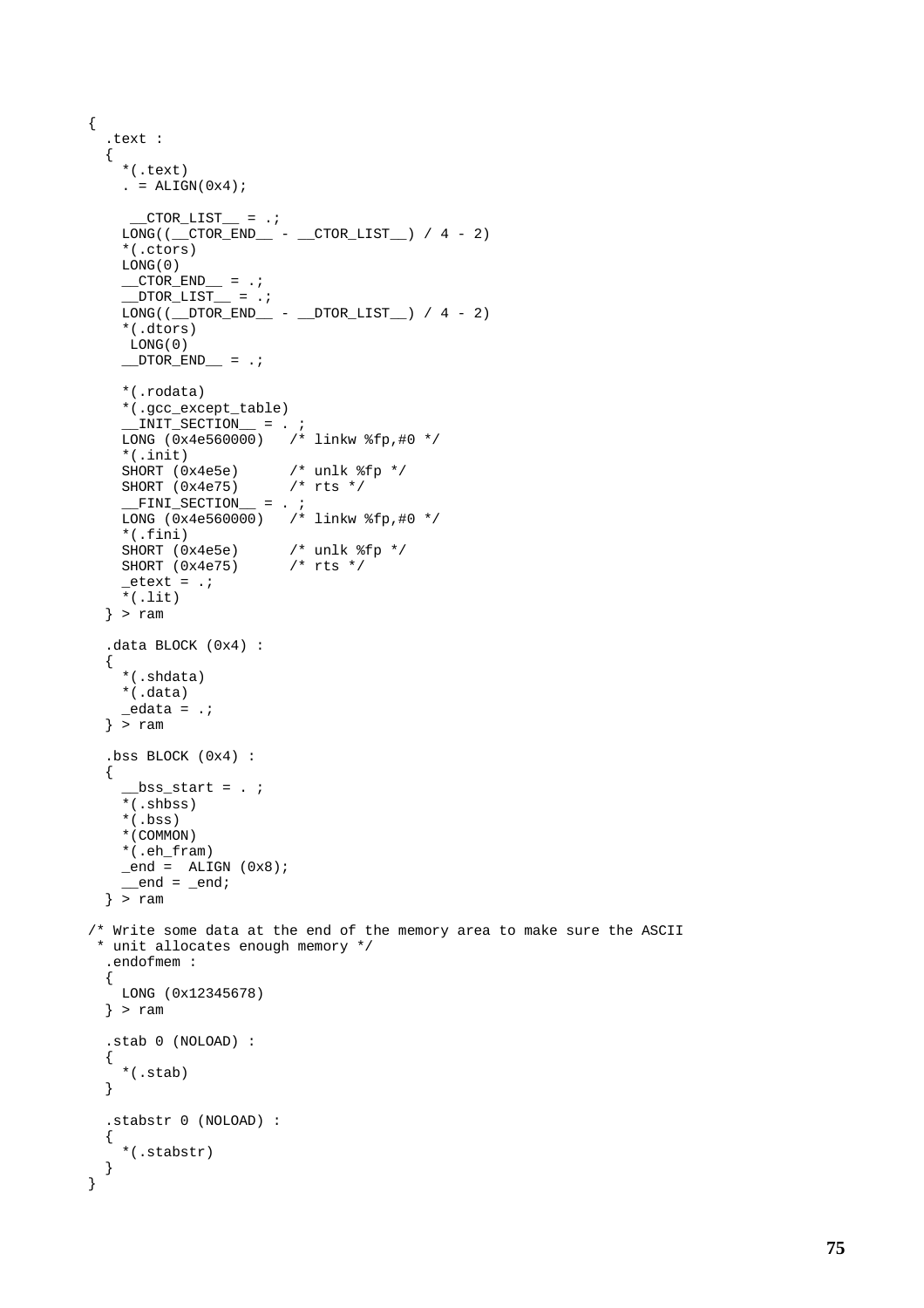```
{
  .text :
  {
    *(.text)
    . = ALIGN(0x4);

     __CTOR_LIST__ = .;
    LONG((__CTOR_END__ - __CTOR_LIST__) / 4 - 2)
    *(.ctors)
    LONG(0)
    __CTOR_END__ = .;
    __DTOR_LIST__ = .;
    LONG((__DTOR_END__ - __DTOR_LIST__) / 4 - 2)
    *(.dtors)
     LONG(0)
    __DTOR_END__ = .;

    *(.rodata)
    *(.gcc_except_table)
    __INIT_SECTION__ = . ;
    LONG (0x4e560000)   /* linkw %fp,#0 */
    *(.init)
    SHORT (0x4e5e)      /* unlk %fp */
    SHORT (0x4e75)      /* rts */
    __FINI_SECTION__ = . ;
    LONG (0x4e560000)   /* linkw %fp,#0 */
    *(.fini)
    SHORT (0x4e5e)      /* unlk %fp */
    SHORT (0x4e75)      /* rts */
    _etext = .;
    *(.lit)
  } > ram

  .data BLOCK (0x4) :
  {
    *(.shdata)
    *(.data)
    _edata = .;
  } > ram

  .bss BLOCK (0x4) :
  {
    __bss_start = . ;
    *(.shbss)
    *(.bss)
    *(COMMON)
    *(.eh_fram)
    _end =  ALIGN (0x8);
    __end = _end;
  } > ram

/* Write some data at the end of the memory area to make sure the ASCII
 * unit allocates enough memory */
  .endofmem :
  {
    LONG (0x12345678)
  } > ram

  .stab 0 (NOLOAD) :
  {
    *(.stab)
  }

  .stabstr 0 (NOLOAD) :
  {
    *(.stabstr)
  }
}
```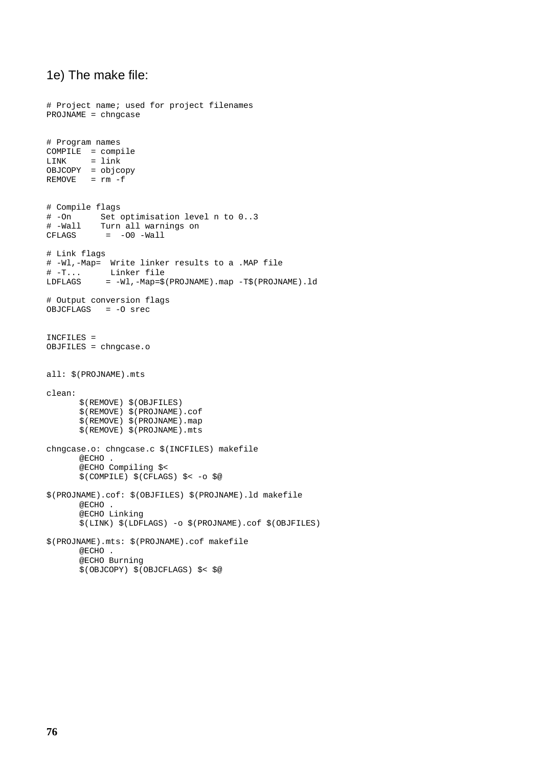## 1e) The make file:

```
# Project name; used for project filenames
PROJNAME = chngcase


# Program names
COMPILE  = compile
LINK     = link
OBJCOPY  = objcopy
REMOVE   = rm -f


# Compile flags
# -On      Set optimisation level n to 0..3
# -Wall    Turn all warnings on
CFLAGS      =  -O0 -Wall

# Link flags
# -Wl,-Map=  Write linker results to a .MAP file
# -T...      Linker file
LDFLAGS     = -Wl,-Map=$(PROJNAME).map -T$(PROJNAME).ld

# Output conversion flags
OBJCFLAGS   = -O srec


INCFILES =
OBJFILES = chngcase.o


all: $(PROJNAME).mts

clean:
	$(REMOVE) $(OBJFILES)
	$(REMOVE) $(PROJNAME).cof
	$(REMOVE) $(PROJNAME).map
	$(REMOVE) $(PROJNAME).mts

chngcase.o: chngcase.c $(INCFILES) makefile
	@ECHO .
	@ECHO Compiling $<
	$(COMPILE) $(CFLAGS) $< -o $@

$(PROJNAME).cof: $(OBJFILES) $(PROJNAME).ld makefile
	@ECHO .
	@ECHO Linking
	$(LINK) $(LDFLAGS) -o $(PROJNAME).cof $(OBJFILES)

$(PROJNAME).mts: $(PROJNAME).cof makefile
	@ECHO .
	@ECHO Burning
	$(OBJCOPY) $(OBJCFLAGS) $< $@
```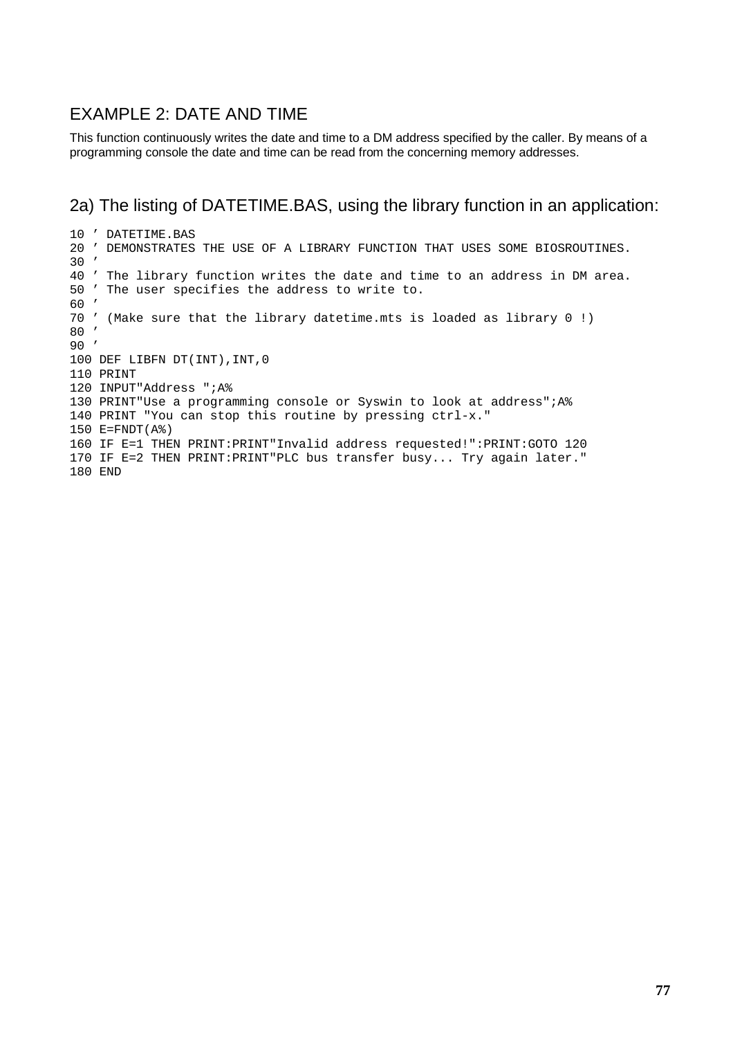## EXAMPLE 2: DATE AND TIME

This function continuously writes the date and time to a DM address specified by the caller. By means of a programming console the date and time can be read from the concerning memory addresses.

### 2a) The listing of DATETIME.BAS, using the library function in an application:

```
10 ’ DATETIME.BAS
20 ’ DEMONSTRATES THE USE OF A LIBRARY FUNCTION THAT USES SOME BIOSROUTINES.
30 ’
40 ’ The library function writes the date and time to an address in DM area.
50 ’ The user specifies the address to write to.
60 ’
70 ’ (Make sure that the library datetime.mts is loaded as library 0 !)
80 ’
90 ’
100 DEF LIBFN DT(INT),INT,0
110 PRINT
120 INPUT"Address ";A%
130 PRINT"Use a programming console or Syswin to look at address";A%
140 PRINT "You can stop this routine by pressing ctrl-x."
150 E=FNDT(A%)
160 IF E=1 THEN PRINT:PRINT"Invalid address requested!":PRINT:GOTO 120
170 IF E=2 THEN PRINT:PRINT"PLC bus transfer busy... Try again later."
180 END
```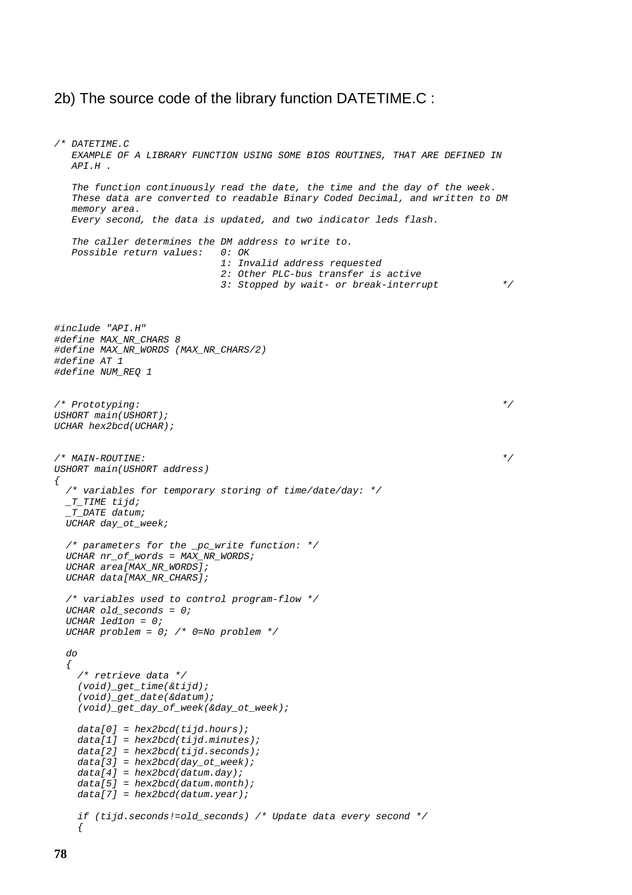## 2b) The source code of the library function DATETIME.C :

```
/* DATETIME.C
   EXAMPLE OF A LIBRARY FUNCTION USING SOME BIOS ROUTINES, THAT ARE DEFINED IN
   API.H .

   The function continuously read the date, the time and the day of the week.
   These data are converted to readable Binary Coded Decimal, and written to DM
   memory area.
   Every second, the data is updated, and two indicator leds flash.

   The caller determines the DM address to write to.
   Possible return values:   0: OK
                             1: Invalid address requested
                             2: Other PLC-bus transfer is active
                             3: Stopped by wait- or break-interrupt           */



#include "API.H"
#define MAX_NR_CHARS 8
#define MAX_NR_WORDS (MAX_NR_CHARS/2)
#define AT 1
#define NUM_REQ 1


/* Prototyping:                                                               */
USHORT main(USHORT);
UCHAR hex2bcd(UCHAR);


/* MAIN-ROUTINE:                                                              */
USHORT main(USHORT address)
{
  /* variables for temporary storing of time/date/day: */
  _T_TIME tijd;
  _T_DATE datum;
  UCHAR day_ot_week;

  /* parameters for the _pc_write function: */
  UCHAR nr_of_words = MAX_NR_WORDS;
  UCHAR area[MAX_NR_WORDS];
  UCHAR data[MAX_NR_CHARS];

  /* variables used to control program-flow */
  UCHAR old_seconds = 0;
  UCHAR led1on = 0;
  UCHAR problem = 0; /* 0=No problem */

  do
  {
    /* retrieve data */
    (void)_get_time(&tijd);
    (void)_get_date(&datum);
    (void)_get_day_of_week(&day_ot_week);

    data[0] = hex2bcd(tijd.hours);
    data[1] = hex2bcd(tijd.minutes);
    data[2] = hex2bcd(tijd.seconds);
    data[3] = hex2bcd(day_ot_week);
    data[4] = hex2bcd(datum.day);
    data[5] = hex2bcd(datum.month);
    data[7] = hex2bcd(datum.year);

    if (tijd.seconds!=old_seconds) /* Update data every second */
    {
```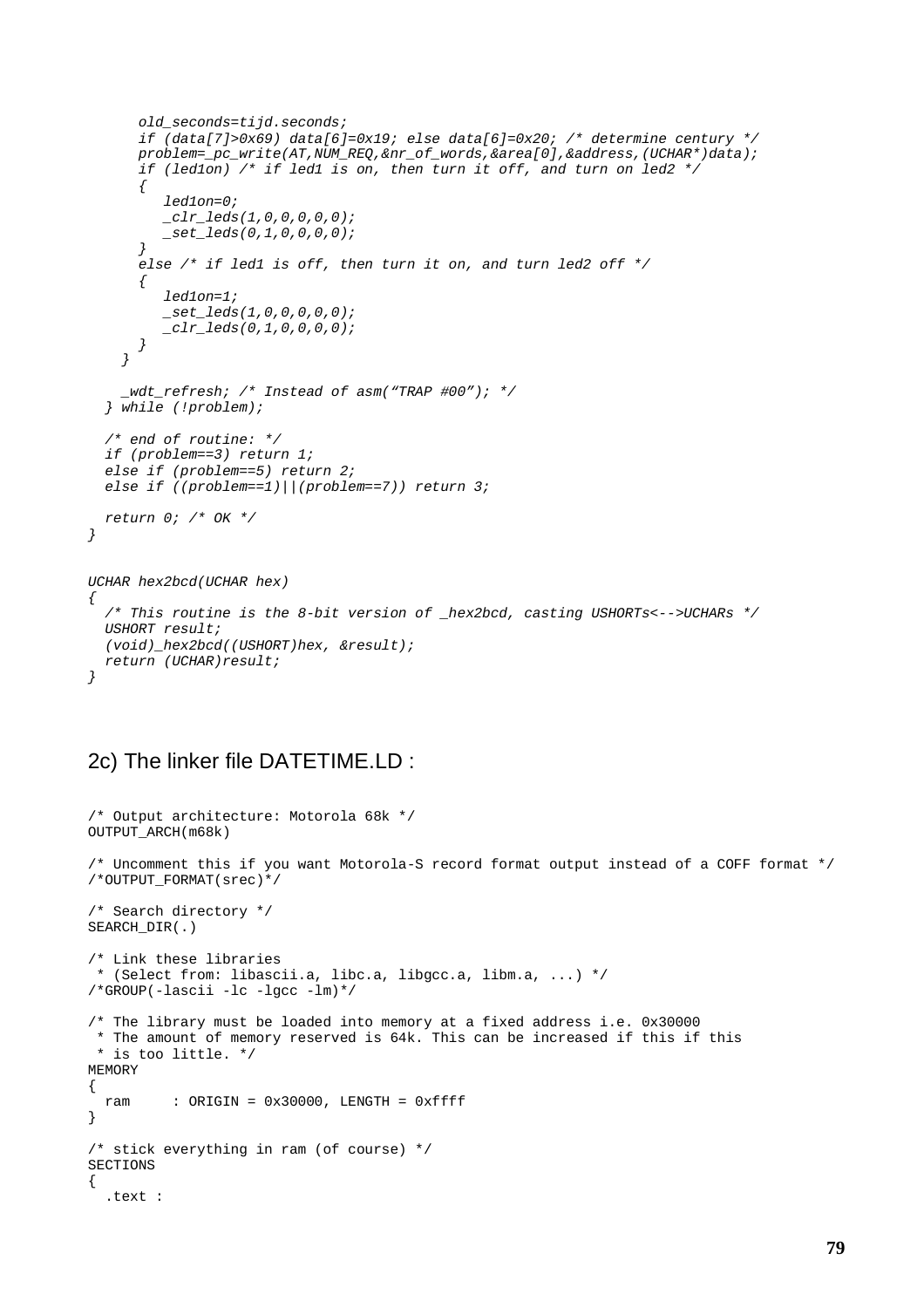```
      old_seconds=tijd.seconds;
      if (data[7]>0x69) data[6]=0x19; else data[6]=0x20; /* determine century */
      problem=_pc_write(AT,NUM_REQ,&nr_of_words,&area[0],&address,(UCHAR*)data);
      if (led1on) /* if led1 is on, then turn it off, and turn on led2 */
      {
         led1on=0;
         _clr_leds(1,0,0,0,0,0);
         _set_leds(0,1,0,0,0,0);
      }
      else /* if led1 is off, then turn it on, and turn led2 off */
      {
         led1on=1;
         _set_leds(1,0,0,0,0,0);
         _clr_leds(0,1,0,0,0,0);
      }
    }

    _wdt_refresh; /* Instead of asm("TRAP #00"); */
  } while (!problem);

  /* end of routine: */
  if (problem==3) return 1;
  else if (problem==5) return 2;
  else if ((problem==1)||(problem==7)) return 3;

  return 0; /* OK */
}


UCHAR hex2bcd(UCHAR hex)
{
  /* This routine is the 8-bit version of _hex2bcd, casting USHORTs<-->UCHARs */
  USHORT result;
  (void)_hex2bcd((USHORT)hex, &result);
  return (UCHAR)result;
}
```

## 2c) The linker file DATETIME.LD :

```
/* Output architecture: Motorola 68k */
OUTPUT_ARCH(m68k)

/* Uncomment this if you want Motorola-S record format output instead of a COFF format */
/*OUTPUT_FORMAT(srec)*/

/* Search directory */
SEARCH_DIR(.)

/* Link these libraries
 * (Select from: libascii.a, libc.a, libgcc.a, libm.a, ...) */
/*GROUP(-lascii -lc -lgcc -lm)*/

/* The library must be loaded into memory at a fixed address i.e. 0x30000
 * The amount of memory reserved is 64k. This can be increased if this if this
 * is too little. */
MEMORY
{
  ram     : ORIGIN = 0x30000, LENGTH = 0xffff
}

/* stick everything in ram (of course) */
SECTIONS
{
  .text :
```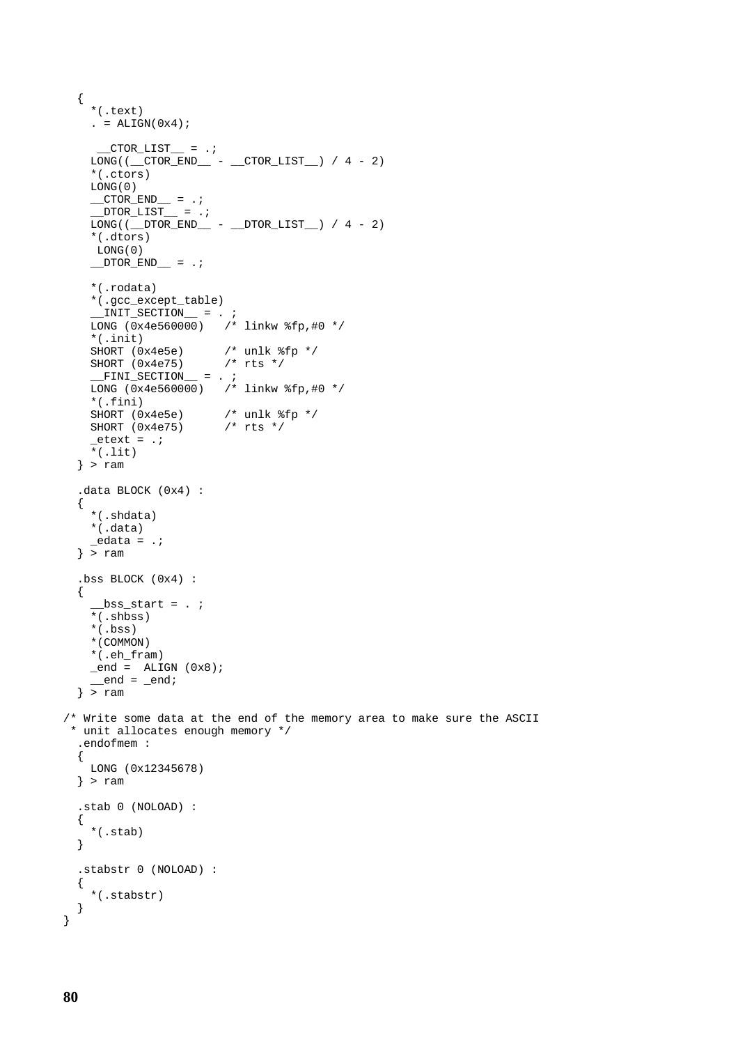```
  {
    *(.text)
    . = ALIGN(0x4);

     __CTOR_LIST__ = .;
    LONG((__CTOR_END__ - __CTOR_LIST__) / 4 - 2)
    *(.ctors)
    LONG(0)
    __CTOR_END__ = .;
    __DTOR_LIST__ = .;
    LONG((__DTOR_END__ - __DTOR_LIST__) / 4 - 2)
    *(.dtors)
     LONG(0)
    __DTOR_END__ = .;

    *(.rodata)
    *(.gcc_except_table)
    __INIT_SECTION__ = . ;
    LONG (0x4e560000)   /* linkw %fp,#0 */
    *(.init)
    SHORT (0x4e5e)      /* unlk %fp */
    SHORT (0x4e75)      /* rts */
    __FINI_SECTION__ = . ;
    LONG (0x4e560000)   /* linkw %fp,#0 */
    *(.fini)
    SHORT (0x4e5e)      /* unlk %fp */
    SHORT (0x4e75)      /* rts */
    _etext = .;
    *(.lit)
  } > ram

  .data BLOCK (0x4) :
  {
    *(.shdata)
    *(.data)
    _edata = .;
  } > ram

  .bss BLOCK (0x4) :
  {
    __bss_start = . ;
    *(.shbss)
    *(.bss)
    *(COMMON)
    *(.eh_fram)
    _end =  ALIGN (0x8);
    __end = _end;
  } > ram

/* Write some data at the end of the memory area to make sure the ASCII
 * unit allocates enough memory */
  .endofmem :
  {
    LONG (0x12345678)
  } > ram

  .stab 0 (NOLOAD) :
  {
    *(.stab)
  }

  .stabstr 0 (NOLOAD) :
  {
    *(.stabstr)
  }
}
```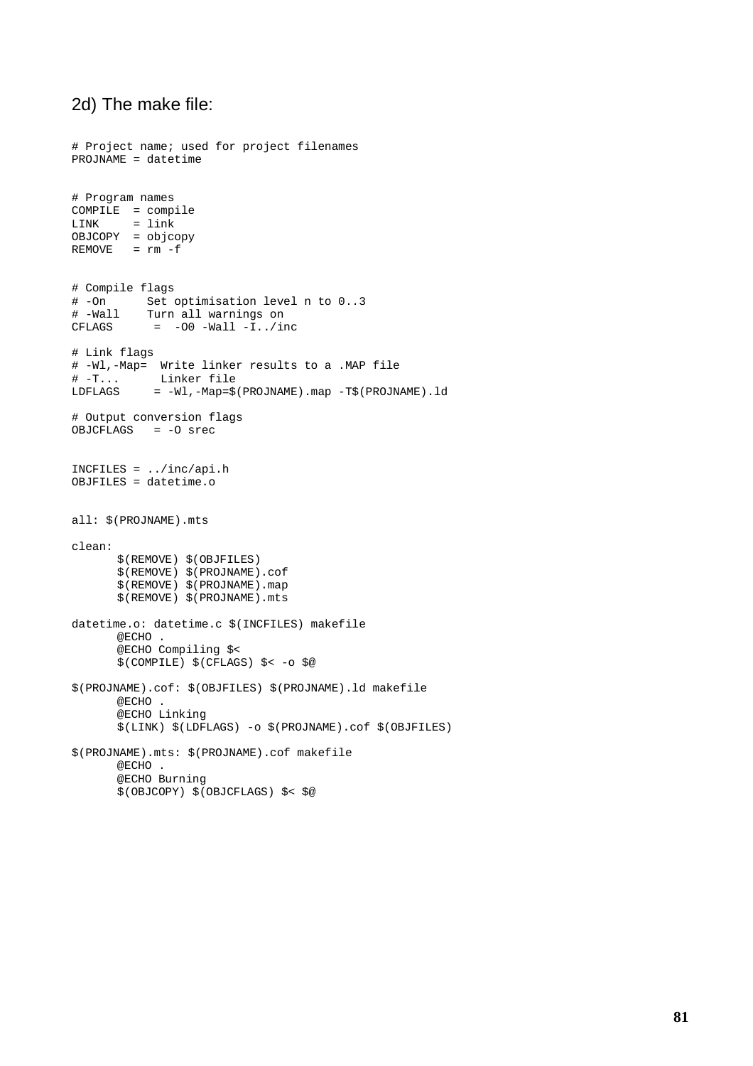## 2d) The make file:

```
# Project name; used for project filenames
PROJNAME = datetime


# Program names
COMPILE  = compile
LINK     = link
OBJCOPY  = objcopy
REMOVE   = rm -f


# Compile flags
# -On      Set optimisation level n to 0..3
# -Wall    Turn all warnings on
CFLAGS      =  -O0 -Wall -I../inc

# Link flags
# -Wl,-Map=  Write linker results to a .MAP file
# -T...      Linker file
LDFLAGS     = -Wl,-Map=$(PROJNAME).map -T$(PROJNAME).ld

# Output conversion flags
OBJCFLAGS   = -O srec


INCFILES = ../inc/api.h
OBJFILES = datetime.o


all: $(PROJNAME).mts

clean:
	$(REMOVE) $(OBJFILES)
	$(REMOVE) $(PROJNAME).cof
	$(REMOVE) $(PROJNAME).map
	$(REMOVE) $(PROJNAME).mts

datetime.o: datetime.c $(INCFILES) makefile
	@ECHO .
	@ECHO Compiling $<
	$(COMPILE) $(CFLAGS) $< -o $@

$(PROJNAME).cof: $(OBJFILES) $(PROJNAME).ld makefile
	@ECHO .
	@ECHO Linking
	$(LINK) $(LDFLAGS) -o $(PROJNAME).cof $(OBJFILES)

$(PROJNAME).mts: $(PROJNAME).cof makefile
	@ECHO .
	@ECHO Burning
	$(OBJCOPY) $(OBJCFLAGS) $< $@
```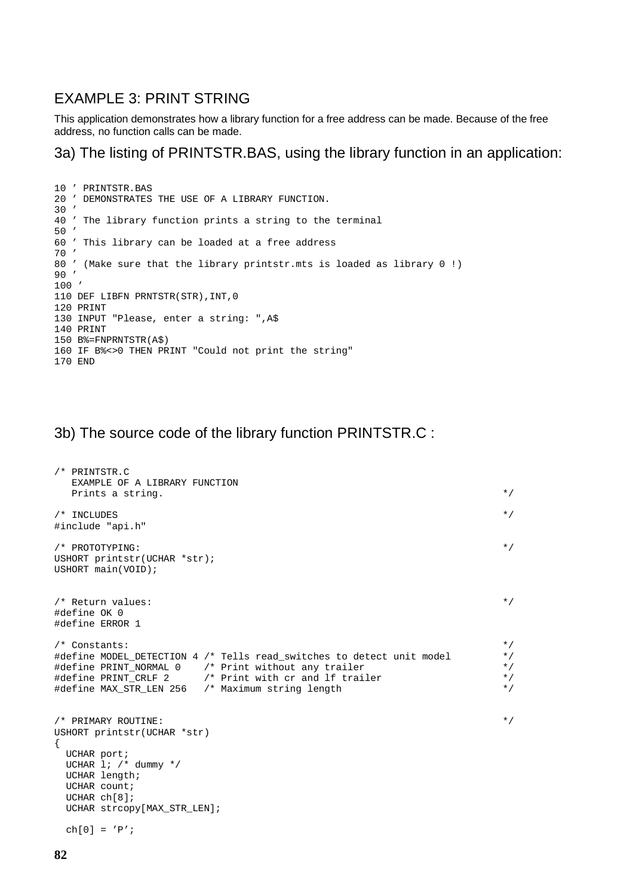## EXAMPLE 3: PRINT STRING

This application demonstrates how a library function for a free address can be made. Because of the free address, no function calls can be made.

### 3a) The listing of PRINTSTR.BAS, using the library function in an application:

```
10 ' PRINTSTR.BAS
20 ' DEMONSTRATES THE USE OF A LIBRARY FUNCTION.
30 '
40 ' The library function prints a string to the terminal
50 '
60 ' This library can be loaded at a free address
70 '
80 ' (Make sure that the library printstr.mts is loaded as library 0 !)
90 '
100 '
110 DEF LIBFN PRNTSTR(STR),INT,0
120 PRINT
130 INPUT "Please, enter a string: ",A$
140 PRINT
150 B%=FNPRNTSTR(A$)
160 IF B%<>0 THEN PRINT "Could not print the string"
170 END
```

### 3b) The source code of the library function PRINTSTR.C :

```
/* PRINTSTR.C
   EXAMPLE OF A LIBRARY FUNCTION
   Prints a string.                                                          */

/* INCLUDES                                                                  */
#include "api.h"

/* PROTOTYPING:                                                              */
USHORT printstr(UCHAR *str);
USHORT main(VOID);


/* Return values:                                                            */
#define OK 0
#define ERROR 1

/* Constants:                                                                */
#define MODEL_DETECTION 4 /* Tells read_switches to detect unit model        */
#define PRINT_NORMAL 0    /* Print without any trailer                       */
#define PRINT_CRLF 2      /* Print with cr and lf trailer                    */
#define MAX_STR_LEN 256   /* Maximum string length                           */


/* PRIMARY ROUTINE:                                                          */
USHORT printstr(UCHAR *str)
{
  UCHAR port;
  UCHAR l; /* dummy */
  UCHAR length;
  UCHAR count;
  UCHAR ch[8];
  UCHAR strcopy[MAX_STR_LEN];

  ch[0] = 'P';
```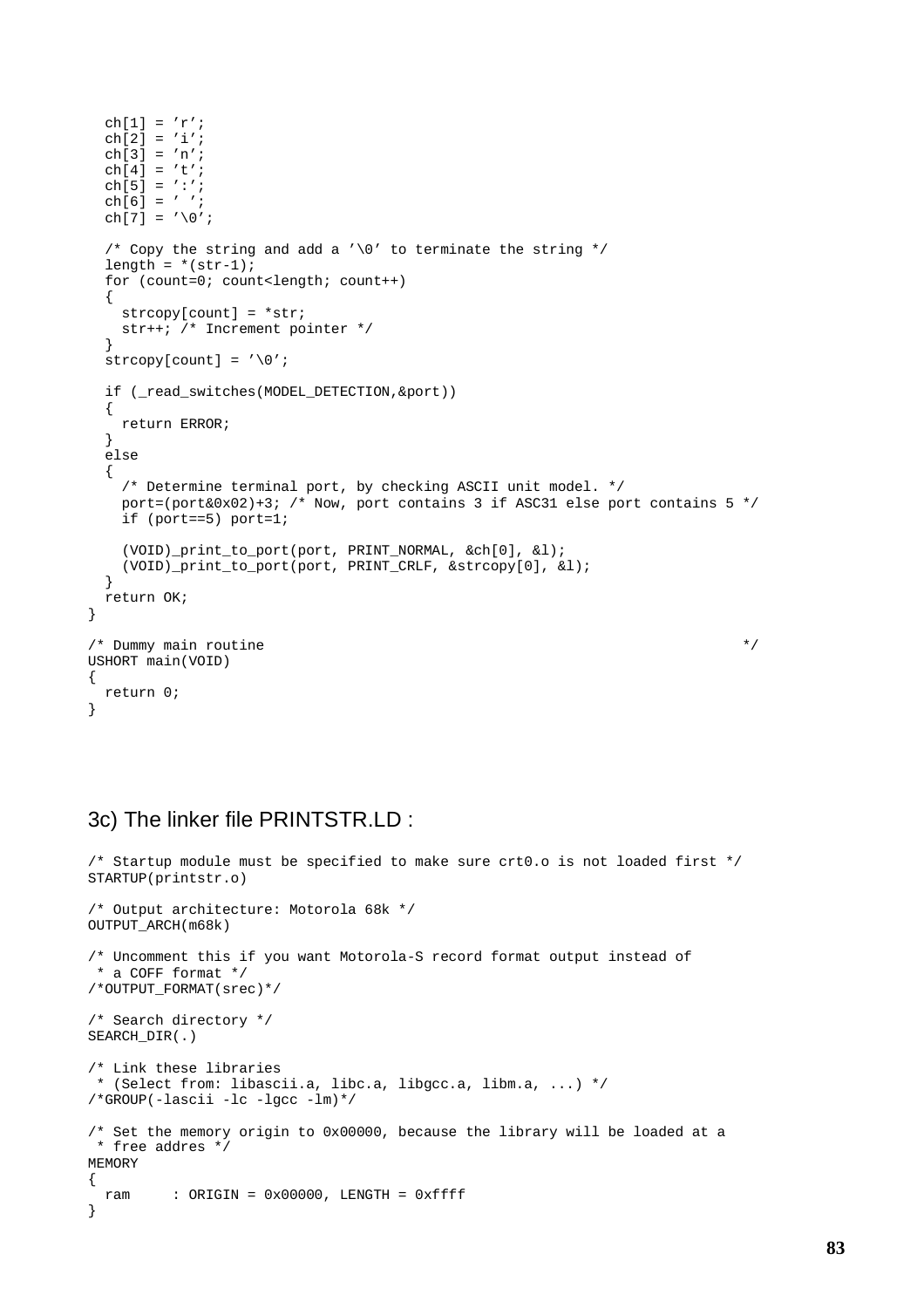```
  ch[1] = 'r';
  ch[2] = 'i';
  ch[3] = 'n';
  ch[4] = 't';
  ch[5] = ':';
  ch[6] = ' ';
  ch[7] = '\0';

  /* Copy the string and add a '\0' to terminate the string */
  length = *(str-1);
  for (count=0; count<length; count++)
  {
    strcopy[count] = *str;
    str++; /* Increment pointer */
  }
  strcopy[count] = '\0';

  if (_read_switches(MODEL_DETECTION,&port))
  {
    return ERROR;
  }
  else
  {
    /* Determine terminal port, by checking ASCII unit model. */
    port=(port&0x02)+3; /* Now, port contains 3 if ASC31 else port contains 5 */
    if (port==5) port=1;

    (VOID)_print_to_port(port, PRINT_NORMAL, &ch[0], &l);
    (VOID)_print_to_port(port, PRINT_CRLF, &strcopy[0], &l);
  }
  return OK;
}

/* Dummy main routine                                                          */
USHORT main(VOID)
{
  return 0;
}
```

### 3c) The linker file PRINTSTR.LD :

```
/* Startup module must be specified to make sure crt0.o is not loaded first */
STARTUP(printstr.o)

/* Output architecture: Motorola 68k */
OUTPUT_ARCH(m68k)

/* Uncomment this if you want Motorola-S record format output instead of
 * a COFF format */
/*OUTPUT_FORMAT(srec)*/

/* Search directory */
SEARCH_DIR(.)

/* Link these libraries
 * (Select from: libascii.a, libc.a, libgcc.a, libm.a, ...) */
/*GROUP(-lascii -lc -lgcc -lm)*/

/* Set the memory origin to 0x00000, because the library will be loaded at a
 * free addres */
MEMORY
{
  ram     : ORIGIN = 0x00000, LENGTH = 0xffff
}
```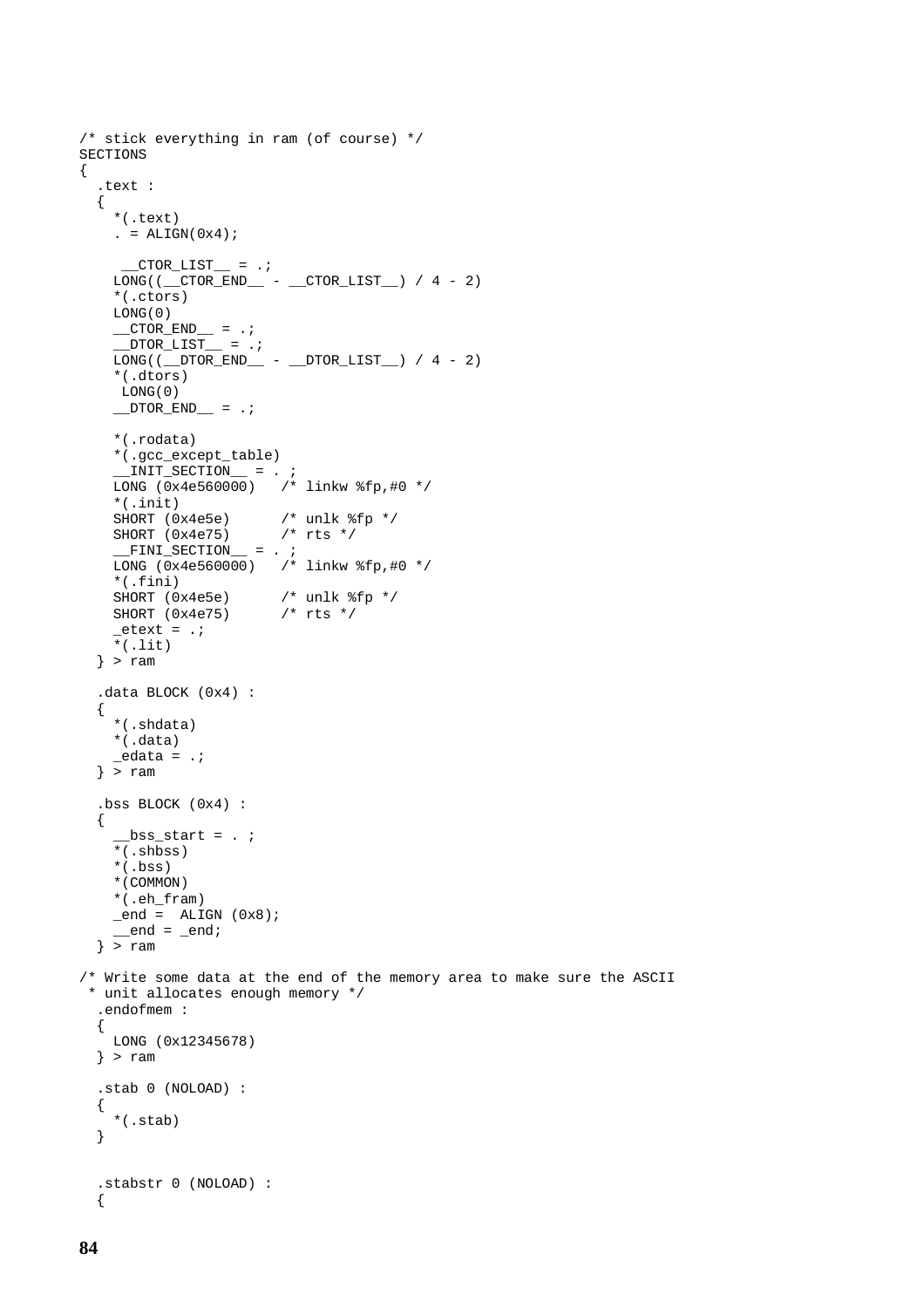```
/* stick everything in ram (of course) */
SECTIONS
{
  .text :
  {
    *(.text)
    . = ALIGN(0x4);

     __CTOR_LIST__ = .;
    LONG((__CTOR_END__ - __CTOR_LIST__) / 4 - 2)
    *(.ctors)
    LONG(0)
    __CTOR_END__ = .;
    __DTOR_LIST__ = .;
    LONG((__DTOR_END__ - __DTOR_LIST__) / 4 - 2)
    *(.dtors)
     LONG(0)
    __DTOR_END__ = .;

    *(.rodata)
    *(.gcc_except_table)
    __INIT_SECTION__ = . ;
    LONG (0x4e560000)   /* linkw %fp,#0 */
    *(.init)
    SHORT (0x4e5e)      /* unlk %fp */
    SHORT (0x4e75)      /* rts */
    __FINI_SECTION__ = . ;
    LONG (0x4e560000)   /* linkw %fp,#0 */
    *(.fini)
    SHORT (0x4e5e)      /* unlk %fp */
    SHORT (0x4e75)      /* rts */
    _etext = .;
    *(.lit)
  } > ram

  .data BLOCK (0x4) :
  {
    *(.shdata)
    *(.data)
    _edata = .;
  } > ram

  .bss BLOCK (0x4) :
  {
    __bss_start = . ;
    *(.shbss)
    *(.bss)
    *(COMMON)
    *(.eh_fram)
    _end =  ALIGN (0x8);
    __end = _end;
  } > ram

/* Write some data at the end of the memory area to make sure the ASCII
 * unit allocates enough memory */
  .endofmem :
  {
    LONG (0x12345678)
  } > ram

  .stab 0 (NOLOAD) :
  {
    *(.stab)
  }


  .stabstr 0 (NOLOAD) :
  {
```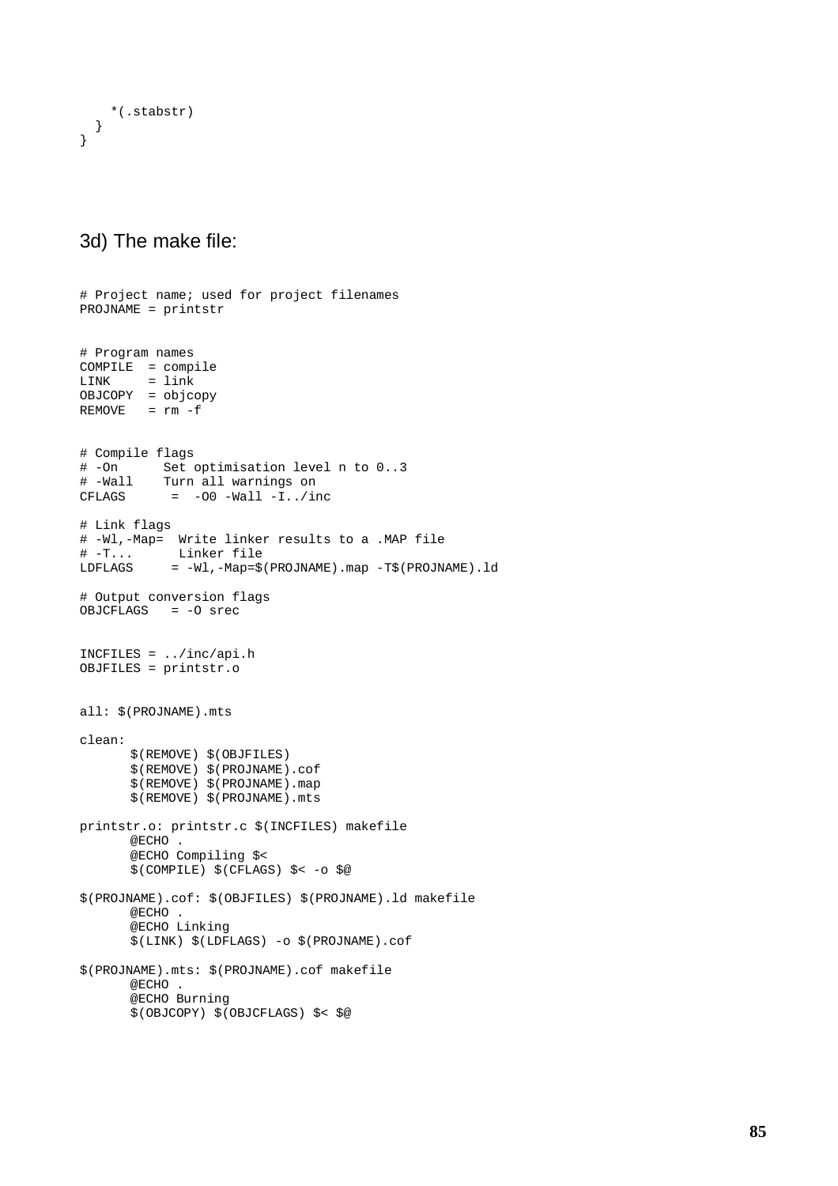```
    *(.stabstr)
  }
}
```

### 3d) The make file:

```
# Project name; used for project filenames
PROJNAME = printstr


# Program names
COMPILE  = compile
LINK     = link
OBJCOPY  = objcopy
REMOVE   = rm -f


# Compile flags
# -On      Set optimisation level n to 0..3
# -Wall    Turn all warnings on
CFLAGS      =  -O0 -Wall -I../inc

# Link flags
# -Wl,-Map=  Write linker results to a .MAP file
# -T...      Linker file
LDFLAGS     = -Wl,-Map=$(PROJNAME).map -T$(PROJNAME).ld

# Output conversion flags
OBJCFLAGS   = -O srec


INCFILES = ../inc/api.h
OBJFILES = printstr.o


all: $(PROJNAME).mts

clean:
	$(REMOVE) $(OBJFILES)
	$(REMOVE) $(PROJNAME).cof
	$(REMOVE) $(PROJNAME).map
	$(REMOVE) $(PROJNAME).mts

printstr.o: printstr.c $(INCFILES) makefile
	@ECHO .
	@ECHO Compiling $<
	$(COMPILE) $(CFLAGS) $< -o $@

$(PROJNAME).cof: $(OBJFILES) $(PROJNAME).ld makefile
	@ECHO .
	@ECHO Linking
	$(LINK) $(LDFLAGS) -o $(PROJNAME).cof

$(PROJNAME).mts: $(PROJNAME).cof makefile
	@ECHO .
	@ECHO Burning
	$(OBJCOPY) $(OBJCFLAGS) $< $@
```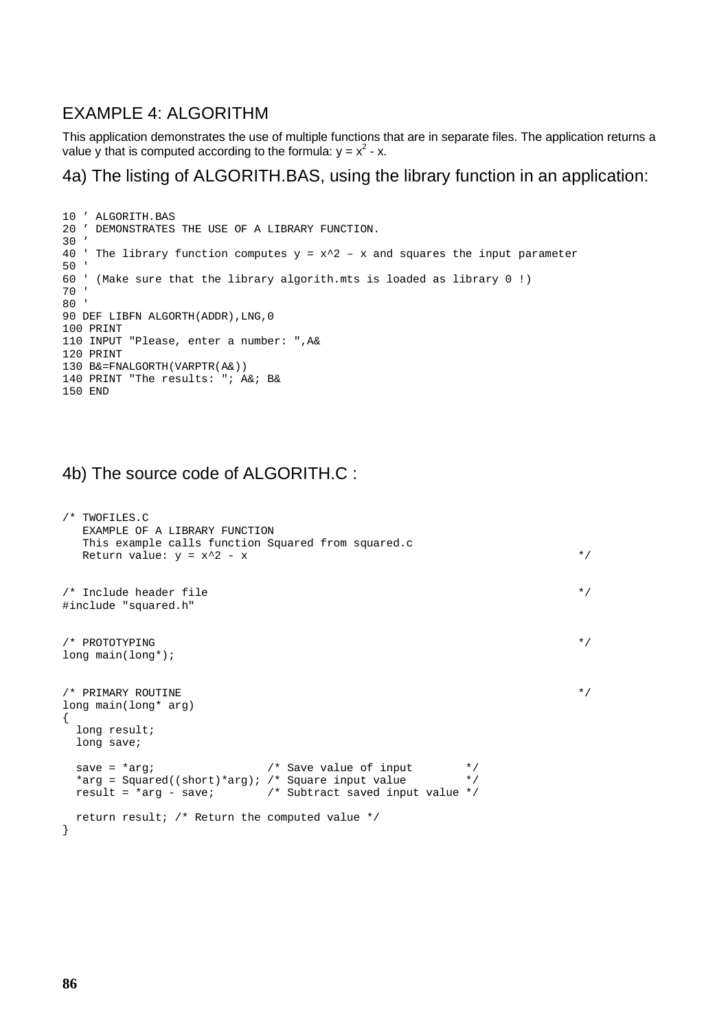## EXAMPLE 4: ALGORITHM

This application demonstrates the use of multiple functions that are in separate files. The application returns a value y that is computed according to the formula: $y = x^2 - x$.

### 4a) The listing of ALGORITH.BAS, using the library function in an application:

```
10 ’ ALGORITH.BAS
20 ’ DEMONSTRATES THE USE OF A LIBRARY FUNCTION.
30 ’
40 ' The library function computes y = x^2 – x and squares the input parameter
50 '
60 ' (Make sure that the library algorith.mts is loaded as library 0 !)
70 '
80 '
90 DEF LIBFN ALGORTH(ADDR),LNG,0
100 PRINT
110 INPUT "Please, enter a number: ",A&
120 PRINT
130 B&=FNALGORTH(VARPTR(A&))
140 PRINT "The results: "; A&; B&
150 END
```

### 4b) The source code of ALGORITH.C :

```
/* TWOFILES.C
   EXAMPLE OF A LIBRARY FUNCTION
   This example calls function Squared from squared.c
   Return value: y = x^2 - x                                             */


/* Include header file                                                   */
#include "squared.h"


/* PROTOTYPING                                                           */
long main(long*);


/* PRIMARY ROUTINE                                                       */
long main(long* arg)
{
  long result;
  long save;

  save = *arg;                 /* Save value of input        */
  *arg = Squared((short)*arg); /* Square input value         */
  result = *arg - save;        /* Subtract saved input value */

  return result; /* Return the computed value */
}
```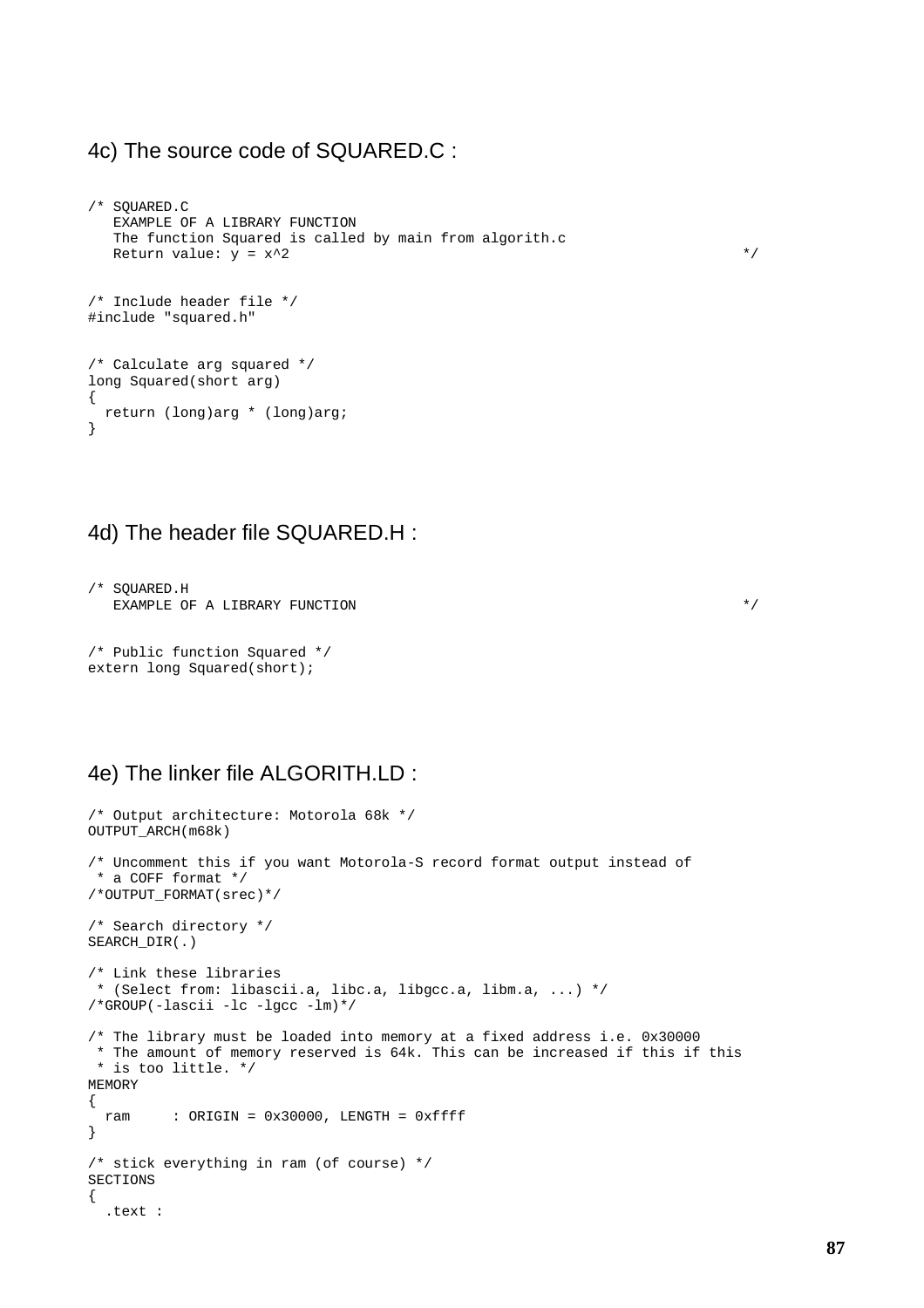## 4c) The source code of SQUARED.C :

```
/* SQUARED.C
   EXAMPLE OF A LIBRARY FUNCTION
   The function Squared is called by main from algorith.c
   Return value: y = x^2                                                    */


/* Include header file */
#include "squared.h"


/* Calculate arg squared */
long Squared(short arg)
{
  return (long)arg * (long)arg;
}
```

## 4d) The header file SQUARED.H :

```
/* SQUARED.H
   EXAMPLE OF A LIBRARY FUNCTION                                            */


/* Public function Squared */
extern long Squared(short);
```

## 4e) The linker file ALGORITH.LD :

```
/* Output architecture: Motorola 68k */
OUTPUT_ARCH(m68k)

/* Uncomment this if you want Motorola-S record format output instead of
 * a COFF format */
/*OUTPUT_FORMAT(srec)*/

/* Search directory */
SEARCH_DIR(.)

/* Link these libraries
 * (Select from: libascii.a, libc.a, libgcc.a, libm.a, ...) */
/*GROUP(-lascii -lc -lgcc -lm)*/

/* The library must be loaded into memory at a fixed address i.e. 0x30000
 * The amount of memory reserved is 64k. This can be increased if this if this
 * is too little. */
MEMORY
{
  ram     : ORIGIN = 0x30000, LENGTH = 0xffff
}

/* stick everything in ram (of course) */
SECTIONS
{
  .text :
```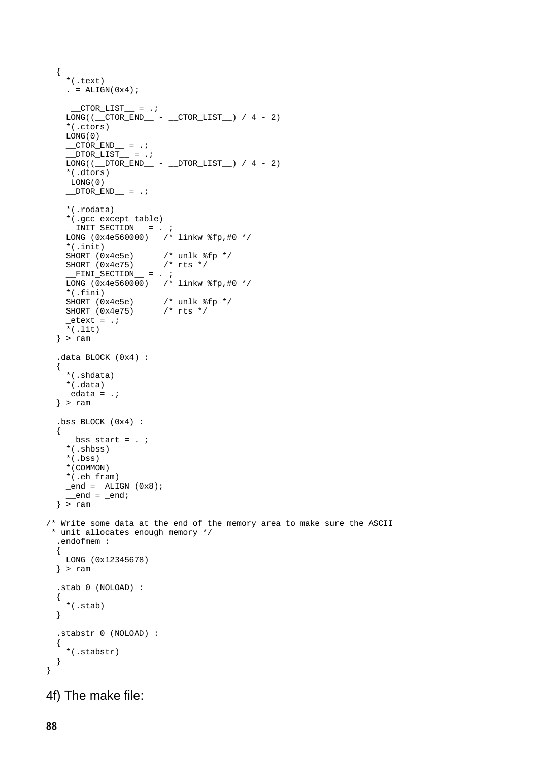```
  {
    *(.text)
    . = ALIGN(0x4);

     __CTOR_LIST__ = .;
    LONG((__CTOR_END__ - __CTOR_LIST__) / 4 - 2)
    *(.ctors)
    LONG(0)
    __CTOR_END__ = .;
    __DTOR_LIST__ = .;
    LONG((__DTOR_END__ - __DTOR_LIST__) / 4 - 2)
    *(.dtors)
     LONG(0)
    __DTOR_END__ = .;

    *(.rodata)
    *(.gcc_except_table)
    __INIT_SECTION__ = . ;
    LONG (0x4e560000)   /* linkw %fp,#0 */
    *(.init)
    SHORT (0x4e5e)      /* unlk %fp */
    SHORT (0x4e75)      /* rts */
    __FINI_SECTION__ = . ;
    LONG (0x4e560000)   /* linkw %fp,#0 */
    *(.fini)
    SHORT (0x4e5e)      /* unlk %fp */
    SHORT (0x4e75)      /* rts */
    _etext = .;
    *(.lit)
  } > ram

  .data BLOCK (0x4) :
  {
    *(.shdata)
    *(.data)
    _edata = .;
  } > ram

  .bss BLOCK (0x4) :
  {
    __bss_start = . ;
    *(.shbss)
    *(.bss)
    *(COMMON)
    *(.eh_fram)
    _end =  ALIGN (0x8);
    __end = _end;
  } > ram

/* Write some data at the end of the memory area to make sure the ASCII
 * unit allocates enough memory */
  .endofmem :
  {
    LONG (0x12345678)
  } > ram

  .stab 0 (NOLOAD) :
  {
    *(.stab)
  }

  .stabstr 0 (NOLOAD) :
  {
    *(.stabstr)
  }
}
```

4f) The make file: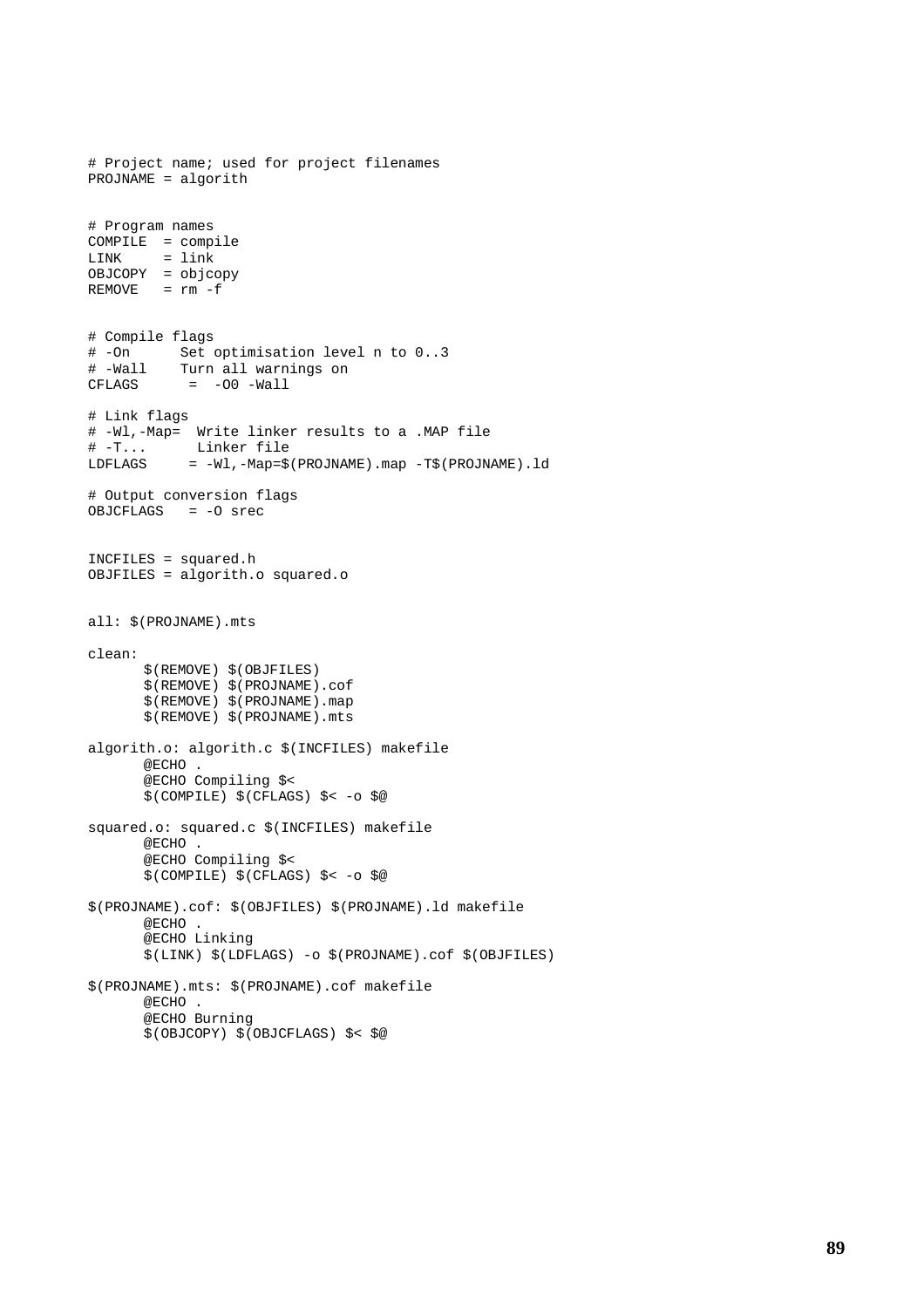```
# Project name; used for project filenames
PROJNAME = algorith


# Program names
COMPILE  = compile
LINK     = link
OBJCOPY  = objcopy
REMOVE   = rm -f


# Compile flags
# -On      Set optimisation level n to 0..3
# -Wall    Turn all warnings on
CFLAGS      =  -O0 -Wall

# Link flags
# -Wl,-Map=  Write linker results to a .MAP file
# -T...       Linker file
LDFLAGS     = -Wl,-Map=$(PROJNAME).map -T$(PROJNAME).ld

# Output conversion flags
OBJCFLAGS   = -O srec


INCFILES = squared.h
OBJFILES = algorith.o squared.o


all: $(PROJNAME).mts

clean:
	$(REMOVE) $(OBJFILES)
	$(REMOVE) $(PROJNAME).cof
	$(REMOVE) $(PROJNAME).map
	$(REMOVE) $(PROJNAME).mts

algorith.o: algorith.c $(INCFILES) makefile
	@ECHO .
	@ECHO Compiling $<
	$(COMPILE) $(CFLAGS) $< -o $@

squared.o: squared.c $(INCFILES) makefile
	@ECHO .
	@ECHO Compiling $<
	$(COMPILE) $(CFLAGS) $< -o $@

$(PROJNAME).cof: $(OBJFILES) $(PROJNAME).ld makefile
	@ECHO .
	@ECHO Linking
	$(LINK) $(LDFLAGS) -o $(PROJNAME).cof $(OBJFILES)

$(PROJNAME).mts: $(PROJNAME).cof makefile
	@ECHO .
	@ECHO Burning
	$(OBJCOPY) $(OBJCFLAGS) $< $@
```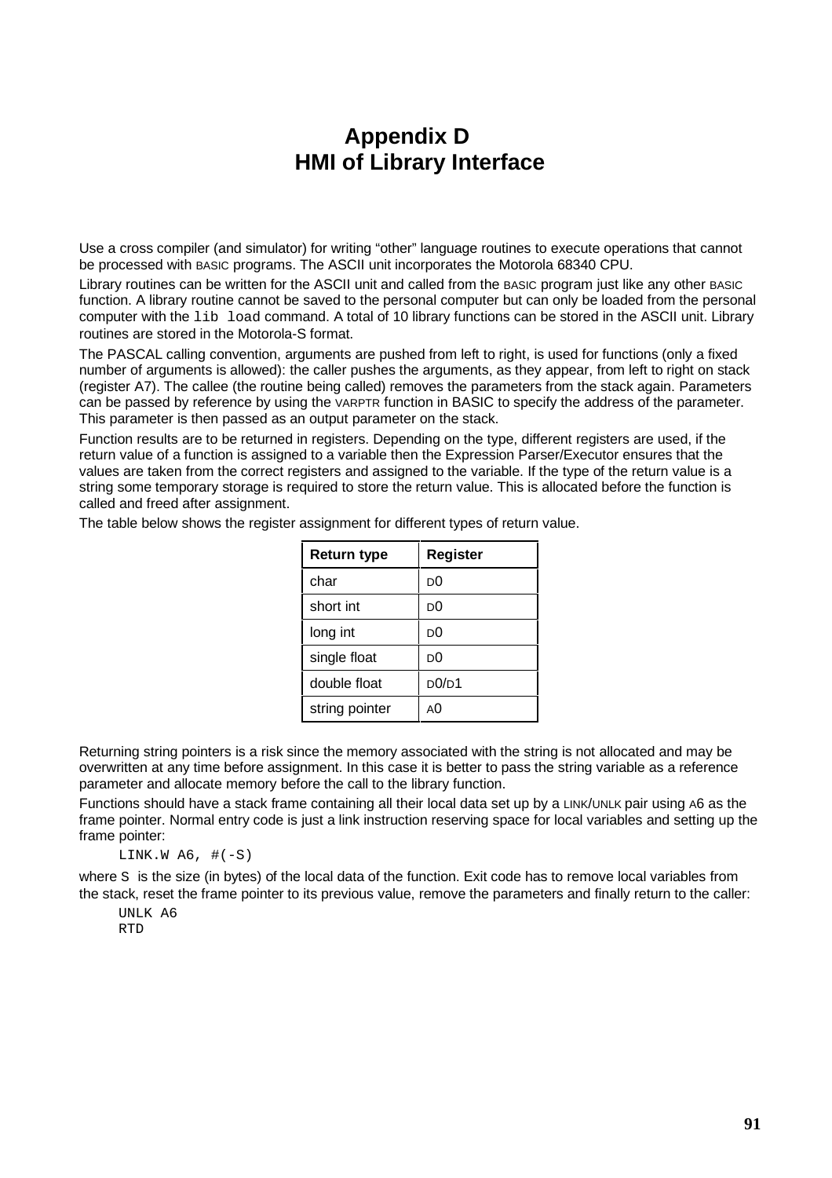# Appendix D
# HMI of Library Interface

Use a cross compiler (and simulator) for writing “other” language routines to execute operations that cannot be processed with BASIC programs. The ASCII unit incorporates the Motorola 68340 CPU.

Library routines can be written for the ASCII unit and called from the BASIC program just like any other BASIC function. A library routine cannot be saved to the personal computer but can only be loaded from the personal computer with the `lib load` command. A total of 10 library functions can be stored in the ASCII unit. Library routines are stored in the Motorola-S format.

The PASCAL calling convention, arguments are pushed from left to right, is used for functions (only a fixed number of arguments is allowed): the caller pushes the arguments, as they appear, from left to right on stack (register A7). The callee (the routine being called) removes the parameters from the stack again. Parameters can be passed by reference by using the VARPTR function in BASIC to specify the address of the parameter. This parameter is then passed as an output parameter on the stack.

Function results are to be returned in registers. Depending on the type, different registers are used, if the return value of a function is assigned to a variable then the Expression Parser/Executor ensures that the values are taken from the correct registers and assigned to the variable. If the type of the return value is a string some temporary storage is required to store the return value. This is allocated before the function is called and freed after assignment.

The table below shows the register assignment for different types of return value.

| Return type | Register |
|---|---|
| char | D0 |
| short int | D0 |
| long int | D0 |
| single float | D0 |
| double float | D0/D1 |
| string pointer | A0 |

Returning string pointers is a risk since the memory associated with the string is not allocated and may be overwritten at any time before assignment. In this case it is better to pass the string variable as a reference parameter and allocate memory before the call to the library function.

Functions should have a stack frame containing all their local data set up by a LINK/UNLK pair using A6 as the frame pointer. Normal entry code is just a link instruction reserving space for local variables and setting up the frame pointer:

```
LINK.W A6, #(-S)
```

where `S` is the size (in bytes) of the local data of the function. Exit code has to remove local variables from the stack, reset the frame pointer to its previous value, remove the parameters and finally return to the caller:

```
UNLK A6
RTD
```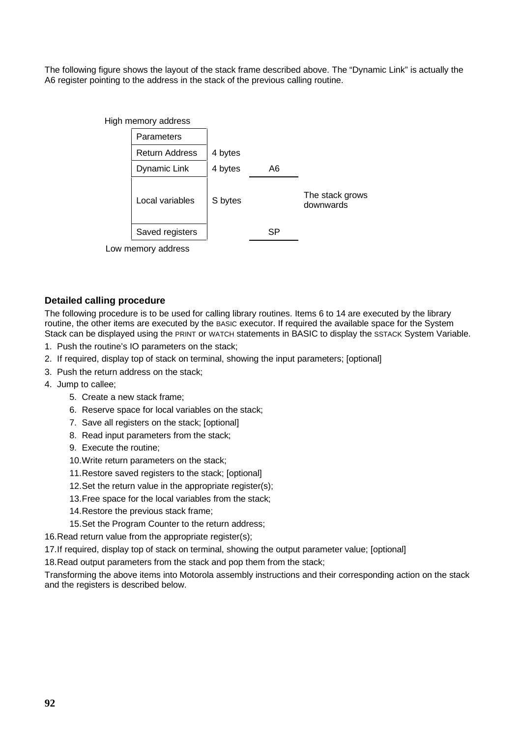The following figure shows the layout of the stack frame described above. The "Dynamic Link" is actually the A6 register pointing to the address in the stack of the previous calling routine.

High memory address

| Stack frame | Size | Register | |
|---|---|---|---|
| Parameters | | | |
| Return Address | 4 bytes | | |
| Dynamic Link | 4 bytes | A6 | |
| Local variables | S bytes | | The stack grows downwards |
| Saved registers | | SP | |

Low memory address

### Detailed calling procedure

The following procedure is to be used for calling library routines. Items 6 to 14 are executed by the library routine, the other items are executed by the BASIC executor. If required the available space for the System Stack can be displayed using the PRINT or WATCH statements in BASIC to display the SSTACK System Variable.

1. Push the routine's IO parameters on the stack;
2. If required, display top of stack on terminal, showing the input parameters; [optional]
3. Push the return address on the stack;
4. Jump to callee;
    5. Create a new stack frame;
    6. Reserve space for local variables on the stack;
    7. Save all registers on the stack; [optional]
    8. Read input parameters from the stack;
    9. Execute the routine;
    10. Write return parameters on the stack;
    11. Restore saved registers to the stack; [optional]
    12. Set the return value in the appropriate register(s);
    13. Free space for the local variables from the stack;
    14. Restore the previous stack frame;
    15. Set the Program Counter to the return address;
16. Read return value from the appropriate register(s);
17. If required, display top of stack on terminal, showing the output parameter value; [optional]
18. Read output parameters from the stack and pop them from the stack;

Transforming the above items into Motorola assembly instructions and their corresponding action on the stack and the registers is described below.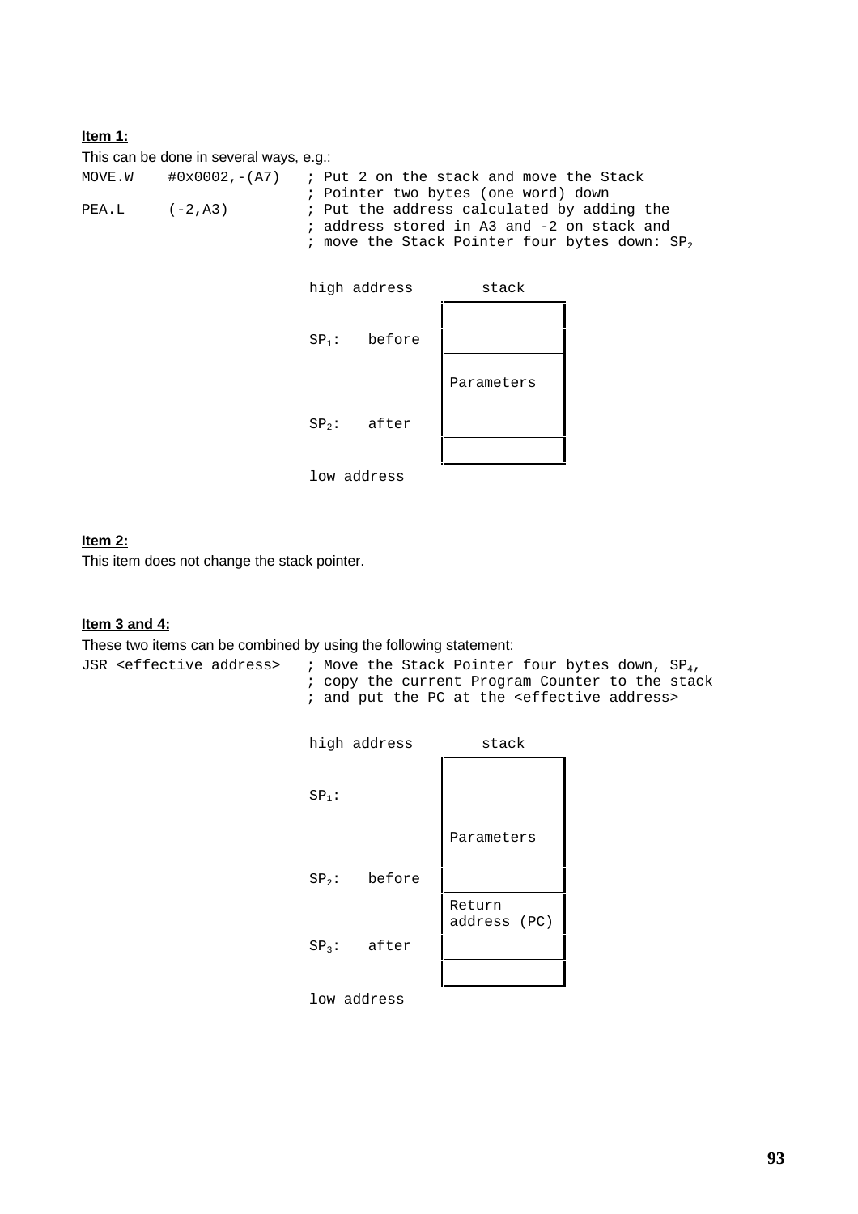**Item 1:**

This can be done in several ways, e.g.:

```
MOVE.W    #0x0002,-(A7)   ; Put 2 on the stack and move the Stack
                          ; Pointer two bytes (one word) down
PEA.L     (-2,A3)         ; Put the address calculated by adding the
                          ; address stored in A3 and -2 on stack and
                          ; move the Stack Pointer four bytes down: SP2
```

```
high address        stack
                  +------------+
                  |            |
SP1:   before     |------------|
                  |            |
                  | Parameters |
                  |            |
SP2:   after      |------------|
                  |            |
                  +------------+
low address
```

**Item 2:**

This item does not change the stack pointer.

**Item 3 and 4:**

These two items can be combined by using the following statement:

```
JSR <effective address>   ; Move the Stack Pointer four bytes down, SP4,
                          ; copy the current Program Counter to the stack
                          ; and put the PC at the <effective address>
```

```
high address        stack
                  +--------------+
                  |              |
SP1:              |--------------|
                  |              |
                  | Parameters   |
                  |              |
SP2:   before     |--------------|
                  | Return       |
                  | address (PC) |
SP3:   after      |--------------|
                  |              |
                  +--------------+
low address
```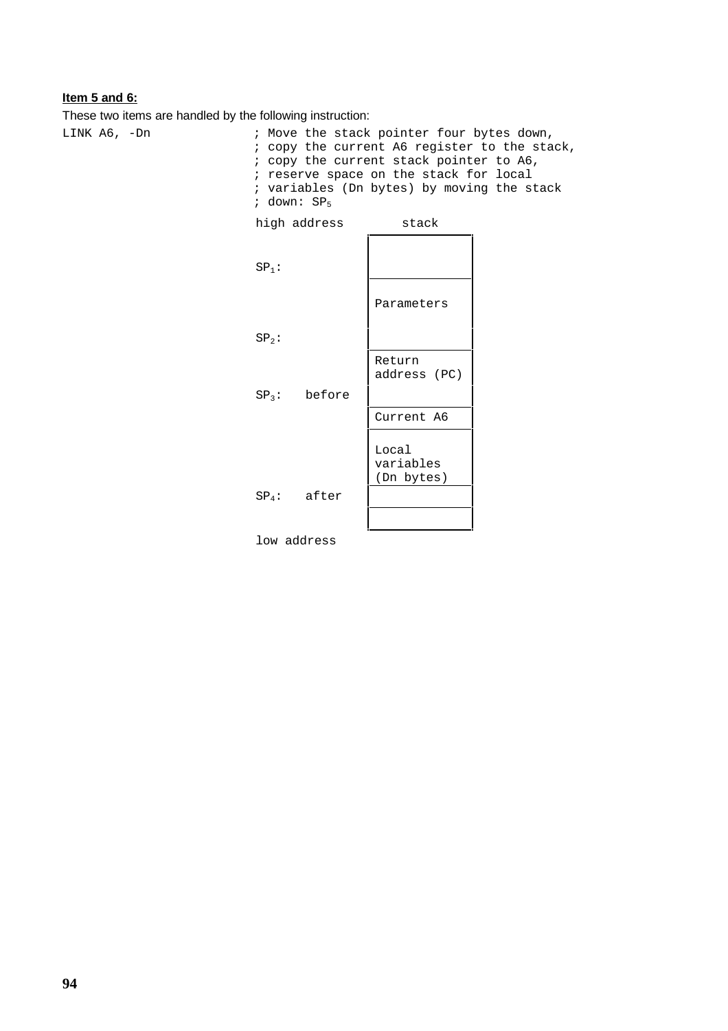**Item 5 and 6:**

These two items are handled by the following instruction:

```
LINK A6, -Dn            ; Move the stack pointer four bytes down,
                        ; copy the current A6 register to the stack,
                        ; copy the current stack pointer to A6,
                        ; reserve space on the stack for local
                        ; variables (Dn bytes) by moving the stack
                        ; down: SP5

                        high address        stack
                                        ┌──────────────┐
                        SP1:            │              │
                                        ├──────────────┤
                                        │ Parameters   │
                        SP2:            │              │
                                        ├──────────────┤
                                        │ Return       │
                                        │ address (PC) │
                        SP3:   before   │              │
                                        ├──────────────┤
                                        │ Current A6   │
                                        ├──────────────┤
                                        │ Local        │
                                        │ variables    │
                                        │ (Dn bytes)   │
                        SP4:   after    ├──────────────┤
                                        │              │
                                        └──────────────┘
                        low address
```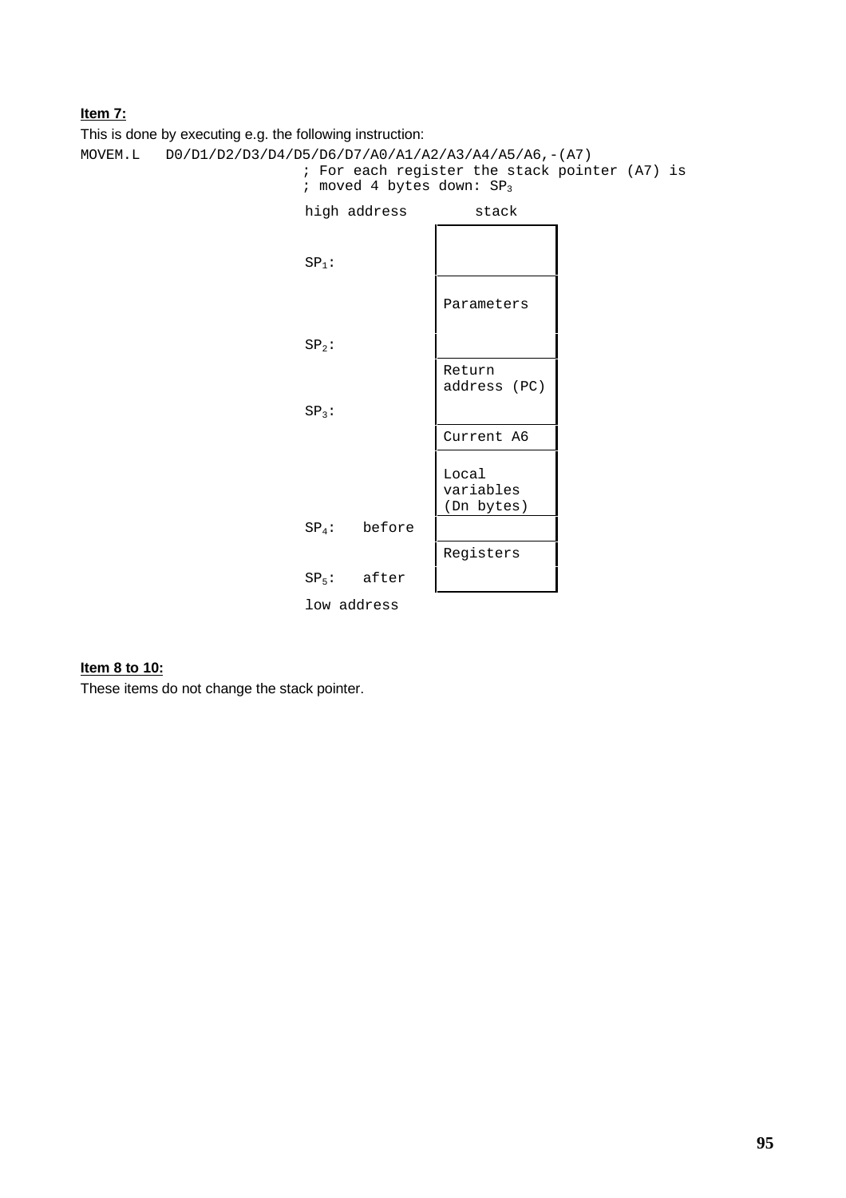**Item 7:**

This is done by executing e.g. the following instruction:

```
MOVEM.L   D0/D1/D2/D3/D4/D5/D6/D7/A0/A1/A2/A3/A4/A5/A6,-(A7)
                        ; For each register the stack pointer (A7) is
                        ; moved 4 bytes down: SP3
```

```
high address          stack
                  ┌─────────────┐
SP1:              │             │
                  ├─────────────┤
                  │ Parameters  │
SP2:              │             │
                  ├─────────────┤
                  │ Return      │
                  │ address (PC)│
SP3:              │             │
                  ├─────────────┤
                  │ Current A6  │
                  ├─────────────┤
                  │ Local       │
                  │ variables   │
                  │ (Dn bytes)  │
SP4:   before     │             │
                  ├─────────────┤
                  │ Registers   │
SP5:   after      │             │
                  └─────────────┘
low address
```

**Item 8 to 10:**

These items do not change the stack pointer.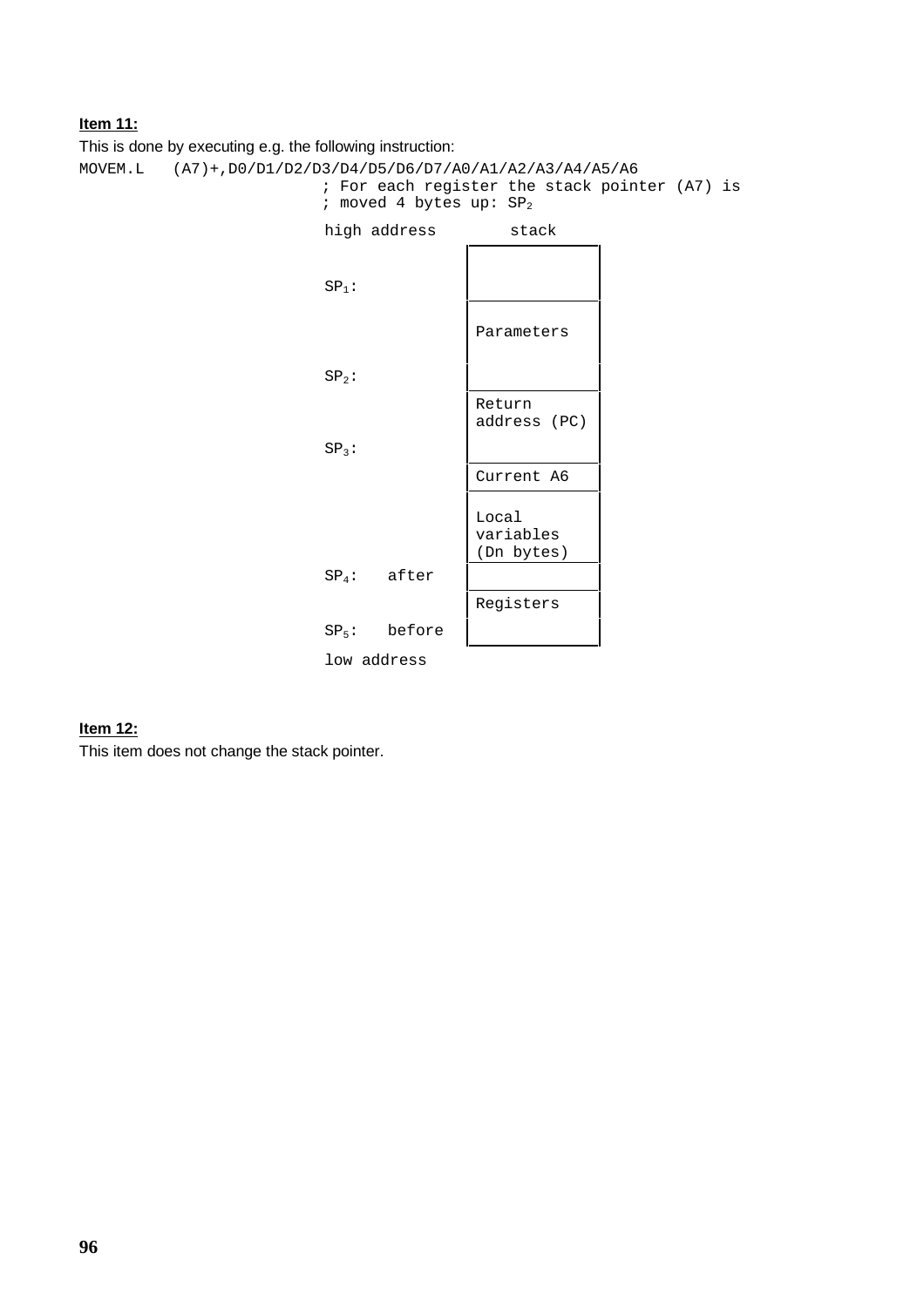**Item 11:**

This is done by executing e.g. the following instruction:

```
MOVEM.L   (A7)+,D0/D1/D2/D3/D4/D5/D6/D7/A0/A1/A2/A3/A4/A5/A6
                       ; For each register the stack pointer (A7) is
                       ; moved 4 bytes up: SP2
```

```
                       high address        stack
                                        ┌─────────────┐
                                        │             │
                       SP1:             │             │
                                        ├─────────────┤
                                        │ Parameters  │
                                        │             │
                       SP2:             │             │
                                        ├─────────────┤
                                        │ Return      │
                                        │ address (PC)│
                       SP3:             │             │
                                        ├─────────────┤
                                        │ Current A6  │
                                        ├─────────────┤
                                        │ Local       │
                                        │ variables   │
                                        │ (Dn bytes)  │
                       SP4:   after     ├─────────────┤
                                        │             │
                                        ├─────────────┤
                                        │ Registers   │
                       SP5:   before    │             │
                                        └─────────────┘
                       low address
```

**Item 12:**

This item does not change the stack pointer.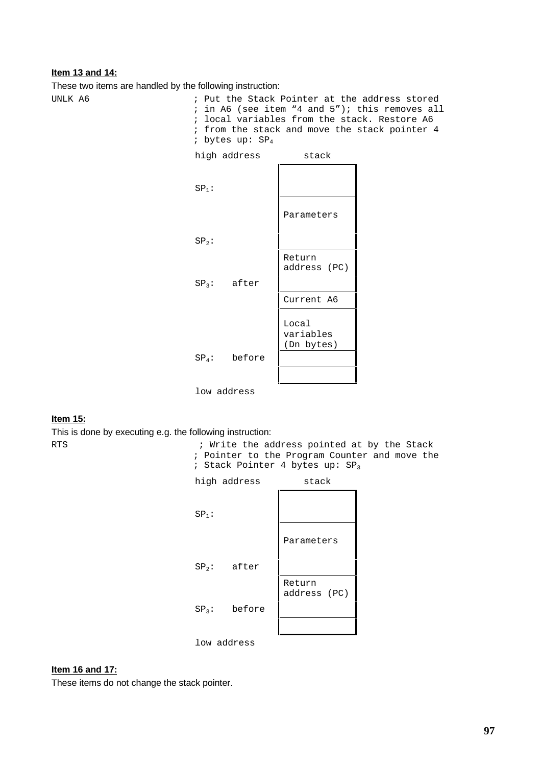**Item 13 and 14:**

These two items are handled by the following instruction:

```
UNLK A6                  ; Put the Stack Pointer at the address stored
                         ; in A6 (see item "4 and 5"); this removes all
                         ; local variables from the stack. Restore A6
                         ; from the stack and move the stack pointer 4
                         ; bytes up: SP4
```

```
high address          stack
                   +----------------+
                   |                |
SP1:               |                |
                   +----------------+
                   |  Parameters    |
                   |                |
SP2:               |                |
                   +----------------+
                   |  Return        |
                   |  address (PC)  |
SP3:   after       |                |
                   +----------------+
                   |  Current A6    |
                   +----------------+
                   |  Local         |
                   |  variables     |
                   |  (Dn bytes)    |
SP4:   before      +----------------+
                   |                |
                   +----------------+
                   |                |
                   +----------------+
low address
```

**Item 15:**

This is done by executing e.g. the following instruction:

```
RTS                      ; Write the address pointed at by the Stack
                         ; Pointer to the Program Counter and move the
                         ; Stack Pointer 4 bytes up: SP3
```

```
high address          stack
                   +----------------+
                   |                |
SP1:               |                |
                   +----------------+
                   |  Parameters    |
                   |                |
SP2:   after       |                |
                   +----------------+
                   |  Return        |
                   |  address (PC)  |
SP3:   before      +----------------+
                   |                |
                   +----------------+
                   |                |
                   +----------------+
low address
```

**Item 16 and 17:**

These items do not change the stack pointer.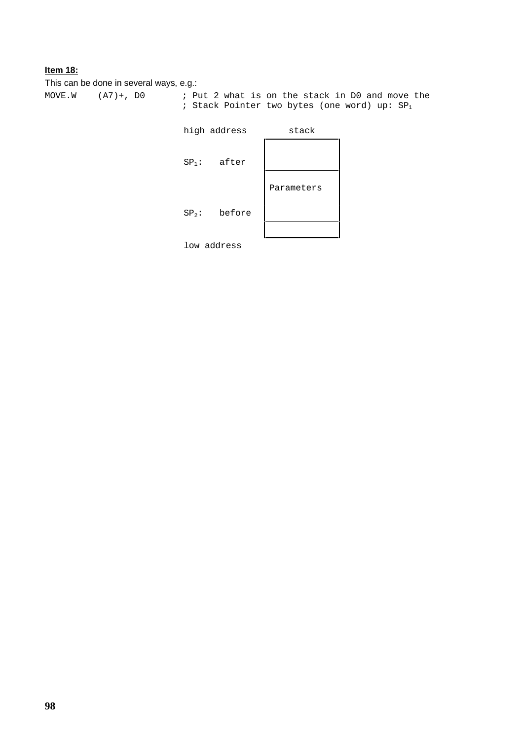**Item 18:**

This can be done in several ways, e.g.:

```
MOVE.W    (A7)+, D0       ; Put 2 what is on the stack in D0 and move the
                          ; Stack Pointer two bytes (one word) up: SP1
```

```
                          high address        stack
                                          ┌─────────────┐
                                          │             │
                          SP1:   after    │             │
                                          ├─────────────┤
                                          │ Parameters  │
                                          │             │
                          SP2:   before   │             │
                                          ├─────────────┤
                                          │             │
                                          └─────────────┘
                          low address
```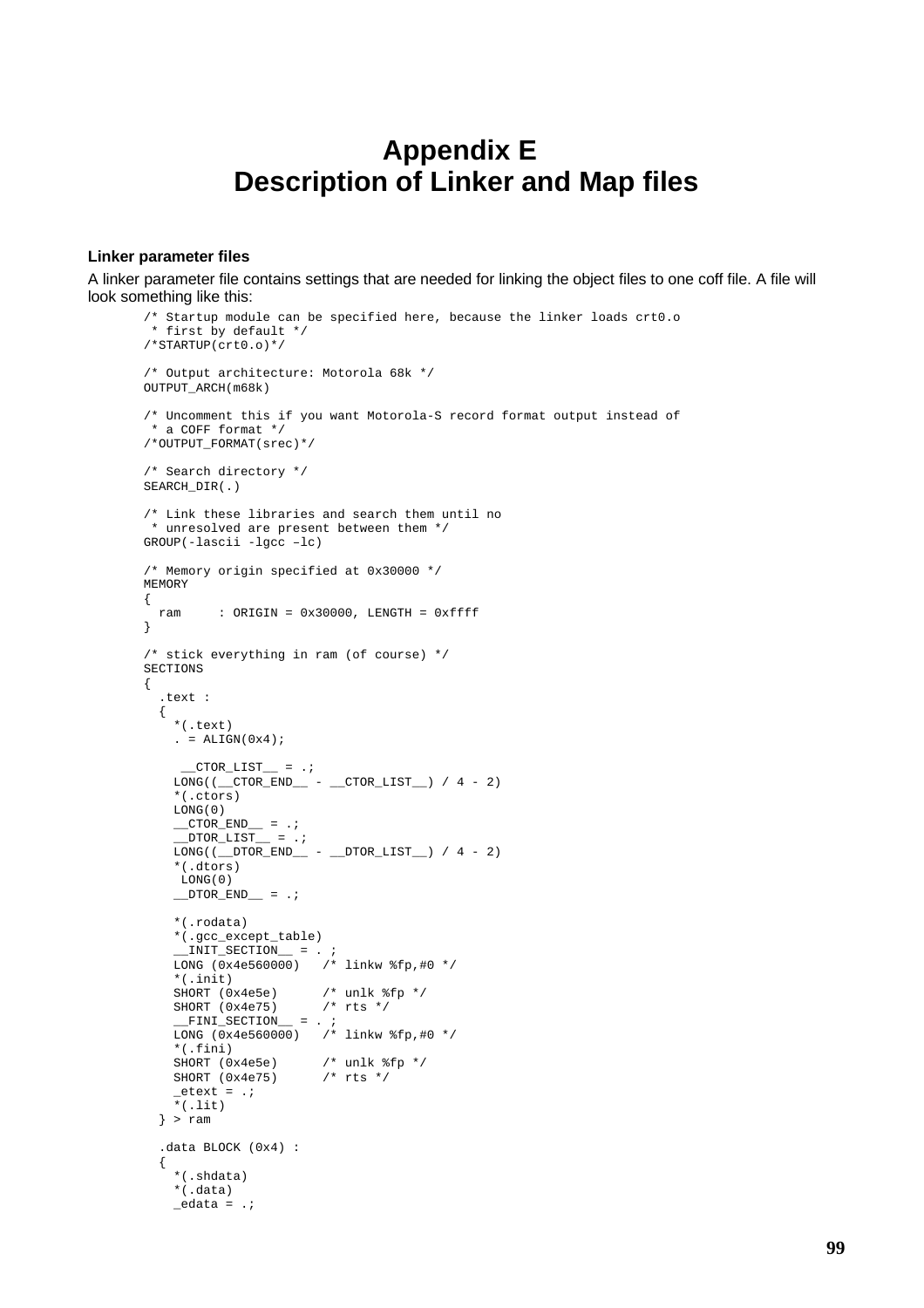# Appendix E
# Description of Linker and Map files

**Linker parameter files**

A linker parameter file contains settings that are needed for linking the object files to one coff file. A file will look something like this:

```
/* Startup module can be specified here, because the linker loads crt0.o
 * first by default */
/*STARTUP(crt0.o)*/

/* Output architecture: Motorola 68k */
OUTPUT_ARCH(m68k)

/* Uncomment this if you want Motorola-S record format output instead of
 * a COFF format */
/*OUTPUT_FORMAT(srec)*/

/* Search directory */
SEARCH_DIR(.)

/* Link these libraries and search them until no
 * unresolved are present between them */
GROUP(-lascii -lgcc –lc)

/* Memory origin specified at 0x30000 */
MEMORY
{
  ram     : ORIGIN = 0x30000, LENGTH = 0xffff
}

/* stick everything in ram (of course) */
SECTIONS
{
  .text :
  {
    *(.text)
    . = ALIGN(0x4);

     __CTOR_LIST__ = .;
    LONG((__CTOR_END__ - __CTOR_LIST__) / 4 - 2)
    *(.ctors)
    LONG(0)
    __CTOR_END__ = .;
    __DTOR_LIST__ = .;
    LONG((__DTOR_END__ - __DTOR_LIST__) / 4 - 2)
    *(.dtors)
     LONG(0)
    __DTOR_END__ = .;

    *(.rodata)
    *(.gcc_except_table)
    __INIT_SECTION__ = . ;
    LONG (0x4e560000)   /* linkw %fp,#0 */
    *(.init)
    SHORT (0x4e5e)      /* unlk %fp */
    SHORT (0x4e75)      /* rts */
    __FINI_SECTION__ = . ;
    LONG (0x4e560000)   /* linkw %fp,#0 */
    *(.fini)
    SHORT (0x4e5e)      /* unlk %fp */
    SHORT (0x4e75)      /* rts */
    _etext = .;
    *(.lit)
  } > ram

  .data BLOCK (0x4) :
  {
    *(.shdata)
    *(.data)
    _edata = .;
```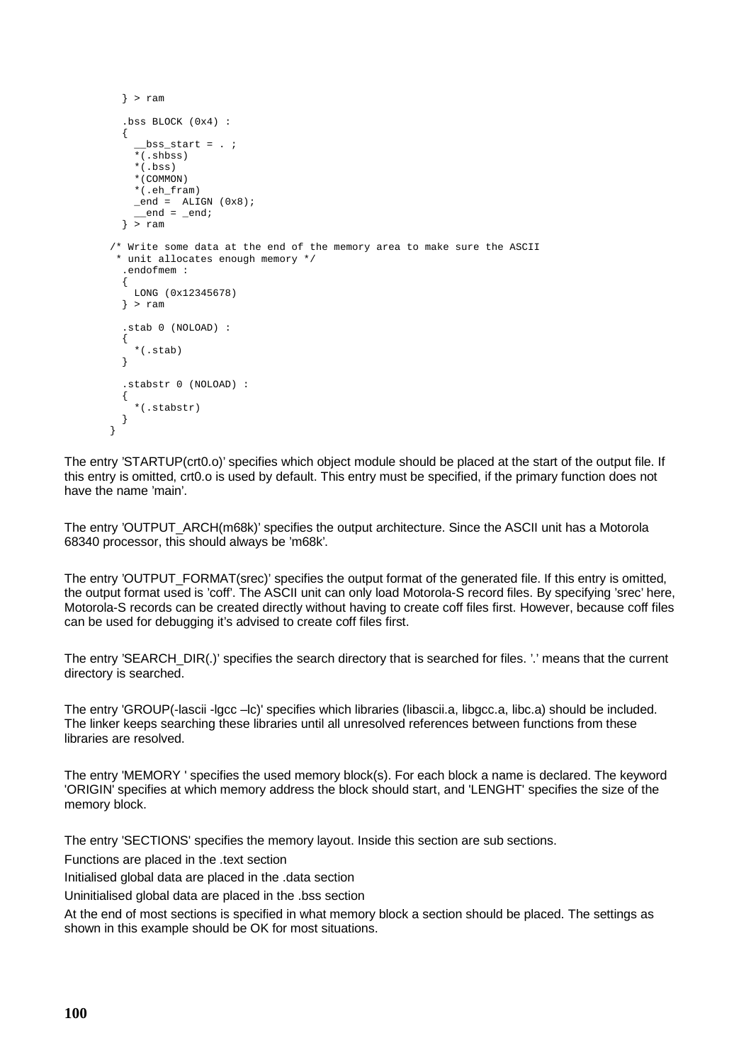```
  } > ram

  .bss BLOCK (0x4) :
  {
    __bss_start = . ;
    *(.shbss)
    *(.bss)
    *(COMMON)
    *(.eh_fram)
    _end =  ALIGN (0x8);
    __end = _end;
  } > ram

/* Write some data at the end of the memory area to make sure the ASCII
 * unit allocates enough memory */
  .endofmem :
  {
    LONG (0x12345678)
  } > ram

  .stab 0 (NOLOAD) :
  {
    *(.stab)
  }

  .stabstr 0 (NOLOAD) :
  {
    *(.stabstr)
  }
}
```

The entry 'STARTUP(crt0.o)' specifies which object module should be placed at the start of the output file. If this entry is omitted, crt0.o is used by default. This entry must be specified, if the primary function does not have the name 'main'.

The entry 'OUTPUT_ARCH(m68k)' specifies the output architecture. Since the ASCII unit has a Motorola 68340 processor, this should always be 'm68k'.

The entry 'OUTPUT_FORMAT(srec)' specifies the output format of the generated file. If this entry is omitted, the output format used is 'coff'. The ASCII unit can only load Motorola-S record files. By specifying 'srec' here, Motorola-S records can be created directly without having to create coff files first. However, because coff files can be used for debugging it's advised to create coff files first.

The entry 'SEARCH_DIR(.)' specifies the search directory that is searched for files. '.' means that the current directory is searched.

The entry 'GROUP(-lascii -lgcc –lc)' specifies which libraries (libascii.a, libgcc.a, libc.a) should be included. The linker keeps searching these libraries until all unresolved references between functions from these libraries are resolved.

The entry 'MEMORY ' specifies the used memory block(s). For each block a name is declared. The keyword 'ORIGIN' specifies at which memory address the block should start, and 'LENGHT' specifies the size of the memory block.

The entry 'SECTIONS' specifies the memory layout. Inside this section are sub sections.

Functions are placed in the .text section

Initialised global data are placed in the .data section

Uninitialised global data are placed in the .bss section

At the end of most sections is specified in what memory block a section should be placed. The settings as shown in this example should be OK for most situations.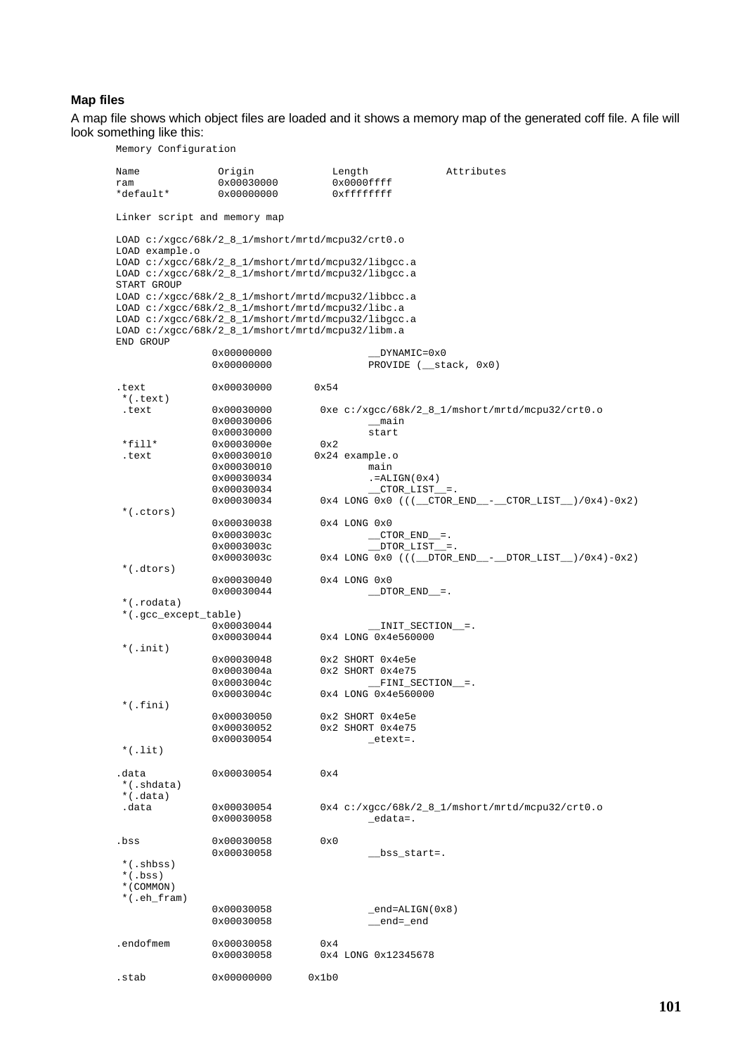**Map files**

A map file shows which object files are loaded and it shows a memory map of the generated coff file. A file will look something like this:

```
Memory Configuration

Name             Origin             Length             Attributes
ram              0x00030000         0x0000ffff
*default*        0x00000000         0xffffffff

Linker script and memory map

LOAD c:/xgcc/68k/2_8_1/mshort/mrtd/mcpu32/crt0.o
LOAD example.o
LOAD c:/xgcc/68k/2_8_1/mshort/mrtd/mcpu32/libgcc.a
LOAD c:/xgcc/68k/2_8_1/mshort/mrtd/mcpu32/libgcc.a
START GROUP
LOAD c:/xgcc/68k/2_8_1/mshort/mrtd/mcpu32/libbcc.a
LOAD c:/xgcc/68k/2_8_1/mshort/mrtd/mcpu32/libc.a
LOAD c:/xgcc/68k/2_8_1/mshort/mrtd/mcpu32/libgcc.a
LOAD c:/xgcc/68k/2_8_1/mshort/mrtd/mcpu32/libm.a
END GROUP
                0x00000000                __DYNAMIC=0x0
                0x00000000                PROVIDE (__stack, 0x0)

.text           0x00030000       0x54
 *(.text)
 .text          0x00030000        0xe c:/xgcc/68k/2_8_1/mshort/mrtd/mcpu32/crt0.o
                0x00030006                __main
                0x00030000                start
 *fill*         0x0003000e        0x2
 .text          0x00030010       0x24 example.o
                0x00030010                main
                0x00030034                .=ALIGN(0x4)
                0x00030034                __CTOR_LIST__=.
                0x00030034        0x4 LONG 0x0 (((__CTOR_END__-__CTOR_LIST__)/0x4)-0x2)
 *(.ctors)
                0x00030038        0x4 LONG 0x0
                0x0003003c                __CTOR_END__=.
                0x0003003c                __DTOR_LIST__=.
                0x0003003c        0x4 LONG 0x0 (((__DTOR_END__-__DTOR_LIST__)/0x4)-0x2)
 *(.dtors)
                0x00030040        0x4 LONG 0x0
                0x00030044                __DTOR_END__=.
 *(.rodata)
 *(.gcc_except_table)
                0x00030044                __INIT_SECTION__=.
                0x00030044        0x4 LONG 0x4e560000
 *(.init)
                0x00030048        0x2 SHORT 0x4e5e
                0x0003004a        0x2 SHORT 0x4e75
                0x0003004c                __FINI_SECTION__=.
                0x0003004c        0x4 LONG 0x4e560000
 *(.fini)
                0x00030050        0x2 SHORT 0x4e5e
                0x00030052        0x2 SHORT 0x4e75
                0x00030054                _etext=.
 *(.lit)

.data           0x00030054        0x4
 *(.shdata)
 *(.data)
 .data          0x00030054        0x4 c:/xgcc/68k/2_8_1/mshort/mrtd/mcpu32/crt0.o
                0x00030058                _edata=.

.bss            0x00030058        0x0
                0x00030058                __bss_start=.
 *(.shbss)
 *(.bss)
 *(COMMON)
 *(.eh_fram)
                0x00030058                _end=ALIGN(0x8)
                0x00030058                __end=_end

.endofmem       0x00030058        0x4
                0x00030058        0x4 LONG 0x12345678

.stab           0x00000000      0x1b0
```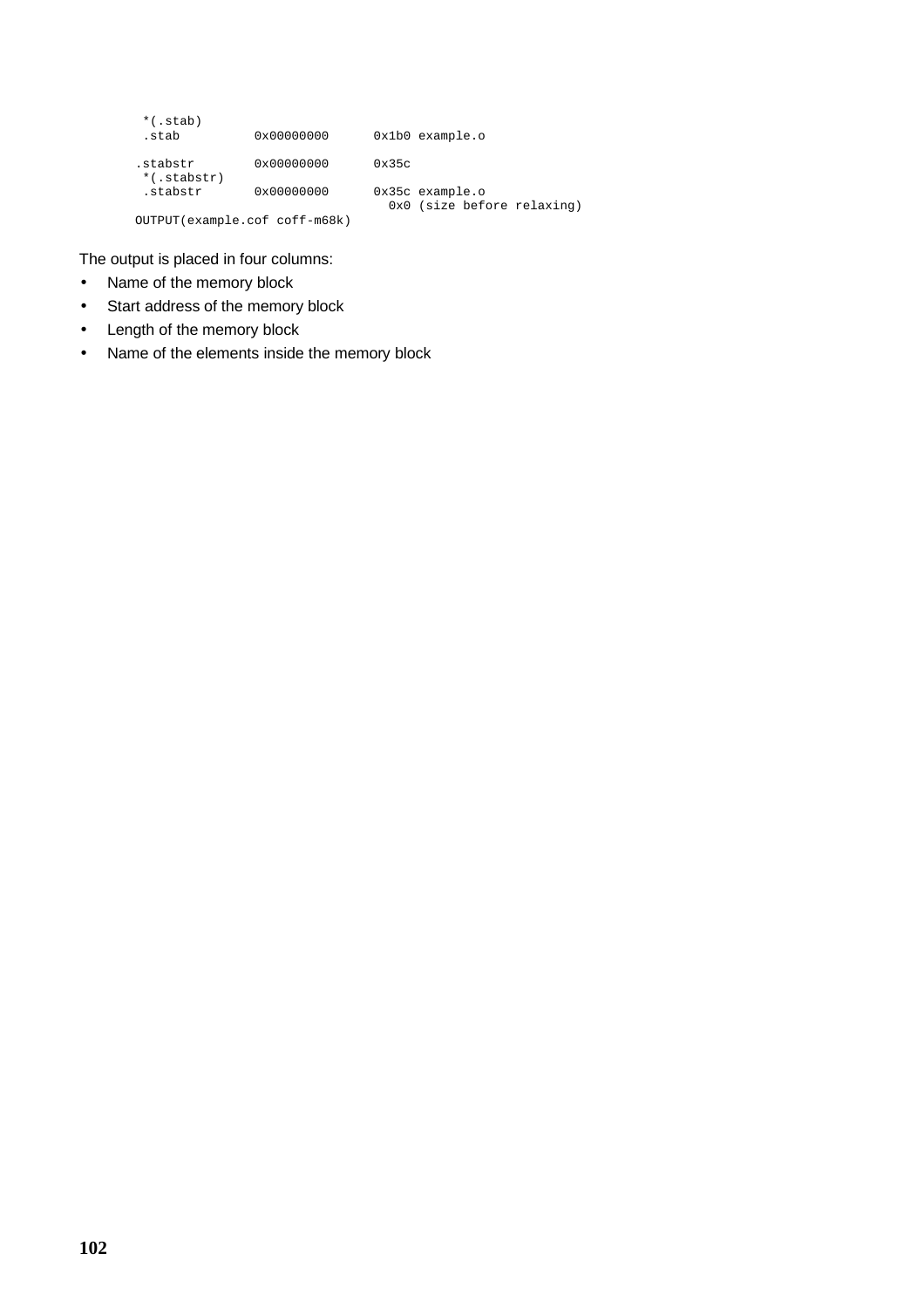```
 *(.stab)
 .stab          0x00000000      0x1b0 example.o

.stabstr        0x00000000      0x35c
 *(.stabstr)
 .stabstr       0x00000000      0x35c example.o
                                  0x0 (size before relaxing)
OUTPUT(example.cof coff-m68k)
```

The output is placed in four columns:

- Name of the memory block
- Start address of the memory block
- Length of the memory block
- Name of the elements inside the memory block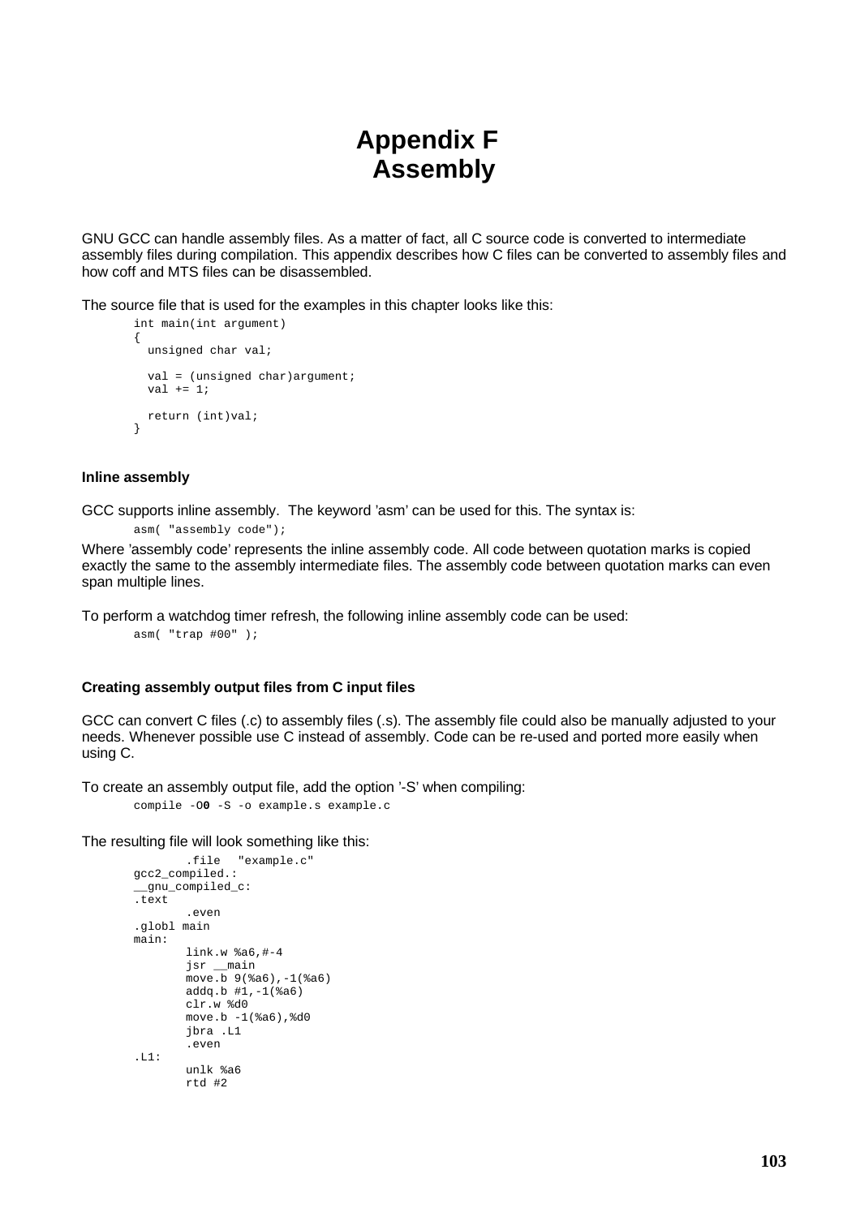# Appendix F Assembly

GNU GCC can handle assembly files. As a matter of fact, all C source code is converted to intermediate assembly files during compilation. This appendix describes how C files can be converted to assembly files and how coff and MTS files can be disassembled.

The source file that is used for the examples in this chapter looks like this:

```
int main(int argument)
{
  unsigned char val;

  val = (unsigned char)argument;
  val += 1;

  return (int)val;
}
```

### Inline assembly

GCC supports inline assembly. The keyword 'asm' can be used for this. The syntax is:

```
asm( "assembly code");
```

Where 'assembly code' represents the inline assembly code. All code between quotation marks is copied exactly the same to the assembly intermediate files. The assembly code between quotation marks can even span multiple lines.

To perform a watchdog timer refresh, the following inline assembly code can be used:

```
asm( "trap #00" );
```

### Creating assembly output files from C input files

GCC can convert C files (.c) to assembly files (.s). The assembly file could also be manually adjusted to your needs. Whenever possible use C instead of assembly. Code can be re-used and ported more easily when using C.

To create an assembly output file, add the option '-S' when compiling:

```
compile -O0 -S -o example.s example.c
```

The resulting file will look something like this:

```
        .file   "example.c"
gcc2_compiled.:
__gnu_compiled_c:
.text
        .even
.globl main
main:
        link.w %a6,#-4
        jsr __main
        move.b 9(%a6),-1(%a6)
        addq.b #1,-1(%a6)
        clr.w %d0
        move.b -1(%a6),%d0
        jbra .L1
        .even
.L1:
        unlk %a6
        rtd #2
```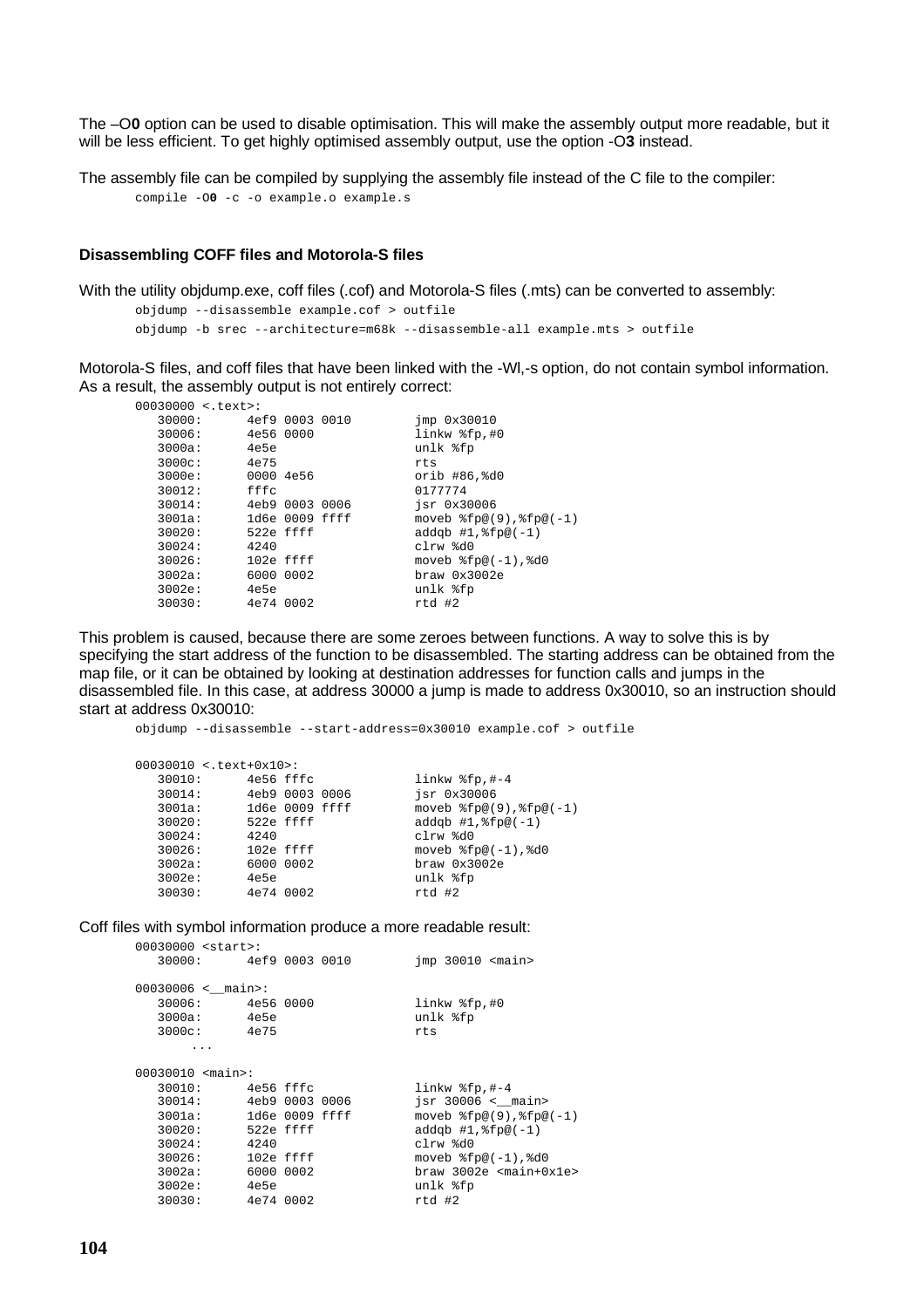The –O**0** option can be used to disable optimisation. This will make the assembly output more readable, but it will be less efficient. To get highly optimised assembly output, use the option -O**3** instead.

The assembly file can be compiled by supplying the assembly file instead of the C file to the compiler:

```
compile -O0 -c -o example.o example.s
```

#### Disassembling COFF files and Motorola-S files

With the utility objdump.exe, coff files (.cof) and Motorola-S files (.mts) can be converted to assembly:

```
objdump --disassemble example.cof > outfile
objdump -b srec --architecture=m68k --disassemble-all example.mts > outfile
```

Motorola-S files, and coff files that have been linked with the -Wl,-s option, do not contain symbol information. As a result, the assembly output is not entirely correct:

```
00030000 <.text>:
   30000:      4ef9 0003 0010        jmp 0x30010
   30006:      4e56 0000             linkw %fp,#0
   3000a:      4e5e                  unlk %fp
   3000c:      4e75                  rts
   3000e:      0000 4e56             orib #86,%d0
   30012:      fffc                  0177774
   30014:      4eb9 0003 0006        jsr 0x30006
   3001a:      1d6e 0009 ffff        moveb %fp@(9),%fp@(-1)
   30020:      522e ffff             addqb #1,%fp@(-1)
   30024:      4240                  clrw %d0
   30026:      102e ffff             moveb %fp@(-1),%d0
   3002a:      6000 0002             braw 0x3002e
   3002e:      4e5e                  unlk %fp
   30030:      4e74 0002             rtd #2
```

This problem is caused, because there are some zeroes between functions. A way to solve this is by specifying the start address of the function to be disassembled. The starting address can be obtained from the map file, or it can be obtained by looking at destination addresses for function calls and jumps in the disassembled file. In this case, at address 30000 a jump is made to address 0x30010, so an instruction should start at address 0x30010:

```
objdump --disassemble --start-address=0x30010 example.cof > outfile
```

```
00030010 <.text+0x10>:
   30010:      4e56 fffc             linkw %fp,#-4
   30014:      4eb9 0003 0006        jsr 0x30006
   3001a:      1d6e 0009 ffff        moveb %fp@(9),%fp@(-1)
   30020:      522e ffff             addqb #1,%fp@(-1)
   30024:      4240                  clrw %d0
   30026:      102e ffff             moveb %fp@(-1),%d0
   3002a:      6000 0002             braw 0x3002e
   3002e:      4e5e                  unlk %fp
   30030:      4e74 0002             rtd #2
```

Coff files with symbol information produce a more readable result:

```
00030000 <start>:
   30000:      4ef9 0003 0010        jmp 30010 <main>

00030006 <__main>:
   30006:      4e56 0000             linkw %fp,#0
   3000a:      4e5e                  unlk %fp
   3000c:      4e75                  rts
       ...

00030010 <main>:
   30010:      4e56 fffc             linkw %fp,#-4
   30014:      4eb9 0003 0006        jsr 30006 <__main>
   3001a:      1d6e 0009 ffff        moveb %fp@(9),%fp@(-1)
   30020:      522e ffff             addqb #1,%fp@(-1)
   30024:      4240                  clrw %d0
   30026:      102e ffff             moveb %fp@(-1),%d0
   3002a:      6000 0002             braw 3002e <main+0x1e>
   3002e:      4e5e                  unlk %fp
   30030:      4e74 0002             rtd #2
```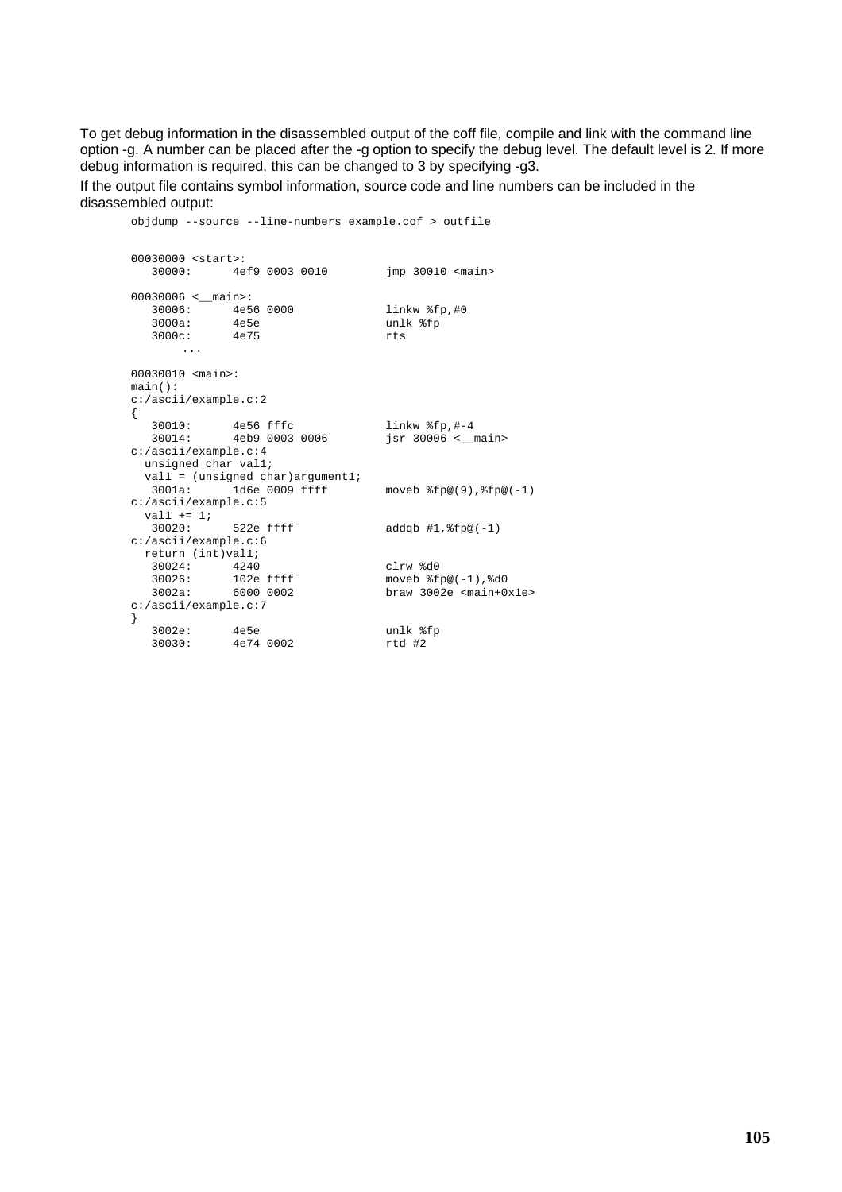To get debug information in the disassembled output of the coff file, compile and link with the command line option -g. A number can be placed after the -g option to specify the debug level. The default level is 2. If more debug information is required, this can be changed to 3 by specifying -g3.

If the output file contains symbol information, source code and line numbers can be included in the disassembled output:

```
objdump --source --line-numbers example.cof > outfile
```

```
00030000 <start>:
   30000:      4ef9 0003 0010        jmp 30010 <main>

00030006 <__main>:
   30006:      4e56 0000             linkw %fp,#0
   3000a:      4e5e                  unlk %fp
   3000c:      4e75                  rts
        ...

00030010 <main>:
main():
c:/ascii/example.c:2
{
   30010:      4e56 fffc             linkw %fp,#-4
   30014:      4eb9 0003 0006        jsr 30006 <__main>
c:/ascii/example.c:4
  unsigned char val1;
  val1 = (unsigned char)argument1;
   3001a:      1d6e 0009 ffff        moveb %fp@(9),%fp@(-1)
c:/ascii/example.c:5
  val1 += 1;
   30020:      522e ffff             addqb #1,%fp@(-1)
c:/ascii/example.c:6
  return (int)val1;
   30024:      4240                  clrw %d0
   30026:      102e ffff             moveb %fp@(-1),%d0
   3002a:      6000 0002             braw 3002e <main+0x1e>
c:/ascii/example.c:7
}
   3002e:      4e5e                  unlk %fp
   30030:      4e74 0002             rtd #2
```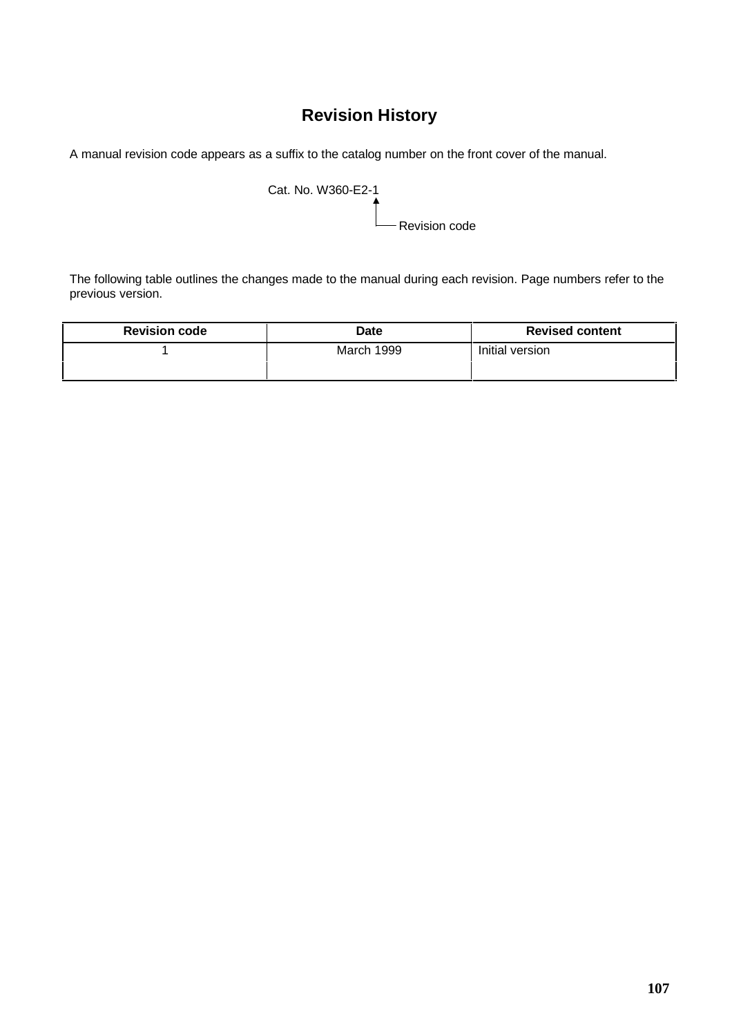# Revision History

A manual revision code appears as a suffix to the catalog number on the front cover of the manual.

Cat. No. W360-E2-1

Revision code

The following table outlines the changes made to the manual during each revision. Page numbers refer to the previous version.

| Revision code | Date | Revised content |
| --- | --- | --- |
| 1 | March 1999 | Initial version |